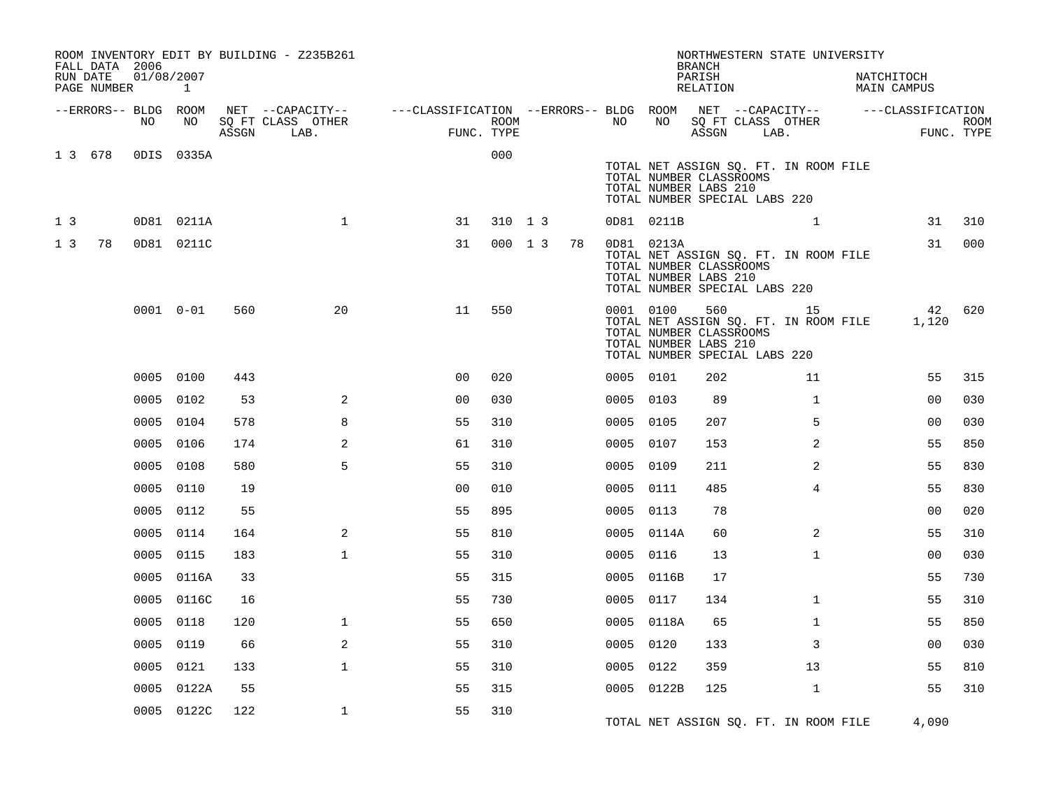ROOM INVENTORY EDIT BY BUILDING - Z235B261
FALL DATA 2006
RUN DATE 01/08/2007

NORTHWESTERN STATE UNIVERSITY
BRANCH
PARISH NATCHITOCH
RELATION MAIN CAMPUS

| --ERRORS-- | BLDG NO | ROOM NO | NET SQ FT ASSGN | --CAPACITY-- CLASS LAB. | OTHER | ---CLASSIFICATION FUNC. | ROOM TYPE | --ERRORS-- | BLDG NO | ROOM NO | NET SQ FT ASSGN | --CAPACITY-- CLASS LAB. | OTHER | ---CLASSIFICATION FUNC. | ROOM TYPE |
|---|---|---|---|---|---|---|---|---|---|---|---|---|---|---|---|
| 1 3 678 | 0DIS | 0335A | | | | | 000 | | | TOTAL NET ASSIGN SQ. FT. IN ROOM FILE<br>TOTAL NUMBER CLASSROOMS<br>TOTAL NUMBER LABS 210<br>TOTAL NUMBER SPECIAL LABS 220 | | | | | |
| 1 3 | 0D81 | 0211A | | | 1 | 31 | 310 | 1 3 | 0D81 | 0211B | | | 1 | 31 | 310 |
| 1 3 78 | 0D81 | 0211C | | | | 31 | 000 | 1 3 78 | 0D81 | 0213A<br>TOTAL NET ASSIGN SQ. FT. IN ROOM FILE<br>TOTAL NUMBER CLASSROOMS<br>TOTAL NUMBER LABS 210<br>TOTAL NUMBER SPECIAL LABS 220 | | | | 31 | 000 |
| | 0001 | 0-01 | 560 | | 20 | 11 | 550 | | 0001 | 0100<br>TOTAL NET ASSIGN SQ. FT. IN ROOM FILE<br>TOTAL NUMBER CLASSROOMS<br>TOTAL NUMBER LABS 210<br>TOTAL NUMBER SPECIAL LABS 220 | 560 | | 15 | 42<br>1,120 | 620 |
| | 0005 | 0100 | 443 | | | 00 | 020 | | 0005 | 0101 | 202 | | 11 | 55 | 315 |
| | 0005 | 0102 | 53 | | 2 | 00 | 030 | | 0005 | 0103 | 89 | | 1 | 00 | 030 |
| | 0005 | 0104 | 578 | | 8 | 55 | 310 | | 0005 | 0105 | 207 | | 5 | 00 | 030 |
| | 0005 | 0106 | 174 | | 2 | 61 | 310 | | 0005 | 0107 | 153 | | 2 | 55 | 850 |
| | 0005 | 0108 | 580 | | 5 | 55 | 310 | | 0005 | 0109 | 211 | | 2 | 55 | 830 |
| | 0005 | 0110 | 19 | | | 00 | 010 | | 0005 | 0111 | 485 | | 4 | 55 | 830 |
| | 0005 | 0112 | 55 | | | 55 | 895 | | 0005 | 0113 | 78 | | | 00 | 020 |
| | 0005 | 0114 | 164 | | 2 | 55 | 810 | | 0005 | 0114A | 60 | | 2 | 55 | 310 |
| | 0005 | 0115 | 183 | | 1 | 55 | 310 | | 0005 | 0116 | 13 | | 1 | 00 | 030 |
| | 0005 | 0116A | 33 | | | 55 | 315 | | 0005 | 0116B | 17 | | | 55 | 730 |
| | 0005 | 0116C | 16 | | | 55 | 730 | | 0005 | 0117 | 134 | | 1 | 55 | 310 |
| | 0005 | 0118 | 120 | | 1 | 55 | 650 | | 0005 | 0118A | 65 | | 1 | 55 | 850 |
| | 0005 | 0119 | 66 | | 2 | 55 | 310 | | 0005 | 0120 | 133 | | 3 | 00 | 030 |
| | 0005 | 0121 | 133 | | 1 | 55 | 310 | | 0005 | 0122 | 359 | | 13 | 55 | 810 |
| | 0005 | 0122A | 55 | | | 55 | 315 | | 0005 | 0122B | 125 | | 1 | 55 | 310 |
| | 0005 | 0122C | 122 | | 1 | 55 | 310 | | | TOTAL NET ASSIGN SQ. FT. IN ROOM FILE | | | | 4,090 | |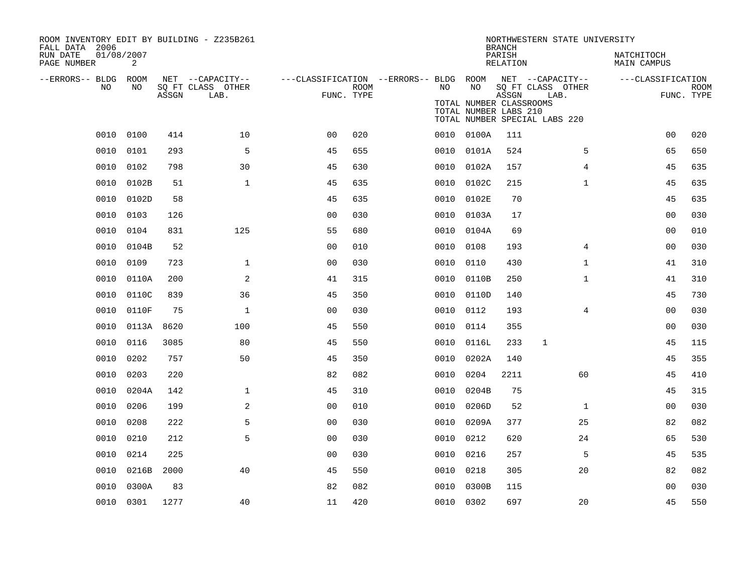ROOM INVENTORY EDIT BY BUILDING - Z235B261
FALL DATA 2006
RUN DATE 01/08/2007

NORTHWESTERN STATE UNIVERSITY
BRANCH
PARISH NATCHITOCH
RELATION MAIN CAMPUS

TOTAL NUMBER CLASSROOMS
TOTAL NUMBER LABS 210
TOTAL NUMBER SPECIAL LABS 220

| --ERRORS-- | BLDG NO | ROOM NO | NET SQ FT ASSGN | CAPACITY CLASS | CAPACITY OTHER LAB. | CLASSIFICATION FUNC. | ROOM TYPE | --ERRORS-- | BLDG NO | ROOM NO | NET SQ FT ASSGN | CAPACITY CLASS | CAPACITY OTHER LAB. | CLASSIFICATION FUNC. | ROOM TYPE |
|---|---|---|---|---|---|---|---|---|---|---|---|---|---|---|---|
| | 0010 | 0100 | 414 | | 10 | 00 | 020 | | 0010 | 0100A | 111 | | | 00 | 020 |
| | 0010 | 0101 | 293 | | 5 | 45 | 655 | | 0010 | 0101A | 524 | | 5 | 65 | 650 |
| | 0010 | 0102 | 798 | | 30 | 45 | 630 | | 0010 | 0102A | 157 | | 4 | 45 | 635 |
| | 0010 | 0102B | 51 | | 1 | 45 | 635 | | 0010 | 0102C | 215 | | 1 | 45 | 635 |
| | 0010 | 0102D | 58 | | | 45 | 635 | | 0010 | 0102E | 70 | | | 45 | 635 |
| | 0010 | 0103 | 126 | | | 00 | 030 | | 0010 | 0103A | 17 | | | 00 | 030 |
| | 0010 | 0104 | 831 | | 125 | 55 | 680 | | 0010 | 0104A | 69 | | | 00 | 010 |
| | 0010 | 0104B | 52 | | | 00 | 010 | | 0010 | 0108 | 193 | | 4 | 00 | 030 |
| | 0010 | 0109 | 723 | | 1 | 00 | 030 | | 0010 | 0110 | 430 | | 1 | 41 | 310 |
| | 0010 | 0110A | 200 | | 2 | 41 | 315 | | 0010 | 0110B | 250 | | 1 | 41 | 310 |
| | 0010 | 0110C | 839 | | 36 | 45 | 350 | | 0010 | 0110D | 140 | | | 45 | 730 |
| | 0010 | 0110F | 75 | | 1 | 00 | 030 | | 0010 | 0112 | 193 | | 4 | 00 | 030 |
| | 0010 | 0113A | 8620 | | 100 | 45 | 550 | | 0010 | 0114 | 355 | | | 00 | 030 |
| | 0010 | 0116 | 3085 | | 80 | 45 | 550 | | 0010 | 0116L | 233 | 1 | | 45 | 115 |
| | 0010 | 0202 | 757 | | 50 | 45 | 350 | | 0010 | 0202A | 140 | | | 45 | 355 |
| | 0010 | 0203 | 220 | | | 82 | 082 | | 0010 | 0204 | 2211 | | 60 | 45 | 410 |
| | 0010 | 0204A | 142 | | 1 | 45 | 310 | | 0010 | 0204B | 75 | | | 45 | 315 |
| | 0010 | 0206 | 199 | | 2 | 00 | 010 | | 0010 | 0206D | 52 | | 1 | 00 | 030 |
| | 0010 | 0208 | 222 | | 5 | 00 | 030 | | 0010 | 0209A | 377 | | 25 | 82 | 082 |
| | 0010 | 0210 | 212 | | 5 | 00 | 030 | | 0010 | 0212 | 620 | | 24 | 65 | 530 |
| | 0010 | 0214 | 225 | | | 00 | 030 | | 0010 | 0216 | 257 | | 5 | 45 | 535 |
| | 0010 | 0216B | 2000 | | 40 | 45 | 550 | | 0010 | 0218 | 305 | | 20 | 82 | 082 |
| | 0010 | 0300A | 83 | | | 82 | 082 | | 0010 | 0300B | 115 | | | 00 | 030 |
| | 0010 | 0301 | 1277 | | 40 | 11 | 420 | | 0010 | 0302 | 697 | | 20 | 45 | 550 |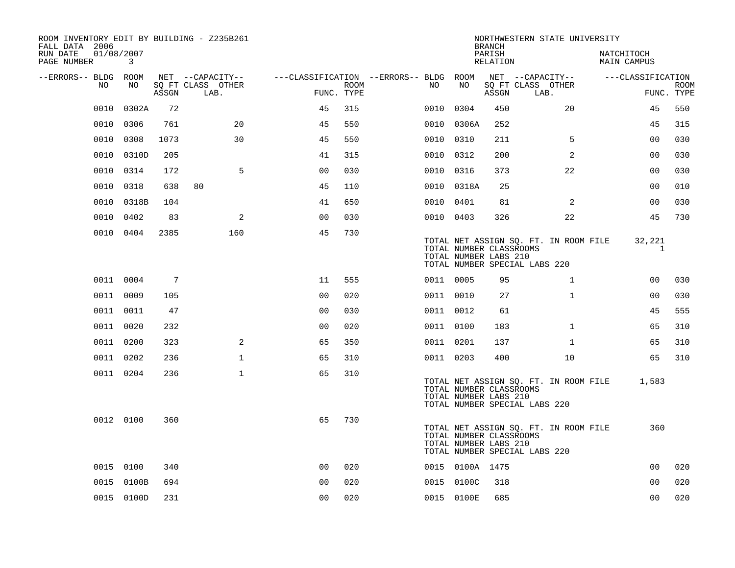ROOM INVENTORY EDIT BY BUILDING - Z235B261
FALL DATA 2006
RUN DATE 01/08/2007

NORTHWESTERN STATE UNIVERSITY
BRANCH
PARISH NATCHITOCH
RELATION MAIN CAMPUS

| --ERRORS-- | BLDG NO | ROOM NO | NET SQ FT ASSGN | CAPACITY CLASS | CAPACITY LAB. | CAPACITY OTHER | FUNC. | ROOM TYPE | --ERRORS-- | BLDG NO | ROOM NO | NET SQ FT ASSGN | CAPACITY CLASS | CAPACITY LAB. | CAPACITY OTHER | FUNC. | ROOM TYPE |
|---|---|---|---|---|---|---|---|---|---|---|---|---|---|---|---|---|---|
| | 0010 | 0302A | 72 | | | | 45 | 315 | | 0010 | 0304 | 450 | | | 20 | 45 | 550 |
| | 0010 | 0306 | 761 | | | 20 | 45 | 550 | | 0010 | 0306A | 252 | | | | 45 | 315 |
| | 0010 | 0308 | 1073 | | | 30 | 45 | 550 | | 0010 | 0310 | 211 | | | 5 | 00 | 030 |
| | 0010 | 0310D | 205 | | | | 41 | 315 | | 0010 | 0312 | 200 | | | 2 | 00 | 030 |
| | 0010 | 0314 | 172 | | | 5 | 00 | 030 | | 0010 | 0316 | 373 | | | 22 | 00 | 030 |
| | 0010 | 0318 | 638 | 80 | | | 45 | 110 | | 0010 | 0318A | 25 | | | | 00 | 010 |
| | 0010 | 0318B | 104 | | | | 41 | 650 | | 0010 | 0401 | 81 | | | 2 | 00 | 030 |
| | 0010 | 0402 | 83 | | | 2 | 00 | 030 | | 0010 | 0403 | 326 | | | 22 | 45 | 730 |
| | 0010 | 0404 | 2385 | | | 160 | 45 | 730 | | | | | | | | | |

TOTAL NET ASSIGN SQ. FT. IN ROOM FILE 32,221
TOTAL NUMBER CLASSROOMS 1
TOTAL NUMBER LABS 210
TOTAL NUMBER SPECIAL LABS 220

| --ERRORS-- | BLDG NO | ROOM NO | NET SQ FT ASSGN | CAPACITY CLASS | CAPACITY LAB. | CAPACITY OTHER | FUNC. | ROOM TYPE | --ERRORS-- | BLDG NO | ROOM NO | NET SQ FT ASSGN | CAPACITY CLASS | CAPACITY LAB. | CAPACITY OTHER | FUNC. | ROOM TYPE |
|---|---|---|---|---|---|---|---|---|---|---|---|---|---|---|---|---|---|
| | 0011 | 0004 | 7 | | | | 11 | 555 | | 0011 | 0005 | 95 | | | 1 | 00 | 030 |
| | 0011 | 0009 | 105 | | | | 00 | 020 | | 0011 | 0010 | 27 | | | 1 | 00 | 030 |
| | 0011 | 0011 | 47 | | | | 00 | 030 | | 0011 | 0012 | 61 | | | | 45 | 555 |
| | 0011 | 0020 | 232 | | | | 00 | 020 | | 0011 | 0100 | 183 | | | 1 | 65 | 310 |
| | 0011 | 0200 | 323 | | | 2 | 65 | 350 | | 0011 | 0201 | 137 | | | 1 | 65 | 310 |
| | 0011 | 0202 | 236 | | | 1 | 65 | 310 | | 0011 | 0203 | 400 | | | 10 | 65 | 310 |
| | 0011 | 0204 | 236 | | | 1 | 65 | 310 | | | | | | | | | |

TOTAL NET ASSIGN SQ. FT. IN ROOM FILE 1,583
TOTAL NUMBER CLASSROOMS
TOTAL NUMBER LABS 210
TOTAL NUMBER SPECIAL LABS 220

| --ERRORS-- | BLDG NO | ROOM NO | NET SQ FT ASSGN | CAPACITY CLASS | CAPACITY LAB. | CAPACITY OTHER | FUNC. | ROOM TYPE |
|---|---|---|---|---|---|---|---|---|
| | 0012 | 0100 | 360 | | | | 65 | 730 |

TOTAL NET ASSIGN SQ. FT. IN ROOM FILE 360
TOTAL NUMBER CLASSROOMS
TOTAL NUMBER LABS 210
TOTAL NUMBER SPECIAL LABS 220

| --ERRORS-- | BLDG NO | ROOM NO | NET SQ FT ASSGN | CAPACITY CLASS | CAPACITY LAB. | CAPACITY OTHER | FUNC. | ROOM TYPE | --ERRORS-- | BLDG NO | ROOM NO | NET SQ FT ASSGN | CAPACITY CLASS | CAPACITY LAB. | CAPACITY OTHER | FUNC. | ROOM TYPE |
|---|---|---|---|---|---|---|---|---|---|---|---|---|---|---|---|---|---|
| | 0015 | 0100 | 340 | | | | 00 | 020 | | 0015 | 0100A | 1475 | | | | 00 | 020 |
| | 0015 | 0100B | 694 | | | | 00 | 020 | | 0015 | 0100C | 318 | | | | 00 | 020 |
| | 0015 | 0100D | 231 | | | | 00 | 020 | | 0015 | 0100E | 685 | | | | 00 | 020 |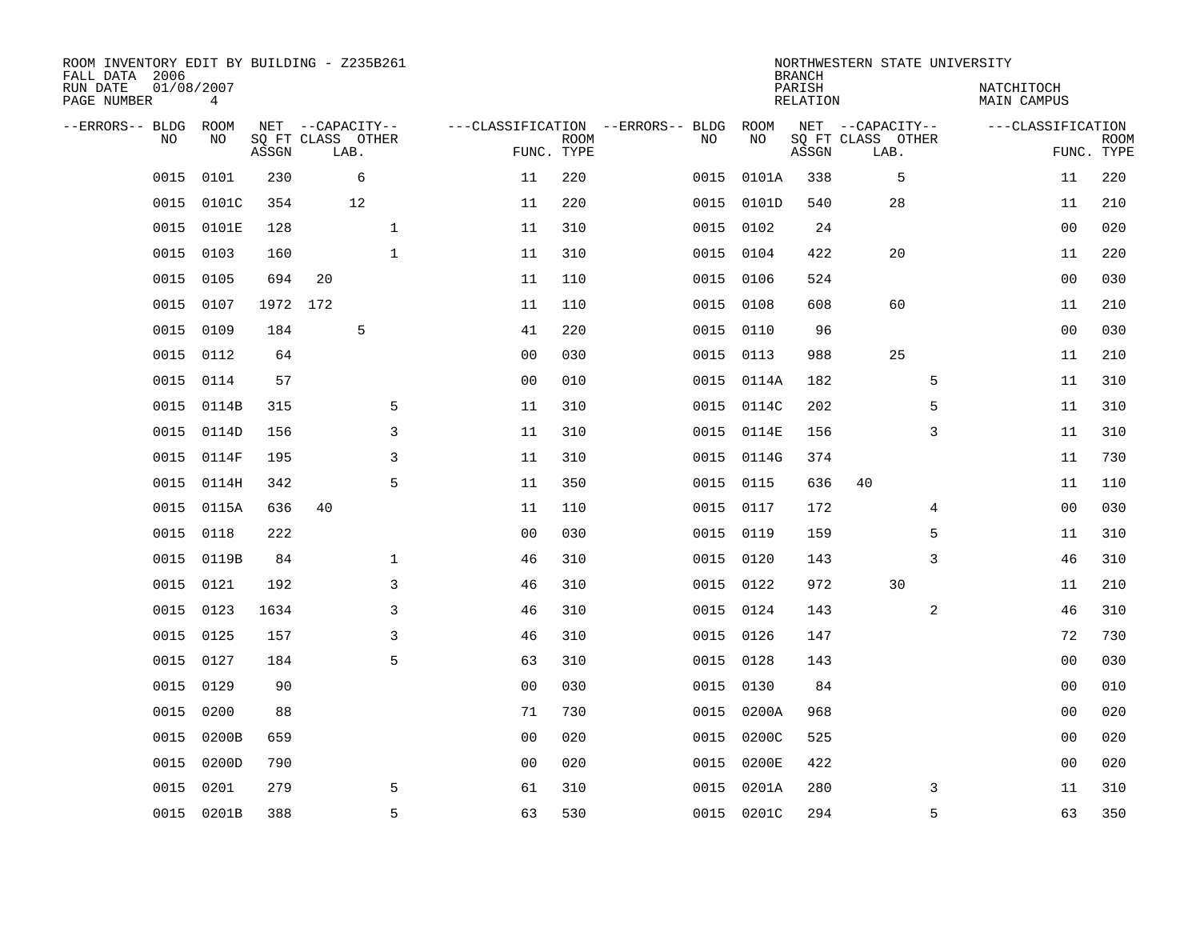ROOM INVENTORY EDIT BY BUILDING - Z235B261
FALL DATA 2006
RUN DATE 01/08/2007
PAGE NUMBER 4

NORTHWESTERN STATE UNIVERSITY
BRANCH
PARISH NATCHITOCH
RELATION MAIN CAMPUS

| --ERRORS-- | BLDG NO | ROOM NO | NET SQ FT ASSGN | CAPACITY CLASS | CAPACITY LAB. | CAPACITY OTHER | CLASSIFICATION FUNC. | ROOM TYPE | --ERRORS-- | BLDG NO | ROOM NO | NET SQ FT ASSGN | CAPACITY CLASS | CAPACITY LAB. | CAPACITY OTHER | CLASSIFICATION FUNC. | ROOM TYPE |
|---|---|---|---|---|---|---|---|---|---|---|---|---|---|---|---|---|---|
| | 0015 | 0101 | 230 | | 6 | | 11 | 220 | | 0015 | 0101A | 338 | | 5 | | 11 | 220 |
| | 0015 | 0101C | 354 | | 12 | | 11 | 220 | | 0015 | 0101D | 540 | | 28 | | 11 | 210 |
| | 0015 | 0101E | 128 | | | 1 | 11 | 310 | | 0015 | 0102 | 24 | | | | 00 | 020 |
| | 0015 | 0103 | 160 | | | 1 | 11 | 310 | | 0015 | 0104 | 422 | | 20 | | 11 | 220 |
| | 0015 | 0105 | 694 | 20 | | | 11 | 110 | | 0015 | 0106 | 524 | | | | 00 | 030 |
| | 0015 | 0107 | 1972 | 172 | | | 11 | 110 | | 0015 | 0108 | 608 | | 60 | | 11 | 210 |
| | 0015 | 0109 | 184 | | 5 | | 41 | 220 | | 0015 | 0110 | 96 | | | | 00 | 030 |
| | 0015 | 0112 | 64 | | | | 00 | 030 | | 0015 | 0113 | 988 | | 25 | | 11 | 210 |
| | 0015 | 0114 | 57 | | | | 00 | 010 | | 0015 | 0114A | 182 | | | 5 | 11 | 310 |
| | 0015 | 0114B | 315 | | | 5 | 11 | 310 | | 0015 | 0114C | 202 | | | 5 | 11 | 310 |
| | 0015 | 0114D | 156 | | | 3 | 11 | 310 | | 0015 | 0114E | 156 | | | 3 | 11 | 310 |
| | 0015 | 0114F | 195 | | | 3 | 11 | 310 | | 0015 | 0114G | 374 | | | | 11 | 730 |
| | 0015 | 0114H | 342 | | | 5 | 11 | 350 | | 0015 | 0115 | 636 | 40 | | | 11 | 110 |
| | 0015 | 0115A | 636 | 40 | | | 11 | 110 | | 0015 | 0117 | 172 | | | 4 | 00 | 030 |
| | 0015 | 0118 | 222 | | | | 00 | 030 | | 0015 | 0119 | 159 | | | 5 | 11 | 310 |
| | 0015 | 0119B | 84 | | | 1 | 46 | 310 | | 0015 | 0120 | 143 | | | 3 | 46 | 310 |
| | 0015 | 0121 | 192 | | | 3 | 46 | 310 | | 0015 | 0122 | 972 | | 30 | | 11 | 210 |
| | 0015 | 0123 | 1634 | | | 3 | 46 | 310 | | 0015 | 0124 | 143 | | | 2 | 46 | 310 |
| | 0015 | 0125 | 157 | | | 3 | 46 | 310 | | 0015 | 0126 | 147 | | | | 72 | 730 |
| | 0015 | 0127 | 184 | | | 5 | 63 | 310 | | 0015 | 0128 | 143 | | | | 00 | 030 |
| | 0015 | 0129 | 90 | | | | 00 | 030 | | 0015 | 0130 | 84 | | | | 00 | 010 |
| | 0015 | 0200 | 88 | | | | 71 | 730 | | 0015 | 0200A | 968 | | | | 00 | 020 |
| | 0015 | 0200B | 659 | | | | 00 | 020 | | 0015 | 0200C | 525 | | | | 00 | 020 |
| | 0015 | 0200D | 790 | | | | 00 | 020 | | 0015 | 0200E | 422 | | | | 00 | 020 |
| | 0015 | 0201 | 279 | | | 5 | 61 | 310 | | 0015 | 0201A | 280 | | | 3 | 11 | 310 |
| | 0015 | 0201B | 388 | | | 5 | 63 | 530 | | 0015 | 0201C | 294 | | | 5 | 63 | 350 |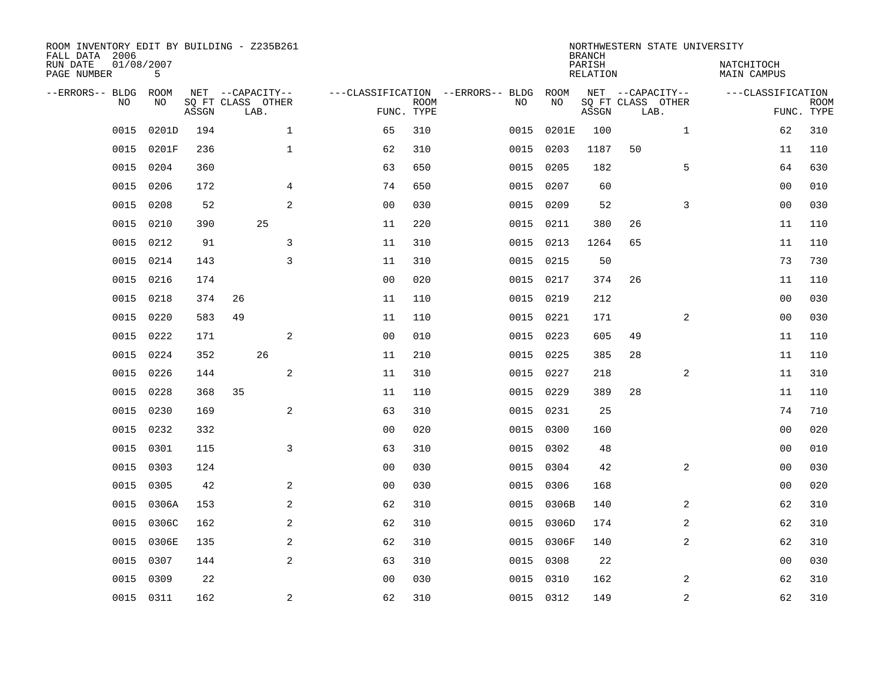ROOM INVENTORY EDIT BY BUILDING - Z235B261
FALL DATA 2006
RUN DATE 01/08/2007
PAGE NUMBER 5

NORTHWESTERN STATE UNIVERSITY
BRANCH
PARISH NATCHITOCH
RELATION MAIN CAMPUS

| --ERRORS-- | BLDG NO | ROOM NO | NET SQ FT ASSGN | CAPACITY CLASS | CAPACITY LAB. | CAPACITY OTHER | CLASSIFICATION FUNC. | ROOM TYPE | --ERRORS-- | BLDG NO | ROOM NO | NET SQ FT ASSGN | CAPACITY CLASS | CAPACITY LAB. | CAPACITY OTHER | CLASSIFICATION FUNC. | ROOM TYPE |
|---|---|---|---|---|---|---|---|---|---|---|---|---|---|---|---|---|---|
| | 0015 | 0201D | 194 | | | 1 | 65 | 310 | | 0015 | 0201E | 100 | | | 1 | 62 | 310 |
| | 0015 | 0201F | 236 | | | 1 | 62 | 310 | | 0015 | 0203 | 1187 | 50 | | | 11 | 110 |
| | 0015 | 0204 | 360 | | | | 63 | 650 | | 0015 | 0205 | 182 | | | 5 | 64 | 630 |
| | 0015 | 0206 | 172 | | | 4 | 74 | 650 | | 0015 | 0207 | 60 | | | | 00 | 010 |
| | 0015 | 0208 | 52 | | | 2 | 00 | 030 | | 0015 | 0209 | 52 | | | 3 | 00 | 030 |
| | 0015 | 0210 | 390 | | 25 | | 11 | 220 | | 0015 | 0211 | 380 | 26 | | | 11 | 110 |
| | 0015 | 0212 | 91 | | | 3 | 11 | 310 | | 0015 | 0213 | 1264 | 65 | | | 11 | 110 |
| | 0015 | 0214 | 143 | | | 3 | 11 | 310 | | 0015 | 0215 | 50 | | | | 73 | 730 |
| | 0015 | 0216 | 174 | | | | 00 | 020 | | 0015 | 0217 | 374 | 26 | | | 11 | 110 |
| | 0015 | 0218 | 374 | 26 | | | 11 | 110 | | 0015 | 0219 | 212 | | | | 00 | 030 |
| | 0015 | 0220 | 583 | 49 | | | 11 | 110 | | 0015 | 0221 | 171 | | | 2 | 00 | 030 |
| | 0015 | 0222 | 171 | | | 2 | 00 | 010 | | 0015 | 0223 | 605 | 49 | | | 11 | 110 |
| | 0015 | 0224 | 352 | | 26 | | 11 | 210 | | 0015 | 0225 | 385 | 28 | | | 11 | 110 |
| | 0015 | 0226 | 144 | | | 2 | 11 | 310 | | 0015 | 0227 | 218 | | | 2 | 11 | 310 |
| | 0015 | 0228 | 368 | 35 | | | 11 | 110 | | 0015 | 0229 | 389 | 28 | | | 11 | 110 |
| | 0015 | 0230 | 169 | | | 2 | 63 | 310 | | 0015 | 0231 | 25 | | | | 74 | 710 |
| | 0015 | 0232 | 332 | | | | 00 | 020 | | 0015 | 0300 | 160 | | | | 00 | 020 |
| | 0015 | 0301 | 115 | | | 3 | 63 | 310 | | 0015 | 0302 | 48 | | | | 00 | 010 |
| | 0015 | 0303 | 124 | | | | 00 | 030 | | 0015 | 0304 | 42 | | | 2 | 00 | 030 |
| | 0015 | 0305 | 42 | | | 2 | 00 | 030 | | 0015 | 0306 | 168 | | | | 00 | 020 |
| | 0015 | 0306A | 153 | | | 2 | 62 | 310 | | 0015 | 0306B | 140 | | | 2 | 62 | 310 |
| | 0015 | 0306C | 162 | | | 2 | 62 | 310 | | 0015 | 0306D | 174 | | | 2 | 62 | 310 |
| | 0015 | 0306E | 135 | | | 2 | 62 | 310 | | 0015 | 0306F | 140 | | | 2 | 62 | 310 |
| | 0015 | 0307 | 144 | | | 2 | 63 | 310 | | 0015 | 0308 | 22 | | | | 00 | 030 |
| | 0015 | 0309 | 22 | | | | 00 | 030 | | 0015 | 0310 | 162 | | | 2 | 62 | 310 |
| | 0015 | 0311 | 162 | | | 2 | 62 | 310 | | 0015 | 0312 | 149 | | | 2 | 62 | 310 |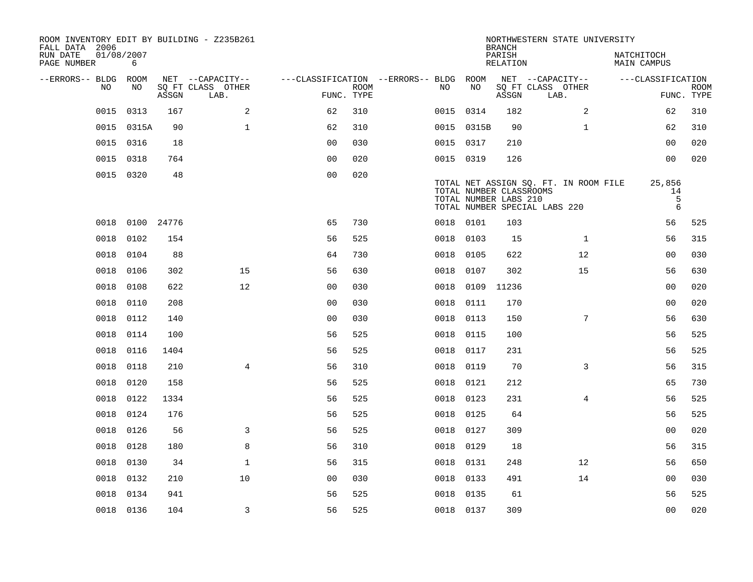ROOM INVENTORY EDIT BY BUILDING - Z235B261
FALL DATA 2006
RUN DATE 01/08/2007
PAGE NUMBER 6

NORTHWESTERN STATE UNIVERSITY
BRANCH
PARISH NATCHITOCH
RELATION MAIN CAMPUS

| --ERRORS-- | BLDG NO | ROOM NO | NET ASSGN | CAPACITY CLASS LAB. | CAPACITY OTHER | CLASSIFICATION FUNC. | ROOM TYPE | --ERRORS-- | BLDG NO | ROOM NO | NET ASSGN | CAPACITY CLASS LAB. | CAPACITY OTHER | CLASSIFICATION FUNC. | ROOM TYPE |
|---|---|---|---|---|---|---|---|---|---|---|---|---|---|---|---|
| | 0015 | 0313 | 167 | | 2 | 62 | 310 | | 0015 | 0314 | 182 | | 2 | 62 | 310 |
| | 0015 | 0315A | 90 | | 1 | 62 | 310 | | 0015 | 0315B | 90 | | 1 | 62 | 310 |
| | 0015 | 0316 | 18 | | | 00 | 030 | | 0015 | 0317 | 210 | | | 00 | 020 |
| | 0015 | 0318 | 764 | | | 00 | 020 | | 0015 | 0319 | 126 | | | 00 | 020 |
| | 0015 | 0320 | 48 | | | 00 | 020 | | | | | | | | |

TOTAL NET ASSIGN SQ. FT. IN ROOM FILE 25,856
TOTAL NUMBER CLASSROOMS 14
TOTAL NUMBER LABS 210 5
TOTAL NUMBER SPECIAL LABS 220 6

| --ERRORS-- | BLDG NO | ROOM NO | NET ASSGN | CAPACITY CLASS LAB. | CAPACITY OTHER | CLASSIFICATION FUNC. | ROOM TYPE | --ERRORS-- | BLDG NO | ROOM NO | NET ASSGN | CAPACITY CLASS LAB. | CAPACITY OTHER | CLASSIFICATION FUNC. | ROOM TYPE |
|---|---|---|---|---|---|---|---|---|---|---|---|---|---|---|---|
| | 0018 | 0100 | 24776 | | | 65 | 730 | | 0018 | 0101 | 103 | | | 56 | 525 |
| | 0018 | 0102 | 154 | | | 56 | 525 | | 0018 | 0103 | 15 | | 1 | 56 | 315 |
| | 0018 | 0104 | 88 | | | 64 | 730 | | 0018 | 0105 | 622 | | 12 | 00 | 030 |
| | 0018 | 0106 | 302 | | 15 | 56 | 630 | | 0018 | 0107 | 302 | | 15 | 56 | 630 |
| | 0018 | 0108 | 622 | | 12 | 00 | 030 | | 0018 | 0109 | 11236 | | | 00 | 020 |
| | 0018 | 0110 | 208 | | | 00 | 030 | | 0018 | 0111 | 170 | | | 00 | 020 |
| | 0018 | 0112 | 140 | | | 00 | 030 | | 0018 | 0113 | 150 | | 7 | 56 | 630 |
| | 0018 | 0114 | 100 | | | 56 | 525 | | 0018 | 0115 | 100 | | | 56 | 525 |
| | 0018 | 0116 | 1404 | | | 56 | 525 | | 0018 | 0117 | 231 | | | 56 | 525 |
| | 0018 | 0118 | 210 | | 4 | 56 | 310 | | 0018 | 0119 | 70 | | 3 | 56 | 315 |
| | 0018 | 0120 | 158 | | | 56 | 525 | | 0018 | 0121 | 212 | | | 65 | 730 |
| | 0018 | 0122 | 1334 | | | 56 | 525 | | 0018 | 0123 | 231 | | 4 | 56 | 525 |
| | 0018 | 0124 | 176 | | | 56 | 525 | | 0018 | 0125 | 64 | | | 56 | 525 |
| | 0018 | 0126 | 56 | | 3 | 56 | 525 | | 0018 | 0127 | 309 | | | 00 | 020 |
| | 0018 | 0128 | 180 | | 8 | 56 | 310 | | 0018 | 0129 | 18 | | | 56 | 315 |
| | 0018 | 0130 | 34 | | 1 | 56 | 315 | | 0018 | 0131 | 248 | | 12 | 56 | 650 |
| | 0018 | 0132 | 210 | | 10 | 00 | 030 | | 0018 | 0133 | 491 | | 14 | 00 | 030 |
| | 0018 | 0134 | 941 | | | 56 | 525 | | 0018 | 0135 | 61 | | | 56 | 525 |
| | 0018 | 0136 | 104 | | 3 | 56 | 525 | | 0018 | 0137 | 309 | | | 00 | 020 |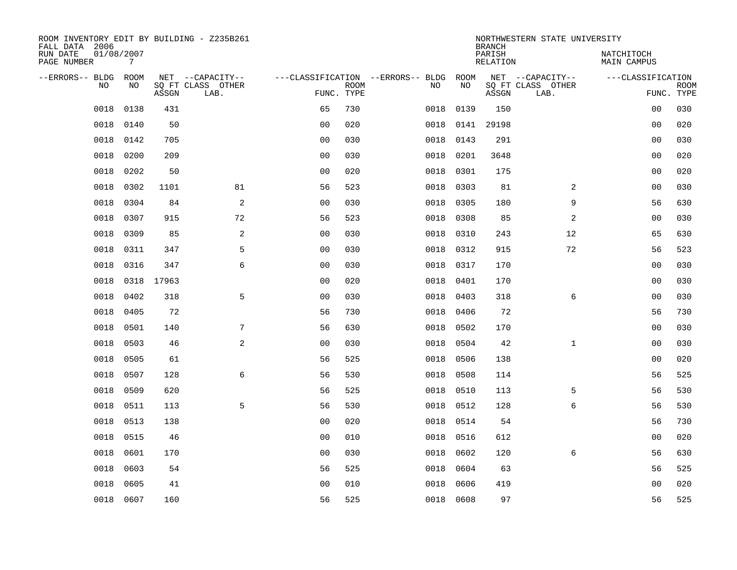ROOM INVENTORY EDIT BY BUILDING - Z235B261
FALL DATA 2006
RUN DATE 01/08/2007

NORTHWESTERN STATE UNIVERSITY
BRANCH
PARISH NATCHITOCH
RELATION MAIN CAMPUS

| --ERRORS-- | BLDG NO | ROOM NO | NET SQ FT ASSGN | --CAPACITY-- CLASS LAB. | OTHER | ---CLASSIFICATION FUNC. | ROOM TYPE | --ERRORS-- | BLDG NO | ROOM NO | NET SQ FT ASSGN | --CAPACITY-- CLASS LAB. | OTHER | ---CLASSIFICATION FUNC. | ROOM TYPE |
|---|---|---|---|---|---|---|---|---|---|---|---|---|---|---|---|
| | 0018 | 0138 | 431 | | | 65 | 730 | | 0018 | 0139 | 150 | | | 00 | 030 |
| | 0018 | 0140 | 50 | | | 00 | 020 | | 0018 | 0141 | 29198 | | | 00 | 020 |
| | 0018 | 0142 | 705 | | | 00 | 030 | | 0018 | 0143 | 291 | | | 00 | 030 |
| | 0018 | 0200 | 209 | | | 00 | 030 | | 0018 | 0201 | 3648 | | | 00 | 020 |
| | 0018 | 0202 | 50 | | | 00 | 020 | | 0018 | 0301 | 175 | | | 00 | 020 |
| | 0018 | 0302 | 1101 | | 81 | 56 | 523 | | 0018 | 0303 | 81 | | 2 | 00 | 030 |
| | 0018 | 0304 | 84 | | 2 | 00 | 030 | | 0018 | 0305 | 180 | | 9 | 56 | 630 |
| | 0018 | 0307 | 915 | | 72 | 56 | 523 | | 0018 | 0308 | 85 | | 2 | 00 | 030 |
| | 0018 | 0309 | 85 | | 2 | 00 | 030 | | 0018 | 0310 | 243 | | 12 | 65 | 630 |
| | 0018 | 0311 | 347 | | 5 | 00 | 030 | | 0018 | 0312 | 915 | | 72 | 56 | 523 |
| | 0018 | 0316 | 347 | | 6 | 00 | 030 | | 0018 | 0317 | 170 | | | 00 | 030 |
| | 0018 | 0318 | 17963 | | | 00 | 020 | | 0018 | 0401 | 170 | | | 00 | 030 |
| | 0018 | 0402 | 318 | | 5 | 00 | 030 | | 0018 | 0403 | 318 | | 6 | 00 | 030 |
| | 0018 | 0405 | 72 | | | 56 | 730 | | 0018 | 0406 | 72 | | | 56 | 730 |
| | 0018 | 0501 | 140 | | 7 | 56 | 630 | | 0018 | 0502 | 170 | | | 00 | 030 |
| | 0018 | 0503 | 46 | | 2 | 00 | 030 | | 0018 | 0504 | 42 | | 1 | 00 | 030 |
| | 0018 | 0505 | 61 | | | 56 | 525 | | 0018 | 0506 | 138 | | | 00 | 020 |
| | 0018 | 0507 | 128 | | 6 | 56 | 530 | | 0018 | 0508 | 114 | | | 56 | 525 |
| | 0018 | 0509 | 620 | | | 56 | 525 | | 0018 | 0510 | 113 | | 5 | 56 | 530 |
| | 0018 | 0511 | 113 | | 5 | 56 | 530 | | 0018 | 0512 | 128 | | 6 | 56 | 530 |
| | 0018 | 0513 | 138 | | | 00 | 020 | | 0018 | 0514 | 54 | | | 56 | 730 |
| | 0018 | 0515 | 46 | | | 00 | 010 | | 0018 | 0516 | 612 | | | 00 | 020 |
| | 0018 | 0601 | 170 | | | 00 | 030 | | 0018 | 0602 | 120 | | 6 | 56 | 630 |
| | 0018 | 0603 | 54 | | | 56 | 525 | | 0018 | 0604 | 63 | | | 56 | 525 |
| | 0018 | 0605 | 41 | | | 00 | 010 | | 0018 | 0606 | 419 | | | 00 | 020 |
| | 0018 | 0607 | 160 | | | 56 | 525 | | 0018 | 0608 | 97 | | | 56 | 525 |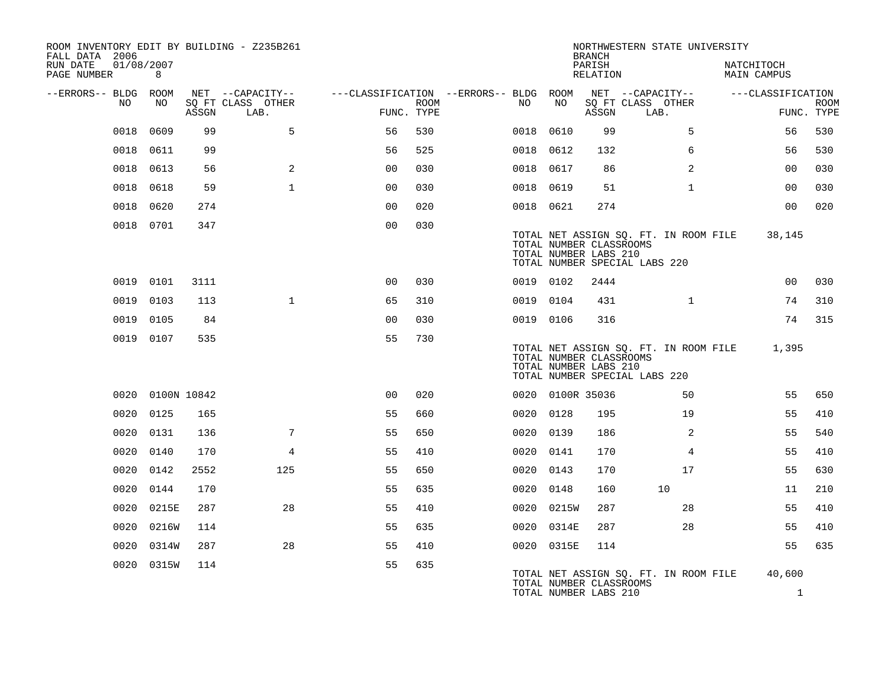ROOM INVENTORY EDIT BY BUILDING - Z235B261
FALL DATA 2006
RUN DATE 01/08/2007

NORTHWESTERN STATE UNIVERSITY
BRANCH
PARISH NATCHITOCH
RELATION MAIN CAMPUS

| --ERRORS-- | BLDG NO | ROOM NO | NET SQ FT ASSGN | CAPACITY CLASS | CAPACITY LAB. | CAPACITY OTHER | CLASSIFICATION FUNC. | ROOM TYPE | --ERRORS-- | BLDG NO | ROOM NO | NET SQ FT ASSGN | CAPACITY CLASS | CAPACITY LAB. | CAPACITY OTHER | CLASSIFICATION FUNC. | ROOM TYPE |
|---|---|---|---|---|---|---|---|---|---|---|---|---|---|---|---|---|---|
| | 0018 | 0609 | 99 | | | 5 | 56 | 530 | | 0018 | 0610 | 99 | | | 5 | 56 | 530 |
| | 0018 | 0611 | 99 | | | | 56 | 525 | | 0018 | 0612 | 132 | | | 6 | 56 | 530 |
| | 0018 | 0613 | 56 | | | 2 | 00 | 030 | | 0018 | 0617 | 86 | | | 2 | 00 | 030 |
| | 0018 | 0618 | 59 | | | 1 | 00 | 030 | | 0018 | 0619 | 51 | | | 1 | 00 | 030 |
| | 0018 | 0620 | 274 | | | | 00 | 020 | | 0018 | 0621 | 274 | | | | 00 | 020 |
| | 0018 | 0701 | 347 | | | | 00 | 030 | | | | | | | | | |

TOTAL NET ASSIGN SQ. FT. IN ROOM FILE 38,145
TOTAL NUMBER CLASSROOMS
TOTAL NUMBER LABS 210
TOTAL NUMBER SPECIAL LABS 220

| --ERRORS-- | BLDG NO | ROOM NO | NET SQ FT ASSGN | CAPACITY CLASS | CAPACITY LAB. | CAPACITY OTHER | CLASSIFICATION FUNC. | ROOM TYPE | --ERRORS-- | BLDG NO | ROOM NO | NET SQ FT ASSGN | CAPACITY CLASS | CAPACITY LAB. | CAPACITY OTHER | CLASSIFICATION FUNC. | ROOM TYPE |
|---|---|---|---|---|---|---|---|---|---|---|---|---|---|---|---|---|---|
| | 0019 | 0101 | 3111 | | | | 00 | 030 | | 0019 | 0102 | 2444 | | | | 00 | 030 |
| | 0019 | 0103 | 113 | | | 1 | 65 | 310 | | 0019 | 0104 | 431 | | | 1 | 74 | 310 |
| | 0019 | 0105 | 84 | | | | 00 | 030 | | 0019 | 0106 | 316 | | | | 74 | 315 |
| | 0019 | 0107 | 535 | | | | 55 | 730 | | | | | | | | | |

TOTAL NET ASSIGN SQ. FT. IN ROOM FILE 1,395
TOTAL NUMBER CLASSROOMS
TOTAL NUMBER LABS 210
TOTAL NUMBER SPECIAL LABS 220

| --ERRORS-- | BLDG NO | ROOM NO | NET SQ FT ASSGN | CAPACITY CLASS | CAPACITY LAB. | CAPACITY OTHER | CLASSIFICATION FUNC. | ROOM TYPE | --ERRORS-- | BLDG NO | ROOM NO | NET SQ FT ASSGN | CAPACITY CLASS | CAPACITY LAB. | CAPACITY OTHER | CLASSIFICATION FUNC. | ROOM TYPE |
|---|---|---|---|---|---|---|---|---|---|---|---|---|---|---|---|---|---|
| | 0020 | 0100N | 10842 | | | | 00 | 020 | | 0020 | 0100R | 35036 | | | 50 | 55 | 650 |
| | 0020 | 0125 | 165 | | | | 55 | 660 | | 0020 | 0128 | 195 | | | 19 | 55 | 410 |
| | 0020 | 0131 | 136 | | | 7 | 55 | 650 | | 0020 | 0139 | 186 | | | 2 | 55 | 540 |
| | 0020 | 0140 | 170 | | | 4 | 55 | 410 | | 0020 | 0141 | 170 | | | 4 | 55 | 410 |
| | 0020 | 0142 | 2552 | | | 125 | 55 | 650 | | 0020 | 0143 | 170 | | | 17 | 55 | 630 |
| | 0020 | 0144 | 170 | | | | 55 | 635 | | 0020 | 0148 | 160 | | 10 | | 11 | 210 |
| | 0020 | 0215E | 287 | | | 28 | 55 | 410 | | 0020 | 0215W | 287 | | | 28 | 55 | 410 |
| | 0020 | 0216W | 114 | | | | 55 | 635 | | 0020 | 0314E | 287 | | | 28 | 55 | 410 |
| | 0020 | 0314W | 287 | | | 28 | 55 | 410 | | 0020 | 0315E | 114 | | | | 55 | 635 |
| | 0020 | 0315W | 114 | | | | 55 | 635 | | | | | | | | | |

TOTAL NET ASSIGN SQ. FT. IN ROOM FILE 40,600
TOTAL NUMBER CLASSROOMS
TOTAL NUMBER LABS 210 1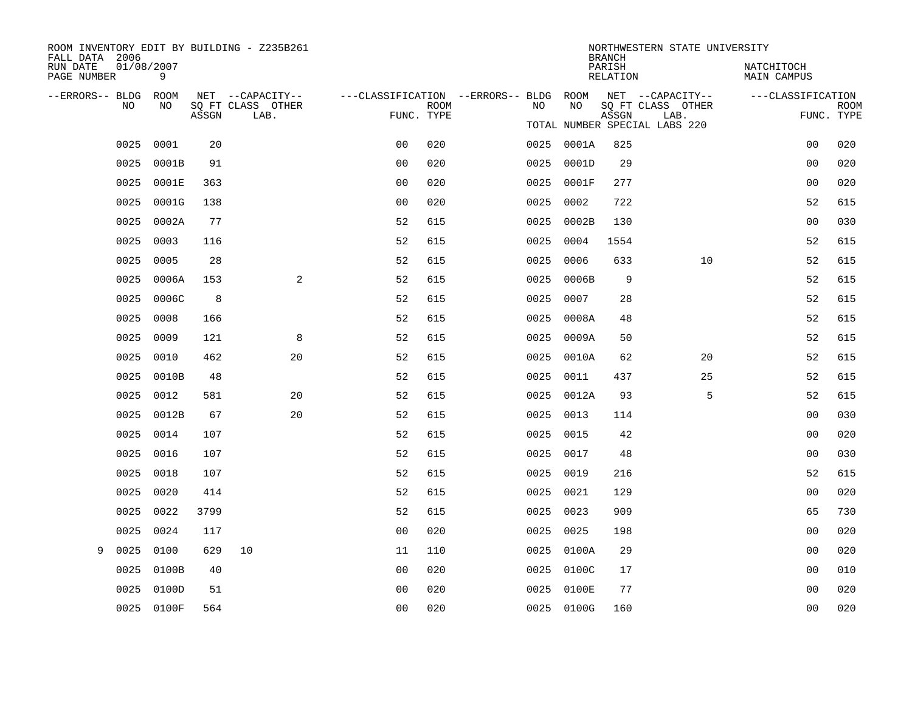ROOM INVENTORY EDIT BY BUILDING - Z235B261
FALL DATA 2006
RUN DATE 01/08/2007
PAGE NUMBER 9

NORTHWESTERN STATE UNIVERSITY
BRANCH
PARISH NATCHITOCH
RELATION MAIN CAMPUS

TOTAL NUMBER SPECIAL LABS 220

| --ERRORS-- | BLDG NO | ROOM NO | NET SQ FT ASSGN | CAPACITY CLASS LAB. | CAPACITY OTHER | CLASSIFICATION FUNC. | ROOM TYPE | --ERRORS-- | BLDG NO | ROOM NO | NET SQ FT ASSGN | CAPACITY CLASS LAB. | CAPACITY OTHER | CLASSIFICATION FUNC. | ROOM TYPE |
|---|---|---|---|---|---|---|---|---|---|---|---|---|---|---|---|
| | 0025 | 0001 | 20 | | | 00 | 020 | | 0025 | 0001A | 825 | | | 00 | 020 |
| | 0025 | 0001B | 91 | | | 00 | 020 | | 0025 | 0001D | 29 | | | 00 | 020 |
| | 0025 | 0001E | 363 | | | 00 | 020 | | 0025 | 0001F | 277 | | | 00 | 020 |
| | 0025 | 0001G | 138 | | | 00 | 020 | | 0025 | 0002 | 722 | | | 52 | 615 |
| | 0025 | 0002A | 77 | | | 52 | 615 | | 0025 | 0002B | 130 | | | 00 | 030 |
| | 0025 | 0003 | 116 | | | 52 | 615 | | 0025 | 0004 | 1554 | | | 52 | 615 |
| | 0025 | 0005 | 28 | | | 52 | 615 | | 0025 | 0006 | 633 | | 10 | 52 | 615 |
| | 0025 | 0006A | 153 | | 2 | 52 | 615 | | 0025 | 0006B | 9 | | | 52 | 615 |
| | 0025 | 0006C | 8 | | | 52 | 615 | | 0025 | 0007 | 28 | | | 52 | 615 |
| | 0025 | 0008 | 166 | | | 52 | 615 | | 0025 | 0008A | 48 | | | 52 | 615 |
| | 0025 | 0009 | 121 | | 8 | 52 | 615 | | 0025 | 0009A | 50 | | | 52 | 615 |
| | 0025 | 0010 | 462 | | 20 | 52 | 615 | | 0025 | 0010A | 62 | | 20 | 52 | 615 |
| | 0025 | 0010B | 48 | | | 52 | 615 | | 0025 | 0011 | 437 | | 25 | 52 | 615 |
| | 0025 | 0012 | 581 | | 20 | 52 | 615 | | 0025 | 0012A | 93 | | 5 | 52 | 615 |
| | 0025 | 0012B | 67 | | 20 | 52 | 615 | | 0025 | 0013 | 114 | | | 00 | 030 |
| | 0025 | 0014 | 107 | | | 52 | 615 | | 0025 | 0015 | 42 | | | 00 | 020 |
| | 0025 | 0016 | 107 | | | 52 | 615 | | 0025 | 0017 | 48 | | | 00 | 030 |
| | 0025 | 0018 | 107 | | | 52 | 615 | | 0025 | 0019 | 216 | | | 52 | 615 |
| | 0025 | 0020 | 414 | | | 52 | 615 | | 0025 | 0021 | 129 | | | 00 | 020 |
| | 0025 | 0022 | 3799 | | | 52 | 615 | | 0025 | 0023 | 909 | | | 65 | 730 |
| | 0025 | 0024 | 117 | | | 00 | 020 | | 0025 | 0025 | 198 | | | 00 | 020 |
| 9 | 0025 | 0100 | 629 | 10 | | 11 | 110 | | 0025 | 0100A | 29 | | | 00 | 020 |
| | 0025 | 0100B | 40 | | | 00 | 020 | | 0025 | 0100C | 17 | | | 00 | 010 |
| | 0025 | 0100D | 51 | | | 00 | 020 | | 0025 | 0100E | 77 | | | 00 | 020 |
| | 0025 | 0100F | 564 | | | 00 | 020 | | 0025 | 0100G | 160 | | | 00 | 020 |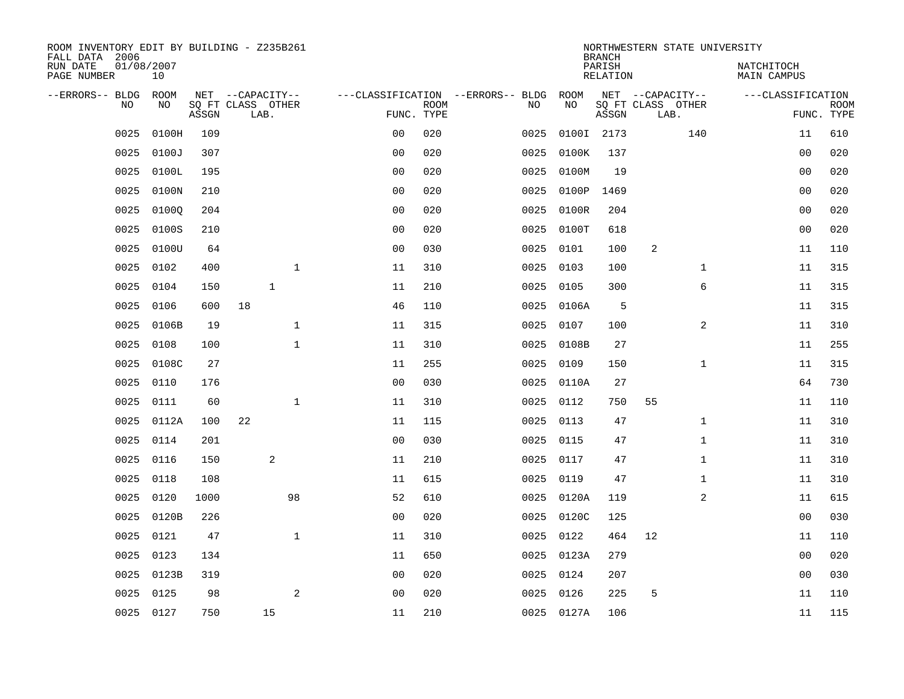ROOM INVENTORY EDIT BY BUILDING - Z235B261
FALL DATA 2006
RUN DATE 01/08/2007
PAGE NUMBER 10

NORTHWESTERN STATE UNIVERSITY
BRANCH
PARISH
RELATION

NATCHITOCH
MAIN CAMPUS

| --ERRORS-- | BLDG NO | ROOM NO | NET SQ FT ASSGN | CAPACITY CLASS | CAPACITY LAB. | CAPACITY OTHER | CLASSIFICATION FUNC. | ROOM TYPE | --ERRORS-- | BLDG NO | ROOM NO | NET SQ FT ASSGN | CAPACITY CLASS | CAPACITY LAB. | CAPACITY OTHER | CLASSIFICATION FUNC. | ROOM TYPE |
|---|---|---|---|---|---|---|---|---|---|---|---|---|---|---|---|---|---|
| | 0025 | 0100H | 109 | | | | 00 | 020 | | 0025 | 0100I | 2173 | | | 140 | 11 | 610 |
| | 0025 | 0100J | 307 | | | | 00 | 020 | | 0025 | 0100K | 137 | | | | 00 | 020 |
| | 0025 | 0100L | 195 | | | | 00 | 020 | | 0025 | 0100M | 19 | | | | 00 | 020 |
| | 0025 | 0100N | 210 | | | | 00 | 020 | | 0025 | 0100P | 1469 | | | | 00 | 020 |
| | 0025 | 0100Q | 204 | | | | 00 | 020 | | 0025 | 0100R | 204 | | | | 00 | 020 |
| | 0025 | 0100S | 210 | | | | 00 | 020 | | 0025 | 0100T | 618 | | | | 00 | 020 |
| | 0025 | 0100U | 64 | | | | 00 | 030 | | 0025 | 0101 | 100 | 2 | | | 11 | 110 |
| | 0025 | 0102 | 400 | | | 1 | 11 | 310 | | 0025 | 0103 | 100 | | | 1 | 11 | 315 |
| | 0025 | 0104 | 150 | | 1 | | 11 | 210 | | 0025 | 0105 | 300 | | | 6 | 11 | 315 |
| | 0025 | 0106 | 600 | 18 | | | 46 | 110 | | 0025 | 0106A | 5 | | | | 11 | 315 |
| | 0025 | 0106B | 19 | | | 1 | 11 | 315 | | 0025 | 0107 | 100 | | | 2 | 11 | 310 |
| | 0025 | 0108 | 100 | | | 1 | 11 | 310 | | 0025 | 0108B | 27 | | | | 11 | 255 |
| | 0025 | 0108C | 27 | | | | 11 | 255 | | 0025 | 0109 | 150 | | | 1 | 11 | 315 |
| | 0025 | 0110 | 176 | | | | 00 | 030 | | 0025 | 0110A | 27 | | | | 64 | 730 |
| | 0025 | 0111 | 60 | | | 1 | 11 | 310 | | 0025 | 0112 | 750 | 55 | | | 11 | 110 |
| | 0025 | 0112A | 100 | 22 | | | 11 | 115 | | 0025 | 0113 | 47 | | | 1 | 11 | 310 |
| | 0025 | 0114 | 201 | | | | 00 | 030 | | 0025 | 0115 | 47 | | | 1 | 11 | 310 |
| | 0025 | 0116 | 150 | | 2 | | 11 | 210 | | 0025 | 0117 | 47 | | | 1 | 11 | 310 |
| | 0025 | 0118 | 108 | | | | 11 | 615 | | 0025 | 0119 | 47 | | | 1 | 11 | 310 |
| | 0025 | 0120 | 1000 | | | 98 | 52 | 610 | | 0025 | 0120A | 119 | | | 2 | 11 | 615 |
| | 0025 | 0120B | 226 | | | | 00 | 020 | | 0025 | 0120C | 125 | | | | 00 | 030 |
| | 0025 | 0121 | 47 | | | 1 | 11 | 310 | | 0025 | 0122 | 464 | 12 | | | 11 | 110 |
| | 0025 | 0123 | 134 | | | | 11 | 650 | | 0025 | 0123A | 279 | | | | 00 | 020 |
| | 0025 | 0123B | 319 | | | | 00 | 020 | | 0025 | 0124 | 207 | | | | 00 | 030 |
| | 0025 | 0125 | 98 | | | 2 | 00 | 020 | | 0025 | 0126 | 225 | 5 | | | 11 | 110 |
| | 0025 | 0127 | 750 | | 15 | | 11 | 210 | | 0025 | 0127A | 106 | | | | 11 | 115 |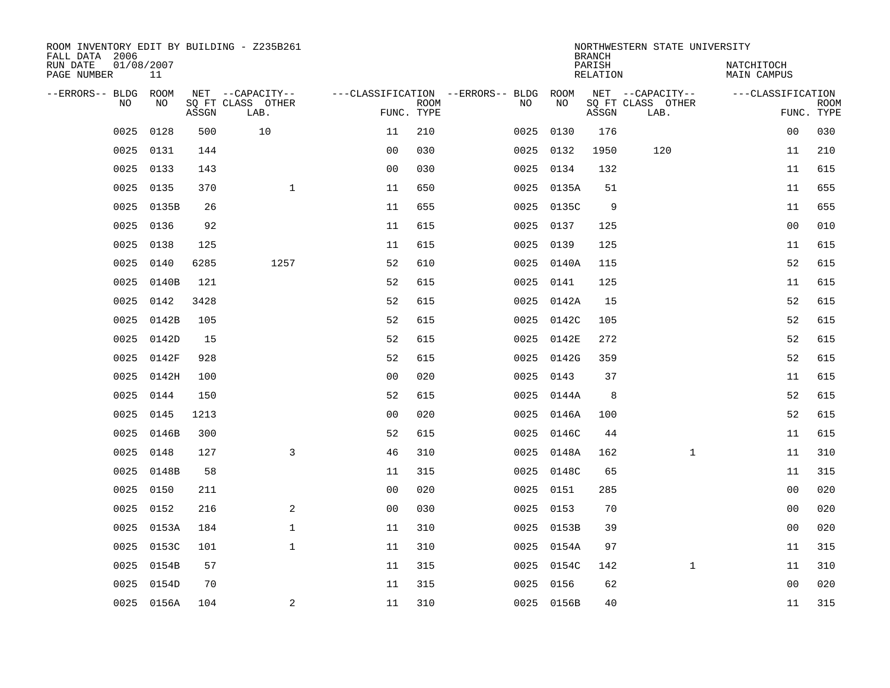ROOM INVENTORY EDIT BY BUILDING - Z235B261
FALL DATA 2006
RUN DATE 01/08/2007
PAGE NUMBER 11

NORTHWESTERN STATE UNIVERSITY
BRANCH
PARISH NATCHITOCH
RELATION MAIN CAMPUS

| --ERRORS-- | BLDG NO | ROOM NO | NET SQ FT ASSGN | --CAPACITY-- CLASS LAB. | OTHER | ---CLASSIFICATION FUNC. | ROOM TYPE | --ERRORS-- | BLDG NO | ROOM NO | NET SQ FT ASSGN | --CAPACITY-- CLASS LAB. | OTHER | ---CLASSIFICATION FUNC. | ROOM TYPE |
|---|---|---|---|---|---|---|---|---|---|---|---|---|---|---|---|
| | 0025 | 0128 | 500 | 10 | | 11 | 210 | | 0025 | 0130 | 176 | | | 00 | 030 |
| | 0025 | 0131 | 144 | | | 00 | 030 | | 0025 | 0132 | 1950 | 120 | | 11 | 210 |
| | 0025 | 0133 | 143 | | | 00 | 030 | | 0025 | 0134 | 132 | | | 11 | 615 |
| | 0025 | 0135 | 370 | | 1 | 11 | 650 | | 0025 | 0135A | 51 | | | 11 | 655 |
| | 0025 | 0135B | 26 | | | 11 | 655 | | 0025 | 0135C | 9 | | | 11 | 655 |
| | 0025 | 0136 | 92 | | | 11 | 615 | | 0025 | 0137 | 125 | | | 00 | 010 |
| | 0025 | 0138 | 125 | | | 11 | 615 | | 0025 | 0139 | 125 | | | 11 | 615 |
| | 0025 | 0140 | 6285 | | 1257 | 52 | 610 | | 0025 | 0140A | 115 | | | 52 | 615 |
| | 0025 | 0140B | 121 | | | 52 | 615 | | 0025 | 0141 | 125 | | | 11 | 615 |
| | 0025 | 0142 | 3428 | | | 52 | 615 | | 0025 | 0142A | 15 | | | 52 | 615 |
| | 0025 | 0142B | 105 | | | 52 | 615 | | 0025 | 0142C | 105 | | | 52 | 615 |
| | 0025 | 0142D | 15 | | | 52 | 615 | | 0025 | 0142E | 272 | | | 52 | 615 |
| | 0025 | 0142F | 928 | | | 52 | 615 | | 0025 | 0142G | 359 | | | 52 | 615 |
| | 0025 | 0142H | 100 | | | 00 | 020 | | 0025 | 0143 | 37 | | | 11 | 615 |
| | 0025 | 0144 | 150 | | | 52 | 615 | | 0025 | 0144A | 8 | | | 52 | 615 |
| | 0025 | 0145 | 1213 | | | 00 | 020 | | 0025 | 0146A | 100 | | | 52 | 615 |
| | 0025 | 0146B | 300 | | | 52 | 615 | | 0025 | 0146C | 44 | | | 11 | 615 |
| | 0025 | 0148 | 127 | | 3 | 46 | 310 | | 0025 | 0148A | 162 | | 1 | 11 | 310 |
| | 0025 | 0148B | 58 | | | 11 | 315 | | 0025 | 0148C | 65 | | | 11 | 315 |
| | 0025 | 0150 | 211 | | | 00 | 020 | | 0025 | 0151 | 285 | | | 00 | 020 |
| | 0025 | 0152 | 216 | | 2 | 00 | 030 | | 0025 | 0153 | 70 | | | 00 | 020 |
| | 0025 | 0153A | 184 | | 1 | 11 | 310 | | 0025 | 0153B | 39 | | | 00 | 020 |
| | 0025 | 0153C | 101 | | 1 | 11 | 310 | | 0025 | 0154A | 97 | | | 11 | 315 |
| | 0025 | 0154B | 57 | | | 11 | 315 | | 0025 | 0154C | 142 | | 1 | 11 | 310 |
| | 0025 | 0154D | 70 | | | 11 | 315 | | 0025 | 0156 | 62 | | | 00 | 020 |
| | 0025 | 0156A | 104 | | 2 | 11 | 310 | | 0025 | 0156B | 40 | | | 11 | 315 |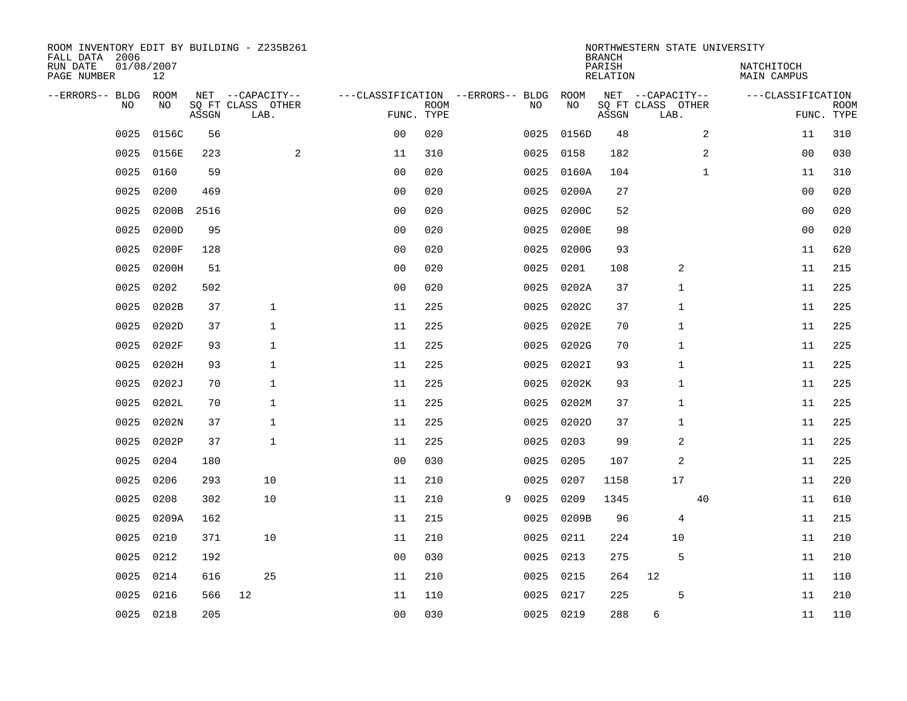ROOM INVENTORY EDIT BY BUILDING - Z235B261
FALL DATA 2006
RUN DATE 01/08/2007
PAGE NUMBER 12

NORTHWESTERN STATE UNIVERSITY
BRANCH
PARISH NATCHITOCH
RELATION MAIN CAMPUS

| --ERRORS-- | BLDG NO | ROOM NO | NET SQ FT ASSGN | CAPACITY CLASS | CAPACITY LAB. | CAPACITY OTHER | CLASSIFICATION FUNC. | ROOM TYPE | --ERRORS-- | BLDG NO | ROOM NO | NET SQ FT ASSGN | CAPACITY CLASS | CAPACITY LAB. | CAPACITY OTHER | CLASSIFICATION FUNC. | ROOM TYPE |
|---|---|---|---|---|---|---|---|---|---|---|---|---|---|---|---|---|---|
| | 0025 | 0156C | 56 | | | | 00 | 020 | | 0025 | 0156D | 48 | | | 2 | 11 | 310 |
| | 0025 | 0156E | 223 | | | 2 | 11 | 310 | | 0025 | 0158 | 182 | | | 2 | 00 | 030 |
| | 0025 | 0160 | 59 | | | | 00 | 020 | | 0025 | 0160A | 104 | | | 1 | 11 | 310 |
| | 0025 | 0200 | 469 | | | | 00 | 020 | | 0025 | 0200A | 27 | | | | 00 | 020 |
| | 0025 | 0200B | 2516 | | | | 00 | 020 | | 0025 | 0200C | 52 | | | | 00 | 020 |
| | 0025 | 0200D | 95 | | | | 00 | 020 | | 0025 | 0200E | 98 | | | | 00 | 020 |
| | 0025 | 0200F | 128 | | | | 00 | 020 | | 0025 | 0200G | 93 | | | | 11 | 620 |
| | 0025 | 0200H | 51 | | | | 00 | 020 | | 0025 | 0201 | 108 | | 2 | | 11 | 215 |
| | 0025 | 0202 | 502 | | | | 00 | 020 | | 0025 | 0202A | 37 | | 1 | | 11 | 225 |
| | 0025 | 0202B | 37 | | 1 | | 11 | 225 | | 0025 | 0202C | 37 | | 1 | | 11 | 225 |
| | 0025 | 0202D | 37 | | 1 | | 11 | 225 | | 0025 | 0202E | 70 | | 1 | | 11 | 225 |
| | 0025 | 0202F | 93 | | 1 | | 11 | 225 | | 0025 | 0202G | 70 | | 1 | | 11 | 225 |
| | 0025 | 0202H | 93 | | 1 | | 11 | 225 | | 0025 | 0202I | 93 | | 1 | | 11 | 225 |
| | 0025 | 0202J | 70 | | 1 | | 11 | 225 | | 0025 | 0202K | 93 | | 1 | | 11 | 225 |
| | 0025 | 0202L | 70 | | 1 | | 11 | 225 | | 0025 | 0202M | 37 | | 1 | | 11 | 225 |
| | 0025 | 0202N | 37 | | 1 | | 11 | 225 | | 0025 | 0202O | 37 | | 1 | | 11 | 225 |
| | 0025 | 0202P | 37 | | 1 | | 11 | 225 | | 0025 | 0203 | 99 | | 2 | | 11 | 225 |
| | 0025 | 0204 | 180 | | | | 00 | 030 | | 0025 | 0205 | 107 | | 2 | | 11 | 225 |
| | 0025 | 0206 | 293 | | 10 | | 11 | 210 | | 0025 | 0207 | 1158 | | 17 | | 11 | 220 |
| | 0025 | 0208 | 302 | | 10 | | 11 | 210 | 9 | 0025 | 0209 | 1345 | | | 40 | 11 | 610 |
| | 0025 | 0209A | 162 | | | | 11 | 215 | | 0025 | 0209B | 96 | | 4 | | 11 | 215 |
| | 0025 | 0210 | 371 | | 10 | | 11 | 210 | | 0025 | 0211 | 224 | | 10 | | 11 | 210 |
| | 0025 | 0212 | 192 | | | | 00 | 030 | | 0025 | 0213 | 275 | | 5 | | 11 | 210 |
| | 0025 | 0214 | 616 | | 25 | | 11 | 210 | | 0025 | 0215 | 264 | 12 | | | 11 | 110 |
| | 0025 | 0216 | 566 | 12 | | | 11 | 110 | | 0025 | 0217 | 225 | | 5 | | 11 | 210 |
| | 0025 | 0218 | 205 | | | | 00 | 030 | | 0025 | 0219 | 288 | 6 | | | 11 | 110 |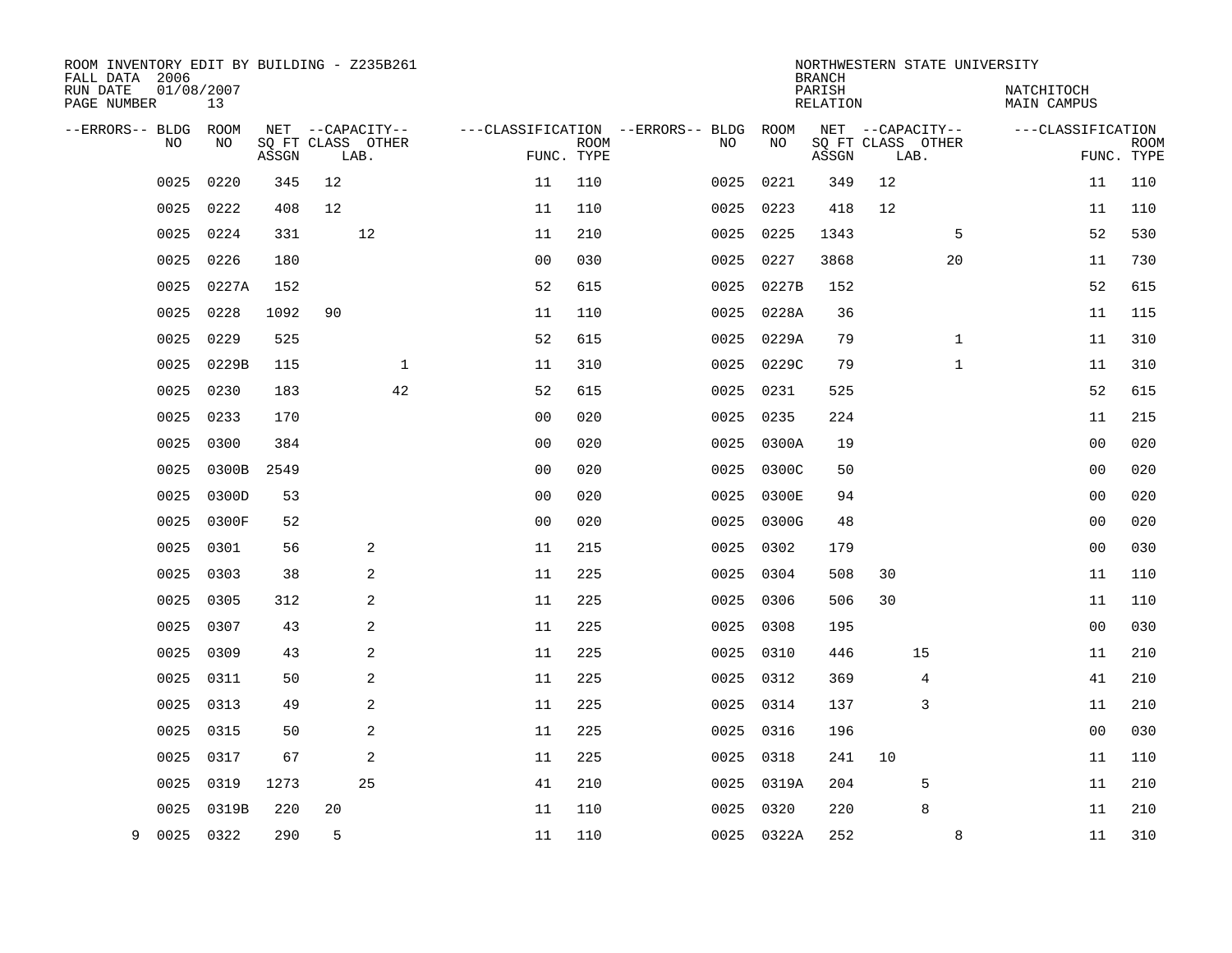ROOM INVENTORY EDIT BY BUILDING - Z235B261
FALL DATA 2006
RUN DATE 01/08/2007
PAGE NUMBER 13

NORTHWESTERN STATE UNIVERSITY
BRANCH
PARISH
RELATION

NATCHITOCH
MAIN CAMPUS

| --ERRORS-- | BLDG NO | ROOM NO | NET SQ FT ASSGN | CAPACITY CLASS | CAPACITY LAB. | CAPACITY OTHER | CLASSIFICATION FUNC. | ROOM TYPE | --ERRORS-- | BLDG NO | ROOM NO | NET SQ FT ASSGN | CAPACITY CLASS | CAPACITY LAB. | CAPACITY OTHER | CLASSIFICATION FUNC. | ROOM TYPE |
|---|---|---|---|---|---|---|---|---|---|---|---|---|---|---|---|---|---|
| | 0025 | 0220 | 345 | 12 | | | 11 | 110 | | 0025 | 0221 | 349 | 12 | | | 11 | 110 |
| | 0025 | 0222 | 408 | 12 | | | 11 | 110 | | 0025 | 0223 | 418 | 12 | | | 11 | 110 |
| | 0025 | 0224 | 331 | | 12 | | 11 | 210 | | 0025 | 0225 | 1343 | | | 5 | 52 | 530 |
| | 0025 | 0226 | 180 | | | | 00 | 030 | | 0025 | 0227 | 3868 | | | 20 | 11 | 730 |
| | 0025 | 0227A | 152 | | | | 52 | 615 | | 0025 | 0227B | 152 | | | | 52 | 615 |
| | 0025 | 0228 | 1092 | 90 | | | 11 | 110 | | 0025 | 0228A | 36 | | | | 11 | 115 |
| | 0025 | 0229 | 525 | | | | 52 | 615 | | 0025 | 0229A | 79 | | | 1 | 11 | 310 |
| | 0025 | 0229B | 115 | | | 1 | 11 | 310 | | 0025 | 0229C | 79 | | | 1 | 11 | 310 |
| | 0025 | 0230 | 183 | | | 42 | 52 | 615 | | 0025 | 0231 | 525 | | | | 52 | 615 |
| | 0025 | 0233 | 170 | | | | 00 | 020 | | 0025 | 0235 | 224 | | | | 11 | 215 |
| | 0025 | 0300 | 384 | | | | 00 | 020 | | 0025 | 0300A | 19 | | | | 00 | 020 |
| | 0025 | 0300B | 2549 | | | | 00 | 020 | | 0025 | 0300C | 50 | | | | 00 | 020 |
| | 0025 | 0300D | 53 | | | | 00 | 020 | | 0025 | 0300E | 94 | | | | 00 | 020 |
| | 0025 | 0300F | 52 | | | | 00 | 020 | | 0025 | 0300G | 48 | | | | 00 | 020 |
| | 0025 | 0301 | 56 | | 2 | | 11 | 215 | | 0025 | 0302 | 179 | | | | 00 | 030 |
| | 0025 | 0303 | 38 | | 2 | | 11 | 225 | | 0025 | 0304 | 508 | 30 | | | 11 | 110 |
| | 0025 | 0305 | 312 | | 2 | | 11 | 225 | | 0025 | 0306 | 506 | 30 | | | 11 | 110 |
| | 0025 | 0307 | 43 | | 2 | | 11 | 225 | | 0025 | 0308 | 195 | | | | 00 | 030 |
| | 0025 | 0309 | 43 | | 2 | | 11 | 225 | | 0025 | 0310 | 446 | | 15 | | 11 | 210 |
| | 0025 | 0311 | 50 | | 2 | | 11 | 225 | | 0025 | 0312 | 369 | | 4 | | 41 | 210 |
| | 0025 | 0313 | 49 | | 2 | | 11 | 225 | | 0025 | 0314 | 137 | | 3 | | 11 | 210 |
| | 0025 | 0315 | 50 | | 2 | | 11 | 225 | | 0025 | 0316 | 196 | | | | 00 | 030 |
| | 0025 | 0317 | 67 | | 2 | | 11 | 225 | | 0025 | 0318 | 241 | 10 | | | 11 | 110 |
| | 0025 | 0319 | 1273 | | 25 | | 41 | 210 | | 0025 | 0319A | 204 | | 5 | | 11 | 210 |
| | 0025 | 0319B | 220 | 20 | | | 11 | 110 | | 0025 | 0320 | 220 | | 8 | | 11 | 210 |
| 9 | 0025 | 0322 | 290 | 5 | | | 11 | 110 | | 0025 | 0322A | 252 | | | 8 | 11 | 310 |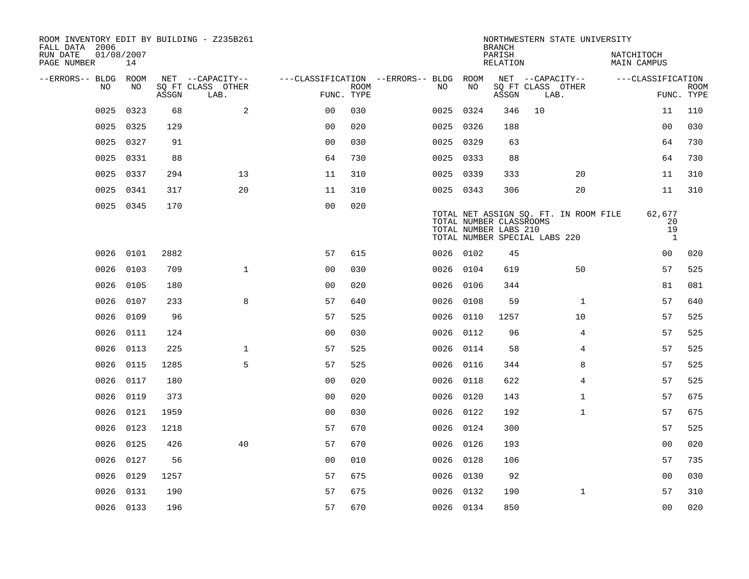ROOM INVENTORY EDIT BY BUILDING - Z235B261
FALL DATA 2006
RUN DATE 01/08/2007
PAGE NUMBER 14

NORTHWESTERN STATE UNIVERSITY
BRANCH
PARISH NATCHITOCH
RELATION MAIN CAMPUS

| --ERRORS-- | BLDG NO | ROOM NO | NET ASSGN | CAPACITY CLASS | CAPACITY OTHER LAB. | FUNC. | ROOM TYPE | --ERRORS-- | BLDG NO | ROOM NO | NET ASSGN | CAPACITY CLASS | CAPACITY OTHER LAB. | FUNC. | ROOM TYPE |
|---|---|---|---|---|---|---|---|---|---|---|---|---|---|---|---|
| | 0025 | 0323 | 68 | | 2 | 00 | 030 | | 0025 | 0324 | 346 | 10 | | 11 | 110 |
| | 0025 | 0325 | 129 | | | 00 | 020 | | 0025 | 0326 | 188 | | | 00 | 030 |
| | 0025 | 0327 | 91 | | | 00 | 030 | | 0025 | 0329 | 63 | | | 64 | 730 |
| | 0025 | 0331 | 88 | | | 64 | 730 | | 0025 | 0333 | 88 | | | 64 | 730 |
| | 0025 | 0337 | 294 | | 13 | 11 | 310 | | 0025 | 0339 | 333 | | 20 | 11 | 310 |
| | 0025 | 0341 | 317 | | 20 | 11 | 310 | | 0025 | 0343 | 306 | | 20 | 11 | 310 |
| | 0025 | 0345 | 170 | | | 00 | 020 | | | | | | | | |

TOTAL NET ASSIGN SQ. FT. IN ROOM FILE 62,677
TOTAL NUMBER CLASSROOMS 20
TOTAL NUMBER LABS 210 19
TOTAL NUMBER SPECIAL LABS 220 1

| --ERRORS-- | BLDG NO | ROOM NO | NET ASSGN | CAPACITY CLASS | CAPACITY OTHER LAB. | FUNC. | ROOM TYPE | --ERRORS-- | BLDG NO | ROOM NO | NET ASSGN | CAPACITY CLASS | CAPACITY OTHER LAB. | FUNC. | ROOM TYPE |
|---|---|---|---|---|---|---|---|---|---|---|---|---|---|---|---|
| | 0026 | 0101 | 2882 | | | 57 | 615 | | 0026 | 0102 | 45 | | | 00 | 020 |
| | 0026 | 0103 | 709 | | 1 | 00 | 030 | | 0026 | 0104 | 619 | | 50 | 57 | 525 |
| | 0026 | 0105 | 180 | | | 00 | 020 | | 0026 | 0106 | 344 | | | 81 | 081 |
| | 0026 | 0107 | 233 | | 8 | 57 | 640 | | 0026 | 0108 | 59 | | 1 | 57 | 640 |
| | 0026 | 0109 | 96 | | | 57 | 525 | | 0026 | 0110 | 1257 | | 10 | 57 | 525 |
| | 0026 | 0111 | 124 | | | 00 | 030 | | 0026 | 0112 | 96 | | 4 | 57 | 525 |
| | 0026 | 0113 | 225 | | 1 | 57 | 525 | | 0026 | 0114 | 58 | | 4 | 57 | 525 |
| | 0026 | 0115 | 1285 | | 5 | 57 | 525 | | 0026 | 0116 | 344 | | 8 | 57 | 525 |
| | 0026 | 0117 | 180 | | | 00 | 020 | | 0026 | 0118 | 622 | | 4 | 57 | 525 |
| | 0026 | 0119 | 373 | | | 00 | 020 | | 0026 | 0120 | 143 | | 1 | 57 | 675 |
| | 0026 | 0121 | 1959 | | | 00 | 030 | | 0026 | 0122 | 192 | | 1 | 57 | 675 |
| | 0026 | 0123 | 1218 | | | 57 | 670 | | 0026 | 0124 | 300 | | | 57 | 525 |
| | 0026 | 0125 | 426 | | 40 | 57 | 670 | | 0026 | 0126 | 193 | | | 00 | 020 |
| | 0026 | 0127 | 56 | | | 00 | 010 | | 0026 | 0128 | 106 | | | 57 | 735 |
| | 0026 | 0129 | 1257 | | | 57 | 675 | | 0026 | 0130 | 92 | | | 00 | 030 |
| | 0026 | 0131 | 190 | | | 57 | 675 | | 0026 | 0132 | 190 | | 1 | 57 | 310 |
| | 0026 | 0133 | 196 | | | 57 | 670 | | 0026 | 0134 | 850 | | | 00 | 020 |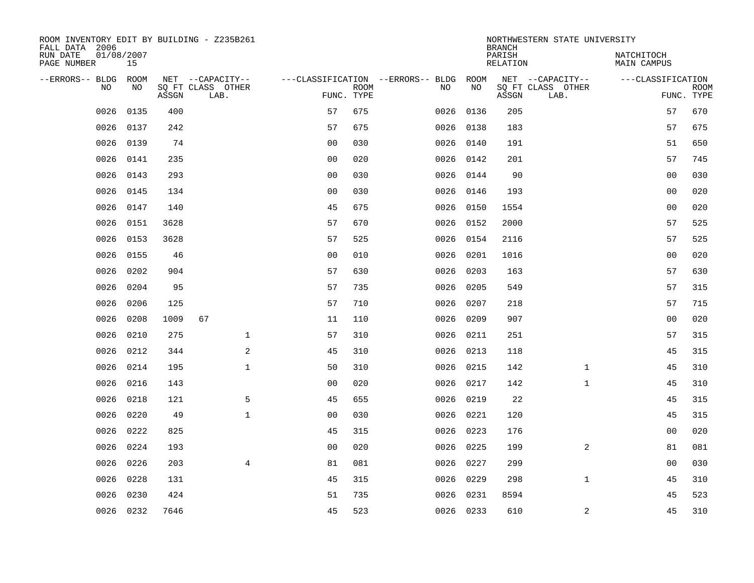ROOM INVENTORY EDIT BY BUILDING - Z235B261
FALL DATA 2006
RUN DATE 01/08/2007
PAGE NUMBER 15

NORTHWESTERN STATE UNIVERSITY
BRANCH
PARISH NATCHITOCH
RELATION MAIN CAMPUS

| --ERRORS-- | BLDG NO | ROOM NO | NET SQ FT ASSGN | CAPACITY CLASS LAB. | CAPACITY OTHER | CLASSIFICATION FUNC. | ROOM TYPE | --ERRORS-- | BLDG NO | ROOM NO | NET SQ FT ASSGN | CAPACITY CLASS LAB. | CAPACITY OTHER | CLASSIFICATION FUNC. | ROOM TYPE |
|---|---|---|---|---|---|---|---|---|---|---|---|---|---|---|---|
| | 0026 | 0135 | 400 | | | 57 | 675 | | 0026 | 0136 | 205 | | | 57 | 670 |
| | 0026 | 0137 | 242 | | | 57 | 675 | | 0026 | 0138 | 183 | | | 57 | 675 |
| | 0026 | 0139 | 74 | | | 00 | 030 | | 0026 | 0140 | 191 | | | 51 | 650 |
| | 0026 | 0141 | 235 | | | 00 | 020 | | 0026 | 0142 | 201 | | | 57 | 745 |
| | 0026 | 0143 | 293 | | | 00 | 030 | | 0026 | 0144 | 90 | | | 00 | 030 |
| | 0026 | 0145 | 134 | | | 00 | 030 | | 0026 | 0146 | 193 | | | 00 | 020 |
| | 0026 | 0147 | 140 | | | 45 | 675 | | 0026 | 0150 | 1554 | | | 00 | 020 |
| | 0026 | 0151 | 3628 | | | 57 | 670 | | 0026 | 0152 | 2000 | | | 57 | 525 |
| | 0026 | 0153 | 3628 | | | 57 | 525 | | 0026 | 0154 | 2116 | | | 57 | 525 |
| | 0026 | 0155 | 46 | | | 00 | 010 | | 0026 | 0201 | 1016 | | | 00 | 020 |
| | 0026 | 0202 | 904 | | | 57 | 630 | | 0026 | 0203 | 163 | | | 57 | 630 |
| | 0026 | 0204 | 95 | | | 57 | 735 | | 0026 | 0205 | 549 | | | 57 | 315 |
| | 0026 | 0206 | 125 | | | 57 | 710 | | 0026 | 0207 | 218 | | | 57 | 715 |
| | 0026 | 0208 | 1009 | 67 | | 11 | 110 | | 0026 | 0209 | 907 | | | 00 | 020 |
| | 0026 | 0210 | 275 | | 1 | 57 | 310 | | 0026 | 0211 | 251 | | | 57 | 315 |
| | 0026 | 0212 | 344 | | 2 | 45 | 310 | | 0026 | 0213 | 118 | | | 45 | 315 |
| | 0026 | 0214 | 195 | | 1 | 50 | 310 | | 0026 | 0215 | 142 | | 1 | 45 | 310 |
| | 0026 | 0216 | 143 | | | 00 | 020 | | 0026 | 0217 | 142 | | 1 | 45 | 310 |
| | 0026 | 0218 | 121 | | 5 | 45 | 655 | | 0026 | 0219 | 22 | | | 45 | 315 |
| | 0026 | 0220 | 49 | | 1 | 00 | 030 | | 0026 | 0221 | 120 | | | 45 | 315 |
| | 0026 | 0222 | 825 | | | 45 | 315 | | 0026 | 0223 | 176 | | | 00 | 020 |
| | 0026 | 0224 | 193 | | | 00 | 020 | | 0026 | 0225 | 199 | | 2 | 81 | 081 |
| | 0026 | 0226 | 203 | | 4 | 81 | 081 | | 0026 | 0227 | 299 | | | 00 | 030 |
| | 0026 | 0228 | 131 | | | 45 | 315 | | 0026 | 0229 | 298 | | 1 | 45 | 310 |
| | 0026 | 0230 | 424 | | | 51 | 735 | | 0026 | 0231 | 8594 | | | 45 | 523 |
| | 0026 | 0232 | 7646 | | | 45 | 523 | | 0026 | 0233 | 610 | | 2 | 45 | 310 |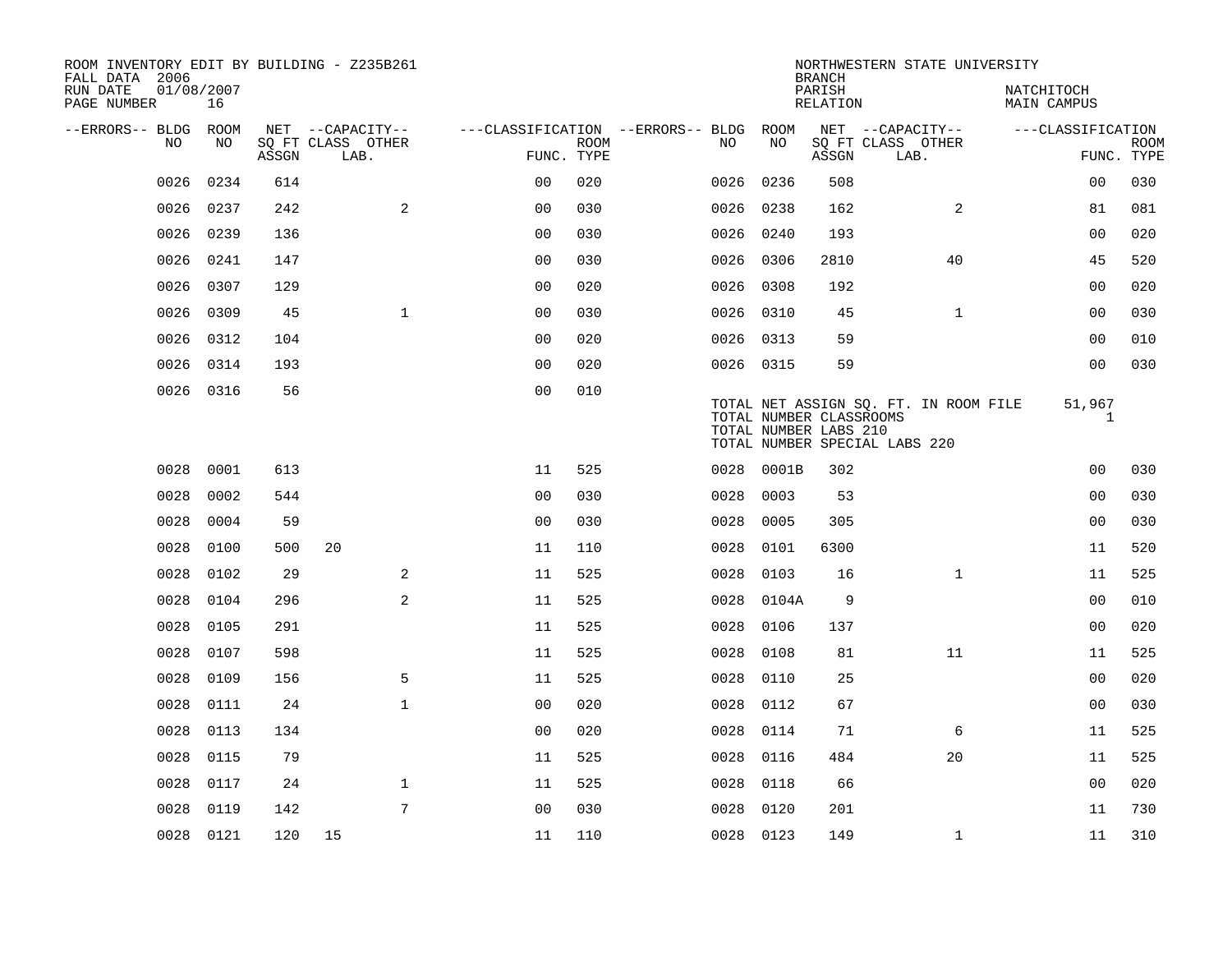ROOM INVENTORY EDIT BY BUILDING - Z235B261
FALL DATA 2006
RUN DATE 01/08/2007

NORTHWESTERN STATE UNIVERSITY
BRANCH
PARISH NATCHITOCH
RELATION MAIN CAMPUS

| --ERRORS-- | BLDG NO | ROOM NO | NET SQ FT ASSGN | CAPACITY CLASS | CAPACITY LAB. | CAPACITY OTHER | CLASSIFICATION FUNC. | ROOM TYPE | --ERRORS-- | BLDG NO | ROOM NO | NET SQ FT ASSGN | CAPACITY CLASS | CAPACITY LAB. | CAPACITY OTHER | CLASSIFICATION FUNC. | ROOM TYPE |
|---|---|---|---|---|---|---|---|---|---|---|---|---|---|---|---|---|---|
| | 0026 | 0234 | 614 | | | | 00 | 020 | | 0026 | 0236 | 508 | | | | 00 | 030 |
| | 0026 | 0237 | 242 | | | 2 | 00 | 030 | | 0026 | 0238 | 162 | | | 2 | 81 | 081 |
| | 0026 | 0239 | 136 | | | | 00 | 030 | | 0026 | 0240 | 193 | | | | 00 | 020 |
| | 0026 | 0241 | 147 | | | | 00 | 030 | | 0026 | 0306 | 2810 | | | 40 | 45 | 520 |
| | 0026 | 0307 | 129 | | | | 00 | 020 | | 0026 | 0308 | 192 | | | | 00 | 020 |
| | 0026 | 0309 | 45 | | | 1 | 00 | 030 | | 0026 | 0310 | 45 | | | 1 | 00 | 030 |
| | 0026 | 0312 | 104 | | | | 00 | 020 | | 0026 | 0313 | 59 | | | | 00 | 010 |
| | 0026 | 0314 | 193 | | | | 00 | 020 | | 0026 | 0315 | 59 | | | | 00 | 030 |
| | 0026 | 0316 | 56 | | | | 00 | 010 | | | | | | | | | |

TOTAL NET ASSIGN SQ. FT. IN ROOM FILE 51,967
TOTAL NUMBER CLASSROOMS 1
TOTAL NUMBER LABS 210
TOTAL NUMBER SPECIAL LABS 220

| --ERRORS-- | BLDG NO | ROOM NO | NET SQ FT ASSGN | CAPACITY CLASS | CAPACITY LAB. | CAPACITY OTHER | CLASSIFICATION FUNC. | ROOM TYPE | --ERRORS-- | BLDG NO | ROOM NO | NET SQ FT ASSGN | CAPACITY CLASS | CAPACITY LAB. | CAPACITY OTHER | CLASSIFICATION FUNC. | ROOM TYPE |
|---|---|---|---|---|---|---|---|---|---|---|---|---|---|---|---|---|---|
| | 0028 | 0001 | 613 | | | | 11 | 525 | | 0028 | 0001B | 302 | | | | 00 | 030 |
| | 0028 | 0002 | 544 | | | | 00 | 030 | | 0028 | 0003 | 53 | | | | 00 | 030 |
| | 0028 | 0004 | 59 | | | | 00 | 030 | | 0028 | 0005 | 305 | | | | 00 | 030 |
| | 0028 | 0100 | 500 | 20 | | | 11 | 110 | | 0028 | 0101 | 6300 | | | | 11 | 520 |
| | 0028 | 0102 | 29 | | | 2 | 11 | 525 | | 0028 | 0103 | 16 | | | 1 | 11 | 525 |
| | 0028 | 0104 | 296 | | | 2 | 11 | 525 | | 0028 | 0104A | 9 | | | | 00 | 010 |
| | 0028 | 0105 | 291 | | | | 11 | 525 | | 0028 | 0106 | 137 | | | | 00 | 020 |
| | 0028 | 0107 | 598 | | | | 11 | 525 | | 0028 | 0108 | 81 | | | 11 | 11 | 525 |
| | 0028 | 0109 | 156 | | | 5 | 11 | 525 | | 0028 | 0110 | 25 | | | | 00 | 020 |
| | 0028 | 0111 | 24 | | | 1 | 00 | 020 | | 0028 | 0112 | 67 | | | | 00 | 030 |
| | 0028 | 0113 | 134 | | | | 00 | 020 | | 0028 | 0114 | 71 | | | 6 | 11 | 525 |
| | 0028 | 0115 | 79 | | | | 11 | 525 | | 0028 | 0116 | 484 | | | 20 | 11 | 525 |
| | 0028 | 0117 | 24 | | | 1 | 11 | 525 | | 0028 | 0118 | 66 | | | | 00 | 020 |
| | 0028 | 0119 | 142 | | | 7 | 00 | 030 | | 0028 | 0120 | 201 | | | | 11 | 730 |
| | 0028 | 0121 | 120 | 15 | | | 11 | 110 | | 0028 | 0123 | 149 | | | 1 | 11 | 310 |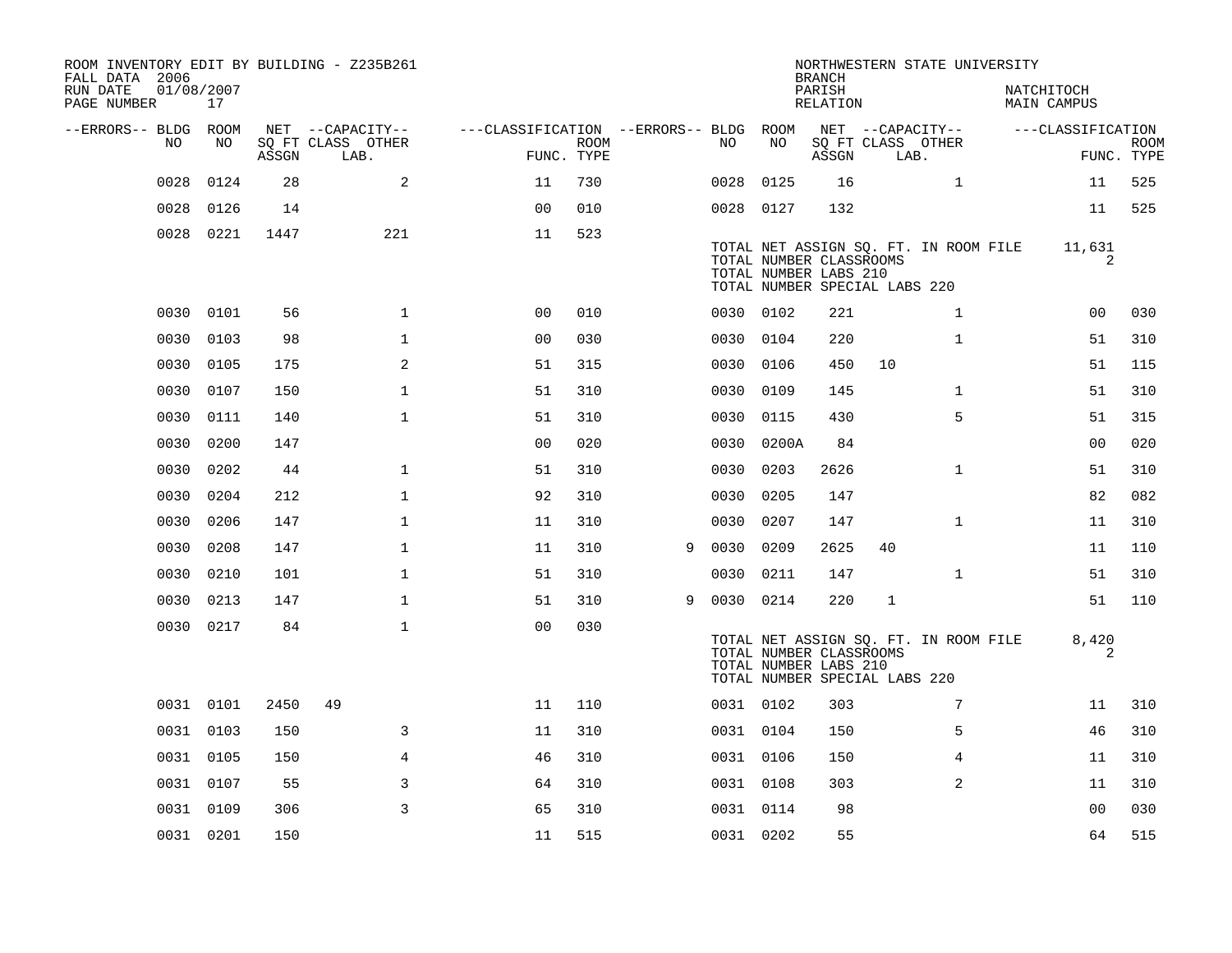ROOM INVENTORY EDIT BY BUILDING - Z235B261
FALL DATA 2006
RUN DATE 01/08/2007
PAGE NUMBER 17

NORTHWESTERN STATE UNIVERSITY
BRANCH
PARISH NATCHITOCH
RELATION MAIN CAMPUS

| --ERRORS-- | BLDG NO | ROOM NO | NET SQ FT ASSGN | CAPACITY CLASS | CAPACITY LAB. | CAPACITY OTHER | CLASSIFICATION FUNC. | ROOM TYPE | --ERRORS-- | BLDG NO | ROOM NO | NET SQ FT ASSGN | CAPACITY CLASS | CAPACITY LAB. | CAPACITY OTHER | CLASSIFICATION FUNC. | ROOM TYPE |
|---|---|---|---|---|---|---|---|---|---|---|---|---|---|---|---|---|---|
| | 0028 | 0124 | 28 | | | 2 | 11 | 730 | | 0028 | 0125 | 16 | | | 1 | 11 | 525 |
| | 0028 | 0126 | 14 | | | | 00 | 010 | | 0028 | 0127 | 132 | | | | 11 | 525 |
| | 0028 | 0221 | 1447 | | | 221 | 11 | 523 | | | | | | | | | |

TOTAL NET ASSIGN SQ. FT. IN ROOM FILE 11,631
TOTAL NUMBER CLASSROOMS 2
TOTAL NUMBER LABS 210
TOTAL NUMBER SPECIAL LABS 220

| --ERRORS-- | BLDG NO | ROOM NO | NET SQ FT ASSGN | CAPACITY CLASS | CAPACITY LAB. | CAPACITY OTHER | CLASSIFICATION FUNC. | ROOM TYPE | --ERRORS-- | BLDG NO | ROOM NO | NET SQ FT ASSGN | CAPACITY CLASS | CAPACITY LAB. | CAPACITY OTHER | CLASSIFICATION FUNC. | ROOM TYPE |
|---|---|---|---|---|---|---|---|---|---|---|---|---|---|---|---|---|---|
| | 0030 | 0101 | 56 | | | 1 | 00 | 010 | | 0030 | 0102 | 221 | | | 1 | 00 | 030 |
| | 0030 | 0103 | 98 | | | 1 | 00 | 030 | | 0030 | 0104 | 220 | | | 1 | 51 | 310 |
| | 0030 | 0105 | 175 | | | 2 | 51 | 315 | | 0030 | 0106 | 450 | 10 | | | 51 | 115 |
| | 0030 | 0107 | 150 | | | 1 | 51 | 310 | | 0030 | 0109 | 145 | | | 1 | 51 | 310 |
| | 0030 | 0111 | 140 | | | 1 | 51 | 310 | | 0030 | 0115 | 430 | | | 5 | 51 | 315 |
| | 0030 | 0200 | 147 | | | | 00 | 020 | | 0030 | 0200A | 84 | | | | 00 | 020 |
| | 0030 | 0202 | 44 | | | 1 | 51 | 310 | | 0030 | 0203 | 2626 | | | 1 | 51 | 310 |
| | 0030 | 0204 | 212 | | | 1 | 92 | 310 | | 0030 | 0205 | 147 | | | | 82 | 082 |
| | 0030 | 0206 | 147 | | | 1 | 11 | 310 | | 0030 | 0207 | 147 | | | 1 | 11 | 310 |
| | 0030 | 0208 | 147 | | | 1 | 11 | 310 | 9 | 0030 | 0209 | 2625 | 40 | | | 11 | 110 |
| | 0030 | 0210 | 101 | | | 1 | 51 | 310 | | 0030 | 0211 | 147 | | | 1 | 51 | 310 |
| | 0030 | 0213 | 147 | | | 1 | 51 | 310 | 9 | 0030 | 0214 | 220 | 1 | | | 51 | 110 |
| | 0030 | 0217 | 84 | | | 1 | 00 | 030 | | | | | | | | | |

TOTAL NET ASSIGN SQ. FT. IN ROOM FILE 8,420
TOTAL NUMBER CLASSROOMS 2
TOTAL NUMBER LABS 210
TOTAL NUMBER SPECIAL LABS 220

| --ERRORS-- | BLDG NO | ROOM NO | NET SQ FT ASSGN | CAPACITY CLASS | CAPACITY LAB. | CAPACITY OTHER | CLASSIFICATION FUNC. | ROOM TYPE | --ERRORS-- | BLDG NO | ROOM NO | NET SQ FT ASSGN | CAPACITY CLASS | CAPACITY LAB. | CAPACITY OTHER | CLASSIFICATION FUNC. | ROOM TYPE |
|---|---|---|---|---|---|---|---|---|---|---|---|---|---|---|---|---|---|
| | 0031 | 0101 | 2450 | 49 | | | 11 | 110 | | 0031 | 0102 | 303 | | | 7 | 11 | 310 |
| | 0031 | 0103 | 150 | | | 3 | 11 | 310 | | 0031 | 0104 | 150 | | | 5 | 46 | 310 |
| | 0031 | 0105 | 150 | | | 4 | 46 | 310 | | 0031 | 0106 | 150 | | | 4 | 11 | 310 |
| | 0031 | 0107 | 55 | | | 3 | 64 | 310 | | 0031 | 0108 | 303 | | | 2 | 11 | 310 |
| | 0031 | 0109 | 306 | | | 3 | 65 | 310 | | 0031 | 0114 | 98 | | | | 00 | 030 |
| | 0031 | 0201 | 150 | | | | 11 | 515 | | 0031 | 0202 | 55 | | | | 64 | 515 |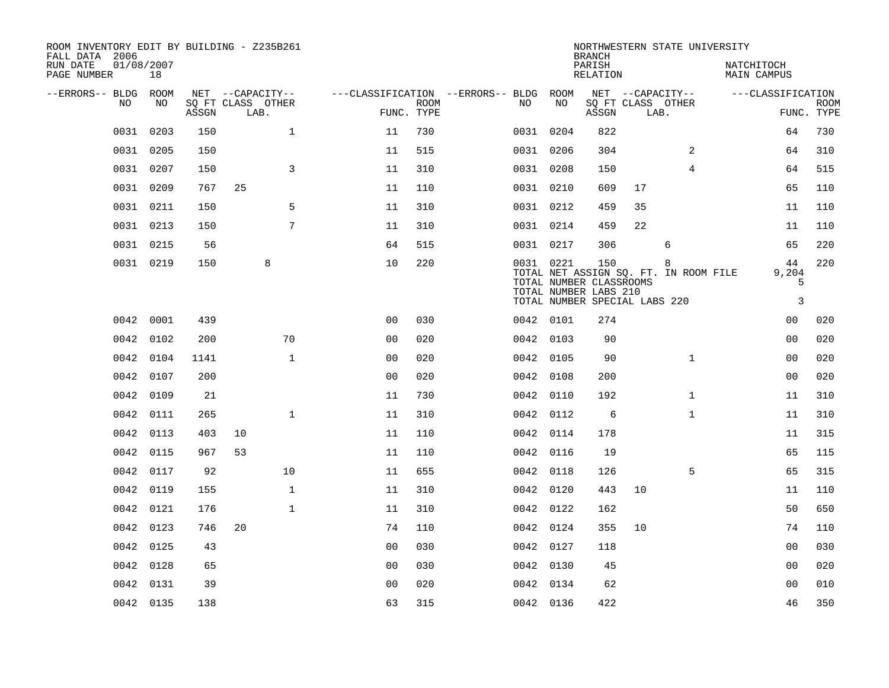ROOM INVENTORY EDIT BY BUILDING - Z235B261
FALL DATA 2006
RUN DATE 01/08/2007

NORTHWESTERN STATE UNIVERSITY
BRANCH
PARISH NATCHITOCH
RELATION MAIN CAMPUS

| --ERRORS-- | BLDG NO | ROOM NO | NET SQ FT ASSGN | --CAPACITY-- CLASS | LAB. | OTHER | ---CLASSIFICATION FUNC. | ROOM TYPE | --ERRORS-- | BLDG NO | ROOM NO | NET SQ FT ASSGN | --CAPACITY-- CLASS | LAB. | OTHER | ---CLASSIFICATION FUNC. | ROOM TYPE |
|---|---|---|---|---|---|---|---|---|---|---|---|---|---|---|---|---|---|
| | 0031 | 0203 | 150 | | | 1 | 11 | 730 | | 0031 | 0204 | 822 | | | | 64 | 730 |
| | 0031 | 0205 | 150 | | | | 11 | 515 | | 0031 | 0206 | 304 | | | 2 | 64 | 310 |
| | 0031 | 0207 | 150 | | | 3 | 11 | 310 | | 0031 | 0208 | 150 | | | 4 | 64 | 515 |
| | 0031 | 0209 | 767 | 25 | | | 11 | 110 | | 0031 | 0210 | 609 | 17 | | | 65 | 110 |
| | 0031 | 0211 | 150 | | | 5 | 11 | 310 | | 0031 | 0212 | 459 | 35 | | | 11 | 110 |
| | 0031 | 0213 | 150 | | | 7 | 11 | 310 | | 0031 | 0214 | 459 | 22 | | | 11 | 110 |
| | 0031 | 0215 | 56 | | | | 64 | 515 | | 0031 | 0217 | 306 | | 6 | | 65 | 220 |
| | 0031 | 0219 | 150 | | 8 | | 10 | 220 | | 0031 | 0221 | 150 | | 8 | | 44 | 220 |
| | | | | | | | | | | TOTAL NET ASSIGN SQ. FT. IN ROOM FILE | | | | | | 9,204 | |
| | | | | | | | | | | TOTAL NUMBER CLASSROOMS | | | | | | 5 | |
| | | | | | | | | | | TOTAL NUMBER LABS 210 | | | | | | | |
| | | | | | | | | | | TOTAL NUMBER SPECIAL LABS 220 | | | | | | 3 | |
| | 0042 | 0001 | 439 | | | | 00 | 030 | | 0042 | 0101 | 274 | | | | 00 | 020 |
| | 0042 | 0102 | 200 | | | 70 | 00 | 020 | | 0042 | 0103 | 90 | | | | 00 | 020 |
| | 0042 | 0104 | 1141 | | | 1 | 00 | 020 | | 0042 | 0105 | 90 | | | 1 | 00 | 020 |
| | 0042 | 0107 | 200 | | | | 00 | 020 | | 0042 | 0108 | 200 | | | | 00 | 020 |
| | 0042 | 0109 | 21 | | | | 11 | 730 | | 0042 | 0110 | 192 | | | 1 | 11 | 310 |
| | 0042 | 0111 | 265 | | | 1 | 11 | 310 | | 0042 | 0112 | 6 | | | 1 | 11 | 310 |
| | 0042 | 0113 | 403 | 10 | | | 11 | 110 | | 0042 | 0114 | 178 | | | | 11 | 315 |
| | 0042 | 0115 | 967 | 53 | | | 11 | 110 | | 0042 | 0116 | 19 | | | | 65 | 115 |
| | 0042 | 0117 | 92 | | | 10 | 11 | 655 | | 0042 | 0118 | 126 | | | 5 | 65 | 315 |
| | 0042 | 0119 | 155 | | | 1 | 11 | 310 | | 0042 | 0120 | 443 | 10 | | | 11 | 110 |
| | 0042 | 0121 | 176 | | | 1 | 11 | 310 | | 0042 | 0122 | 162 | | | | 50 | 650 |
| | 0042 | 0123 | 746 | 20 | | | 74 | 110 | | 0042 | 0124 | 355 | 10 | | | 74 | 110 |
| | 0042 | 0125 | 43 | | | | 00 | 030 | | 0042 | 0127 | 118 | | | | 00 | 030 |
| | 0042 | 0128 | 65 | | | | 00 | 030 | | 0042 | 0130 | 45 | | | | 00 | 020 |
| | 0042 | 0131 | 39 | | | | 00 | 020 | | 0042 | 0134 | 62 | | | | 00 | 010 |
| | 0042 | 0135 | 138 | | | | 63 | 315 | | 0042 | 0136 | 422 | | | | 46 | 350 |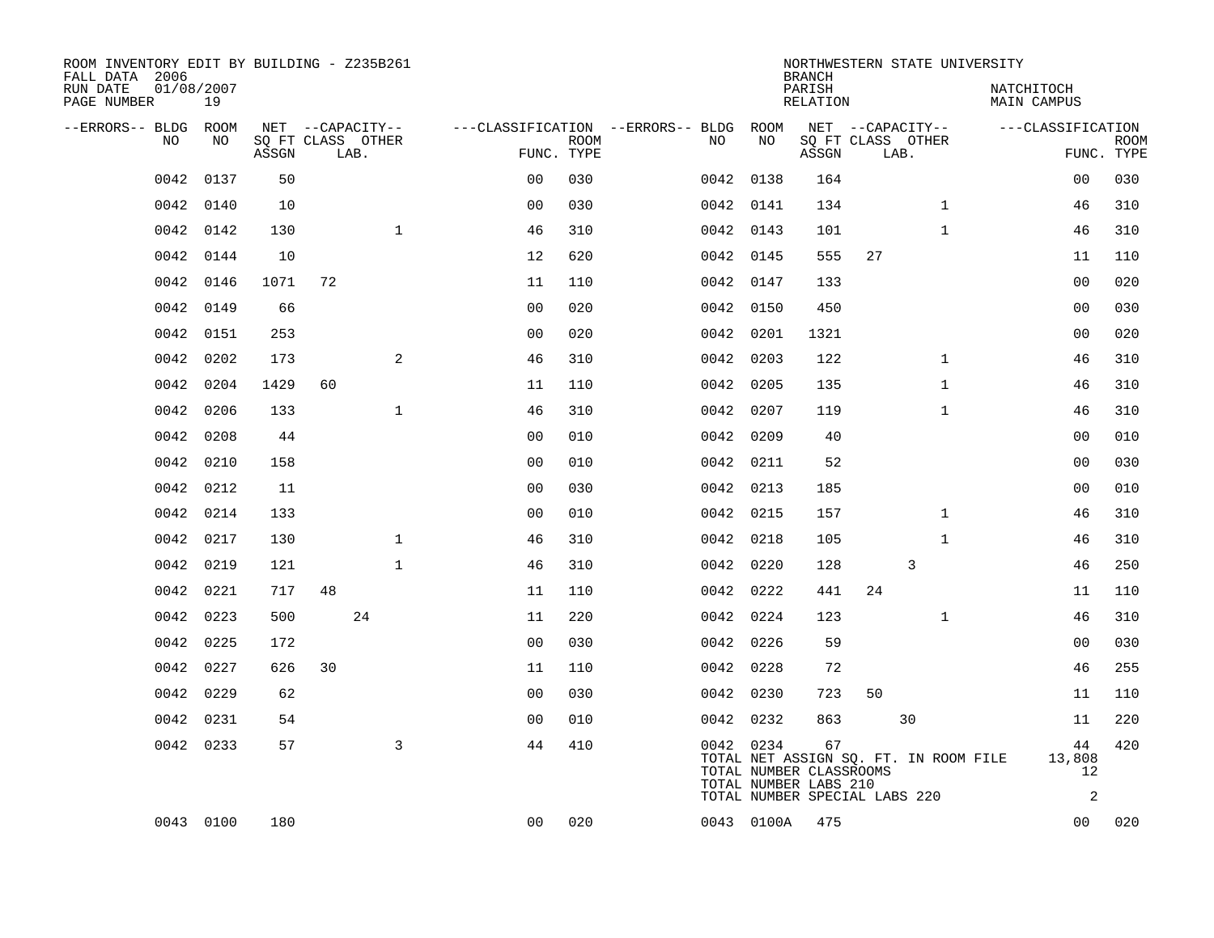ROOM INVENTORY EDIT BY BUILDING - Z235B261
FALL DATA 2006
RUN DATE 01/08/2007
PAGE NUMBER 19

NORTHWESTERN STATE UNIVERSITY
BRANCH
PARISH NATCHITOCH
RELATION MAIN CAMPUS

| --ERRORS-- | BLDG NO | ROOM NO | NET SQ FT ASSGN | CAPACITY CLASS | CAPACITY LAB. | CAPACITY OTHER | CLASSIFICATION FUNC. | ROOM TYPE | --ERRORS-- | BLDG NO | ROOM NO | NET SQ FT ASSGN | CAPACITY CLASS | CAPACITY LAB. | CAPACITY OTHER | CLASSIFICATION FUNC. | ROOM TYPE |
|---|---|---|---|---|---|---|---|---|---|---|---|---|---|---|---|---|---|
| | 0042 | 0137 | 50 | | | | 00 | 030 | | 0042 | 0138 | 164 | | | | 00 | 030 |
| | 0042 | 0140 | 10 | | | | 00 | 030 | | 0042 | 0141 | 134 | | | 1 | 46 | 310 |
| | 0042 | 0142 | 130 | | | 1 | 46 | 310 | | 0042 | 0143 | 101 | | | 1 | 46 | 310 |
| | 0042 | 0144 | 10 | | | | 12 | 620 | | 0042 | 0145 | 555 | 27 | | | 11 | 110 |
| | 0042 | 0146 | 1071 | 72 | | | 11 | 110 | | 0042 | 0147 | 133 | | | | 00 | 020 |
| | 0042 | 0149 | 66 | | | | 00 | 020 | | 0042 | 0150 | 450 | | | | 00 | 030 |
| | 0042 | 0151 | 253 | | | | 00 | 020 | | 0042 | 0201 | 1321 | | | | 00 | 020 |
| | 0042 | 0202 | 173 | | | 2 | 46 | 310 | | 0042 | 0203 | 122 | | | 1 | 46 | 310 |
| | 0042 | 0204 | 1429 | 60 | | | 11 | 110 | | 0042 | 0205 | 135 | | | 1 | 46 | 310 |
| | 0042 | 0206 | 133 | | | 1 | 46 | 310 | | 0042 | 0207 | 119 | | | 1 | 46 | 310 |
| | 0042 | 0208 | 44 | | | | 00 | 010 | | 0042 | 0209 | 40 | | | | 00 | 010 |
| | 0042 | 0210 | 158 | | | | 00 | 010 | | 0042 | 0211 | 52 | | | | 00 | 030 |
| | 0042 | 0212 | 11 | | | | 00 | 030 | | 0042 | 0213 | 185 | | | | 00 | 010 |
| | 0042 | 0214 | 133 | | | | 00 | 010 | | 0042 | 0215 | 157 | | | 1 | 46 | 310 |
| | 0042 | 0217 | 130 | | | 1 | 46 | 310 | | 0042 | 0218 | 105 | | | 1 | 46 | 310 |
| | 0042 | 0219 | 121 | | | 1 | 46 | 310 | | 0042 | 0220 | 128 | | 3 | | 46 | 250 |
| | 0042 | 0221 | 717 | 48 | | | 11 | 110 | | 0042 | 0222 | 441 | 24 | | | 11 | 110 |
| | 0042 | 0223 | 500 | | 24 | | 11 | 220 | | 0042 | 0224 | 123 | | | 1 | 46 | 310 |
| | 0042 | 0225 | 172 | | | | 00 | 030 | | 0042 | 0226 | 59 | | | | 00 | 030 |
| | 0042 | 0227 | 626 | 30 | | | 11 | 110 | | 0042 | 0228 | 72 | | | | 46 | 255 |
| | 0042 | 0229 | 62 | | | | 00 | 030 | | 0042 | 0230 | 723 | 50 | | | 11 | 110 |
| | 0042 | 0231 | 54 | | | | 00 | 010 | | 0042 | 0232 | 863 | | 30 | | 11 | 220 |
| | 0042 | 0233 | 57 | | | 3 | 44 | 410 | | 0042 | 0234 | 67 | | | | 44 | 420 |
| | | | | | | | | | | TOTAL NET ASSIGN SQ. FT. IN ROOM FILE | | | | | | 13,808 | |
| | | | | | | | | | | TOTAL NUMBER CLASSROOMS | | | | | | 12 | |
| | | | | | | | | | | TOTAL NUMBER LABS 210 | | | | | | | |
| | | | | | | | | | | TOTAL NUMBER SPECIAL LABS 220 | | | | | | 2 | |
| | 0043 | 0100 | 180 | | | | 00 | 020 | | 0043 | 0100A | 475 | | | | 00 | 020 |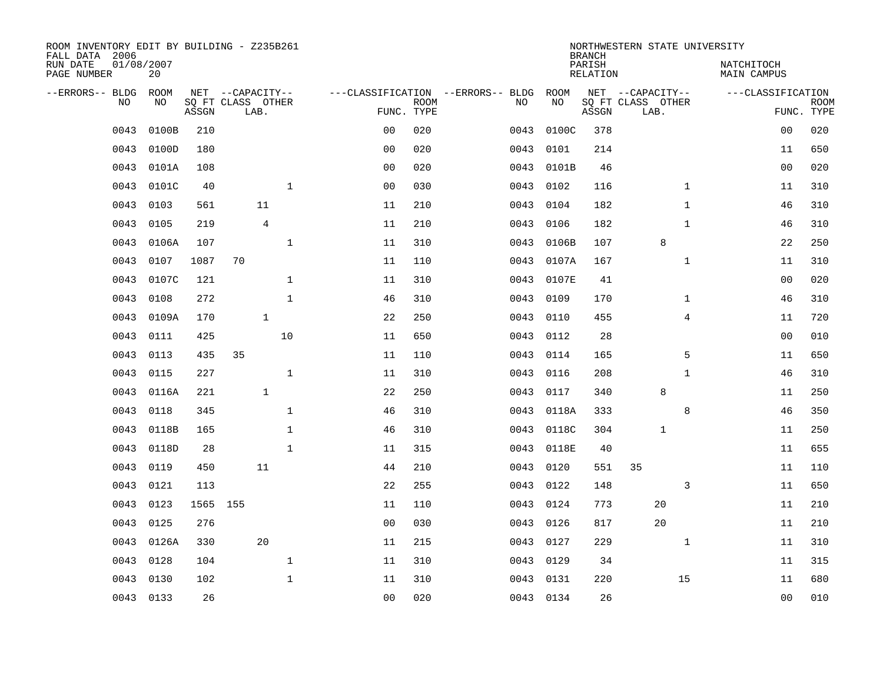ROOM INVENTORY EDIT BY BUILDING - Z235B261
FALL DATA 2006
RUN DATE 01/08/2007
PAGE NUMBER 20

NORTHWESTERN STATE UNIVERSITY
BRANCH
PARISH NATCHITOCH
RELATION MAIN CAMPUS

| --ERRORS-- | BLDG NO | ROOM NO | NET SQ FT ASSGN | CAPACITY CLASS | CAPACITY LAB. | CAPACITY OTHER | FUNC. | ROOM TYPE | --ERRORS-- | BLDG NO | ROOM NO | NET SQ FT ASSGN | CAPACITY CLASS | CAPACITY LAB. | CAPACITY OTHER | FUNC. | ROOM TYPE |
|---|---|---|---|---|---|---|---|---|---|---|---|---|---|---|---|---|---|
| | 0043 | 0100B | 210 | | | | 00 | 020 | | 0043 | 0100C | 378 | | | | 00 | 020 |
| | 0043 | 0100D | 180 | | | | 00 | 020 | | 0043 | 0101 | 214 | | | | 11 | 650 |
| | 0043 | 0101A | 108 | | | | 00 | 020 | | 0043 | 0101B | 46 | | | | 00 | 020 |
| | 0043 | 0101C | 40 | | | 1 | 00 | 030 | | 0043 | 0102 | 116 | | | 1 | 11 | 310 |
| | 0043 | 0103 | 561 | | 11 | | 11 | 210 | | 0043 | 0104 | 182 | | | 1 | 46 | 310 |
| | 0043 | 0105 | 219 | | 4 | | 11 | 210 | | 0043 | 0106 | 182 | | | 1 | 46 | 310 |
| | 0043 | 0106A | 107 | | | 1 | 11 | 310 | | 0043 | 0106B | 107 | | 8 | | 22 | 250 |
| | 0043 | 0107 | 1087 | 70 | | | 11 | 110 | | 0043 | 0107A | 167 | | | 1 | 11 | 310 |
| | 0043 | 0107C | 121 | | | 1 | 11 | 310 | | 0043 | 0107E | 41 | | | | 00 | 020 |
| | 0043 | 0108 | 272 | | | 1 | 46 | 310 | | 0043 | 0109 | 170 | | | 1 | 46 | 310 |
| | 0043 | 0109A | 170 | | 1 | | 22 | 250 | | 0043 | 0110 | 455 | | | 4 | 11 | 720 |
| | 0043 | 0111 | 425 | | | 10 | 11 | 650 | | 0043 | 0112 | 28 | | | | 00 | 010 |
| | 0043 | 0113 | 435 | 35 | | | 11 | 110 | | 0043 | 0114 | 165 | | | 5 | 11 | 650 |
| | 0043 | 0115 | 227 | | | 1 | 11 | 310 | | 0043 | 0116 | 208 | | | 1 | 46 | 310 |
| | 0043 | 0116A | 221 | | 1 | | 22 | 250 | | 0043 | 0117 | 340 | | 8 | | 11 | 250 |
| | 0043 | 0118 | 345 | | | 1 | 46 | 310 | | 0043 | 0118A | 333 | | | 8 | 46 | 350 |
| | 0043 | 0118B | 165 | | | 1 | 46 | 310 | | 0043 | 0118C | 304 | | 1 | | 11 | 250 |
| | 0043 | 0118D | 28 | | | 1 | 11 | 315 | | 0043 | 0118E | 40 | | | | 11 | 655 |
| | 0043 | 0119 | 450 | | 11 | | 44 | 210 | | 0043 | 0120 | 551 | 35 | | | 11 | 110 |
| | 0043 | 0121 | 113 | | | | 22 | 255 | | 0043 | 0122 | 148 | | | 3 | 11 | 650 |
| | 0043 | 0123 | 1565 | 155 | | | 11 | 110 | | 0043 | 0124 | 773 | | 20 | | 11 | 210 |
| | 0043 | 0125 | 276 | | | | 00 | 030 | | 0043 | 0126 | 817 | | 20 | | 11 | 210 |
| | 0043 | 0126A | 330 | | 20 | | 11 | 215 | | 0043 | 0127 | 229 | | | 1 | 11 | 310 |
| | 0043 | 0128 | 104 | | | 1 | 11 | 310 | | 0043 | 0129 | 34 | | | | 11 | 315 |
| | 0043 | 0130 | 102 | | | 1 | 11 | 310 | | 0043 | 0131 | 220 | | | 15 | 11 | 680 |
| | 0043 | 0133 | 26 | | | | 00 | 020 | | 0043 | 0134 | 26 | | | | 00 | 010 |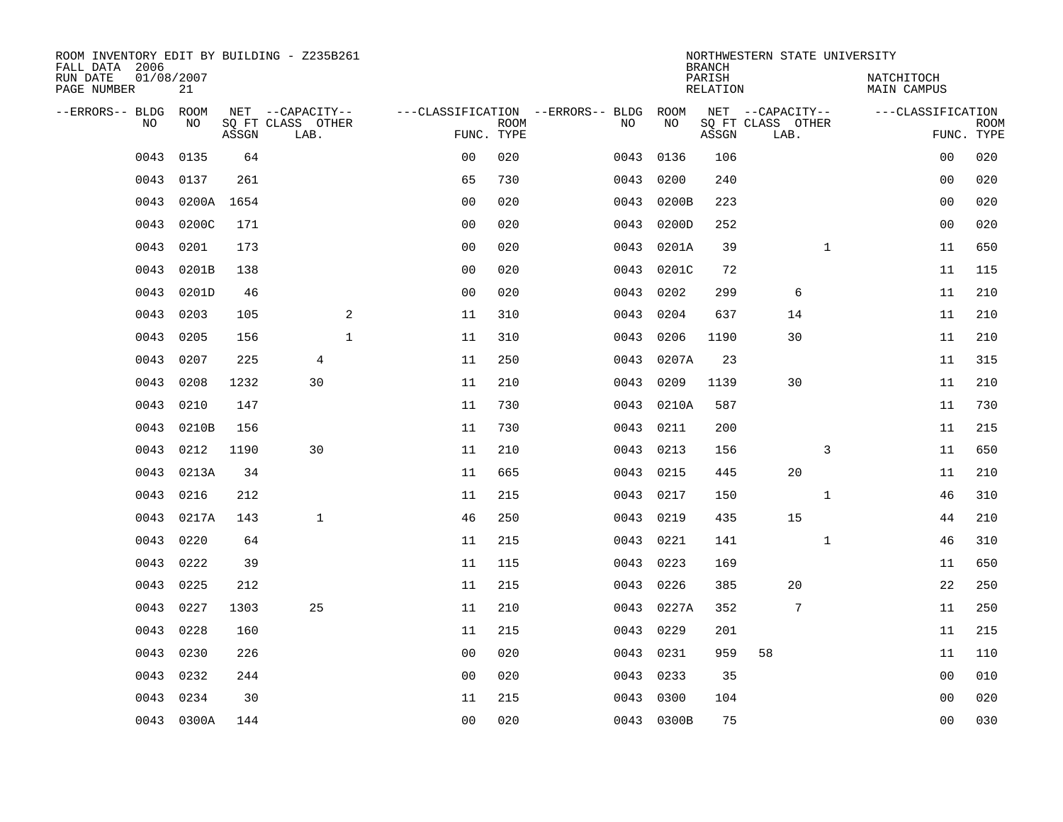ROOM INVENTORY EDIT BY BUILDING - Z235B261
FALL DATA 2006
RUN DATE 01/08/2007
PAGE NUMBER 21

NORTHWESTERN STATE UNIVERSITY
BRANCH
PARISH NATCHITOCH
RELATION MAIN CAMPUS

| --ERRORS-- | BLDG NO | ROOM NO | NET SQ FT ASSGN | CAPACITY CLASS LAB. | CAPACITY OTHER | CLASSIFICATION FUNC. | ROOM TYPE | --ERRORS-- | BLDG NO | ROOM NO | NET SQ FT ASSGN | CAPACITY CLASS LAB. | CAPACITY OTHER | CLASSIFICATION FUNC. | ROOM TYPE |
|---|---|---|---|---|---|---|---|---|---|---|---|---|---|---|---|
| | 0043 | 0135 | 64 | | | 00 | 020 | | 0043 | 0136 | 106 | | | 00 | 020 |
| | 0043 | 0137 | 261 | | | 65 | 730 | | 0043 | 0200 | 240 | | | 00 | 020 |
| | 0043 | 0200A | 1654 | | | 00 | 020 | | 0043 | 0200B | 223 | | | 00 | 020 |
| | 0043 | 0200C | 171 | | | 00 | 020 | | 0043 | 0200D | 252 | | | 00 | 020 |
| | 0043 | 0201 | 173 | | | 00 | 020 | | 0043 | 0201A | 39 | | 1 | 11 | 650 |
| | 0043 | 0201B | 138 | | | 00 | 020 | | 0043 | 0201C | 72 | | | 11 | 115 |
| | 0043 | 0201D | 46 | | | 00 | 020 | | 0043 | 0202 | 299 | 6 | | 11 | 210 |
| | 0043 | 0203 | 105 | | 2 | 11 | 310 | | 0043 | 0204 | 637 | 14 | | 11 | 210 |
| | 0043 | 0205 | 156 | | 1 | 11 | 310 | | 0043 | 0206 | 1190 | 30 | | 11 | 210 |
| | 0043 | 0207 | 225 | 4 | | 11 | 250 | | 0043 | 0207A | 23 | | | 11 | 315 |
| | 0043 | 0208 | 1232 | 30 | | 11 | 210 | | 0043 | 0209 | 1139 | 30 | | 11 | 210 |
| | 0043 | 0210 | 147 | | | 11 | 730 | | 0043 | 0210A | 587 | | | 11 | 730 |
| | 0043 | 0210B | 156 | | | 11 | 730 | | 0043 | 0211 | 200 | | | 11 | 215 |
| | 0043 | 0212 | 1190 | 30 | | 11 | 210 | | 0043 | 0213 | 156 | | 3 | 11 | 650 |
| | 0043 | 0213A | 34 | | | 11 | 665 | | 0043 | 0215 | 445 | 20 | | 11 | 210 |
| | 0043 | 0216 | 212 | | | 11 | 215 | | 0043 | 0217 | 150 | | 1 | 46 | 310 |
| | 0043 | 0217A | 143 | 1 | | 46 | 250 | | 0043 | 0219 | 435 | 15 | | 44 | 210 |
| | 0043 | 0220 | 64 | | | 11 | 215 | | 0043 | 0221 | 141 | | 1 | 46 | 310 |
| | 0043 | 0222 | 39 | | | 11 | 115 | | 0043 | 0223 | 169 | | | 11 | 650 |
| | 0043 | 0225 | 212 | | | 11 | 215 | | 0043 | 0226 | 385 | 20 | | 22 | 250 |
| | 0043 | 0227 | 1303 | 25 | | 11 | 210 | | 0043 | 0227A | 352 | 7 | | 11 | 250 |
| | 0043 | 0228 | 160 | | | 11 | 215 | | 0043 | 0229 | 201 | | | 11 | 215 |
| | 0043 | 0230 | 226 | | | 00 | 020 | | 0043 | 0231 | 959 | 58 | | 11 | 110 |
| | 0043 | 0232 | 244 | | | 00 | 020 | | 0043 | 0233 | 35 | | | 00 | 010 |
| | 0043 | 0234 | 30 | | | 11 | 215 | | 0043 | 0300 | 104 | | | 00 | 020 |
| | 0043 | 0300A | 144 | | | 00 | 020 | | 0043 | 0300B | 75 | | | 00 | 030 |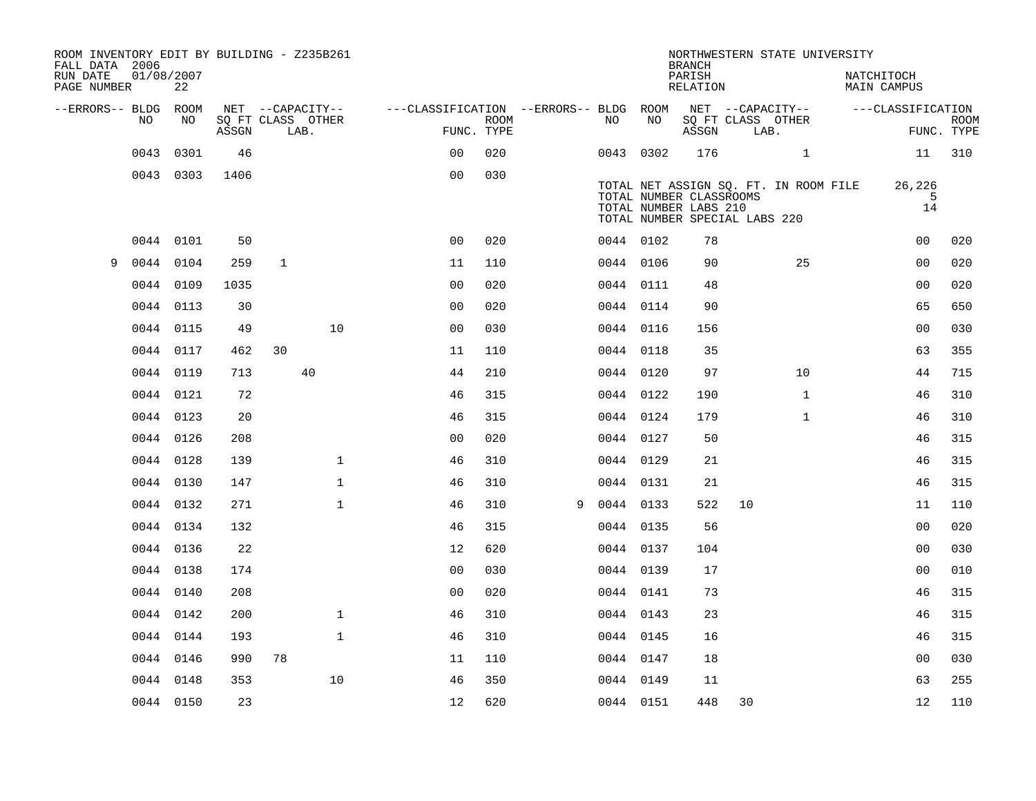ROOM INVENTORY EDIT BY BUILDING - Z235B261
FALL DATA 2006
RUN DATE 01/08/2007
PAGE NUMBER 22

NORTHWESTERN STATE UNIVERSITY
BRANCH
PARISH NATCHITOCH
RELATION MAIN CAMPUS

| --ERRORS-- | BLDG NO | ROOM NO | NET SQ FT ASSGN | CAPACITY CLASS | CAPACITY LAB. | CAPACITY OTHER | FUNC. | ROOM TYPE | --ERRORS-- | BLDG NO | ROOM NO | NET SQ FT ASSGN | CAPACITY CLASS | CAPACITY LAB. | CAPACITY OTHER | FUNC. | ROOM TYPE |
|---|---|---|---|---|---|---|---|---|---|---|---|---|---|---|---|---|---|
| | 0043 | 0301 | 46 | | | | 00 | 020 | | 0043 | 0302 | 176 | | | 1 | 11 | 310 |
| | 0043 | 0303 | 1406 | | | | 00 | 030 | | | | | | | | | |

TOTAL NET ASSIGN SQ. FT. IN ROOM FILE 26,226
TOTAL NUMBER CLASSROOMS 5
TOTAL NUMBER LABS 210 14
TOTAL NUMBER SPECIAL LABS 220

| --ERRORS-- | BLDG NO | ROOM NO | NET SQ FT ASSGN | CAPACITY CLASS | CAPACITY LAB. | CAPACITY OTHER | FUNC. | ROOM TYPE | --ERRORS-- | BLDG NO | ROOM NO | NET SQ FT ASSGN | CAPACITY CLASS | CAPACITY LAB. | CAPACITY OTHER | FUNC. | ROOM TYPE |
|---|---|---|---|---|---|---|---|---|---|---|---|---|---|---|---|---|---|
| | 0044 | 0101 | 50 | | | | 00 | 020 | | 0044 | 0102 | 78 | | | | 00 | 020 |
| 9 | 0044 | 0104 | 259 | 1 | | | 11 | 110 | | 0044 | 0106 | 90 | | | 25 | 00 | 020 |
| | 0044 | 0109 | 1035 | | | | 00 | 020 | | 0044 | 0111 | 48 | | | | 00 | 020 |
| | 0044 | 0113 | 30 | | | | 00 | 020 | | 0044 | 0114 | 90 | | | | 65 | 650 |
| | 0044 | 0115 | 49 | | | 10 | 00 | 030 | | 0044 | 0116 | 156 | | | | 00 | 030 |
| | 0044 | 0117 | 462 | 30 | | | 11 | 110 | | 0044 | 0118 | 35 | | | | 63 | 355 |
| | 0044 | 0119 | 713 | | 40 | | 44 | 210 | | 0044 | 0120 | 97 | | | 10 | 44 | 715 |
| | 0044 | 0121 | 72 | | | | 46 | 315 | | 0044 | 0122 | 190 | | | 1 | 46 | 310 |
| | 0044 | 0123 | 20 | | | | 46 | 315 | | 0044 | 0124 | 179 | | | 1 | 46 | 310 |
| | 0044 | 0126 | 208 | | | | 00 | 020 | | 0044 | 0127 | 50 | | | | 46 | 315 |
| | 0044 | 0128 | 139 | | | 1 | 46 | 310 | | 0044 | 0129 | 21 | | | | 46 | 315 |
| | 0044 | 0130 | 147 | | | 1 | 46 | 310 | | 0044 | 0131 | 21 | | | | 46 | 315 |
| | 0044 | 0132 | 271 | | | 1 | 46 | 310 | 9 | 0044 | 0133 | 522 | 10 | | | 11 | 110 |
| | 0044 | 0134 | 132 | | | | 46 | 315 | | 0044 | 0135 | 56 | | | | 00 | 020 |
| | 0044 | 0136 | 22 | | | | 12 | 620 | | 0044 | 0137 | 104 | | | | 00 | 030 |
| | 0044 | 0138 | 174 | | | | 00 | 030 | | 0044 | 0139 | 17 | | | | 00 | 010 |
| | 0044 | 0140 | 208 | | | | 00 | 020 | | 0044 | 0141 | 73 | | | | 46 | 315 |
| | 0044 | 0142 | 200 | | | 1 | 46 | 310 | | 0044 | 0143 | 23 | | | | 46 | 315 |
| | 0044 | 0144 | 193 | | | 1 | 46 | 310 | | 0044 | 0145 | 16 | | | | 46 | 315 |
| | 0044 | 0146 | 990 | 78 | | | 11 | 110 | | 0044 | 0147 | 18 | | | | 00 | 030 |
| | 0044 | 0148 | 353 | | | 10 | 46 | 350 | | 0044 | 0149 | 11 | | | | 63 | 255 |
| | 0044 | 0150 | 23 | | | | 12 | 620 | | 0044 | 0151 | 448 | 30 | | | 12 | 110 |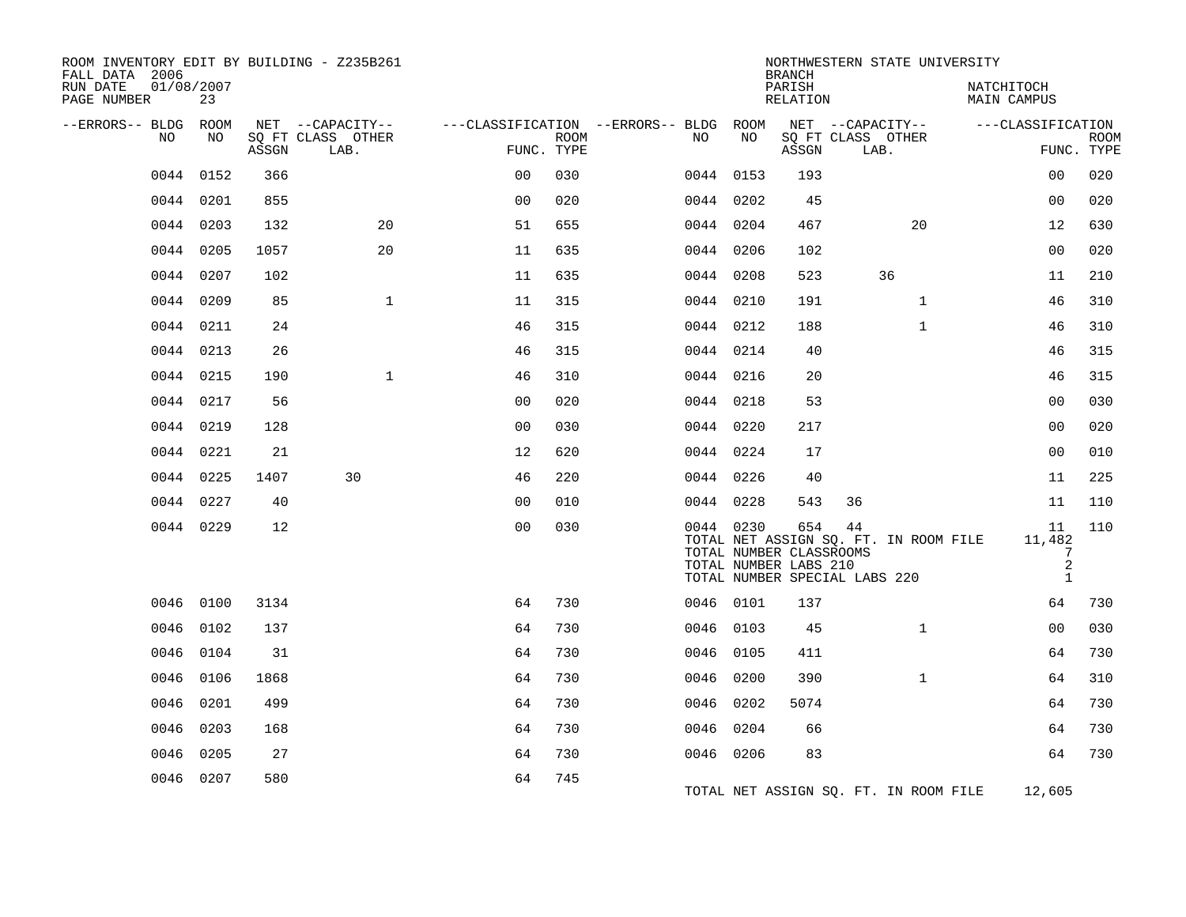ROOM INVENTORY EDIT BY BUILDING - Z235B261
FALL DATA 2006
RUN DATE 01/08/2007
PAGE NUMBER 23

NORTHWESTERN STATE UNIVERSITY
BRANCH
PARISH NATCHITOCH
RELATION MAIN CAMPUS

| --ERRORS-- | BLDG NO | ROOM NO | NET SQ FT ASSGN | CAPACITY CLASS | CAPACITY OTHER LAB. | CLASSIFICATION FUNC. | ROOM TYPE | --ERRORS-- | BLDG NO | ROOM NO | NET SQ FT ASSGN | CAPACITY CLASS | CAPACITY OTHER LAB. | CLASSIFICATION FUNC. | ROOM TYPE |
|---|---|---|---|---|---|---|---|---|---|---|---|---|---|---|---|
| | 0044 | 0152 | 366 | | | 00 | 030 | | 0044 | 0153 | 193 | | | 00 | 020 |
| | 0044 | 0201 | 855 | | | 00 | 020 | | 0044 | 0202 | 45 | | | 00 | 020 |
| | 0044 | 0203 | 132 | | 20 | 51 | 655 | | 0044 | 0204 | 467 | | 20 | 12 | 630 |
| | 0044 | 0205 | 1057 | | 20 | 11 | 635 | | 0044 | 0206 | 102 | | | 00 | 020 |
| | 0044 | 0207 | 102 | | | 11 | 635 | | 0044 | 0208 | 523 | 36 | | 11 | 210 |
| | 0044 | 0209 | 85 | | 1 | 11 | 315 | | 0044 | 0210 | 191 | | 1 | 46 | 310 |
| | 0044 | 0211 | 24 | | | 46 | 315 | | 0044 | 0212 | 188 | | 1 | 46 | 310 |
| | 0044 | 0213 | 26 | | | 46 | 315 | | 0044 | 0214 | 40 | | | 46 | 315 |
| | 0044 | 0215 | 190 | | 1 | 46 | 310 | | 0044 | 0216 | 20 | | | 46 | 315 |
| | 0044 | 0217 | 56 | | | 00 | 020 | | 0044 | 0218 | 53 | | | 00 | 030 |
| | 0044 | 0219 | 128 | | | 00 | 030 | | 0044 | 0220 | 217 | | | 00 | 020 |
| | 0044 | 0221 | 21 | | | 12 | 620 | | 0044 | 0224 | 17 | | | 00 | 010 |
| | 0044 | 0225 | 1407 | 30 | | 46 | 220 | | 0044 | 0226 | 40 | | | 11 | 225 |
| | 0044 | 0227 | 40 | | | 00 | 010 | | 0044 | 0228 | 543 | 36 | | 11 | 110 |
| | 0044 | 0229 | 12 | | | 00 | 030 | | 0044 | 0230 | 654 | 44 | | 11 | 110 |
| | | | | | | | | | TOTAL NET ASSIGN SQ. FT. IN ROOM FILE | | | | | 11,482 | |
| | | | | | | | | | TOTAL NUMBER CLASSROOMS | | | | | 7 | |
| | | | | | | | | | TOTAL NUMBER LABS 210 | | | | | 2 | |
| | | | | | | | | | TOTAL NUMBER SPECIAL LABS 220 | | | | | 1 | |
| | 0046 | 0100 | 3134 | | | 64 | 730 | | 0046 | 0101 | 137 | | | 64 | 730 |
| | 0046 | 0102 | 137 | | | 64 | 730 | | 0046 | 0103 | 45 | | 1 | 00 | 030 |
| | 0046 | 0104 | 31 | | | 64 | 730 | | 0046 | 0105 | 411 | | | 64 | 730 |
| | 0046 | 0106 | 1868 | | | 64 | 730 | | 0046 | 0200 | 390 | | 1 | 64 | 310 |
| | 0046 | 0201 | 499 | | | 64 | 730 | | 0046 | 0202 | 5074 | | | 64 | 730 |
| | 0046 | 0203 | 168 | | | 64 | 730 | | 0046 | 0204 | 66 | | | 64 | 730 |
| | 0046 | 0205 | 27 | | | 64 | 730 | | 0046 | 0206 | 83 | | | 64 | 730 |
| | 0046 | 0207 | 580 | | | 64 | 745 | | | | | | | | |
| | | | | | | | | | TOTAL NET ASSIGN SQ. FT. IN ROOM FILE | | | | | 12,605 | |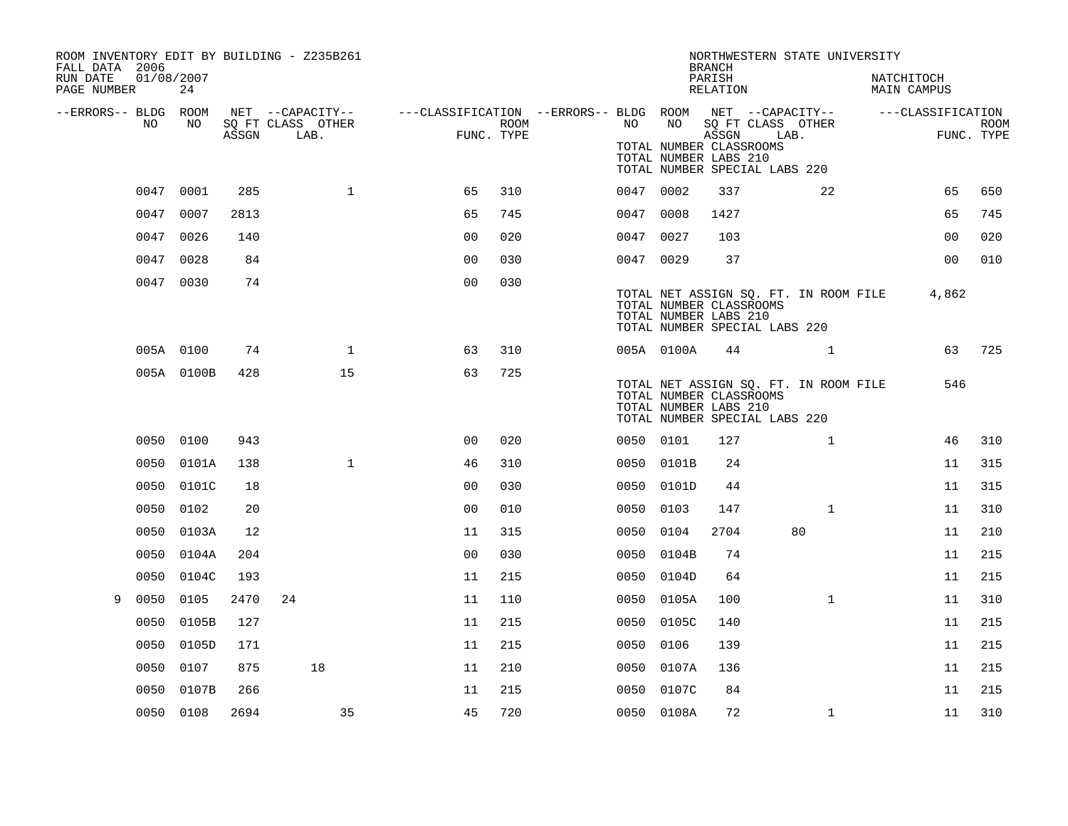ROOM INVENTORY EDIT BY BUILDING - Z235B261
FALL DATA 2006
RUN DATE 01/08/2007
PAGE NUMBER 24

NORTHWESTERN STATE UNIVERSITY
BRANCH
PARISH NATCHITOCH
RELATION MAIN CAMPUS

| --ERRORS-- | BLDG NO | ROOM NO | NET SQ FT ASSGN | CAPACITY CLASS LAB. | CAPACITY OTHER | CLASSIFICATION FUNC. | ROOM TYPE | --ERRORS-- | BLDG NO | ROOM NO | NET SQ FT ASSGN | CAPACITY CLASS LAB. | CAPACITY OTHER | CLASSIFICATION FUNC. | ROOM TYPE |
|---|---|---|---|---|---|---|---|---|---|---|---|---|---|---|---|
| | | | | | | | | | TOTAL NUMBER CLASSROOMS | | | | | | |
| | | | | | | | | | TOTAL NUMBER LABS 210 | | | | | | |
| | | | | | | | | | TOTAL NUMBER SPECIAL LABS 220 | | | | | | |
| | 0047 | 0001 | 285 | | 1 | 65 | 310 | | 0047 | 0002 | 337 | | 22 | 65 | 650 |
| | 0047 | 0007 | 2813 | | | 65 | 745 | | 0047 | 0008 | 1427 | | | 65 | 745 |
| | 0047 | 0026 | 140 | | | 00 | 020 | | 0047 | 0027 | 103 | | | 00 | 020 |
| | 0047 | 0028 | 84 | | | 00 | 030 | | 0047 | 0029 | 37 | | | 00 | 010 |
| | 0047 | 0030 | 74 | | | 00 | 030 | | | | | | | | |
| | | | | | | | | | TOTAL NET ASSIGN SQ. FT. IN ROOM FILE | | | | | 4,862 | |
| | | | | | | | | | TOTAL NUMBER CLASSROOMS | | | | | | |
| | | | | | | | | | TOTAL NUMBER LABS 210 | | | | | | |
| | | | | | | | | | TOTAL NUMBER SPECIAL LABS 220 | | | | | | |
| | 005A | 0100 | 74 | | 1 | 63 | 310 | | 005A | 0100A | 44 | | 1 | 63 | 725 |
| | 005A | 0100B | 428 | | 15 | 63 | 725 | | | | | | | | |
| | | | | | | | | | TOTAL NET ASSIGN SQ. FT. IN ROOM FILE | | | | | 546 | |
| | | | | | | | | | TOTAL NUMBER CLASSROOMS | | | | | | |
| | | | | | | | | | TOTAL NUMBER LABS 210 | | | | | | |
| | | | | | | | | | TOTAL NUMBER SPECIAL LABS 220 | | | | | | |
| | 0050 | 0100 | 943 | | | 00 | 020 | | 0050 | 0101 | 127 | | 1 | 46 | 310 |
| | 0050 | 0101A | 138 | | 1 | 46 | 310 | | 0050 | 0101B | 24 | | | 11 | 315 |
| | 0050 | 0101C | 18 | | | 00 | 030 | | 0050 | 0101D | 44 | | | 11 | 315 |
| | 0050 | 0102 | 20 | | | 00 | 010 | | 0050 | 0103 | 147 | | 1 | 11 | 310 |
| | 0050 | 0103A | 12 | | | 11 | 315 | | 0050 | 0104 | 2704 | 80 | | 11 | 210 |
| | 0050 | 0104A | 204 | | | 00 | 030 | | 0050 | 0104B | 74 | | | 11 | 215 |
| | 0050 | 0104C | 193 | | | 11 | 215 | | 0050 | 0104D | 64 | | | 11 | 215 |
| 9 | 0050 | 0105 | 2470 | 24 | | 11 | 110 | | 0050 | 0105A | 100 | | 1 | 11 | 310 |
| | 0050 | 0105B | 127 | | | 11 | 215 | | 0050 | 0105C | 140 | | | 11 | 215 |
| | 0050 | 0105D | 171 | | | 11 | 215 | | 0050 | 0106 | 139 | | | 11 | 215 |
| | 0050 | 0107 | 875 | 18 | | 11 | 210 | | 0050 | 0107A | 136 | | | 11 | 215 |
| | 0050 | 0107B | 266 | | | 11 | 215 | | 0050 | 0107C | 84 | | | 11 | 215 |
| | 0050 | 0108 | 2694 | | 35 | 45 | 720 | | 0050 | 0108A | 72 | | 1 | 11 | 310 |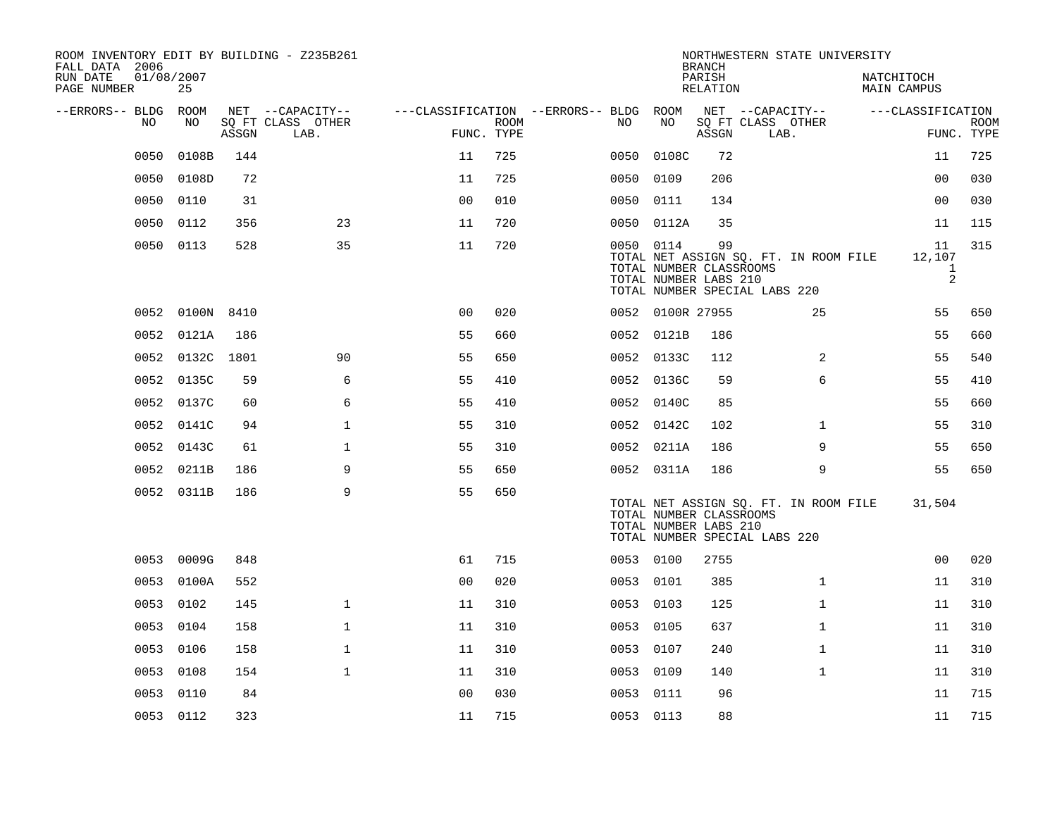ROOM INVENTORY EDIT BY BUILDING - Z235B261
FALL DATA 2006
RUN DATE 01/08/2007
PAGE NUMBER 25

NORTHWESTERN STATE UNIVERSITY
BRANCH
PARISH NATCHITOCH
RELATION MAIN CAMPUS

| --ERRORS-- | BLDG NO | ROOM NO | NET SQ FT ASSGN | --CAPACITY-- CLASS | LAB. | OTHER | ---CLASSIFICATION FUNC. | ROOM TYPE | --ERRORS-- | BLDG NO | ROOM NO | NET SQ FT ASSGN | --CAPACITY-- CLASS | LAB. | OTHER | ---CLASSIFICATION FUNC. | ROOM TYPE |
|---|---|---|---|---|---|---|---|---|---|---|---|---|---|---|---|---|---|
| | 0050 | 0108B | 144 | | | | 11 | 725 | | 0050 | 0108C | 72 | | | | 11 | 725 |
| | 0050 | 0108D | 72 | | | | 11 | 725 | | 0050 | 0109 | 206 | | | | 00 | 030 |
| | 0050 | 0110 | 31 | | | | 00 | 010 | | 0050 | 0111 | 134 | | | | 00 | 030 |
| | 0050 | 0112 | 356 | 23 | | | 11 | 720 | | 0050 | 0112A | 35 | | | | 11 | 115 |
| | 0050 | 0113 | 528 | 35 | | | 11 | 720 | | 0050 | 0114 | 99 | | | | 11 | 315 |
| | | | | | | | | | | TOTAL NET ASSIGN SQ. FT. IN ROOM FILE | | | | | | 12,107 | |
| | | | | | | | | | | TOTAL NUMBER CLASSROOMS | | | | | | 1 | |
| | | | | | | | | | | TOTAL NUMBER LABS 210 | | | | | | 2 | |
| | | | | | | | | | | TOTAL NUMBER SPECIAL LABS 220 | | | | | | | |
| | 0052 | 0100N | 8410 | | | | 00 | 020 | | 0052 | 0100R | 27955 | 25 | | | 55 | 650 |
| | 0052 | 0121A | 186 | | | | 55 | 660 | | 0052 | 0121B | 186 | | | | 55 | 660 |
| | 0052 | 0132C | 1801 | 90 | | | 55 | 650 | | 0052 | 0133C | 112 | 2 | | | 55 | 540 |
| | 0052 | 0135C | 59 | 6 | | | 55 | 410 | | 0052 | 0136C | 59 | 6 | | | 55 | 410 |
| | 0052 | 0137C | 60 | 6 | | | 55 | 410 | | 0052 | 0140C | 85 | | | | 55 | 660 |
| | 0052 | 0141C | 94 | 1 | | | 55 | 310 | | 0052 | 0142C | 102 | 1 | | | 55 | 310 |
| | 0052 | 0143C | 61 | 1 | | | 55 | 310 | | 0052 | 0211A | 186 | 9 | | | 55 | 650 |
| | 0052 | 0211B | 186 | 9 | | | 55 | 650 | | 0052 | 0311A | 186 | 9 | | | 55 | 650 |
| | 0052 | 0311B | 186 | 9 | | | 55 | 650 | | | | | | | | | |
| | | | | | | | | | | TOTAL NET ASSIGN SQ. FT. IN ROOM FILE | | | | | | 31,504 | |
| | | | | | | | | | | TOTAL NUMBER CLASSROOMS | | | | | | | |
| | | | | | | | | | | TOTAL NUMBER LABS 210 | | | | | | | |
| | | | | | | | | | | TOTAL NUMBER SPECIAL LABS 220 | | | | | | | |
| | 0053 | 0009G | 848 | | | | 61 | 715 | | 0053 | 0100 | 2755 | | | | 00 | 020 |
| | 0053 | 0100A | 552 | | | | 00 | 020 | | 0053 | 0101 | 385 | 1 | | | 11 | 310 |
| | 0053 | 0102 | 145 | 1 | | | 11 | 310 | | 0053 | 0103 | 125 | 1 | | | 11 | 310 |
| | 0053 | 0104 | 158 | 1 | | | 11 | 310 | | 0053 | 0105 | 637 | 1 | | | 11 | 310 |
| | 0053 | 0106 | 158 | 1 | | | 11 | 310 | | 0053 | 0107 | 240 | 1 | | | 11 | 310 |
| | 0053 | 0108 | 154 | 1 | | | 11 | 310 | | 0053 | 0109 | 140 | 1 | | | 11 | 310 |
| | 0053 | 0110 | 84 | | | | 00 | 030 | | 0053 | 0111 | 96 | | | | 11 | 715 |
| | 0053 | 0112 | 323 | | | | 11 | 715 | | 0053 | 0113 | 88 | | | | 11 | 715 |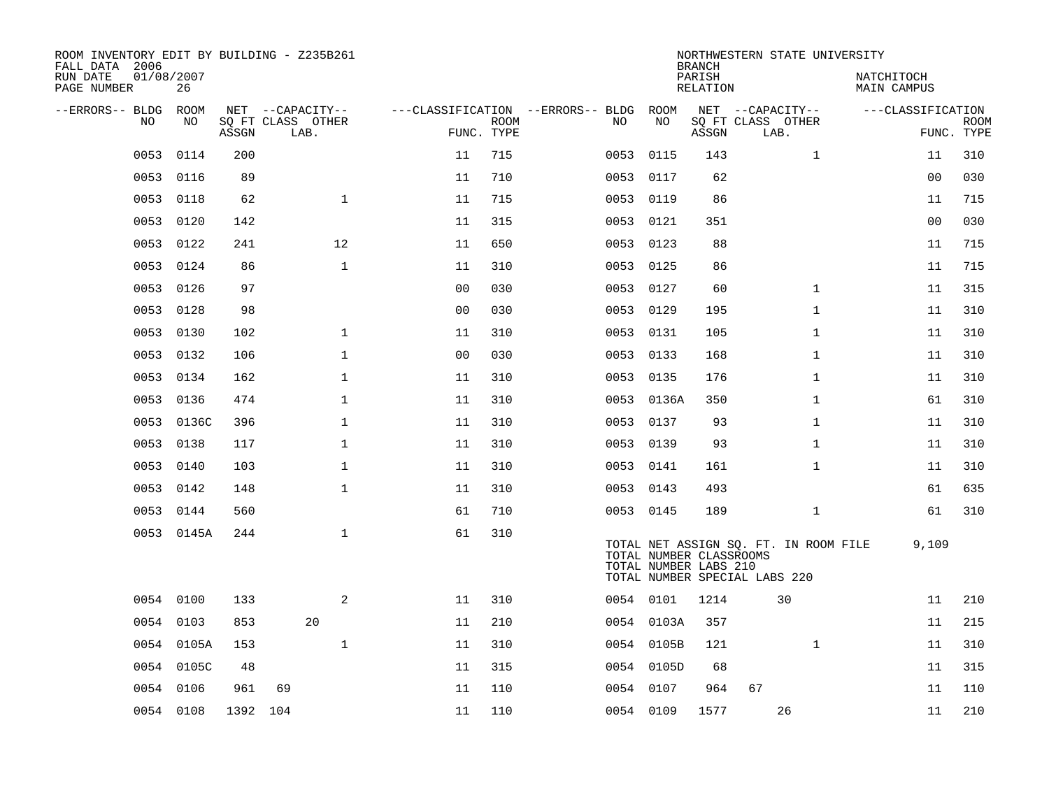ROOM INVENTORY EDIT BY BUILDING - Z235B261
FALL DATA 2006
RUN DATE 01/08/2007
PAGE NUMBER 26

NORTHWESTERN STATE UNIVERSITY
BRANCH
PARISH NATCHITOCH
RELATION MAIN CAMPUS

| --ERRORS-- | BLDG NO | ROOM NO | NET SQ FT ASSGN | CAPACITY CLASS | CAPACITY LAB. | CAPACITY OTHER | CLASSIFICATION FUNC. | ROOM TYPE | --ERRORS-- | BLDG NO | ROOM NO | NET SQ FT ASSGN | CAPACITY CLASS | CAPACITY LAB. | CAPACITY OTHER | CLASSIFICATION FUNC. | ROOM TYPE |
|---|---|---|---|---|---|---|---|---|---|---|---|---|---|---|---|---|---|
| | 0053 | 0114 | 200 | | | | 11 | 715 | | 0053 | 0115 | 143 | | | 1 | 11 | 310 |
| | 0053 | 0116 | 89 | | | | 11 | 710 | | 0053 | 0117 | 62 | | | | 00 | 030 |
| | 0053 | 0118 | 62 | | | 1 | 11 | 715 | | 0053 | 0119 | 86 | | | | 11 | 715 |
| | 0053 | 0120 | 142 | | | | 11 | 315 | | 0053 | 0121 | 351 | | | | 00 | 030 |
| | 0053 | 0122 | 241 | | | 12 | 11 | 650 | | 0053 | 0123 | 88 | | | | 11 | 715 |
| | 0053 | 0124 | 86 | | | 1 | 11 | 310 | | 0053 | 0125 | 86 | | | | 11 | 715 |
| | 0053 | 0126 | 97 | | | | 00 | 030 | | 0053 | 0127 | 60 | | | 1 | 11 | 315 |
| | 0053 | 0128 | 98 | | | | 00 | 030 | | 0053 | 0129 | 195 | | | 1 | 11 | 310 |
| | 0053 | 0130 | 102 | | | 1 | 11 | 310 | | 0053 | 0131 | 105 | | | 1 | 11 | 310 |
| | 0053 | 0132 | 106 | | | 1 | 00 | 030 | | 0053 | 0133 | 168 | | | 1 | 11 | 310 |
| | 0053 | 0134 | 162 | | | 1 | 11 | 310 | | 0053 | 0135 | 176 | | | 1 | 11 | 310 |
| | 0053 | 0136 | 474 | | | 1 | 11 | 310 | | 0053 | 0136A | 350 | | | 1 | 61 | 310 |
| | 0053 | 0136C | 396 | | | 1 | 11 | 310 | | 0053 | 0137 | 93 | | | 1 | 11 | 310 |
| | 0053 | 0138 | 117 | | | 1 | 11 | 310 | | 0053 | 0139 | 93 | | | 1 | 11 | 310 |
| | 0053 | 0140 | 103 | | | 1 | 11 | 310 | | 0053 | 0141 | 161 | | | 1 | 11 | 310 |
| | 0053 | 0142 | 148 | | | 1 | 11 | 310 | | 0053 | 0143 | 493 | | | | 61 | 635 |
| | 0053 | 0144 | 560 | | | | 61 | 710 | | 0053 | 0145 | 189 | | | 1 | 61 | 310 |
| | 0053 | 0145A | 244 | | | 1 | 61 | 310 | | | | | | | | | |

TOTAL NET ASSIGN SQ. FT. IN ROOM FILE 9,109
TOTAL NUMBER CLASSROOMS
TOTAL NUMBER LABS 210
TOTAL NUMBER SPECIAL LABS 220

| --ERRORS-- | BLDG NO | ROOM NO | NET SQ FT ASSGN | CAPACITY CLASS | CAPACITY LAB. | CAPACITY OTHER | CLASSIFICATION FUNC. | ROOM TYPE | --ERRORS-- | BLDG NO | ROOM NO | NET SQ FT ASSGN | CAPACITY CLASS | CAPACITY LAB. | CAPACITY OTHER | CLASSIFICATION FUNC. | ROOM TYPE |
|---|---|---|---|---|---|---|---|---|---|---|---|---|---|---|---|---|---|
| | 0054 | 0100 | 133 | | | 2 | 11 | 310 | | 0054 | 0101 | 1214 | | 30 | | 11 | 210 |
| | 0054 | 0103 | 853 | | 20 | | 11 | 210 | | 0054 | 0103A | 357 | | | | 11 | 215 |
| | 0054 | 0105A | 153 | | | 1 | 11 | 310 | | 0054 | 0105B | 121 | | | 1 | 11 | 310 |
| | 0054 | 0105C | 48 | | | | 11 | 315 | | 0054 | 0105D | 68 | | | | 11 | 315 |
| | 0054 | 0106 | 961 | 69 | | | 11 | 110 | | 0054 | 0107 | 964 | 67 | | | 11 | 110 |
| | 0054 | 0108 | 1392 | 104 | | | 11 | 110 | | 0054 | 0109 | 1577 | | 26 | | 11 | 210 |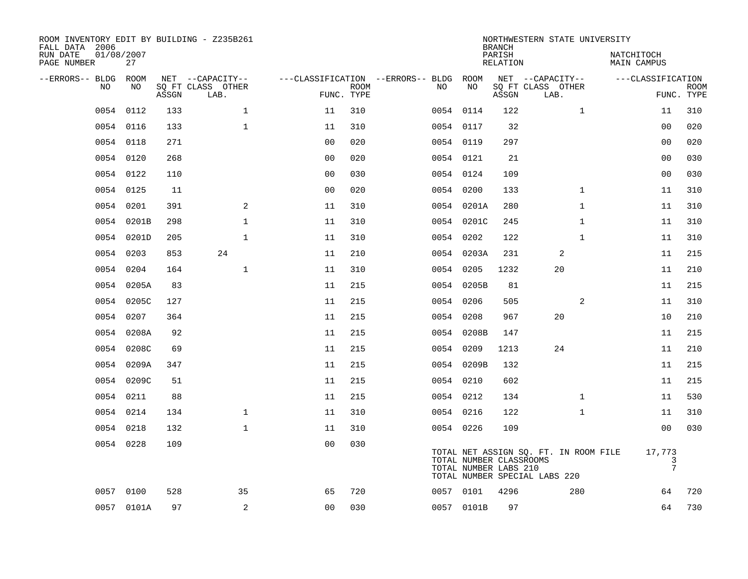ROOM INVENTORY EDIT BY BUILDING - Z235B261
FALL DATA 2006
RUN DATE 01/08/2007
PAGE NUMBER 27

NORTHWESTERN STATE UNIVERSITY
BRANCH
PARISH NATCHITOCH
RELATION MAIN CAMPUS

| --ERRORS-- | BLDG NO | ROOM NO | NET ASSGN SQ FT | CAPACITY CLASS | CAPACITY OTHER LAB. | CLASSIFICATION FUNC. | ROOM TYPE | --ERRORS-- | BLDG NO | ROOM NO | NET ASSGN SQ FT | CAPACITY CLASS | CAPACITY OTHER LAB. | CLASSIFICATION FUNC. | ROOM TYPE |
|---|---|---|---|---|---|---|---|---|---|---|---|---|---|---|---|
| | 0054 | 0112 | 133 | | 1 | 11 | 310 | | 0054 | 0114 | 122 | | 1 | 11 | 310 |
| | 0054 | 0116 | 133 | | 1 | 11 | 310 | | 0054 | 0117 | 32 | | | 00 | 020 |
| | 0054 | 0118 | 271 | | | 00 | 020 | | 0054 | 0119 | 297 | | | 00 | 020 |
| | 0054 | 0120 | 268 | | | 00 | 020 | | 0054 | 0121 | 21 | | | 00 | 030 |
| | 0054 | 0122 | 110 | | | 00 | 030 | | 0054 | 0124 | 109 | | | 00 | 030 |
| | 0054 | 0125 | 11 | | | 00 | 020 | | 0054 | 0200 | 133 | | 1 | 11 | 310 |
| | 0054 | 0201 | 391 | | 2 | 11 | 310 | | 0054 | 0201A | 280 | | 1 | 11 | 310 |
| | 0054 | 0201B | 298 | | 1 | 11 | 310 | | 0054 | 0201C | 245 | | 1 | 11 | 310 |
| | 0054 | 0201D | 205 | | 1 | 11 | 310 | | 0054 | 0202 | 122 | | 1 | 11 | 310 |
| | 0054 | 0203 | 853 | 24 | | 11 | 210 | | 0054 | 0203A | 231 | 2 | | 11 | 215 |
| | 0054 | 0204 | 164 | | 1 | 11 | 310 | | 0054 | 0205 | 1232 | 20 | | 11 | 210 |
| | 0054 | 0205A | 83 | | | 11 | 215 | | 0054 | 0205B | 81 | | | 11 | 215 |
| | 0054 | 0205C | 127 | | | 11 | 215 | | 0054 | 0206 | 505 | | 2 | 11 | 310 |
| | 0054 | 0207 | 364 | | | 11 | 215 | | 0054 | 0208 | 967 | 20 | | 10 | 210 |
| | 0054 | 0208A | 92 | | | 11 | 215 | | 0054 | 0208B | 147 | | | 11 | 215 |
| | 0054 | 0208C | 69 | | | 11 | 215 | | 0054 | 0209 | 1213 | 24 | | 11 | 210 |
| | 0054 | 0209A | 347 | | | 11 | 215 | | 0054 | 0209B | 132 | | | 11 | 215 |
| | 0054 | 0209C | 51 | | | 11 | 215 | | 0054 | 0210 | 602 | | | 11 | 215 |
| | 0054 | 0211 | 88 | | | 11 | 215 | | 0054 | 0212 | 134 | | 1 | 11 | 530 |
| | 0054 | 0214 | 134 | | 1 | 11 | 310 | | 0054 | 0216 | 122 | | 1 | 11 | 310 |
| | 0054 | 0218 | 132 | | 1 | 11 | 310 | | 0054 | 0226 | 109 | | | 00 | 030 |
| | 0054 | 0228 | 109 | | | 00 | 030 | | | | | | | | |

TOTAL NET ASSIGN SQ. FT. IN ROOM FILE 17,773
TOTAL NUMBER CLASSROOMS 3
TOTAL NUMBER LABS 210 7
TOTAL NUMBER SPECIAL LABS 220

| --ERRORS-- | BLDG NO | ROOM NO | NET ASSGN SQ FT | CAPACITY CLASS | CAPACITY OTHER LAB. | CLASSIFICATION FUNC. | ROOM TYPE | --ERRORS-- | BLDG NO | ROOM NO | NET ASSGN SQ FT | CAPACITY CLASS | CAPACITY OTHER LAB. | CLASSIFICATION FUNC. | ROOM TYPE |
|---|---|---|---|---|---|---|---|---|---|---|---|---|---|---|---|
| | 0057 | 0100 | 528 | | 35 | 65 | 720 | | 0057 | 0101 | 4296 | | 280 | 64 | 720 |
| | 0057 | 0101A | 97 | | 2 | 00 | 030 | | 0057 | 0101B | 97 | | | 64 | 730 |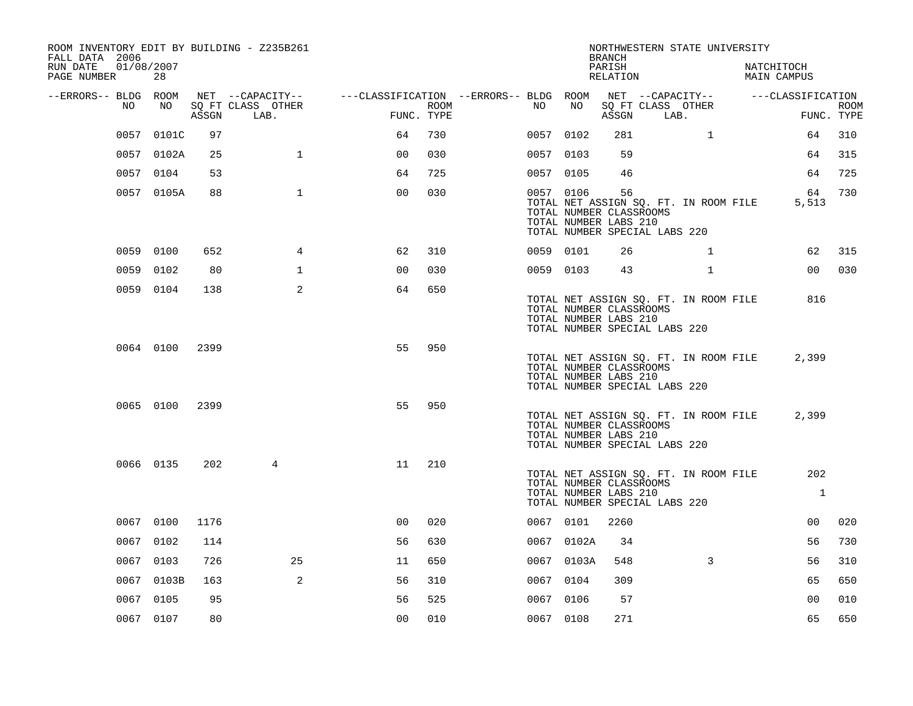ROOM INVENTORY EDIT BY BUILDING - Z235B261
FALL DATA 2006
RUN DATE 01/08/2007
PAGE NUMBER 28

NORTHWESTERN STATE UNIVERSITY
BRANCH
PARISH NATCHITOCH
RELATION MAIN CAMPUS

| --ERRORS-- | BLDG NO | ROOM NO | NET SQ FT ASSGN | CAPACITY CLASS LAB. | CAPACITY OTHER | CLASSIFICATION FUNC. | ROOM TYPE | --ERRORS-- | BLDG NO | ROOM NO | NET SQ FT ASSGN | CAPACITY CLASS LAB. | CAPACITY OTHER | CLASSIFICATION FUNC. | ROOM TYPE |
|---|---|---|---|---|---|---|---|---|---|---|---|---|---|---|---|
| | 0057 | 0101C | 97 | | | 64 | 730 | | 0057 | 0102 | 281 | | 1 | 64 | 310 |
| | 0057 | 0102A | 25 | | 1 | 00 | 030 | | 0057 | 0103 | 59 | | | 64 | 315 |
| | 0057 | 0104 | 53 | | | 64 | 725 | | 0057 | 0105 | 46 | | | 64 | 725 |
| | 0057 | 0105A | 88 | | 1 | 00 | 030 | | 0057 | 0106 | 56 | | | 64 | 730 |
| | | | | | | | | | TOTAL NET ASSIGN SQ. FT. IN ROOM FILE | | | | | 5,513 | |
| | | | | | | | | | TOTAL NUMBER CLASSROOMS | | | | | | |
| | | | | | | | | | TOTAL NUMBER LABS 210 | | | | | | |
| | | | | | | | | | TOTAL NUMBER SPECIAL LABS 220 | | | | | | |
| | 0059 | 0100 | 652 | | 4 | 62 | 310 | | 0059 | 0101 | 26 | | 1 | 62 | 315 |
| | 0059 | 0102 | 80 | | 1 | 00 | 030 | | 0059 | 0103 | 43 | | 1 | 00 | 030 |
| | 0059 | 0104 | 138 | | 2 | 64 | 650 | | | | | | | | |
| | | | | | | | | | TOTAL NET ASSIGN SQ. FT. IN ROOM FILE | | | | | 816 | |
| | | | | | | | | | TOTAL NUMBER CLASSROOMS | | | | | | |
| | | | | | | | | | TOTAL NUMBER LABS 210 | | | | | | |
| | | | | | | | | | TOTAL NUMBER SPECIAL LABS 220 | | | | | | |
| | 0064 | 0100 | 2399 | | | 55 | 950 | | | | | | | | |
| | | | | | | | | | TOTAL NET ASSIGN SQ. FT. IN ROOM FILE | | | | | 2,399 | |
| | | | | | | | | | TOTAL NUMBER CLASSROOMS | | | | | | |
| | | | | | | | | | TOTAL NUMBER LABS 210 | | | | | | |
| | | | | | | | | | TOTAL NUMBER SPECIAL LABS 220 | | | | | | |
| | 0065 | 0100 | 2399 | | | 55 | 950 | | | | | | | | |
| | | | | | | | | | TOTAL NET ASSIGN SQ. FT. IN ROOM FILE | | | | | 2,399 | |
| | | | | | | | | | TOTAL NUMBER CLASSROOMS | | | | | | |
| | | | | | | | | | TOTAL NUMBER LABS 210 | | | | | | |
| | | | | | | | | | TOTAL NUMBER SPECIAL LABS 220 | | | | | | |
| | 0066 | 0135 | 202 | 4 | | 11 | 210 | | | | | | | | |
| | | | | | | | | | TOTAL NET ASSIGN SQ. FT. IN ROOM FILE | | | | | 202 | |
| | | | | | | | | | TOTAL NUMBER CLASSROOMS | | | | | | |
| | | | | | | | | | TOTAL NUMBER LABS 210 | | | | | 1 | |
| | | | | | | | | | TOTAL NUMBER SPECIAL LABS 220 | | | | | | |
| | 0067 | 0100 | 1176 | | | 00 | 020 | | 0067 | 0101 | 2260 | | | 00 | 020 |
| | 0067 | 0102 | 114 | | | 56 | 630 | | 0067 | 0102A | 34 | | | 56 | 730 |
| | 0067 | 0103 | 726 | | 25 | 11 | 650 | | 0067 | 0103A | 548 | | 3 | 56 | 310 |
| | 0067 | 0103B | 163 | | 2 | 56 | 310 | | 0067 | 0104 | 309 | | | 65 | 650 |
| | 0067 | 0105 | 95 | | | 56 | 525 | | 0067 | 0106 | 57 | | | 00 | 010 |
| | 0067 | 0107 | 80 | | | 00 | 010 | | 0067 | 0108 | 271 | | | 65 | 650 |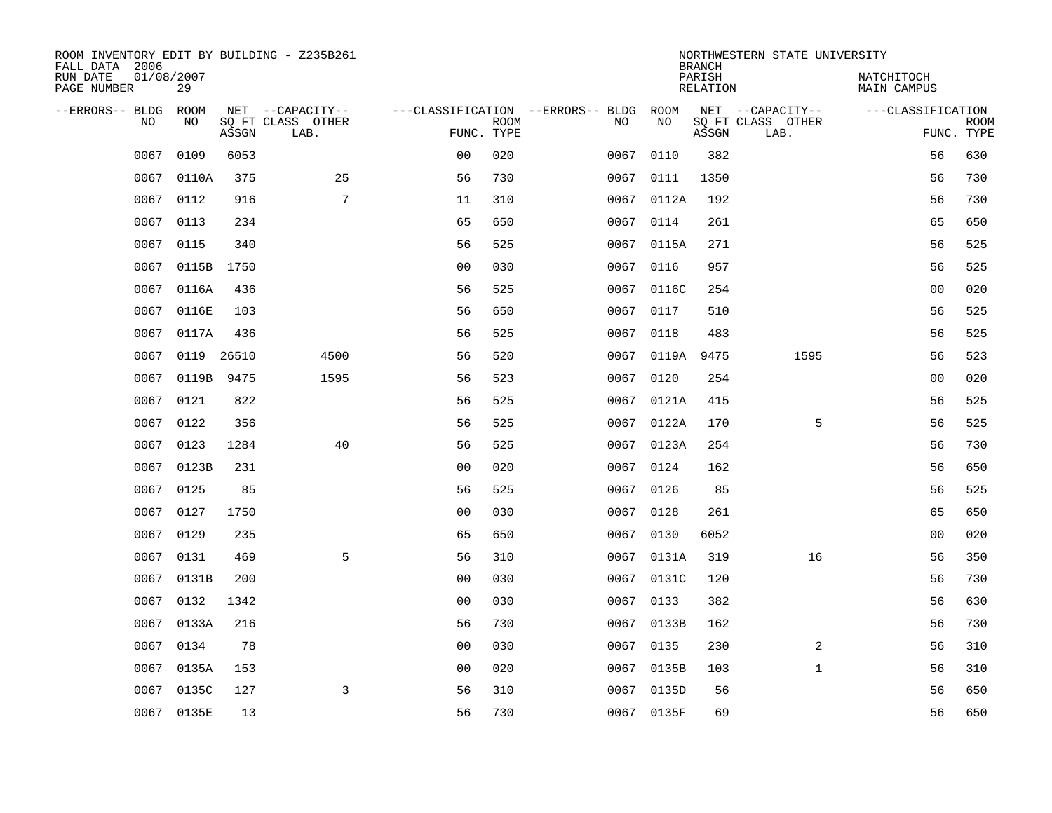ROOM INVENTORY EDIT BY BUILDING - Z235B261
FALL DATA 2006
RUN DATE 01/08/2007
PAGE NUMBER 29

NORTHWESTERN STATE UNIVERSITY
BRANCH
PARISH NATCHITOCH
RELATION MAIN CAMPUS

| --ERRORS-- | BLDG NO | ROOM NO | NET SQ FT ASSGN | --CAPACITY-- CLASS LAB. | OTHER | ---CLASSIFICATION FUNC. | ROOM TYPE | --ERRORS-- | BLDG NO | ROOM NO | NET SQ FT ASSGN | --CAPACITY-- CLASS LAB. | OTHER | ---CLASSIFICATION FUNC. | ROOM TYPE |
|---|---|---|---|---|---|---|---|---|---|---|---|---|---|---|---|
| | 0067 | 0109 | 6053 | | | 00 | 020 | | 0067 | 0110 | 382 | | | 56 | 630 |
| | 0067 | 0110A | 375 | | 25 | 56 | 730 | | 0067 | 0111 | 1350 | | | 56 | 730 |
| | 0067 | 0112 | 916 | | 7 | 11 | 310 | | 0067 | 0112A | 192 | | | 56 | 730 |
| | 0067 | 0113 | 234 | | | 65 | 650 | | 0067 | 0114 | 261 | | | 65 | 650 |
| | 0067 | 0115 | 340 | | | 56 | 525 | | 0067 | 0115A | 271 | | | 56 | 525 |
| | 0067 | 0115B | 1750 | | | 00 | 030 | | 0067 | 0116 | 957 | | | 56 | 525 |
| | 0067 | 0116A | 436 | | | 56 | 525 | | 0067 | 0116C | 254 | | | 00 | 020 |
| | 0067 | 0116E | 103 | | | 56 | 650 | | 0067 | 0117 | 510 | | | 56 | 525 |
| | 0067 | 0117A | 436 | | | 56 | 525 | | 0067 | 0118 | 483 | | | 56 | 525 |
| | 0067 | 0119 | 26510 | | 4500 | 56 | 520 | | 0067 | 0119A | 9475 | | 1595 | 56 | 523 |
| | 0067 | 0119B | 9475 | | 1595 | 56 | 523 | | 0067 | 0120 | 254 | | | 00 | 020 |
| | 0067 | 0121 | 822 | | | 56 | 525 | | 0067 | 0121A | 415 | | | 56 | 525 |
| | 0067 | 0122 | 356 | | | 56 | 525 | | 0067 | 0122A | 170 | | 5 | 56 | 525 |
| | 0067 | 0123 | 1284 | | 40 | 56 | 525 | | 0067 | 0123A | 254 | | | 56 | 730 |
| | 0067 | 0123B | 231 | | | 00 | 020 | | 0067 | 0124 | 162 | | | 56 | 650 |
| | 0067 | 0125 | 85 | | | 56 | 525 | | 0067 | 0126 | 85 | | | 56 | 525 |
| | 0067 | 0127 | 1750 | | | 00 | 030 | | 0067 | 0128 | 261 | | | 65 | 650 |
| | 0067 | 0129 | 235 | | | 65 | 650 | | 0067 | 0130 | 6052 | | | 00 | 020 |
| | 0067 | 0131 | 469 | | 5 | 56 | 310 | | 0067 | 0131A | 319 | | 16 | 56 | 350 |
| | 0067 | 0131B | 200 | | | 00 | 030 | | 0067 | 0131C | 120 | | | 56 | 730 |
| | 0067 | 0132 | 1342 | | | 00 | 030 | | 0067 | 0133 | 382 | | | 56 | 630 |
| | 0067 | 0133A | 216 | | | 56 | 730 | | 0067 | 0133B | 162 | | | 56 | 730 |
| | 0067 | 0134 | 78 | | | 00 | 030 | | 0067 | 0135 | 230 | | 2 | 56 | 310 |
| | 0067 | 0135A | 153 | | | 00 | 020 | | 0067 | 0135B | 103 | | 1 | 56 | 310 |
| | 0067 | 0135C | 127 | | 3 | 56 | 310 | | 0067 | 0135D | 56 | | | 56 | 650 |
| | 0067 | 0135E | 13 | | | 56 | 730 | | 0067 | 0135F | 69 | | | 56 | 650 |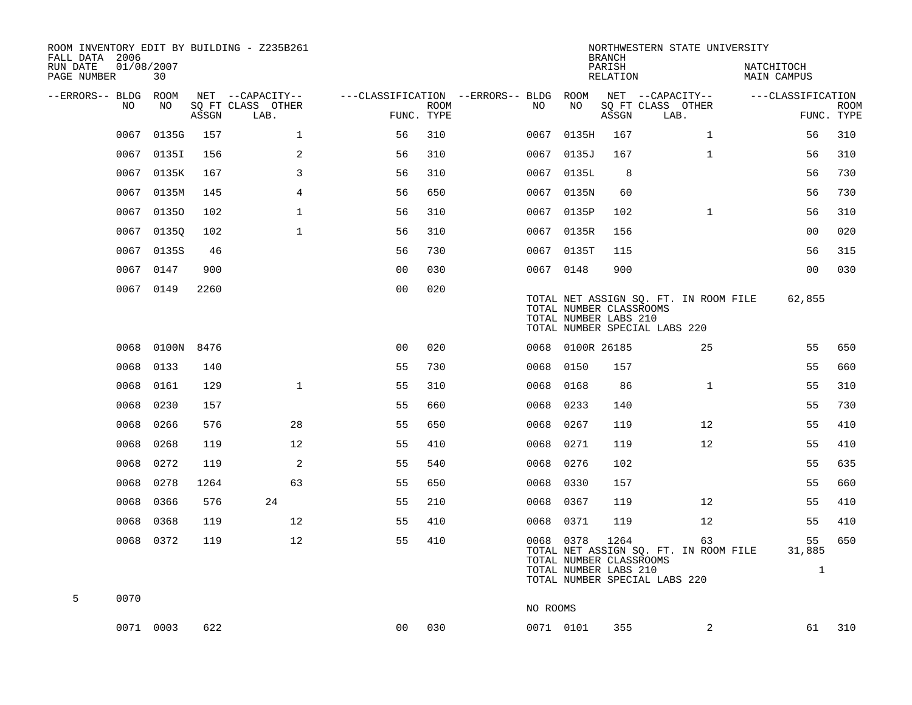ROOM INVENTORY EDIT BY BUILDING - Z235B261
FALL DATA 2006
RUN DATE 01/08/2007
PAGE NUMBER 30

NORTHWESTERN STATE UNIVERSITY
BRANCH
PARISH NATCHITOCH
RELATION MAIN CAMPUS

| --ERRORS-- | BLDG NO | ROOM NO | NET ASSGN SQ FT | CAPACITY CLASS LAB. | CAPACITY OTHER | CLASSIFICATION FUNC. | ROOM TYPE | --ERRORS-- | BLDG NO | ROOM NO | NET ASSGN SQ FT | CAPACITY CLASS LAB. | CAPACITY OTHER | CLASSIFICATION FUNC. | ROOM TYPE |
|---|---|---|---|---|---|---|---|---|---|---|---|---|---|---|---|
| | 0067 | 0135G | 157 | | 1 | 56 | 310 | | 0067 | 0135H | 167 | | 1 | 56 | 310 |
| | 0067 | 0135I | 156 | | 2 | 56 | 310 | | 0067 | 0135J | 167 | | 1 | 56 | 310 |
| | 0067 | 0135K | 167 | | 3 | 56 | 310 | | 0067 | 0135L | 8 | | | 56 | 730 |
| | 0067 | 0135M | 145 | | 4 | 56 | 650 | | 0067 | 0135N | 60 | | | 56 | 730 |
| | 0067 | 0135O | 102 | | 1 | 56 | 310 | | 0067 | 0135P | 102 | | 1 | 56 | 310 |
| | 0067 | 0135Q | 102 | | 1 | 56 | 310 | | 0067 | 0135R | 156 | | | 00 | 020 |
| | 0067 | 0135S | 46 | | | 56 | 730 | | 0067 | 0135T | 115 | | | 56 | 315 |
| | 0067 | 0147 | 900 | | | 00 | 030 | | 0067 | 0148 | 900 | | | 00 | 030 |
| | 0067 | 0149 | 2260 | | | 00 | 020 | | | | | | | | |
| | | | | | | | | | TOTAL NET ASSIGN SQ. FT. IN ROOM FILE | | | | | 62,855 | |
| | | | | | | | | | TOTAL NUMBER CLASSROOMS | | | | | | |
| | | | | | | | | | TOTAL NUMBER LABS 210 | | | | | | |
| | | | | | | | | | TOTAL NUMBER SPECIAL LABS 220 | | | | | | |
| | 0068 | 0100N | 8476 | | | 00 | 020 | | 0068 | 0100R | 26185 | | 25 | 55 | 650 |
| | 0068 | 0133 | 140 | | | 55 | 730 | | 0068 | 0150 | 157 | | | 55 | 660 |
| | 0068 | 0161 | 129 | | 1 | 55 | 310 | | 0068 | 0168 | 86 | | 1 | 55 | 310 |
| | 0068 | 0230 | 157 | | | 55 | 660 | | 0068 | 0233 | 140 | | | 55 | 730 |
| | 0068 | 0266 | 576 | | 28 | 55 | 650 | | 0068 | 0267 | 119 | | 12 | 55 | 410 |
| | 0068 | 0268 | 119 | | 12 | 55 | 410 | | 0068 | 0271 | 119 | | 12 | 55 | 410 |
| | 0068 | 0272 | 119 | | 2 | 55 | 540 | | 0068 | 0276 | 102 | | | 55 | 635 |
| | 0068 | 0278 | 1264 | | 63 | 55 | 650 | | 0068 | 0330 | 157 | | | 55 | 660 |
| | 0068 | 0366 | 576 | 24 | | 55 | 210 | | 0068 | 0367 | 119 | | 12 | 55 | 410 |
| | 0068 | 0368 | 119 | | 12 | 55 | 410 | | 0068 | 0371 | 119 | | 12 | 55 | 410 |
| | 0068 | 0372 | 119 | | 12 | 55 | 410 | | 0068 | 0378 | 1264 | | 63 | 55 | 650 |
| | | | | | | | | | TOTAL NET ASSIGN SQ. FT. IN ROOM FILE | | | | | 31,885 | |
| | | | | | | | | | TOTAL NUMBER CLASSROOMS | | | | | | |
| | | | | | | | | | TOTAL NUMBER LABS 210 | | | | | 1 | |
| | | | | | | | | | TOTAL NUMBER SPECIAL LABS 220 | | | | | | |
| 5 | 0070 | | | | | | | | NO ROOMS | | | | | | |
| | 0071 | 0003 | 622 | | | 00 | 030 | | 0071 | 0101 | 355 | | 2 | 61 | 310 |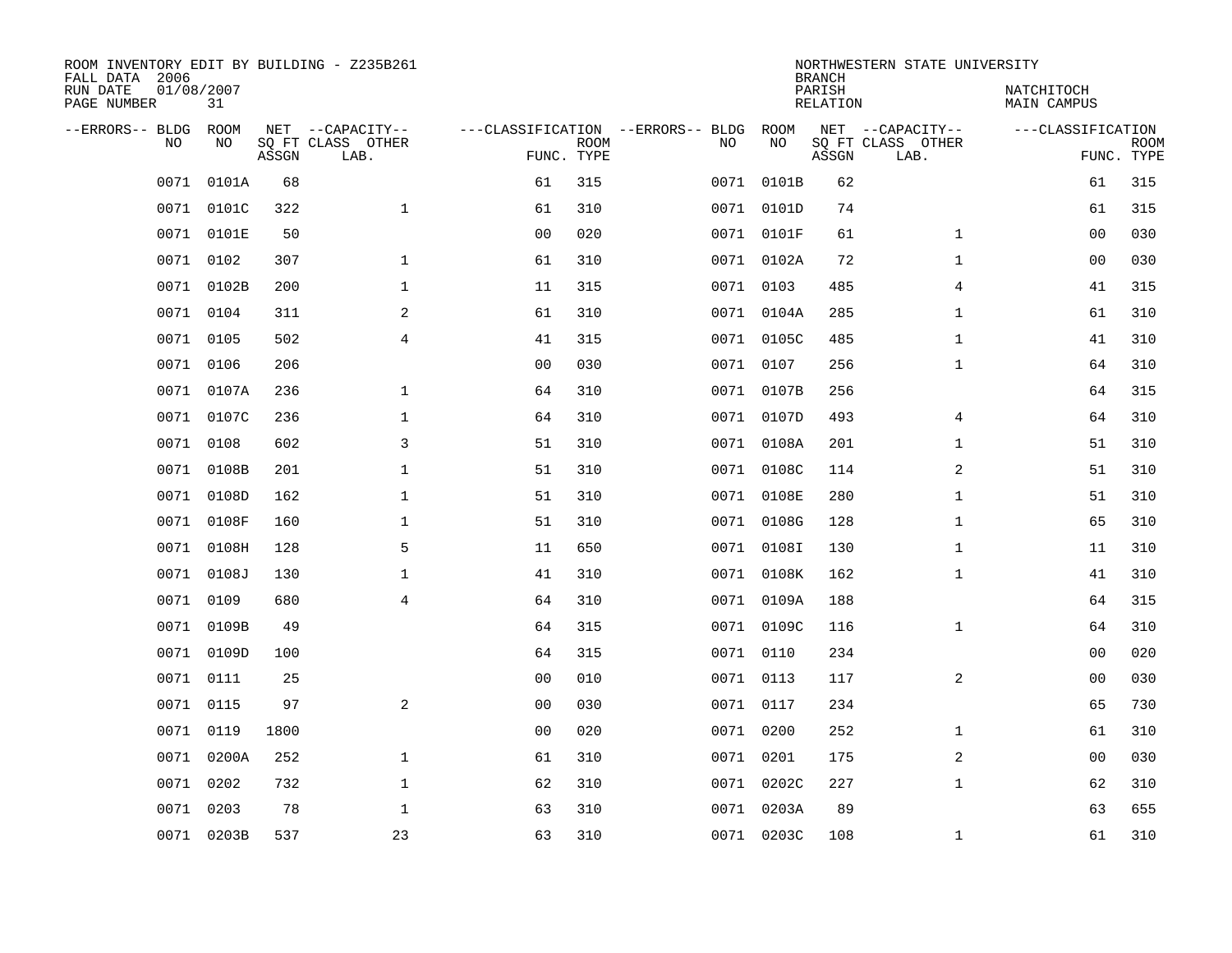ROOM INVENTORY EDIT BY BUILDING - Z235B261
FALL DATA 2006
RUN DATE 01/08/2007
PAGE NUMBER 31

NORTHWESTERN STATE UNIVERSITY
BRANCH
PARISH NATCHITOCH
RELATION MAIN CAMPUS

| --ERRORS-- | BLDG NO | ROOM NO | NET SQ FT ASSGN | --CAPACITY-- CLASS LAB. | OTHER | ---CLASSIFICATION FUNC. | ROOM TYPE | --ERRORS-- | BLDG NO | ROOM NO | NET SQ FT ASSGN | --CAPACITY-- CLASS LAB. | OTHER | ---CLASSIFICATION FUNC. | ROOM TYPE |
|---|---|---|---|---|---|---|---|---|---|---|---|---|---|---|---|
| | 0071 | 0101A | 68 | | | 61 | 315 | | 0071 | 0101B | 62 | | | 61 | 315 |
| | 0071 | 0101C | 322 | | 1 | 61 | 310 | | 0071 | 0101D | 74 | | | 61 | 315 |
| | 0071 | 0101E | 50 | | | 00 | 020 | | 0071 | 0101F | 61 | | 1 | 00 | 030 |
| | 0071 | 0102 | 307 | | 1 | 61 | 310 | | 0071 | 0102A | 72 | | 1 | 00 | 030 |
| | 0071 | 0102B | 200 | | 1 | 11 | 315 | | 0071 | 0103 | 485 | | 4 | 41 | 315 |
| | 0071 | 0104 | 311 | | 2 | 61 | 310 | | 0071 | 0104A | 285 | | 1 | 61 | 310 |
| | 0071 | 0105 | 502 | | 4 | 41 | 315 | | 0071 | 0105C | 485 | | 1 | 41 | 310 |
| | 0071 | 0106 | 206 | | | 00 | 030 | | 0071 | 0107 | 256 | | 1 | 64 | 310 |
| | 0071 | 0107A | 236 | | 1 | 64 | 310 | | 0071 | 0107B | 256 | | | 64 | 315 |
| | 0071 | 0107C | 236 | | 1 | 64 | 310 | | 0071 | 0107D | 493 | | 4 | 64 | 310 |
| | 0071 | 0108 | 602 | | 3 | 51 | 310 | | 0071 | 0108A | 201 | | 1 | 51 | 310 |
| | 0071 | 0108B | 201 | | 1 | 51 | 310 | | 0071 | 0108C | 114 | | 2 | 51 | 310 |
| | 0071 | 0108D | 162 | | 1 | 51 | 310 | | 0071 | 0108E | 280 | | 1 | 51 | 310 |
| | 0071 | 0108F | 160 | | 1 | 51 | 310 | | 0071 | 0108G | 128 | | 1 | 65 | 310 |
| | 0071 | 0108H | 128 | | 5 | 11 | 650 | | 0071 | 0108I | 130 | | 1 | 11 | 310 |
| | 0071 | 0108J | 130 | | 1 | 41 | 310 | | 0071 | 0108K | 162 | | 1 | 41 | 310 |
| | 0071 | 0109 | 680 | | 4 | 64 | 310 | | 0071 | 0109A | 188 | | | 64 | 315 |
| | 0071 | 0109B | 49 | | | 64 | 315 | | 0071 | 0109C | 116 | | 1 | 64 | 310 |
| | 0071 | 0109D | 100 | | | 64 | 315 | | 0071 | 0110 | 234 | | | 00 | 020 |
| | 0071 | 0111 | 25 | | | 00 | 010 | | 0071 | 0113 | 117 | | 2 | 00 | 030 |
| | 0071 | 0115 | 97 | | 2 | 00 | 030 | | 0071 | 0117 | 234 | | | 65 | 730 |
| | 0071 | 0119 | 1800 | | | 00 | 020 | | 0071 | 0200 | 252 | | 1 | 61 | 310 |
| | 0071 | 0200A | 252 | | 1 | 61 | 310 | | 0071 | 0201 | 175 | | 2 | 00 | 030 |
| | 0071 | 0202 | 732 | | 1 | 62 | 310 | | 0071 | 0202C | 227 | | 1 | 62 | 310 |
| | 0071 | 0203 | 78 | | 1 | 63 | 310 | | 0071 | 0203A | 89 | | | 63 | 655 |
| | 0071 | 0203B | 537 | | 23 | 63 | 310 | | 0071 | 0203C | 108 | | 1 | 61 | 310 |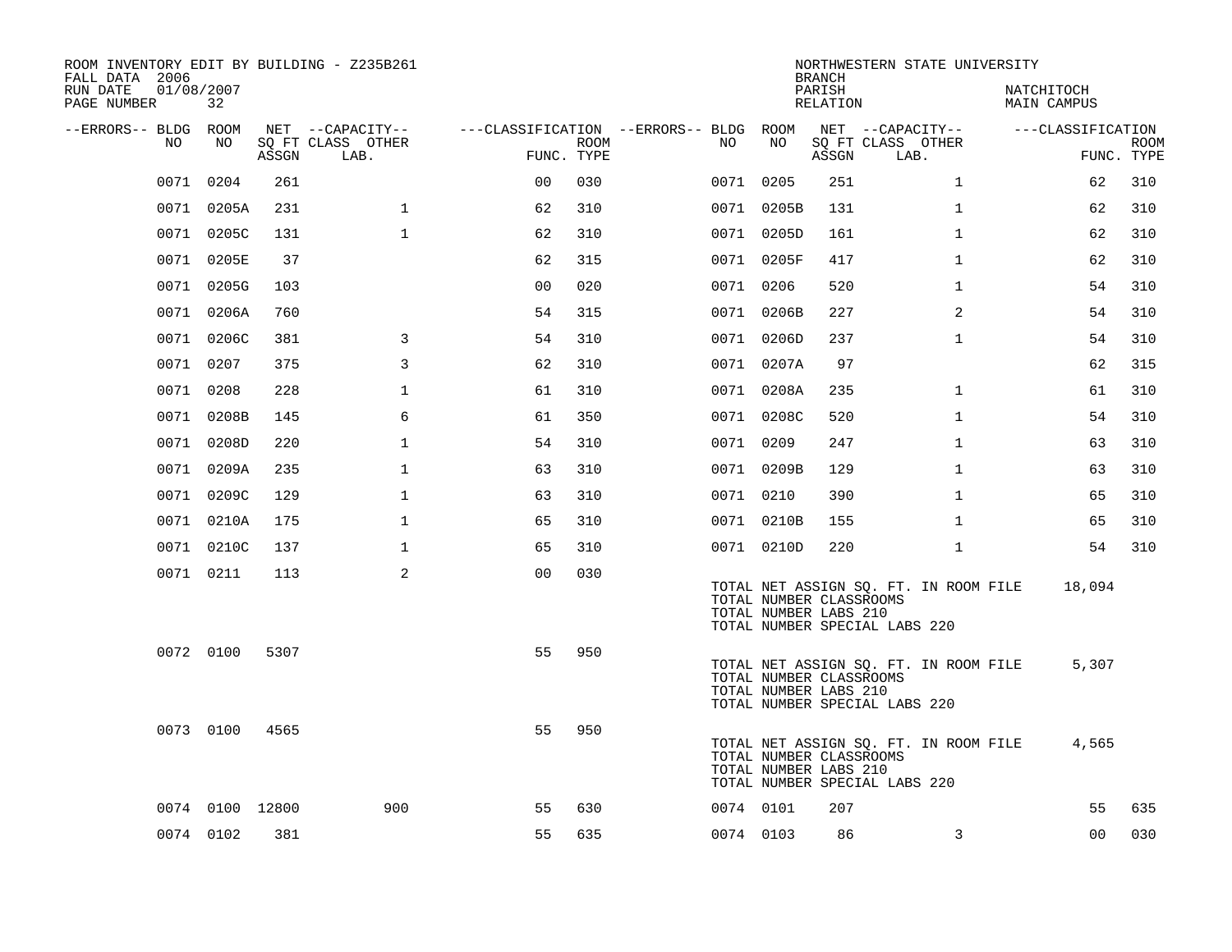ROOM INVENTORY EDIT BY BUILDING - Z235B261
FALL DATA 2006
RUN DATE 01/08/2007
PAGE NUMBER 32

NORTHWESTERN STATE UNIVERSITY
BRANCH
PARISH NATCHITOCH
RELATION MAIN CAMPUS

| --ERRORS-- | BLDG NO | ROOM NO | NET SQ FT ASSGN | --CAPACITY-- CLASS LAB. | OTHER | ---CLASSIFICATION FUNC. | ROOM TYPE | --ERRORS-- | BLDG NO | ROOM NO | NET SQ FT ASSGN | --CAPACITY-- CLASS LAB. | OTHER | ---CLASSIFICATION FUNC. | ROOM TYPE |
|---|---|---|---|---|---|---|---|---|---|---|---|---|---|---|---|
| | 0071 | 0204 | 261 | | | 00 | 030 | | 0071 | 0205 | 251 | | 1 | 62 | 310 |
| | 0071 | 0205A | 231 | | 1 | 62 | 310 | | 0071 | 0205B | 131 | | 1 | 62 | 310 |
| | 0071 | 0205C | 131 | | 1 | 62 | 310 | | 0071 | 0205D | 161 | | 1 | 62 | 310 |
| | 0071 | 0205E | 37 | | | 62 | 315 | | 0071 | 0205F | 417 | | 1 | 62 | 310 |
| | 0071 | 0205G | 103 | | | 00 | 020 | | 0071 | 0206 | 520 | | 1 | 54 | 310 |
| | 0071 | 0206A | 760 | | | 54 | 315 | | 0071 | 0206B | 227 | | 2 | 54 | 310 |
| | 0071 | 0206C | 381 | | 3 | 54 | 310 | | 0071 | 0206D | 237 | | 1 | 54 | 310 |
| | 0071 | 0207 | 375 | | 3 | 62 | 310 | | 0071 | 0207A | 97 | | | 62 | 315 |
| | 0071 | 0208 | 228 | | 1 | 61 | 310 | | 0071 | 0208A | 235 | | 1 | 61 | 310 |
| | 0071 | 0208B | 145 | | 6 | 61 | 350 | | 0071 | 0208C | 520 | | 1 | 54 | 310 |
| | 0071 | 0208D | 220 | | 1 | 54 | 310 | | 0071 | 0209 | 247 | | 1 | 63 | 310 |
| | 0071 | 0209A | 235 | | 1 | 63 | 310 | | 0071 | 0209B | 129 | | 1 | 63 | 310 |
| | 0071 | 0209C | 129 | | 1 | 63 | 310 | | 0071 | 0210 | 390 | | 1 | 65 | 310 |
| | 0071 | 0210A | 175 | | 1 | 65 | 310 | | 0071 | 0210B | 155 | | 1 | 65 | 310 |
| | 0071 | 0210C | 137 | | 1 | 65 | 310 | | 0071 | 0210D | 220 | | 1 | 54 | 310 |
| | 0071 | 0211 | 113 | | 2 | 00 | 030 | | | | | | | | |

TOTAL NET ASSIGN SQ. FT. IN ROOM FILE 18,094
TOTAL NUMBER CLASSROOMS
TOTAL NUMBER LABS 210
TOTAL NUMBER SPECIAL LABS 220

| --ERRORS-- | BLDG NO | ROOM NO | NET SQ FT ASSGN | --CAPACITY-- CLASS LAB. | OTHER | FUNC. | ROOM TYPE |
|---|---|---|---|---|---|---|---|
| | 0072 | 0100 | 5307 | | | 55 | 950 |

TOTAL NET ASSIGN SQ. FT. IN ROOM FILE 5,307
TOTAL NUMBER CLASSROOMS
TOTAL NUMBER LABS 210
TOTAL NUMBER SPECIAL LABS 220

| --ERRORS-- | BLDG NO | ROOM NO | NET SQ FT ASSGN | --CAPACITY-- CLASS LAB. | OTHER | FUNC. | ROOM TYPE |
|---|---|---|---|---|---|---|---|
| | 0073 | 0100 | 4565 | | | 55 | 950 |

TOTAL NET ASSIGN SQ. FT. IN ROOM FILE 4,565
TOTAL NUMBER CLASSROOMS
TOTAL NUMBER LABS 210
TOTAL NUMBER SPECIAL LABS 220

| --ERRORS-- | BLDG NO | ROOM NO | NET SQ FT ASSGN | --CAPACITY-- CLASS LAB. | OTHER | FUNC. | ROOM TYPE | --ERRORS-- | BLDG NO | ROOM NO | NET SQ FT ASSGN | --CAPACITY-- CLASS LAB. | OTHER | FUNC. | ROOM TYPE |
|---|---|---|---|---|---|---|---|---|---|---|---|---|---|---|---|
| | 0074 | 0100 | 12800 | | 900 | 55 | 630 | | 0074 | 0101 | 207 | | | 55 | 635 |
| | 0074 | 0102 | 381 | | | 55 | 635 | | 0074 | 0103 | 86 | | 3 | 00 | 030 |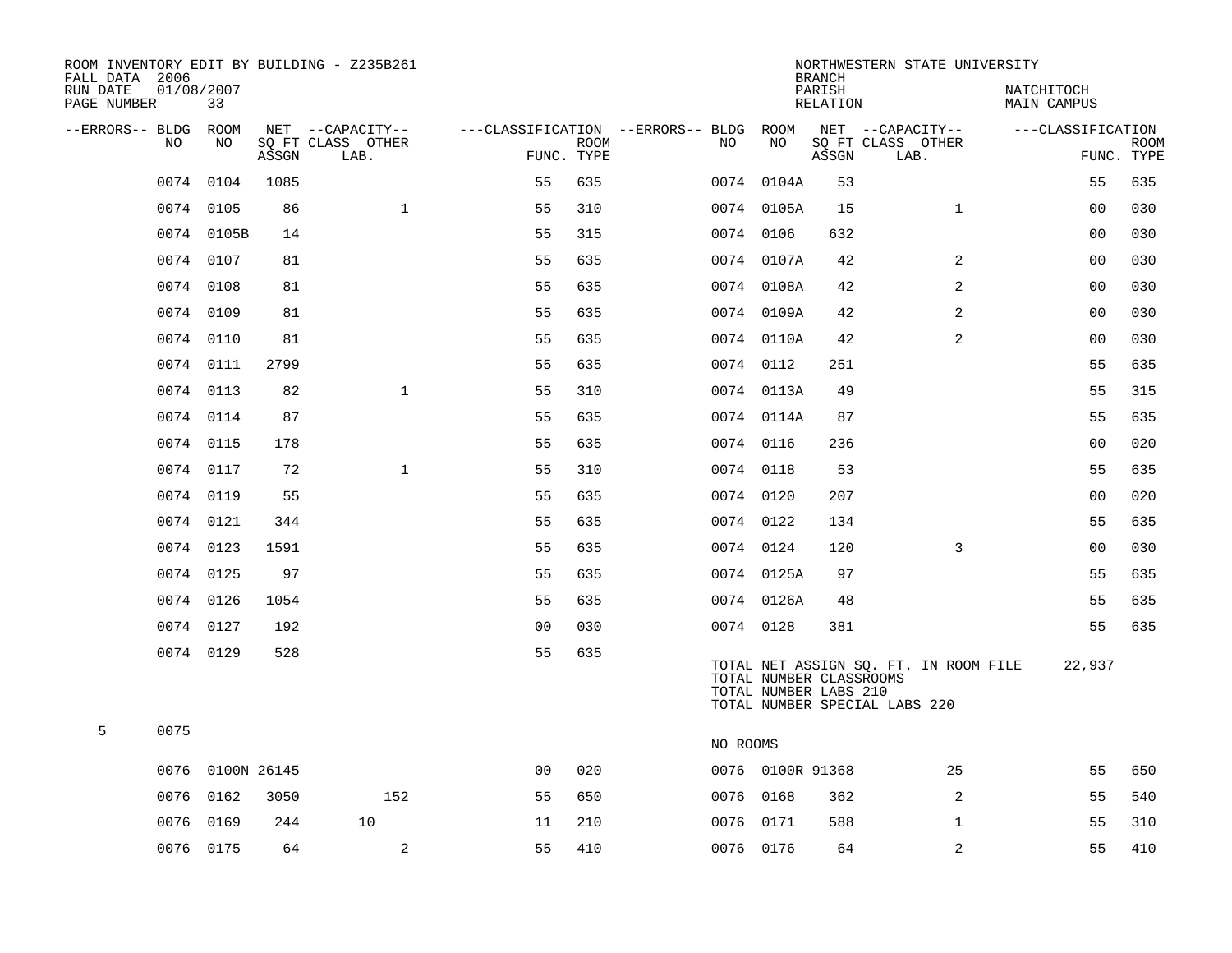ROOM INVENTORY EDIT BY BUILDING - Z235B261
FALL DATA 2006
RUN DATE 01/08/2007
PAGE NUMBER 33

NORTHWESTERN STATE UNIVERSITY
BRANCH
PARISH NATCHITOCH
RELATION MAIN CAMPUS

| --ERRORS-- | BLDG NO | ROOM NO | NET SQ FT ASSGN | CAPACITY CLASS | CAPACITY OTHER LAB. | FUNC. | ROOM TYPE | --ERRORS-- | BLDG NO | ROOM NO | NET SQ FT ASSGN | CAPACITY CLASS | CAPACITY OTHER LAB. | FUNC. | ROOM TYPE |
|---|---|---|---|---|---|---|---|---|---|---|---|---|---|---|---|
| | 0074 | 0104 | 1085 | | | 55 | 635 | | 0074 | 0104A | 53 | | | 55 | 635 |
| | 0074 | 0105 | 86 | | 1 | 55 | 310 | | 0074 | 0105A | 15 | | 1 | 00 | 030 |
| | 0074 | 0105B | 14 | | | 55 | 315 | | 0074 | 0106 | 632 | | | 00 | 030 |
| | 0074 | 0107 | 81 | | | 55 | 635 | | 0074 | 0107A | 42 | | 2 | 00 | 030 |
| | 0074 | 0108 | 81 | | | 55 | 635 | | 0074 | 0108A | 42 | | 2 | 00 | 030 |
| | 0074 | 0109 | 81 | | | 55 | 635 | | 0074 | 0109A | 42 | | 2 | 00 | 030 |
| | 0074 | 0110 | 81 | | | 55 | 635 | | 0074 | 0110A | 42 | | 2 | 00 | 030 |
| | 0074 | 0111 | 2799 | | | 55 | 635 | | 0074 | 0112 | 251 | | | 55 | 635 |
| | 0074 | 0113 | 82 | | 1 | 55 | 310 | | 0074 | 0113A | 49 | | | 55 | 315 |
| | 0074 | 0114 | 87 | | | 55 | 635 | | 0074 | 0114A | 87 | | | 55 | 635 |
| | 0074 | 0115 | 178 | | | 55 | 635 | | 0074 | 0116 | 236 | | | 00 | 020 |
| | 0074 | 0117 | 72 | | 1 | 55 | 310 | | 0074 | 0118 | 53 | | | 55 | 635 |
| | 0074 | 0119 | 55 | | | 55 | 635 | | 0074 | 0120 | 207 | | | 00 | 020 |
| | 0074 | 0121 | 344 | | | 55 | 635 | | 0074 | 0122 | 134 | | | 55 | 635 |
| | 0074 | 0123 | 1591 | | | 55 | 635 | | 0074 | 0124 | 120 | | 3 | 00 | 030 |
| | 0074 | 0125 | 97 | | | 55 | 635 | | 0074 | 0125A | 97 | | | 55 | 635 |
| | 0074 | 0126 | 1054 | | | 55 | 635 | | 0074 | 0126A | 48 | | | 55 | 635 |
| | 0074 | 0127 | 192 | | | 00 | 030 | | 0074 | 0128 | 381 | | | 55 | 635 |
| | 0074 | 0129 | 528 | | | 55 | 635 | | | | | | | | |

TOTAL NET ASSIGN SQ. FT. IN ROOM FILE 22,937
TOTAL NUMBER CLASSROOMS
TOTAL NUMBER LABS 210
TOTAL NUMBER SPECIAL LABS 220

| --ERRORS-- | BLDG NO | ROOM NO | NET SQ FT ASSGN | CAPACITY CLASS | CAPACITY OTHER LAB. | FUNC. | ROOM TYPE | --ERRORS-- | BLDG NO | ROOM NO | NET SQ FT ASSGN | CAPACITY CLASS | CAPACITY OTHER LAB. | FUNC. | ROOM TYPE |
|---|---|---|---|---|---|---|---|---|---|---|---|---|---|---|---|
| 5 | 0075 | | | | | | | | NO ROOMS | | | | | | |
| | 0076 | 0100N | 26145 | | | 00 | 020 | | 0076 | 0100R | 91368 | | 25 | 55 | 650 |
| | 0076 | 0162 | 3050 | | 152 | 55 | 650 | | 0076 | 0168 | 362 | | 2 | 55 | 540 |
| | 0076 | 0169 | 244 | 10 | | 11 | 210 | | 0076 | 0171 | 588 | | 1 | 55 | 310 |
| | 0076 | 0175 | 64 | | 2 | 55 | 410 | | 0076 | 0176 | 64 | | 2 | 55 | 410 |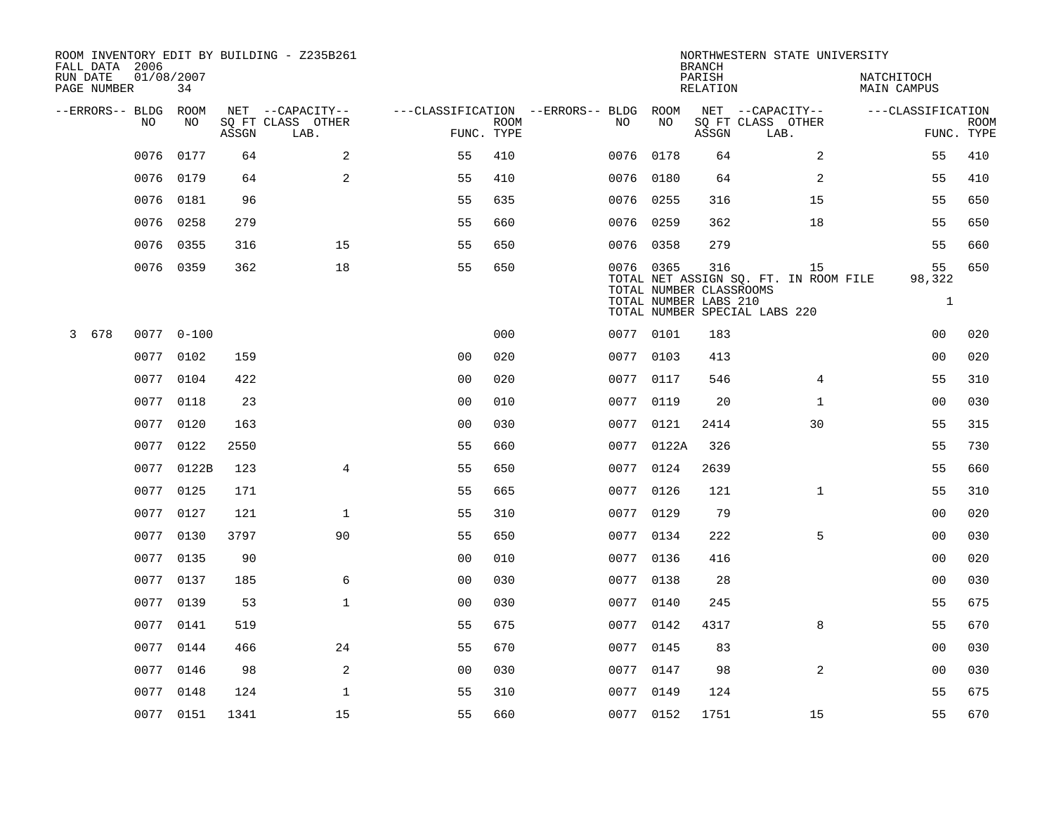ROOM INVENTORY EDIT BY BUILDING - Z235B261
FALL DATA 2006
RUN DATE 01/08/2007
PAGE NUMBER 34

NORTHWESTERN STATE UNIVERSITY
BRANCH
PARISH NATCHITOCH
RELATION MAIN CAMPUS

| --ERRORS-- | BLDG NO | ROOM NO | NET SQ FT ASSGN | --CAPACITY-- CLASS LAB. | OTHER | ---CLASSIFICATION FUNC. | ROOM TYPE | --ERRORS-- | BLDG NO | ROOM NO | NET SQ FT ASSGN | --CAPACITY-- CLASS LAB. | OTHER | ---CLASSIFICATION FUNC. | ROOM TYPE |
|---|---|---|---|---|---|---|---|---|---|---|---|---|---|---|---|
| | 0076 | 0177 | 64 | 2 | | 55 | 410 | | 0076 | 0178 | 64 | 2 | | 55 | 410 |
| | 0076 | 0179 | 64 | 2 | | 55 | 410 | | 0076 | 0180 | 64 | 2 | | 55 | 410 |
| | 0076 | 0181 | 96 | | | 55 | 635 | | 0076 | 0255 | 316 | 15 | | 55 | 650 |
| | 0076 | 0258 | 279 | | | 55 | 660 | | 0076 | 0259 | 362 | 18 | | 55 | 650 |
| | 0076 | 0355 | 316 | 15 | | 55 | 650 | | 0076 | 0358 | 279 | | | 55 | 660 |
| | 0076 | 0359 | 362 | 18 | | 55 | 650 | | 0076 | 0365 | 316 | 15 | | 55 | 650 |
| | | | | | | | | | | TOTAL NET ASSIGN SQ. FT. IN ROOM FILE | | | | 98,322 | |
| | | | | | | | | | | TOTAL NUMBER CLASSROOMS | | | | | |
| | | | | | | | | | | TOTAL NUMBER LABS 210 | | | | 1 | |
| | | | | | | | | | | TOTAL NUMBER SPECIAL LABS 220 | | | | | |
| 3 678 | 0077 | 0-100 | | | | | 000 | | 0077 | 0101 | 183 | | | 00 | 020 |
| | 0077 | 0102 | 159 | | | 00 | 020 | | 0077 | 0103 | 413 | | | 00 | 020 |
| | 0077 | 0104 | 422 | | | 00 | 020 | | 0077 | 0117 | 546 | 4 | | 55 | 310 |
| | 0077 | 0118 | 23 | | | 00 | 010 | | 0077 | 0119 | 20 | 1 | | 00 | 030 |
| | 0077 | 0120 | 163 | | | 00 | 030 | | 0077 | 0121 | 2414 | 30 | | 55 | 315 |
| | 0077 | 0122 | 2550 | | | 55 | 660 | | 0077 | 0122A | 326 | | | 55 | 730 |
| | 0077 | 0122B | 123 | 4 | | 55 | 650 | | 0077 | 0124 | 2639 | | | 55 | 660 |
| | 0077 | 0125 | 171 | | | 55 | 665 | | 0077 | 0126 | 121 | 1 | | 55 | 310 |
| | 0077 | 0127 | 121 | 1 | | 55 | 310 | | 0077 | 0129 | 79 | | | 00 | 020 |
| | 0077 | 0130 | 3797 | 90 | | 55 | 650 | | 0077 | 0134 | 222 | 5 | | 00 | 030 |
| | 0077 | 0135 | 90 | | | 00 | 010 | | 0077 | 0136 | 416 | | | 00 | 020 |
| | 0077 | 0137 | 185 | 6 | | 00 | 030 | | 0077 | 0138 | 28 | | | 00 | 030 |
| | 0077 | 0139 | 53 | 1 | | 00 | 030 | | 0077 | 0140 | 245 | | | 55 | 675 |
| | 0077 | 0141 | 519 | | | 55 | 675 | | 0077 | 0142 | 4317 | 8 | | 55 | 670 |
| | 0077 | 0144 | 466 | 24 | | 55 | 670 | | 0077 | 0145 | 83 | | | 00 | 030 |
| | 0077 | 0146 | 98 | 2 | | 00 | 030 | | 0077 | 0147 | 98 | 2 | | 00 | 030 |
| | 0077 | 0148 | 124 | 1 | | 55 | 310 | | 0077 | 0149 | 124 | | | 55 | 675 |
| | 0077 | 0151 | 1341 | 15 | | 55 | 660 | | 0077 | 0152 | 1751 | 15 | | 55 | 670 |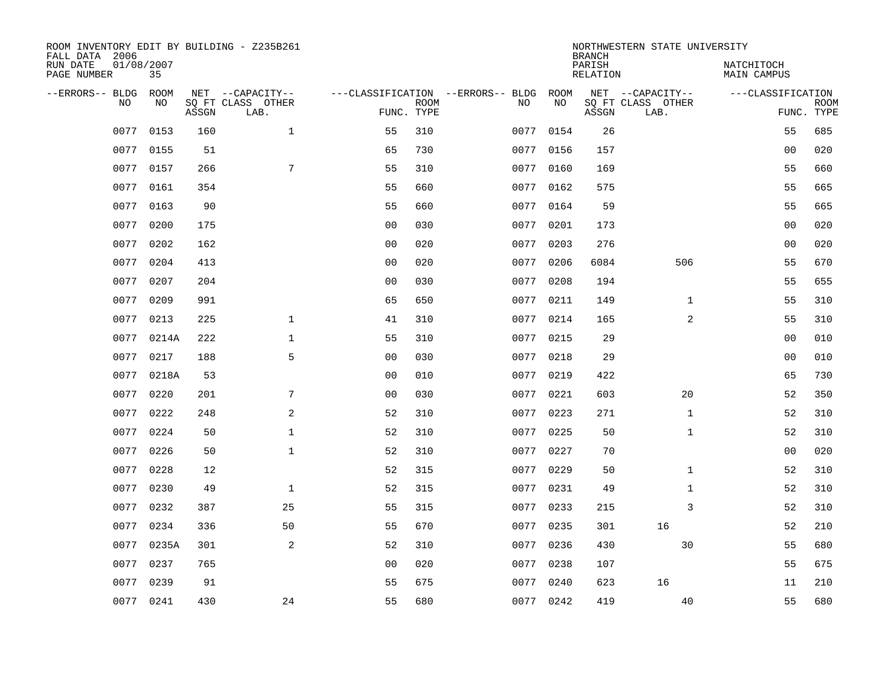ROOM INVENTORY EDIT BY BUILDING - Z235B261
FALL DATA 2006
RUN DATE 01/08/2007
PAGE NUMBER 35

NORTHWESTERN STATE UNIVERSITY
BRANCH
PARISH NATCHITOCH
RELATION MAIN CAMPUS

| --ERRORS-- | BLDG NO | ROOM NO | NET SQ FT ASSGN | --CAPACITY-- CLASS LAB. | OTHER | ---CLASSIFICATION FUNC. | ROOM TYPE | --ERRORS-- | BLDG NO | ROOM NO | NET SQ FT ASSGN | --CAPACITY-- CLASS LAB. | OTHER | ---CLASSIFICATION FUNC. | ROOM TYPE |
|---|---|---|---|---|---|---|---|---|---|---|---|---|---|---|---|
| | 0077 | 0153 | 160 | | 1 | 55 | 310 | | 0077 | 0154 | 26 | | | 55 | 685 |
| | 0077 | 0155 | 51 | | | 65 | 730 | | 0077 | 0156 | 157 | | | 00 | 020 |
| | 0077 | 0157 | 266 | | 7 | 55 | 310 | | 0077 | 0160 | 169 | | | 55 | 660 |
| | 0077 | 0161 | 354 | | | 55 | 660 | | 0077 | 0162 | 575 | | | 55 | 665 |
| | 0077 | 0163 | 90 | | | 55 | 660 | | 0077 | 0164 | 59 | | | 55 | 665 |
| | 0077 | 0200 | 175 | | | 00 | 030 | | 0077 | 0201 | 173 | | | 00 | 020 |
| | 0077 | 0202 | 162 | | | 00 | 020 | | 0077 | 0203 | 276 | | | 00 | 020 |
| | 0077 | 0204 | 413 | | | 00 | 020 | | 0077 | 0206 | 6084 | | 506 | 55 | 670 |
| | 0077 | 0207 | 204 | | | 00 | 030 | | 0077 | 0208 | 194 | | | 55 | 655 |
| | 0077 | 0209 | 991 | | | 65 | 650 | | 0077 | 0211 | 149 | | 1 | 55 | 310 |
| | 0077 | 0213 | 225 | | 1 | 41 | 310 | | 0077 | 0214 | 165 | | 2 | 55 | 310 |
| | 0077 | 0214A | 222 | | 1 | 55 | 310 | | 0077 | 0215 | 29 | | | 00 | 010 |
| | 0077 | 0217 | 188 | | 5 | 00 | 030 | | 0077 | 0218 | 29 | | | 00 | 010 |
| | 0077 | 0218A | 53 | | | 00 | 010 | | 0077 | 0219 | 422 | | | 65 | 730 |
| | 0077 | 0220 | 201 | | 7 | 00 | 030 | | 0077 | 0221 | 603 | | 20 | 52 | 350 |
| | 0077 | 0222 | 248 | | 2 | 52 | 310 | | 0077 | 0223 | 271 | | 1 | 52 | 310 |
| | 0077 | 0224 | 50 | | 1 | 52 | 310 | | 0077 | 0225 | 50 | | 1 | 52 | 310 |
| | 0077 | 0226 | 50 | | 1 | 52 | 310 | | 0077 | 0227 | 70 | | | 00 | 020 |
| | 0077 | 0228 | 12 | | | 52 | 315 | | 0077 | 0229 | 50 | | 1 | 52 | 310 |
| | 0077 | 0230 | 49 | | 1 | 52 | 315 | | 0077 | 0231 | 49 | | 1 | 52 | 310 |
| | 0077 | 0232 | 387 | | 25 | 55 | 315 | | 0077 | 0233 | 215 | | 3 | 52 | 310 |
| | 0077 | 0234 | 336 | | 50 | 55 | 670 | | 0077 | 0235 | 301 | 16 | | 52 | 210 |
| | 0077 | 0235A | 301 | | 2 | 52 | 310 | | 0077 | 0236 | 430 | | 30 | 55 | 680 |
| | 0077 | 0237 | 765 | | | 00 | 020 | | 0077 | 0238 | 107 | | | 55 | 675 |
| | 0077 | 0239 | 91 | | | 55 | 675 | | 0077 | 0240 | 623 | 16 | | 11 | 210 |
| | 0077 | 0241 | 430 | | 24 | 55 | 680 | | 0077 | 0242 | 419 | | 40 | 55 | 680 |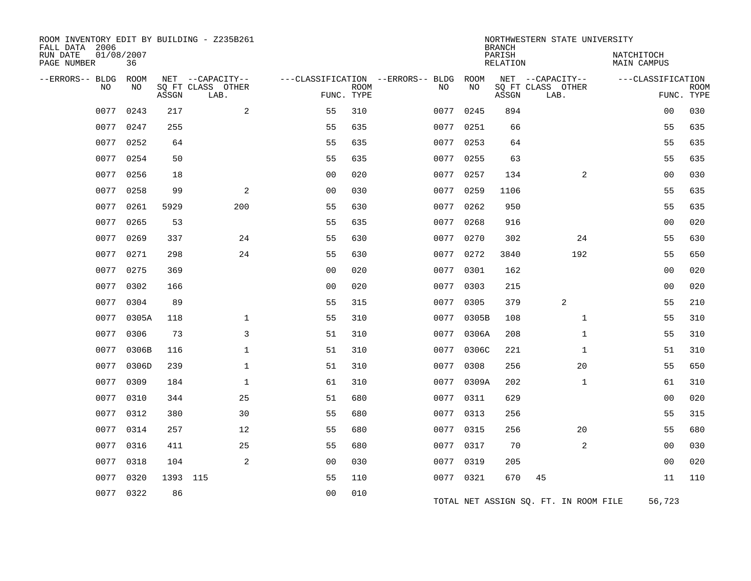ROOM INVENTORY EDIT BY BUILDING - Z235B261
FALL DATA 2006
RUN DATE 01/08/2007
PAGE NUMBER 36

NORTHWESTERN STATE UNIVERSITY
BRANCH
PARISH NATCHITOCH
RELATION MAIN CAMPUS

| --ERRORS-- | BLDG NO | ROOM NO | NET ASSGN SQ FT | CAPACITY CLASS | CAPACITY OTHER LAB. | CLASSIFICATION FUNC. | ROOM TYPE | --ERRORS-- | BLDG NO | ROOM NO | NET ASSGN SQ FT | CAPACITY CLASS | CAPACITY OTHER LAB. | CLASSIFICATION FUNC. | ROOM TYPE |
|---|---|---|---|---|---|---|---|---|---|---|---|---|---|---|---|
| | 0077 | 0243 | 217 | | 2 | 55 | 310 | | 0077 | 0245 | 894 | | | 00 | 030 |
| | 0077 | 0247 | 255 | | | 55 | 635 | | 0077 | 0251 | 66 | | | 55 | 635 |
| | 0077 | 0252 | 64 | | | 55 | 635 | | 0077 | 0253 | 64 | | | 55 | 635 |
| | 0077 | 0254 | 50 | | | 55 | 635 | | 0077 | 0255 | 63 | | | 55 | 635 |
| | 0077 | 0256 | 18 | | | 00 | 020 | | 0077 | 0257 | 134 | | 2 | 00 | 030 |
| | 0077 | 0258 | 99 | | 2 | 00 | 030 | | 0077 | 0259 | 1106 | | | 55 | 635 |
| | 0077 | 0261 | 5929 | | 200 | 55 | 630 | | 0077 | 0262 | 950 | | | 55 | 635 |
| | 0077 | 0265 | 53 | | | 55 | 635 | | 0077 | 0268 | 916 | | | 00 | 020 |
| | 0077 | 0269 | 337 | | 24 | 55 | 630 | | 0077 | 0270 | 302 | | 24 | 55 | 630 |
| | 0077 | 0271 | 298 | | 24 | 55 | 630 | | 0077 | 0272 | 3840 | | 192 | 55 | 650 |
| | 0077 | 0275 | 369 | | | 00 | 020 | | 0077 | 0301 | 162 | | | 00 | 020 |
| | 0077 | 0302 | 166 | | | 00 | 020 | | 0077 | 0303 | 215 | | | 00 | 020 |
| | 0077 | 0304 | 89 | | | 55 | 315 | | 0077 | 0305 | 379 | 2 | | 55 | 210 |
| | 0077 | 0305A | 118 | | 1 | 55 | 310 | | 0077 | 0305B | 108 | | 1 | 55 | 310 |
| | 0077 | 0306 | 73 | | 3 | 51 | 310 | | 0077 | 0306A | 208 | | 1 | 55 | 310 |
| | 0077 | 0306B | 116 | | 1 | 51 | 310 | | 0077 | 0306C | 221 | | 1 | 51 | 310 |
| | 0077 | 0306D | 239 | | 1 | 51 | 310 | | 0077 | 0308 | 256 | | 20 | 55 | 650 |
| | 0077 | 0309 | 184 | | 1 | 61 | 310 | | 0077 | 0309A | 202 | | 1 | 61 | 310 |
| | 0077 | 0310 | 344 | | 25 | 51 | 680 | | 0077 | 0311 | 629 | | | 00 | 020 |
| | 0077 | 0312 | 380 | | 30 | 55 | 680 | | 0077 | 0313 | 256 | | | 55 | 315 |
| | 0077 | 0314 | 257 | | 12 | 55 | 680 | | 0077 | 0315 | 256 | | 20 | 55 | 680 |
| | 0077 | 0316 | 411 | | 25 | 55 | 680 | | 0077 | 0317 | 70 | | 2 | 00 | 030 |
| | 0077 | 0318 | 104 | | 2 | 00 | 030 | | 0077 | 0319 | 205 | | | 00 | 020 |
| | 0077 | 0320 | 1393 | 115 | | 55 | 110 | | 0077 | 0321 | 670 | 45 | | 11 | 110 |
| | 0077 | 0322 | 86 | | | 00 | 010 | | | | | | | | |

TOTAL NET ASSIGN SQ. FT. IN ROOM FILE 56,723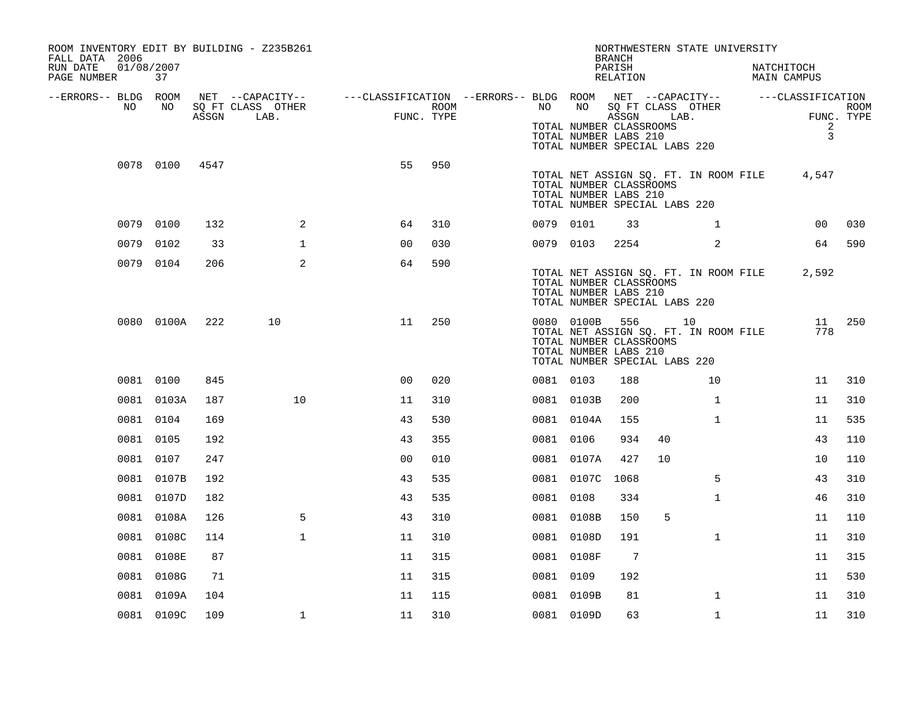ROOM INVENTORY EDIT BY BUILDING - Z235B261
FALL DATA 2006
RUN DATE 01/08/2007
PAGE NUMBER 37

NORTHWESTERN STATE UNIVERSITY
BRANCH
PARISH NATCHITOCH
RELATION MAIN CAMPUS

| --ERRORS-- | BLDG NO | ROOM NO | NET SQ FT ASSGN | CAPACITY CLASS LAB. | CAPACITY OTHER | CLASSIFICATION FUNC. | ROOM TYPE | --ERRORS-- | BLDG NO | ROOM NO | NET SQ FT ASSGN | CAPACITY CLASS LAB. | CAPACITY OTHER | CLASSIFICATION FUNC. | ROOM TYPE |
|---|---|---|---|---|---|---|---|---|---|---|---|---|---|---|---|
| | | | | | | | | | TOTAL NUMBER CLASSROOMS | | | | | 2 | |
| | | | | | | | | | TOTAL NUMBER LABS 210 | | | | | 3 | |
| | | | | | | | | | TOTAL NUMBER SPECIAL LABS 220 | | | | | | |
| | 0078 | 0100 | 4547 | | | 55 | 950 | | | | | | | | |
| | | | | | | | | | TOTAL NET ASSIGN SQ. FT. IN ROOM FILE | | | | | 4,547 | |
| | | | | | | | | | TOTAL NUMBER CLASSROOMS | | | | | | |
| | | | | | | | | | TOTAL NUMBER LABS 210 | | | | | | |
| | | | | | | | | | TOTAL NUMBER SPECIAL LABS 220 | | | | | | |
| | 0079 | 0100 | 132 | | 2 | 64 | 310 | | 0079 | 0101 | 33 | | 1 | 00 | 030 |
| | 0079 | 0102 | 33 | | 1 | 00 | 030 | | 0079 | 0103 | 2254 | | 2 | 64 | 590 |
| | 0079 | 0104 | 206 | | 2 | 64 | 590 | | | | | | | | |
| | | | | | | | | | TOTAL NET ASSIGN SQ. FT. IN ROOM FILE | | | | | 2,592 | |
| | | | | | | | | | TOTAL NUMBER CLASSROOMS | | | | | | |
| | | | | | | | | | TOTAL NUMBER LABS 210 | | | | | | |
| | | | | | | | | | TOTAL NUMBER SPECIAL LABS 220 | | | | | | |
| | 0080 | 0100A | 222 | 10 | | 11 | 250 | | 0080 | 0100B | 556 | 10 | | 11 | 250 |
| | | | | | | | | | TOTAL NET ASSIGN SQ. FT. IN ROOM FILE | | | | | 778 | |
| | | | | | | | | | TOTAL NUMBER CLASSROOMS | | | | | | |
| | | | | | | | | | TOTAL NUMBER LABS 210 | | | | | | |
| | | | | | | | | | TOTAL NUMBER SPECIAL LABS 220 | | | | | | |
| | 0081 | 0100 | 845 | | | 00 | 020 | | 0081 | 0103 | 188 | | 10 | 11 | 310 |
| | 0081 | 0103A | 187 | | 10 | 11 | 310 | | 0081 | 0103B | 200 | | 1 | 11 | 310 |
| | 0081 | 0104 | 169 | | | 43 | 530 | | 0081 | 0104A | 155 | | 1 | 11 | 535 |
| | 0081 | 0105 | 192 | | | 43 | 355 | | 0081 | 0106 | 934 | 40 | | 43 | 110 |
| | 0081 | 0107 | 247 | | | 00 | 010 | | 0081 | 0107A | 427 | 10 | | 10 | 110 |
| | 0081 | 0107B | 192 | | | 43 | 535 | | 0081 | 0107C | 1068 | | 5 | 43 | 310 |
| | 0081 | 0107D | 182 | | | 43 | 535 | | 0081 | 0108 | 334 | | 1 | 46 | 310 |
| | 0081 | 0108A | 126 | | 5 | 43 | 310 | | 0081 | 0108B | 150 | 5 | | 11 | 110 |
| | 0081 | 0108C | 114 | | 1 | 11 | 310 | | 0081 | 0108D | 191 | | 1 | 11 | 310 |
| | 0081 | 0108E | 87 | | | 11 | 315 | | 0081 | 0108F | 7 | | | 11 | 315 |
| | 0081 | 0108G | 71 | | | 11 | 315 | | 0081 | 0109 | 192 | | | 11 | 530 |
| | 0081 | 0109A | 104 | | | 11 | 115 | | 0081 | 0109B | 81 | | 1 | 11 | 310 |
| | 0081 | 0109C | 109 | | 1 | 11 | 310 | | 0081 | 0109D | 63 | | 1 | 11 | 310 |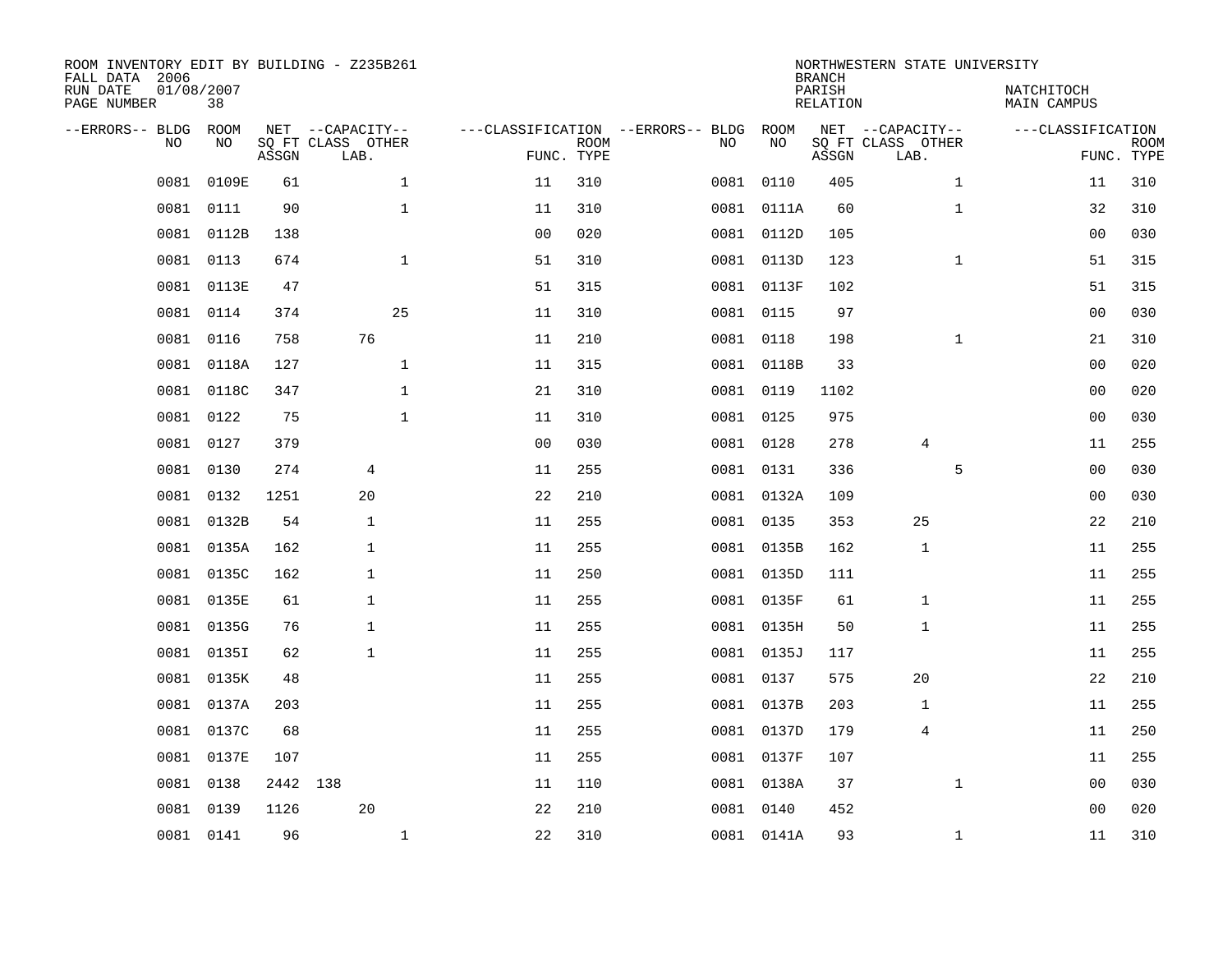ROOM INVENTORY EDIT BY BUILDING - Z235B261
FALL DATA 2006
RUN DATE 01/08/2007
PAGE NUMBER 38

NORTHWESTERN STATE UNIVERSITY
BRANCH
PARISH NATCHITOCH
RELATION MAIN CAMPUS

| --ERRORS-- | BLDG NO | ROOM NO | NET SQ FT ASSGN | CAPACITY CLASS | CAPACITY LAB. | CAPACITY OTHER | CLASSIFICATION FUNC. | ROOM TYPE | --ERRORS-- | BLDG NO | ROOM NO | NET SQ FT ASSGN | CAPACITY CLASS | CAPACITY LAB. | CAPACITY OTHER | CLASSIFICATION FUNC. | ROOM TYPE |
|---|---|---|---|---|---|---|---|---|---|---|---|---|---|---|---|---|---|
| | 0081 | 0109E | 61 | | | 1 | 11 | 310 | | 0081 | 0110 | 405 | | | 1 | 11 | 310 |
| | 0081 | 0111 | 90 | | | 1 | 11 | 310 | | 0081 | 0111A | 60 | | | 1 | 32 | 310 |
| | 0081 | 0112B | 138 | | | | 00 | 020 | | 0081 | 0112D | 105 | | | | 00 | 030 |
| | 0081 | 0113 | 674 | | | 1 | 51 | 310 | | 0081 | 0113D | 123 | | | 1 | 51 | 315 |
| | 0081 | 0113E | 47 | | | | 51 | 315 | | 0081 | 0113F | 102 | | | | 51 | 315 |
| | 0081 | 0114 | 374 | | | 25 | 11 | 310 | | 0081 | 0115 | 97 | | | | 00 | 030 |
| | 0081 | 0116 | 758 | | 76 | | 11 | 210 | | 0081 | 0118 | 198 | | | 1 | 21 | 310 |
| | 0081 | 0118A | 127 | | | 1 | 11 | 315 | | 0081 | 0118B | 33 | | | | 00 | 020 |
| | 0081 | 0118C | 347 | | | 1 | 21 | 310 | | 0081 | 0119 | 1102 | | | | 00 | 020 |
| | 0081 | 0122 | 75 | | | 1 | 11 | 310 | | 0081 | 0125 | 975 | | | | 00 | 030 |
| | 0081 | 0127 | 379 | | | | 00 | 030 | | 0081 | 0128 | 278 | | 4 | | 11 | 255 |
| | 0081 | 0130 | 274 | | 4 | | 11 | 255 | | 0081 | 0131 | 336 | | | 5 | 00 | 030 |
| | 0081 | 0132 | 1251 | | 20 | | 22 | 210 | | 0081 | 0132A | 109 | | | | 00 | 030 |
| | 0081 | 0132B | 54 | | 1 | | 11 | 255 | | 0081 | 0135 | 353 | | 25 | | 22 | 210 |
| | 0081 | 0135A | 162 | | 1 | | 11 | 255 | | 0081 | 0135B | 162 | | 1 | | 11 | 255 |
| | 0081 | 0135C | 162 | | 1 | | 11 | 250 | | 0081 | 0135D | 111 | | | | 11 | 255 |
| | 0081 | 0135E | 61 | | 1 | | 11 | 255 | | 0081 | 0135F | 61 | | 1 | | 11 | 255 |
| | 0081 | 0135G | 76 | | 1 | | 11 | 255 | | 0081 | 0135H | 50 | | 1 | | 11 | 255 |
| | 0081 | 0135I | 62 | | 1 | | 11 | 255 | | 0081 | 0135J | 117 | | | | 11 | 255 |
| | 0081 | 0135K | 48 | | | | 11 | 255 | | 0081 | 0137 | 575 | | 20 | | 22 | 210 |
| | 0081 | 0137A | 203 | | | | 11 | 255 | | 0081 | 0137B | 203 | | 1 | | 11 | 255 |
| | 0081 | 0137C | 68 | | | | 11 | 255 | | 0081 | 0137D | 179 | | 4 | | 11 | 250 |
| | 0081 | 0137E | 107 | | | | 11 | 255 | | 0081 | 0137F | 107 | | | | 11 | 255 |
| | 0081 | 0138 | 2442 | 138 | | | 11 | 110 | | 0081 | 0138A | 37 | | | 1 | 00 | 030 |
| | 0081 | 0139 | 1126 | | 20 | | 22 | 210 | | 0081 | 0140 | 452 | | | | 00 | 020 |
| | 0081 | 0141 | 96 | | | 1 | 22 | 310 | | 0081 | 0141A | 93 | | | 1 | 11 | 310 |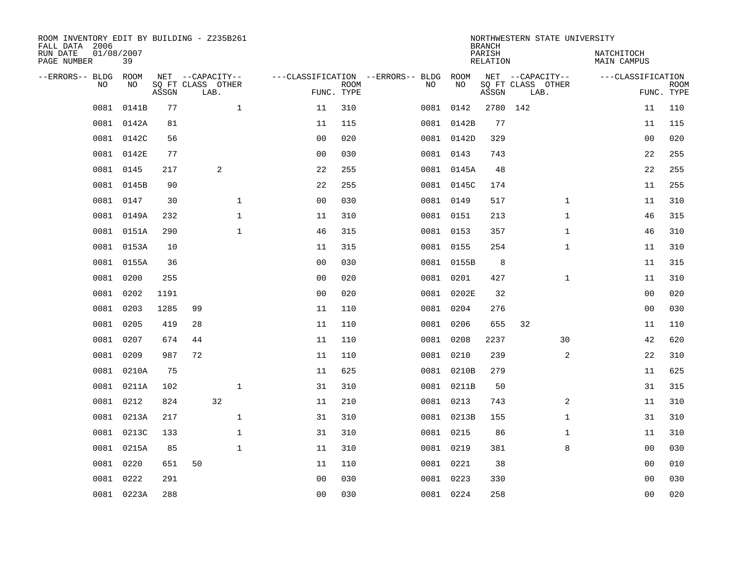ROOM INVENTORY EDIT BY BUILDING - Z235B261
FALL DATA 2006
RUN DATE 01/08/2007
PAGE NUMBER 39

NORTHWESTERN STATE UNIVERSITY
BRANCH
PARISH NATCHITOCH
RELATION MAIN CAMPUS

| --ERRORS-- | BLDG NO | ROOM NO | NET SQ FT ASSGN | CAPACITY CLASS LAB. | CAPACITY OTHER | CLASSIFICATION FUNC. | ROOM TYPE | --ERRORS-- | BLDG NO | ROOM NO | NET SQ FT ASSGN | CAPACITY CLASS LAB. | CAPACITY OTHER | CLASSIFICATION FUNC. | ROOM TYPE |
|---|---|---|---|---|---|---|---|---|---|---|---|---|---|---|---|
| | 0081 | 0141B | 77 | | 1 | 11 | 310 | | 0081 | 0142 | 2780 | 142 | | 11 | 110 |
| | 0081 | 0142A | 81 | | | 11 | 115 | | 0081 | 0142B | 77 | | | 11 | 115 |
| | 0081 | 0142C | 56 | | | 00 | 020 | | 0081 | 0142D | 329 | | | 00 | 020 |
| | 0081 | 0142E | 77 | | | 00 | 030 | | 0081 | 0143 | 743 | | | 22 | 255 |
| | 0081 | 0145 | 217 | 2 | | 22 | 255 | | 0081 | 0145A | 48 | | | 22 | 255 |
| | 0081 | 0145B | 90 | | | 22 | 255 | | 0081 | 0145C | 174 | | | 11 | 255 |
| | 0081 | 0147 | 30 | | 1 | 00 | 030 | | 0081 | 0149 | 517 | | 1 | 11 | 310 |
| | 0081 | 0149A | 232 | | 1 | 11 | 310 | | 0081 | 0151 | 213 | | 1 | 46 | 315 |
| | 0081 | 0151A | 290 | | 1 | 46 | 315 | | 0081 | 0153 | 357 | | 1 | 46 | 310 |
| | 0081 | 0153A | 10 | | | 11 | 315 | | 0081 | 0155 | 254 | | 1 | 11 | 310 |
| | 0081 | 0155A | 36 | | | 00 | 030 | | 0081 | 0155B | 8 | | | 11 | 315 |
| | 0081 | 0200 | 255 | | | 00 | 020 | | 0081 | 0201 | 427 | | 1 | 11 | 310 |
| | 0081 | 0202 | 1191 | | | 00 | 020 | | 0081 | 0202E | 32 | | | 00 | 020 |
| | 0081 | 0203 | 1285 | 99 | | 11 | 110 | | 0081 | 0204 | 276 | | | 00 | 030 |
| | 0081 | 0205 | 419 | 28 | | 11 | 110 | | 0081 | 0206 | 655 | 32 | | 11 | 110 |
| | 0081 | 0207 | 674 | 44 | | 11 | 110 | | 0081 | 0208 | 2237 | | 30 | 42 | 620 |
| | 0081 | 0209 | 987 | 72 | | 11 | 110 | | 0081 | 0210 | 239 | | 2 | 22 | 310 |
| | 0081 | 0210A | 75 | | | 11 | 625 | | 0081 | 0210B | 279 | | | 11 | 625 |
| | 0081 | 0211A | 102 | | 1 | 31 | 310 | | 0081 | 0211B | 50 | | | 31 | 315 |
| | 0081 | 0212 | 824 | 32 | | 11 | 210 | | 0081 | 0213 | 743 | | 2 | 11 | 310 |
| | 0081 | 0213A | 217 | | 1 | 31 | 310 | | 0081 | 0213B | 155 | | 1 | 31 | 310 |
| | 0081 | 0213C | 133 | | 1 | 31 | 310 | | 0081 | 0215 | 86 | | 1 | 11 | 310 |
| | 0081 | 0215A | 85 | | 1 | 11 | 310 | | 0081 | 0219 | 381 | | 8 | 00 | 030 |
| | 0081 | 0220 | 651 | 50 | | 11 | 110 | | 0081 | 0221 | 38 | | | 00 | 010 |
| | 0081 | 0222 | 291 | | | 00 | 030 | | 0081 | 0223 | 330 | | | 00 | 030 |
| | 0081 | 0223A | 288 | | | 00 | 030 | | 0081 | 0224 | 258 | | | 00 | 020 |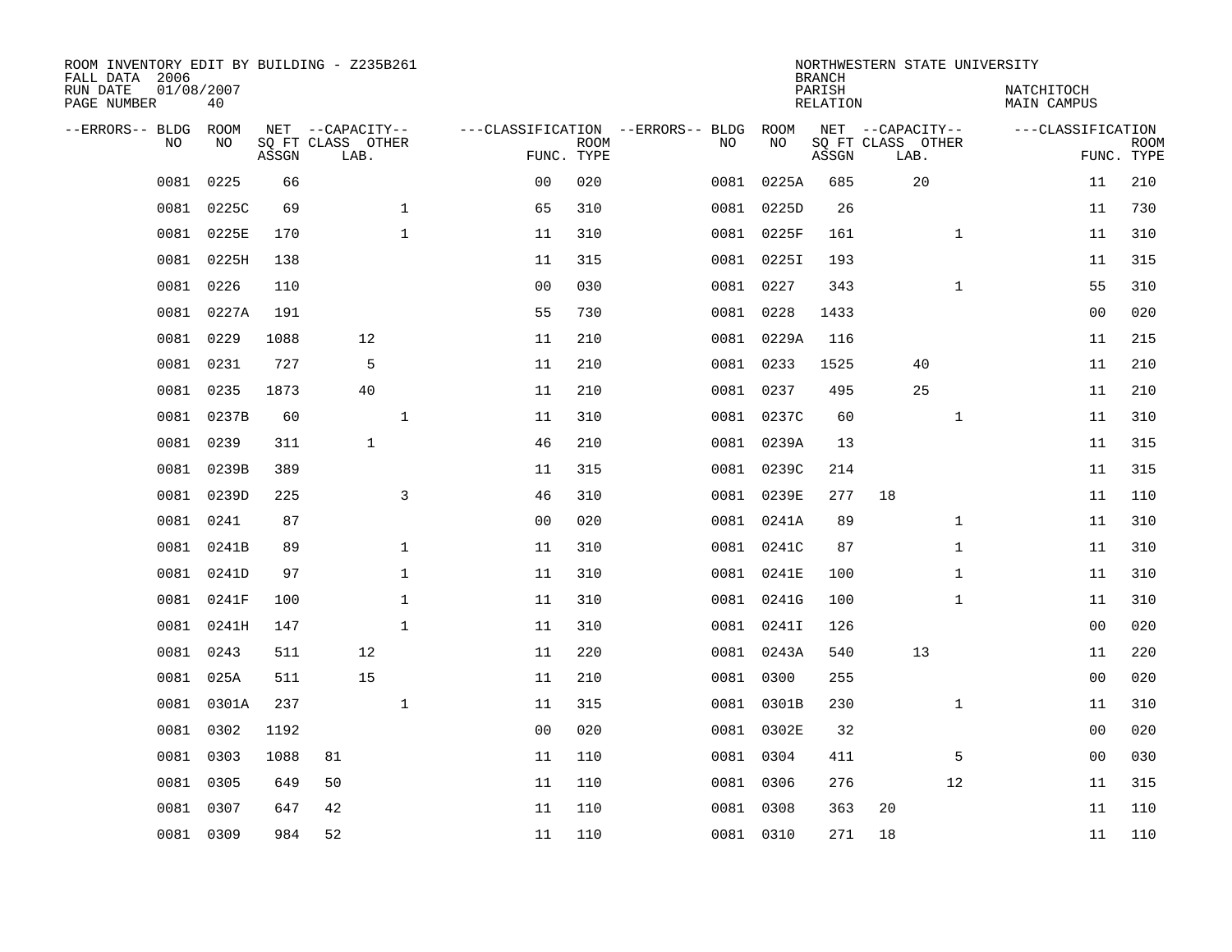ROOM INVENTORY EDIT BY BUILDING - Z235B261
FALL DATA 2006
RUN DATE 01/08/2007
PAGE NUMBER 40

NORTHWESTERN STATE UNIVERSITY
BRANCH
PARISH NATCHITOCH
RELATION MAIN CAMPUS

| --ERRORS-- | BLDG NO | ROOM NO | NET SQ FT ASSGN | CAPACITY CLASS | CAPACITY LAB. | CAPACITY OTHER | CLASSIFICATION FUNC. | ROOM TYPE | --ERRORS-- | BLDG NO | ROOM NO | NET SQ FT ASSGN | CAPACITY CLASS | CAPACITY LAB. | CAPACITY OTHER | CLASSIFICATION FUNC. | ROOM TYPE |
|---|---|---|---|---|---|---|---|---|---|---|---|---|---|---|---|---|---|
| | 0081 | 0225 | 66 | | | | 00 | 020 | | 0081 | 0225A | 685 | | 20 | | 11 | 210 |
| | 0081 | 0225C | 69 | | | 1 | 65 | 310 | | 0081 | 0225D | 26 | | | | 11 | 730 |
| | 0081 | 0225E | 170 | | | 1 | 11 | 310 | | 0081 | 0225F | 161 | | | 1 | 11 | 310 |
| | 0081 | 0225H | 138 | | | | 11 | 315 | | 0081 | 0225I | 193 | | | | 11 | 315 |
| | 0081 | 0226 | 110 | | | | 00 | 030 | | 0081 | 0227 | 343 | | | 1 | 55 | 310 |
| | 0081 | 0227A | 191 | | | | 55 | 730 | | 0081 | 0228 | 1433 | | | | 00 | 020 |
| | 0081 | 0229 | 1088 | | 12 | | 11 | 210 | | 0081 | 0229A | 116 | | | | 11 | 215 |
| | 0081 | 0231 | 727 | | 5 | | 11 | 210 | | 0081 | 0233 | 1525 | | 40 | | 11 | 210 |
| | 0081 | 0235 | 1873 | | 40 | | 11 | 210 | | 0081 | 0237 | 495 | | 25 | | 11 | 210 |
| | 0081 | 0237B | 60 | | | 1 | 11 | 310 | | 0081 | 0237C | 60 | | | 1 | 11 | 310 |
| | 0081 | 0239 | 311 | | 1 | | 46 | 210 | | 0081 | 0239A | 13 | | | | 11 | 315 |
| | 0081 | 0239B | 389 | | | | 11 | 315 | | 0081 | 0239C | 214 | | | | 11 | 315 |
| | 0081 | 0239D | 225 | | | 3 | 46 | 310 | | 0081 | 0239E | 277 | 18 | | | 11 | 110 |
| | 0081 | 0241 | 87 | | | | 00 | 020 | | 0081 | 0241A | 89 | | | 1 | 11 | 310 |
| | 0081 | 0241B | 89 | | | 1 | 11 | 310 | | 0081 | 0241C | 87 | | | 1 | 11 | 310 |
| | 0081 | 0241D | 97 | | | 1 | 11 | 310 | | 0081 | 0241E | 100 | | | 1 | 11 | 310 |
| | 0081 | 0241F | 100 | | | 1 | 11 | 310 | | 0081 | 0241G | 100 | | | 1 | 11 | 310 |
| | 0081 | 0241H | 147 | | | 1 | 11 | 310 | | 0081 | 0241I | 126 | | | | 00 | 020 |
| | 0081 | 0243 | 511 | | 12 | | 11 | 220 | | 0081 | 0243A | 540 | | 13 | | 11 | 220 |
| | 0081 | 025A | 511 | | 15 | | 11 | 210 | | 0081 | 0300 | 255 | | | | 00 | 020 |
| | 0081 | 0301A | 237 | | | 1 | 11 | 315 | | 0081 | 0301B | 230 | | | 1 | 11 | 310 |
| | 0081 | 0302 | 1192 | | | | 00 | 020 | | 0081 | 0302E | 32 | | | | 00 | 020 |
| | 0081 | 0303 | 1088 | 81 | | | 11 | 110 | | 0081 | 0304 | 411 | | | 5 | 00 | 030 |
| | 0081 | 0305 | 649 | 50 | | | 11 | 110 | | 0081 | 0306 | 276 | | | 12 | 11 | 315 |
| | 0081 | 0307 | 647 | 42 | | | 11 | 110 | | 0081 | 0308 | 363 | 20 | | | 11 | 110 |
| | 0081 | 0309 | 984 | 52 | | | 11 | 110 | | 0081 | 0310 | 271 | 18 | | | 11 | 110 |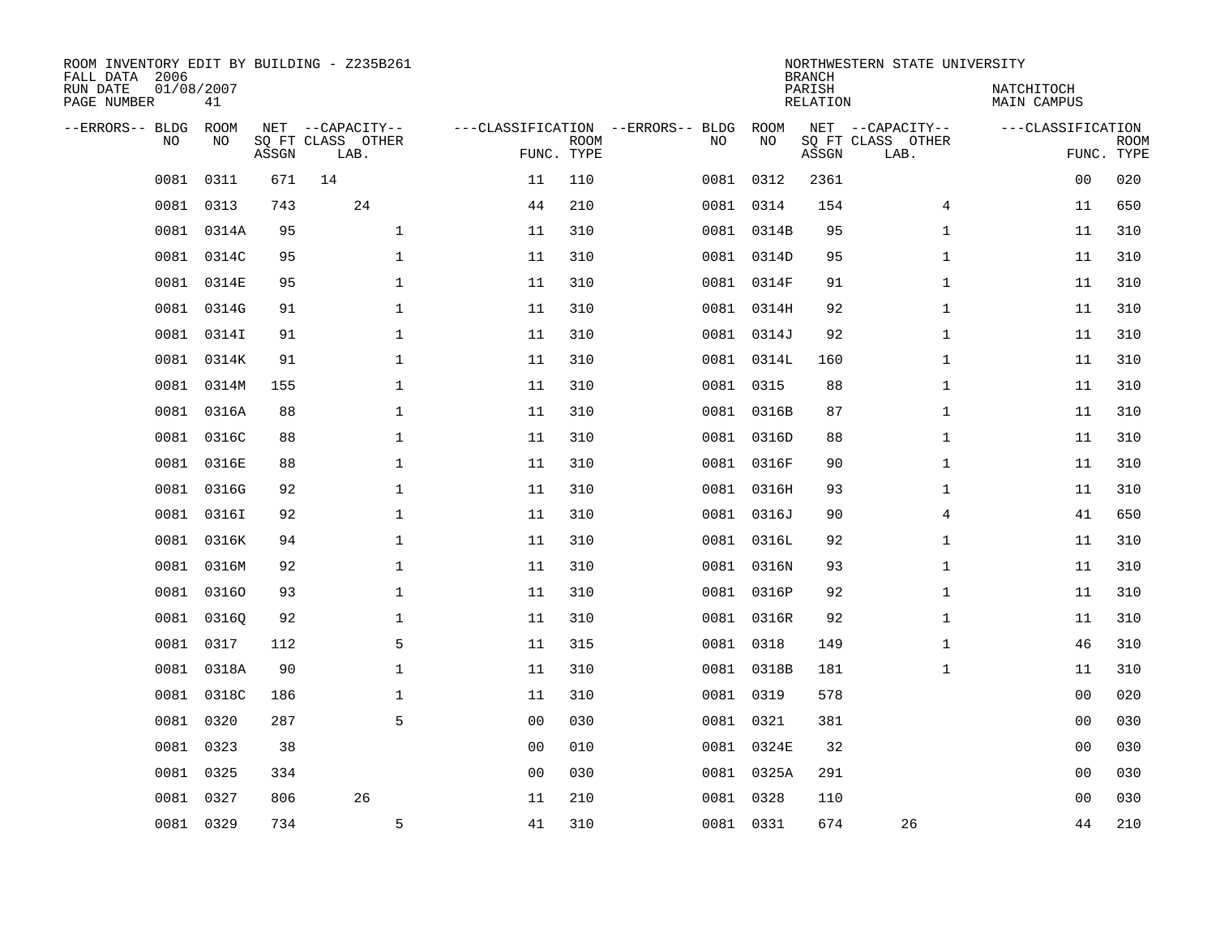ROOM INVENTORY EDIT BY BUILDING - Z235B261
FALL DATA 2006
RUN DATE 01/08/2007
PAGE NUMBER 41

NORTHWESTERN STATE UNIVERSITY
BRANCH
PARISH NATCHITOCH
RELATION MAIN CAMPUS

| --ERRORS-- | BLDG NO | ROOM NO | NET SQ FT ASSGN | CAPACITY CLASS | LAB. | OTHER | FUNC. | ROOM TYPE | --ERRORS-- | BLDG NO | ROOM NO | NET SQ FT ASSGN | CAPACITY CLASS | LAB. | OTHER | FUNC. | ROOM TYPE |
|---|---|---|---|---|---|---|---|---|---|---|---|---|---|---|---|---|---|
| | 0081 | 0311 | 671 | 14 | | | 11 | 110 | | 0081 | 0312 | 2361 | | | | 00 | 020 |
| | 0081 | 0313 | 743 | | 24 | | 44 | 210 | | 0081 | 0314 | 154 | | | 4 | 11 | 650 |
| | 0081 | 0314A | 95 | | | 1 | 11 | 310 | | 0081 | 0314B | 95 | | | 1 | 11 | 310 |
| | 0081 | 0314C | 95 | | | 1 | 11 | 310 | | 0081 | 0314D | 95 | | | 1 | 11 | 310 |
| | 0081 | 0314E | 95 | | | 1 | 11 | 310 | | 0081 | 0314F | 91 | | | 1 | 11 | 310 |
| | 0081 | 0314G | 91 | | | 1 | 11 | 310 | | 0081 | 0314H | 92 | | | 1 | 11 | 310 |
| | 0081 | 0314I | 91 | | | 1 | 11 | 310 | | 0081 | 0314J | 92 | | | 1 | 11 | 310 |
| | 0081 | 0314K | 91 | | | 1 | 11 | 310 | | 0081 | 0314L | 160 | | | 1 | 11 | 310 |
| | 0081 | 0314M | 155 | | | 1 | 11 | 310 | | 0081 | 0315 | 88 | | | 1 | 11 | 310 |
| | 0081 | 0316A | 88 | | | 1 | 11 | 310 | | 0081 | 0316B | 87 | | | 1 | 11 | 310 |
| | 0081 | 0316C | 88 | | | 1 | 11 | 310 | | 0081 | 0316D | 88 | | | 1 | 11 | 310 |
| | 0081 | 0316E | 88 | | | 1 | 11 | 310 | | 0081 | 0316F | 90 | | | 1 | 11 | 310 |
| | 0081 | 0316G | 92 | | | 1 | 11 | 310 | | 0081 | 0316H | 93 | | | 1 | 11 | 310 |
| | 0081 | 0316I | 92 | | | 1 | 11 | 310 | | 0081 | 0316J | 90 | | | 4 | 41 | 650 |
| | 0081 | 0316K | 94 | | | 1 | 11 | 310 | | 0081 | 0316L | 92 | | | 1 | 11 | 310 |
| | 0081 | 0316M | 92 | | | 1 | 11 | 310 | | 0081 | 0316N | 93 | | | 1 | 11 | 310 |
| | 0081 | 0316O | 93 | | | 1 | 11 | 310 | | 0081 | 0316P | 92 | | | 1 | 11 | 310 |
| | 0081 | 0316Q | 92 | | | 1 | 11 | 310 | | 0081 | 0316R | 92 | | | 1 | 11 | 310 |
| | 0081 | 0317 | 112 | | | 5 | 11 | 315 | | 0081 | 0318 | 149 | | | 1 | 46 | 310 |
| | 0081 | 0318A | 90 | | | 1 | 11 | 310 | | 0081 | 0318B | 181 | | | 1 | 11 | 310 |
| | 0081 | 0318C | 186 | | | 1 | 11 | 310 | | 0081 | 0319 | 578 | | | | 00 | 020 |
| | 0081 | 0320 | 287 | | | 5 | 00 | 030 | | 0081 | 0321 | 381 | | | | 00 | 030 |
| | 0081 | 0323 | 38 | | | | 00 | 010 | | 0081 | 0324E | 32 | | | | 00 | 030 |
| | 0081 | 0325 | 334 | | | | 00 | 030 | | 0081 | 0325A | 291 | | | | 00 | 030 |
| | 0081 | 0327 | 806 | | 26 | | 11 | 210 | | 0081 | 0328 | 110 | | | | 00 | 030 |
| | 0081 | 0329 | 734 | | | 5 | 41 | 310 | | 0081 | 0331 | 674 | | 26 | | 44 | 210 |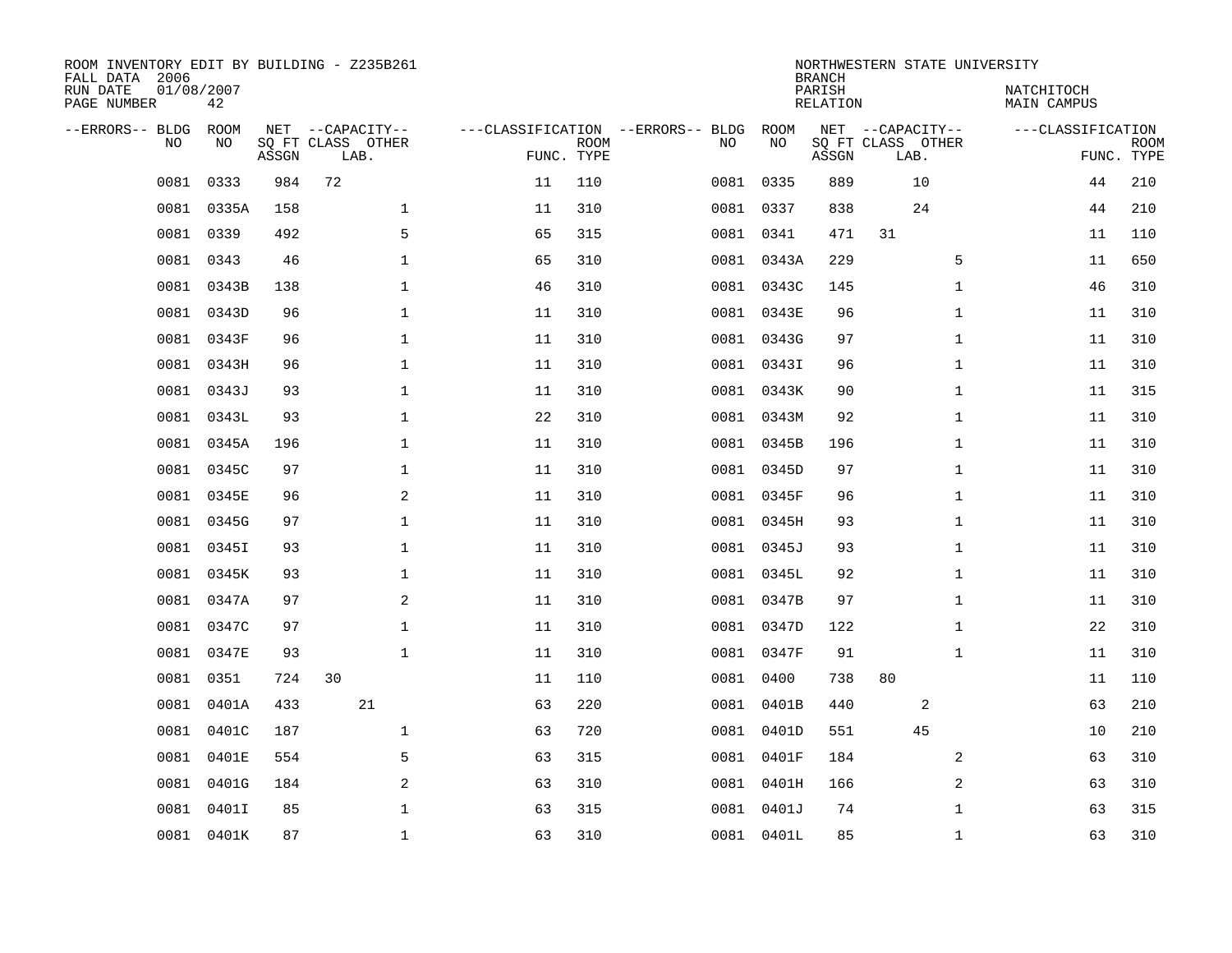ROOM INVENTORY EDIT BY BUILDING - Z235B261
FALL DATA 2006
RUN DATE 01/08/2007
PAGE NUMBER 42

NORTHWESTERN STATE UNIVERSITY
BRANCH
PARISH NATCHITOCH
RELATION MAIN CAMPUS

| --ERRORS-- | BLDG NO | ROOM NO | NET SQ FT ASSGN | CAPACITY CLASS | CAPACITY LAB. | CAPACITY OTHER | CLASSIFICATION FUNC. | ROOM TYPE | --ERRORS-- | BLDG NO | ROOM NO | NET SQ FT ASSGN | CAPACITY CLASS | CAPACITY LAB. | CAPACITY OTHER | CLASSIFICATION FUNC. | ROOM TYPE |
|---|---|---|---|---|---|---|---|---|---|---|---|---|---|---|---|---|---|
| | 0081 | 0333 | 984 | 72 | | | 11 | 110 | | 0081 | 0335 | 889 | | 10 | | 44 | 210 |
| | 0081 | 0335A | 158 | | | 1 | 11 | 310 | | 0081 | 0337 | 838 | | 24 | | 44 | 210 |
| | 0081 | 0339 | 492 | | | 5 | 65 | 315 | | 0081 | 0341 | 471 | 31 | | | 11 | 110 |
| | 0081 | 0343 | 46 | | | 1 | 65 | 310 | | 0081 | 0343A | 229 | | | 5 | 11 | 650 |
| | 0081 | 0343B | 138 | | | 1 | 46 | 310 | | 0081 | 0343C | 145 | | | 1 | 46 | 310 |
| | 0081 | 0343D | 96 | | | 1 | 11 | 310 | | 0081 | 0343E | 96 | | | 1 | 11 | 310 |
| | 0081 | 0343F | 96 | | | 1 | 11 | 310 | | 0081 | 0343G | 97 | | | 1 | 11 | 310 |
| | 0081 | 0343H | 96 | | | 1 | 11 | 310 | | 0081 | 0343I | 96 | | | 1 | 11 | 310 |
| | 0081 | 0343J | 93 | | | 1 | 11 | 310 | | 0081 | 0343K | 90 | | | 1 | 11 | 315 |
| | 0081 | 0343L | 93 | | | 1 | 22 | 310 | | 0081 | 0343M | 92 | | | 1 | 11 | 310 |
| | 0081 | 0345A | 196 | | | 1 | 11 | 310 | | 0081 | 0345B | 196 | | | 1 | 11 | 310 |
| | 0081 | 0345C | 97 | | | 1 | 11 | 310 | | 0081 | 0345D | 97 | | | 1 | 11 | 310 |
| | 0081 | 0345E | 96 | | | 2 | 11 | 310 | | 0081 | 0345F | 96 | | | 1 | 11 | 310 |
| | 0081 | 0345G | 97 | | | 1 | 11 | 310 | | 0081 | 0345H | 93 | | | 1 | 11 | 310 |
| | 0081 | 0345I | 93 | | | 1 | 11 | 310 | | 0081 | 0345J | 93 | | | 1 | 11 | 310 |
| | 0081 | 0345K | 93 | | | 1 | 11 | 310 | | 0081 | 0345L | 92 | | | 1 | 11 | 310 |
| | 0081 | 0347A | 97 | | | 2 | 11 | 310 | | 0081 | 0347B | 97 | | | 1 | 11 | 310 |
| | 0081 | 0347C | 97 | | | 1 | 11 | 310 | | 0081 | 0347D | 122 | | | 1 | 22 | 310 |
| | 0081 | 0347E | 93 | | | 1 | 11 | 310 | | 0081 | 0347F | 91 | | | 1 | 11 | 310 |
| | 0081 | 0351 | 724 | 30 | | | 11 | 110 | | 0081 | 0400 | 738 | 80 | | | 11 | 110 |
| | 0081 | 0401A | 433 | | 21 | | 63 | 220 | | 0081 | 0401B | 440 | | 2 | | 63 | 210 |
| | 0081 | 0401C | 187 | | | 1 | 63 | 720 | | 0081 | 0401D | 551 | | 45 | | 10 | 210 |
| | 0081 | 0401E | 554 | | | 5 | 63 | 315 | | 0081 | 0401F | 184 | | | 2 | 63 | 310 |
| | 0081 | 0401G | 184 | | | 2 | 63 | 310 | | 0081 | 0401H | 166 | | | 2 | 63 | 310 |
| | 0081 | 0401I | 85 | | | 1 | 63 | 315 | | 0081 | 0401J | 74 | | | 1 | 63 | 315 |
| | 0081 | 0401K | 87 | | | 1 | 63 | 310 | | 0081 | 0401L | 85 | | | 1 | 63 | 310 |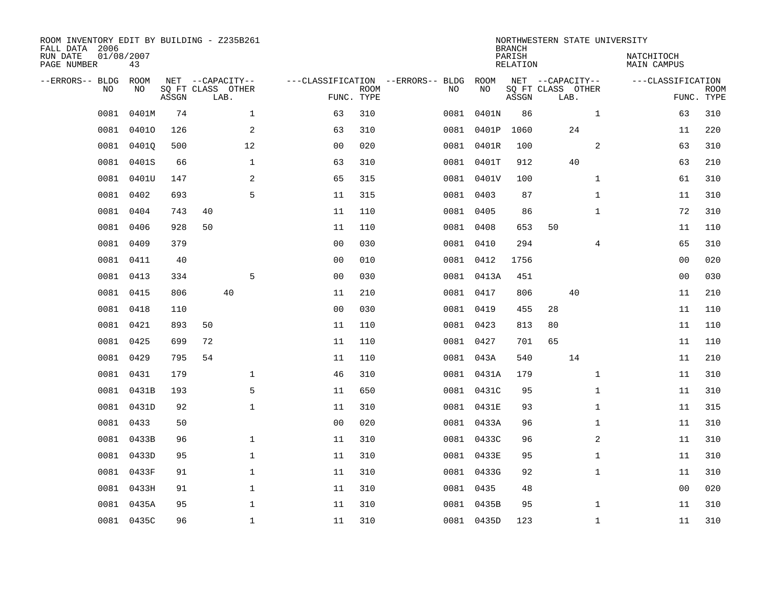ROOM INVENTORY EDIT BY BUILDING - Z235B261
FALL DATA 2006
RUN DATE 01/08/2007
PAGE NUMBER 43

NORTHWESTERN STATE UNIVERSITY
BRANCH
PARISH NATCHITOCH
RELATION MAIN CAMPUS

| --ERRORS-- | BLDG NO | ROOM NO | NET SQ FT ASSGN | CAPACITY CLASS | CAPACITY LAB. | CAPACITY OTHER | CLASSIFICATION FUNC. | ROOM TYPE | --ERRORS-- | BLDG NO | ROOM NO | NET SQ FT ASSGN | CAPACITY CLASS | CAPACITY LAB. | CAPACITY OTHER | CLASSIFICATION FUNC. | ROOM TYPE |
|---|---|---|---|---|---|---|---|---|---|---|---|---|---|---|---|---|---|
| | 0081 | 0401M | 74 | | | 1 | 63 | 310 | | 0081 | 0401N | 86 | | | 1 | 63 | 310 |
| | 0081 | 0401O | 126 | | | 2 | 63 | 310 | | 0081 | 0401P | 1060 | | 24 | | 11 | 220 |
| | 0081 | 0401Q | 500 | | | 12 | 00 | 020 | | 0081 | 0401R | 100 | | | 2 | 63 | 310 |
| | 0081 | 0401S | 66 | | | 1 | 63 | 310 | | 0081 | 0401T | 912 | | 40 | | 63 | 210 |
| | 0081 | 0401U | 147 | | | 2 | 65 | 315 | | 0081 | 0401V | 100 | | | 1 | 61 | 310 |
| | 0081 | 0402 | 693 | | | 5 | 11 | 315 | | 0081 | 0403 | 87 | | | 1 | 11 | 310 |
| | 0081 | 0404 | 743 | 40 | | | 11 | 110 | | 0081 | 0405 | 86 | | | 1 | 72 | 310 |
| | 0081 | 0406 | 928 | 50 | | | 11 | 110 | | 0081 | 0408 | 653 | 50 | | | 11 | 110 |
| | 0081 | 0409 | 379 | | | | 00 | 030 | | 0081 | 0410 | 294 | | | 4 | 65 | 310 |
| | 0081 | 0411 | 40 | | | | 00 | 010 | | 0081 | 0412 | 1756 | | | | 00 | 020 |
| | 0081 | 0413 | 334 | | | 5 | 00 | 030 | | 0081 | 0413A | 451 | | | | 00 | 030 |
| | 0081 | 0415 | 806 | | 40 | | 11 | 210 | | 0081 | 0417 | 806 | | 40 | | 11 | 210 |
| | 0081 | 0418 | 110 | | | | 00 | 030 | | 0081 | 0419 | 455 | 28 | | | 11 | 110 |
| | 0081 | 0421 | 893 | 50 | | | 11 | 110 | | 0081 | 0423 | 813 | 80 | | | 11 | 110 |
| | 0081 | 0425 | 699 | 72 | | | 11 | 110 | | 0081 | 0427 | 701 | 65 | | | 11 | 110 |
| | 0081 | 0429 | 795 | 54 | | | 11 | 110 | | 0081 | 043A | 540 | | 14 | | 11 | 210 |
| | 0081 | 0431 | 179 | | | 1 | 46 | 310 | | 0081 | 0431A | 179 | | | 1 | 11 | 310 |
| | 0081 | 0431B | 193 | | | 5 | 11 | 650 | | 0081 | 0431C | 95 | | | 1 | 11 | 310 |
| | 0081 | 0431D | 92 | | | 1 | 11 | 310 | | 0081 | 0431E | 93 | | | 1 | 11 | 315 |
| | 0081 | 0433 | 50 | | | | 00 | 020 | | 0081 | 0433A | 96 | | | 1 | 11 | 310 |
| | 0081 | 0433B | 96 | | | 1 | 11 | 310 | | 0081 | 0433C | 96 | | | 2 | 11 | 310 |
| | 0081 | 0433D | 95 | | | 1 | 11 | 310 | | 0081 | 0433E | 95 | | | 1 | 11 | 310 |
| | 0081 | 0433F | 91 | | | 1 | 11 | 310 | | 0081 | 0433G | 92 | | | 1 | 11 | 310 |
| | 0081 | 0433H | 91 | | | 1 | 11 | 310 | | 0081 | 0435 | 48 | | | | 00 | 020 |
| | 0081 | 0435A | 95 | | | 1 | 11 | 310 | | 0081 | 0435B | 95 | | | 1 | 11 | 310 |
| | 0081 | 0435C | 96 | | | 1 | 11 | 310 | | 0081 | 0435D | 123 | | | 1 | 11 | 310 |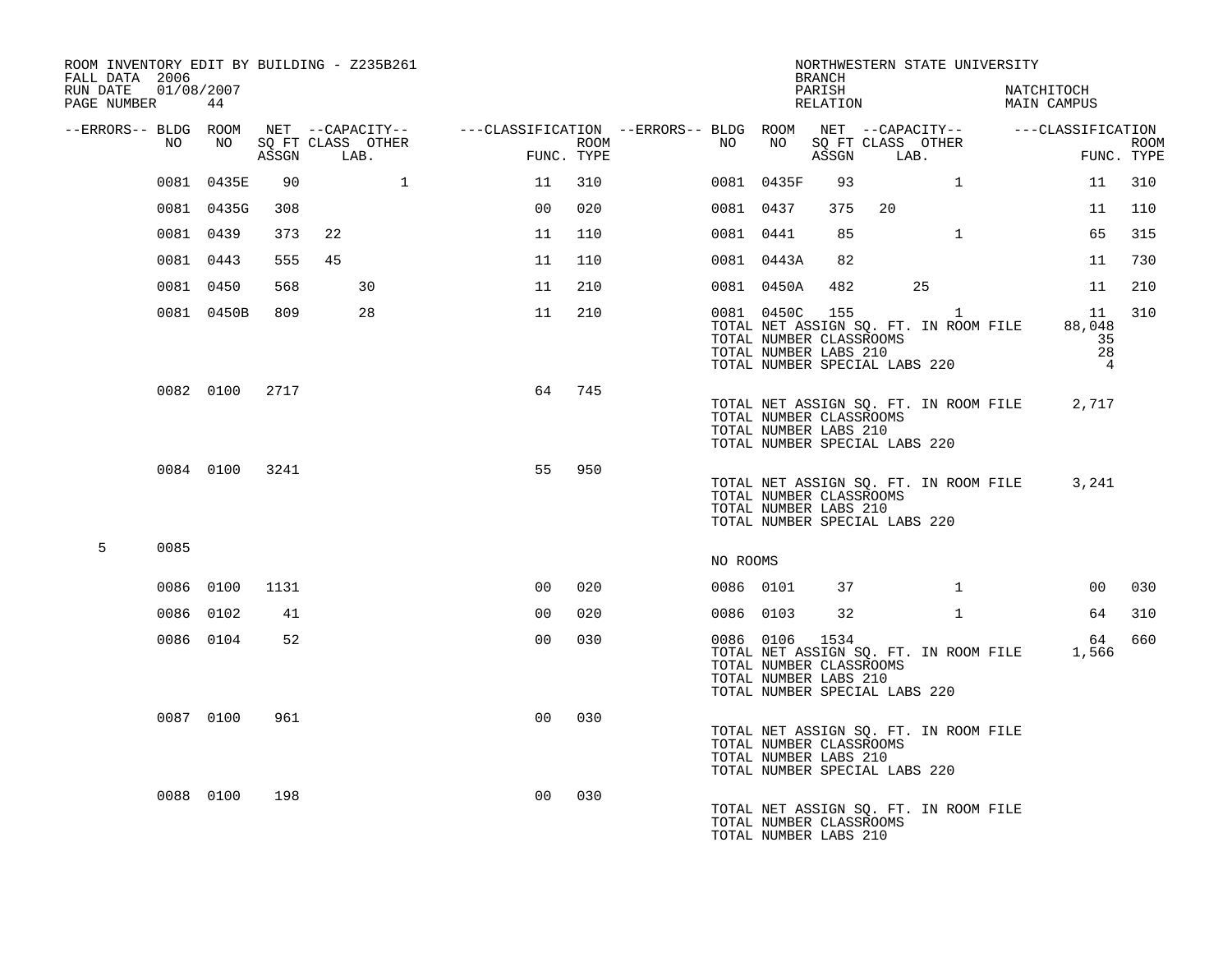ROOM INVENTORY EDIT BY BUILDING - Z235B261
FALL DATA 2006
RUN DATE 01/08/2007

NORTHWESTERN STATE UNIVERSITY
BRANCH
PARISH NATCHITOCH
RELATION MAIN CAMPUS

| --ERRORS-- | BLDG NO | ROOM NO | NET SQ FT ASSGN | CAPACITY CLASS | CAPACITY LAB. | CAPACITY OTHER | FUNC. | ROOM TYPE | --ERRORS-- | BLDG NO | ROOM NO | NET SQ FT ASSGN | CAPACITY CLASS | CAPACITY LAB. | CAPACITY OTHER | FUNC. | ROOM TYPE |
|---|---|---|---|---|---|---|---|---|---|---|---|---|---|---|---|---|---|
| | 0081 | 0435E | 90 | | | 1 | 11 | 310 | | 0081 | 0435F | 93 | | | 1 | 11 | 310 |
| | 0081 | 0435G | 308 | | | | 00 | 020 | | 0081 | 0437 | 375 | 20 | | | 11 | 110 |
| | 0081 | 0439 | 373 | 22 | | | 11 | 110 | | 0081 | 0441 | 85 | | | 1 | 65 | 315 |
| | 0081 | 0443 | 555 | 45 | | | 11 | 110 | | 0081 | 0443A | 82 | | | | 11 | 730 |
| | 0081 | 0450 | 568 | | 30 | | 11 | 210 | | 0081 | 0450A | 482 | | 25 | | 11 | 210 |
| | 0081 | 0450B | 809 | | 28 | | 11 | 210 | | 0081 | 0450C | 155 | | | 1 | 11 | 310 |

TOTAL NET ASSIGN SQ. FT. IN ROOM FILE 88,048
TOTAL NUMBER CLASSROOMS 35
TOTAL NUMBER LABS 210 28
TOTAL NUMBER SPECIAL LABS 220 4

| --ERRORS-- | BLDG NO | ROOM NO | NET SQ FT ASSGN | CAPACITY CLASS | CAPACITY LAB. | CAPACITY OTHER | FUNC. | ROOM TYPE |
|---|---|---|---|---|---|---|---|---|
| | 0082 | 0100 | 2717 | | | | 64 | 745 |

TOTAL NET ASSIGN SQ. FT. IN ROOM FILE 2,717
TOTAL NUMBER CLASSROOMS
TOTAL NUMBER LABS 210
TOTAL NUMBER SPECIAL LABS 220

| --ERRORS-- | BLDG NO | ROOM NO | NET SQ FT ASSGN | CAPACITY CLASS | CAPACITY LAB. | CAPACITY OTHER | FUNC. | ROOM TYPE |
|---|---|---|---|---|---|---|---|---|
| | 0084 | 0100 | 3241 | | | | 55 | 950 |

TOTAL NET ASSIGN SQ. FT. IN ROOM FILE 3,241
TOTAL NUMBER CLASSROOMS
TOTAL NUMBER LABS 210
TOTAL NUMBER SPECIAL LABS 220

| --ERRORS-- | BLDG NO |
|---|---|
| 5 | 0085 |

NO ROOMS

| --ERRORS-- | BLDG NO | ROOM NO | NET SQ FT ASSGN | CAPACITY CLASS | CAPACITY LAB. | CAPACITY OTHER | FUNC. | ROOM TYPE | --ERRORS-- | BLDG NO | ROOM NO | NET SQ FT ASSGN | CAPACITY CLASS | CAPACITY LAB. | CAPACITY OTHER | FUNC. | ROOM TYPE |
|---|---|---|---|---|---|---|---|---|---|---|---|---|---|---|---|---|---|
| | 0086 | 0100 | 1131 | | | | 00 | 020 | | 0086 | 0101 | 37 | | | 1 | 00 | 030 |
| | 0086 | 0102 | 41 | | | | 00 | 020 | | 0086 | 0103 | 32 | | | 1 | 64 | 310 |
| | 0086 | 0104 | 52 | | | | 00 | 030 | | 0086 | 0106 | 1534 | | | | 64 | 660 |

TOTAL NET ASSIGN SQ. FT. IN ROOM FILE 1,566
TOTAL NUMBER CLASSROOMS
TOTAL NUMBER LABS 210
TOTAL NUMBER SPECIAL LABS 220

| --ERRORS-- | BLDG NO | ROOM NO | NET SQ FT ASSGN | CAPACITY CLASS | CAPACITY LAB. | CAPACITY OTHER | FUNC. | ROOM TYPE |
|---|---|---|---|---|---|---|---|---|
| | 0087 | 0100 | 961 | | | | 00 | 030 |

TOTAL NET ASSIGN SQ. FT. IN ROOM FILE
TOTAL NUMBER CLASSROOMS
TOTAL NUMBER LABS 210
TOTAL NUMBER SPECIAL LABS 220

| --ERRORS-- | BLDG NO | ROOM NO | NET SQ FT ASSGN | CAPACITY CLASS | CAPACITY LAB. | CAPACITY OTHER | FUNC. | ROOM TYPE |
|---|---|---|---|---|---|---|---|---|
| | 0088 | 0100 | 198 | | | | 00 | 030 |

TOTAL NET ASSIGN SQ. FT. IN ROOM FILE
TOTAL NUMBER CLASSROOMS
TOTAL NUMBER LABS 210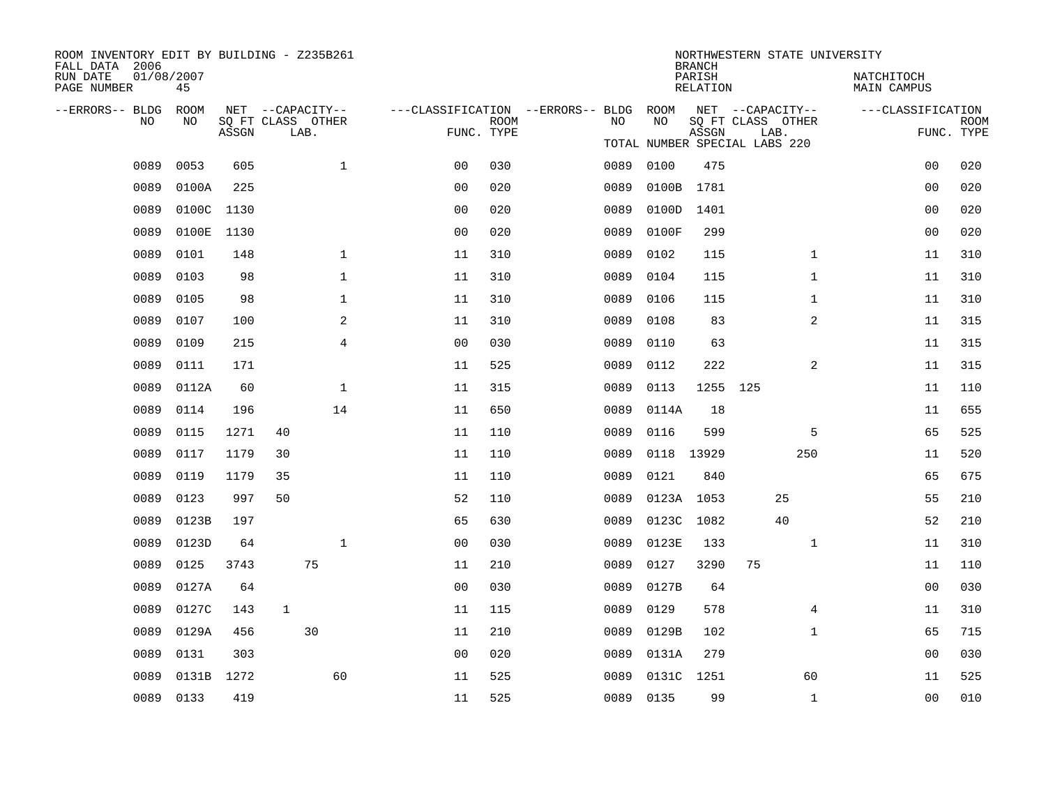ROOM INVENTORY EDIT BY BUILDING - Z235B261
FALL DATA 2006
RUN DATE 01/08/2007
PAGE NUMBER 45

NORTHWESTERN STATE UNIVERSITY
BRANCH
PARISH NATCHITOCH
RELATION MAIN CAMPUS

TOTAL NUMBER SPECIAL LABS 220

| --ERRORS-- | BLDG NO | ROOM NO | NET SQ FT ASSGN | CAPACITY CLASS | CAPACITY LAB. | CAPACITY OTHER | CLASSIFICATION FUNC. | ROOM TYPE | --ERRORS-- | BLDG NO | ROOM NO | NET SQ FT ASSGN | CAPACITY CLASS | CAPACITY LAB. | CAPACITY OTHER | CLASSIFICATION FUNC. | ROOM TYPE |
|---|---|---|---|---|---|---|---|---|---|---|---|---|---|---|---|---|---|
| | 0089 | 0053 | 605 | | | 1 | 00 | 030 | | 0089 | 0100 | 475 | | | | 00 | 020 |
| | 0089 | 0100A | 225 | | | | 00 | 020 | | 0089 | 0100B | 1781 | | | | 00 | 020 |
| | 0089 | 0100C | 1130 | | | | 00 | 020 | | 0089 | 0100D | 1401 | | | | 00 | 020 |
| | 0089 | 0100E | 1130 | | | | 00 | 020 | | 0089 | 0100F | 299 | | | | 00 | 020 |
| | 0089 | 0101 | 148 | | | 1 | 11 | 310 | | 0089 | 0102 | 115 | | | 1 | 11 | 310 |
| | 0089 | 0103 | 98 | | | 1 | 11 | 310 | | 0089 | 0104 | 115 | | | 1 | 11 | 310 |
| | 0089 | 0105 | 98 | | | 1 | 11 | 310 | | 0089 | 0106 | 115 | | | 1 | 11 | 310 |
| | 0089 | 0107 | 100 | | | 2 | 11 | 310 | | 0089 | 0108 | 83 | | | 2 | 11 | 315 |
| | 0089 | 0109 | 215 | | | 4 | 00 | 030 | | 0089 | 0110 | 63 | | | | 11 | 315 |
| | 0089 | 0111 | 171 | | | | 11 | 525 | | 0089 | 0112 | 222 | | | 2 | 11 | 315 |
| | 0089 | 0112A | 60 | | | 1 | 11 | 315 | | 0089 | 0113 | 1255 | 125 | | | 11 | 110 |
| | 0089 | 0114 | 196 | | | 14 | 11 | 650 | | 0089 | 0114A | 18 | | | | 11 | 655 |
| | 0089 | 0115 | 1271 | 40 | | | 11 | 110 | | 0089 | 0116 | 599 | | | 5 | 65 | 525 |
| | 0089 | 0117 | 1179 | 30 | | | 11 | 110 | | 0089 | 0118 | 13929 | | | 250 | 11 | 520 |
| | 0089 | 0119 | 1179 | 35 | | | 11 | 110 | | 0089 | 0121 | 840 | | | | 65 | 675 |
| | 0089 | 0123 | 997 | 50 | | | 52 | 110 | | 0089 | 0123A | 1053 | | 25 | | 55 | 210 |
| | 0089 | 0123B | 197 | | | | 65 | 630 | | 0089 | 0123C | 1082 | | 40 | | 52 | 210 |
| | 0089 | 0123D | 64 | | | 1 | 00 | 030 | | 0089 | 0123E | 133 | | | 1 | 11 | 310 |
| | 0089 | 0125 | 3743 | | 75 | | 11 | 210 | | 0089 | 0127 | 3290 | 75 | | | 11 | 110 |
| | 0089 | 0127A | 64 | | | | 00 | 030 | | 0089 | 0127B | 64 | | | | 00 | 030 |
| | 0089 | 0127C | 143 | 1 | | | 11 | 115 | | 0089 | 0129 | 578 | | | 4 | 11 | 310 |
| | 0089 | 0129A | 456 | | 30 | | 11 | 210 | | 0089 | 0129B | 102 | | | 1 | 65 | 715 |
| | 0089 | 0131 | 303 | | | | 00 | 020 | | 0089 | 0131A | 279 | | | | 00 | 030 |
| | 0089 | 0131B | 1272 | | | 60 | 11 | 525 | | 0089 | 0131C | 1251 | | | 60 | 11 | 525 |
| | 0089 | 0133 | 419 | | | | 11 | 525 | | 0089 | 0135 | 99 | | | 1 | 00 | 010 |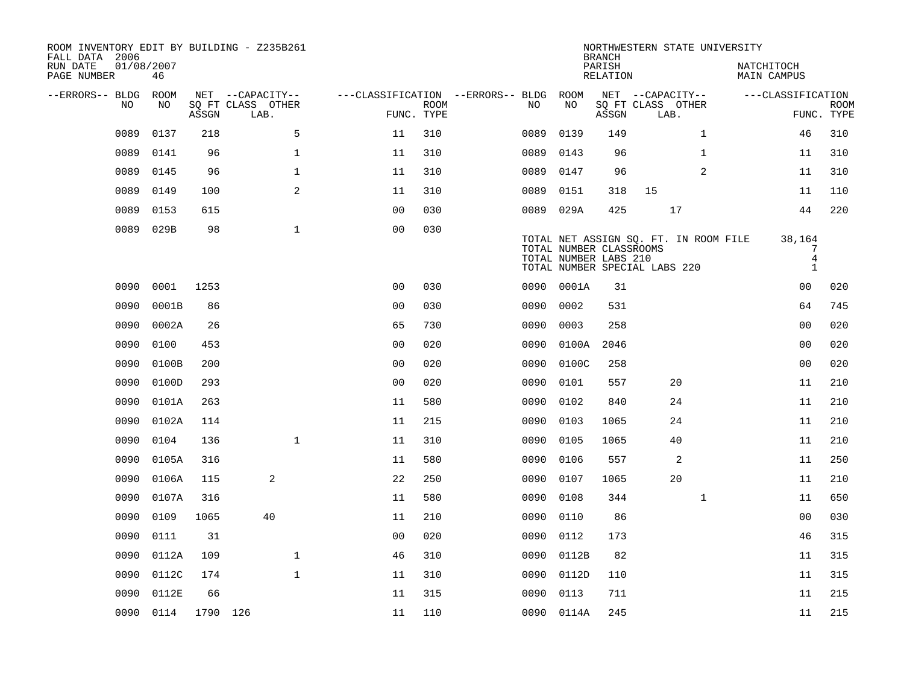ROOM INVENTORY EDIT BY BUILDING - Z235B261
FALL DATA 2006
RUN DATE 01/08/2007
PAGE NUMBER 46

NORTHWESTERN STATE UNIVERSITY
BRANCH
PARISH NATCHITOCH
RELATION MAIN CAMPUS

| --ERRORS-- | BLDG NO | ROOM NO | NET ASSGN SQ FT | CAPACITY CLASS | CAPACITY LAB. | CAPACITY OTHER | CLASSIFICATION FUNC. | ROOM TYPE | --ERRORS-- | BLDG NO | ROOM NO | NET ASSGN SQ FT | CAPACITY CLASS | CAPACITY LAB. | CAPACITY OTHER | CLASSIFICATION FUNC. | ROOM TYPE |
|---|---|---|---|---|---|---|---|---|---|---|---|---|---|---|---|---|---|
| | 0089 | 0137 | 218 | | | 5 | 11 | 310 | | 0089 | 0139 | 149 | | | 1 | 46 | 310 |
| | 0089 | 0141 | 96 | | | 1 | 11 | 310 | | 0089 | 0143 | 96 | | | 1 | 11 | 310 |
| | 0089 | 0145 | 96 | | | 1 | 11 | 310 | | 0089 | 0147 | 96 | | | 2 | 11 | 310 |
| | 0089 | 0149 | 100 | | | 2 | 11 | 310 | | 0089 | 0151 | 318 | 15 | | | 11 | 110 |
| | 0089 | 0153 | 615 | | | | 00 | 030 | | 0089 | 029A | 425 | | 17 | | 44 | 220 |
| | 0089 | 029B | 98 | | | 1 | 00 | 030 | | | | | | | | | |

TOTAL NET ASSIGN SQ. FT. IN ROOM FILE 38,164
TOTAL NUMBER CLASSROOMS 7
TOTAL NUMBER LABS 210 4
TOTAL NUMBER SPECIAL LABS 220 1

| --ERRORS-- | BLDG NO | ROOM NO | NET ASSGN SQ FT | CAPACITY CLASS | CAPACITY LAB. | CAPACITY OTHER | CLASSIFICATION FUNC. | ROOM TYPE | --ERRORS-- | BLDG NO | ROOM NO | NET ASSGN SQ FT | CAPACITY CLASS | CAPACITY LAB. | CAPACITY OTHER | CLASSIFICATION FUNC. | ROOM TYPE |
|---|---|---|---|---|---|---|---|---|---|---|---|---|---|---|---|---|---|
| | 0090 | 0001 | 1253 | | | | 00 | 030 | | 0090 | 0001A | 31 | | | | 00 | 020 |
| | 0090 | 0001B | 86 | | | | 00 | 030 | | 0090 | 0002 | 531 | | | | 64 | 745 |
| | 0090 | 0002A | 26 | | | | 65 | 730 | | 0090 | 0003 | 258 | | | | 00 | 020 |
| | 0090 | 0100 | 453 | | | | 00 | 020 | | 0090 | 0100A | 2046 | | | | 00 | 020 |
| | 0090 | 0100B | 200 | | | | 00 | 020 | | 0090 | 0100C | 258 | | | | 00 | 020 |
| | 0090 | 0100D | 293 | | | | 00 | 020 | | 0090 | 0101 | 557 | | 20 | | 11 | 210 |
| | 0090 | 0101A | 263 | | | | 11 | 580 | | 0090 | 0102 | 840 | | 24 | | 11 | 210 |
| | 0090 | 0102A | 114 | | | | 11 | 215 | | 0090 | 0103 | 1065 | | 24 | | 11 | 210 |
| | 0090 | 0104 | 136 | | | 1 | 11 | 310 | | 0090 | 0105 | 1065 | | 40 | | 11 | 210 |
| | 0090 | 0105A | 316 | | | | 11 | 580 | | 0090 | 0106 | 557 | | 2 | | 11 | 250 |
| | 0090 | 0106A | 115 | | 2 | | 22 | 250 | | 0090 | 0107 | 1065 | | 20 | | 11 | 210 |
| | 0090 | 0107A | 316 | | | | 11 | 580 | | 0090 | 0108 | 344 | | | 1 | 11 | 650 |
| | 0090 | 0109 | 1065 | | 40 | | 11 | 210 | | 0090 | 0110 | 86 | | | | 00 | 030 |
| | 0090 | 0111 | 31 | | | | 00 | 020 | | 0090 | 0112 | 173 | | | | 46 | 315 |
| | 0090 | 0112A | 109 | | | 1 | 46 | 310 | | 0090 | 0112B | 82 | | | | 11 | 315 |
| | 0090 | 0112C | 174 | | | 1 | 11 | 310 | | 0090 | 0112D | 110 | | | | 11 | 315 |
| | 0090 | 0112E | 66 | | | | 11 | 315 | | 0090 | 0113 | 711 | | | | 11 | 215 |
| | 0090 | 0114 | 1790 | 126 | | | 11 | 110 | | 0090 | 0114A | 245 | | | | 11 | 215 |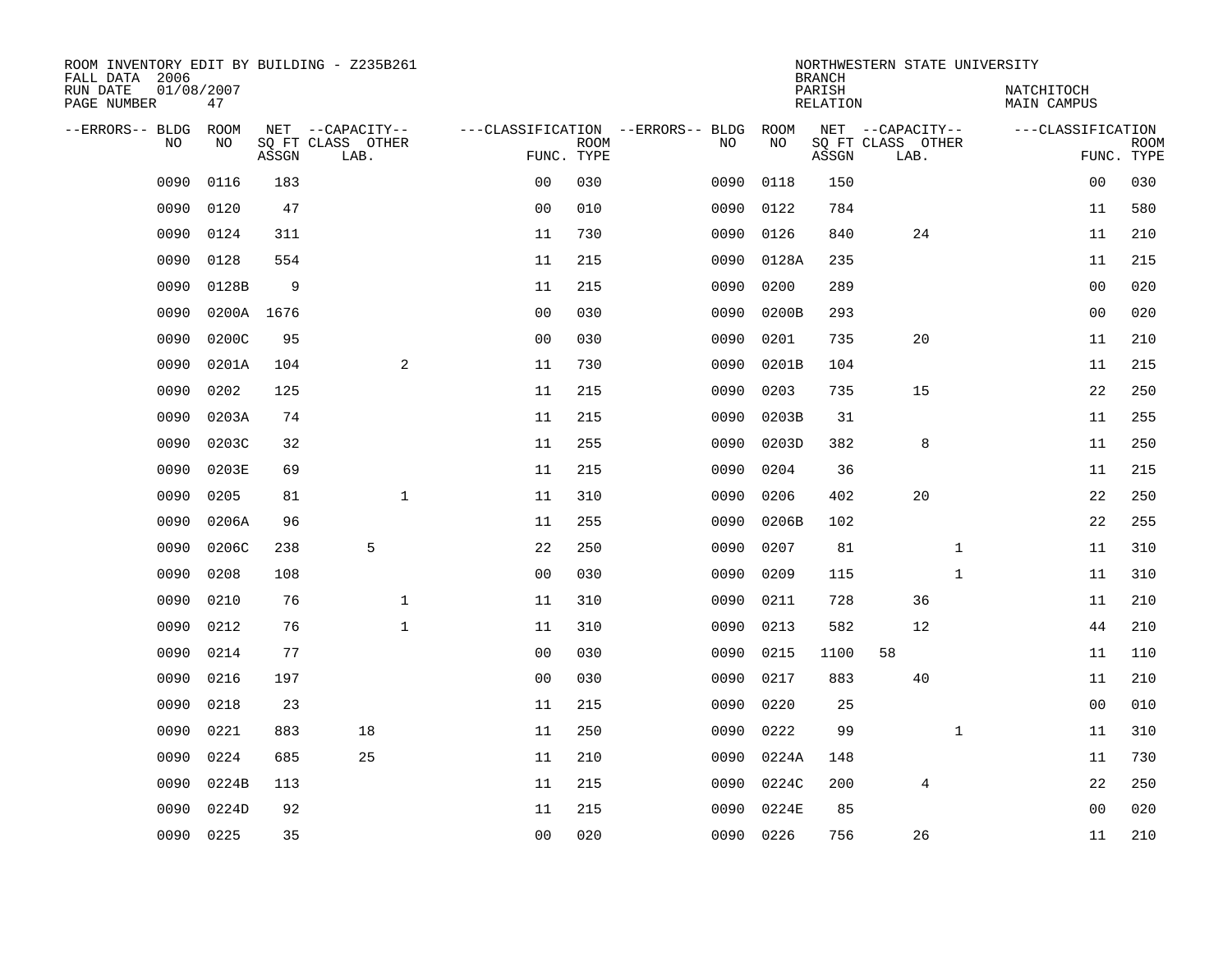ROOM INVENTORY EDIT BY BUILDING - Z235B261
FALL DATA 2006
RUN DATE 01/08/2007
PAGE NUMBER 47

NORTHWESTERN STATE UNIVERSITY
BRANCH
PARISH
RELATION

NATCHITOCH
MAIN CAMPUS

| --ERRORS-- | BLDG NO | ROOM NO | NET SQ FT ASSGN | CAPACITY CLASS LAB. | CAPACITY OTHER | CLASSIFICATION FUNC. | ROOM TYPE | --ERRORS-- | BLDG NO | ROOM NO | NET SQ FT ASSGN | CAPACITY CLASS LAB. | CAPACITY OTHER | CLASSIFICATION FUNC. | ROOM TYPE |
|---|---|---|---|---|---|---|---|---|---|---|---|---|---|---|---|
| | 0090 | 0116 | 183 | | | 00 | 030 | | 0090 | 0118 | 150 | | | 00 | 030 |
| | 0090 | 0120 | 47 | | | 00 | 010 | | 0090 | 0122 | 784 | | | 11 | 580 |
| | 0090 | 0124 | 311 | | | 11 | 730 | | 0090 | 0126 | 840 | 24 | | 11 | 210 |
| | 0090 | 0128 | 554 | | | 11 | 215 | | 0090 | 0128A | 235 | | | 11 | 215 |
| | 0090 | 0128B | 9 | | | 11 | 215 | | 0090 | 0200 | 289 | | | 00 | 020 |
| | 0090 | 0200A | 1676 | | | 00 | 030 | | 0090 | 0200B | 293 | | | 00 | 020 |
| | 0090 | 0200C | 95 | | | 00 | 030 | | 0090 | 0201 | 735 | 20 | | 11 | 210 |
| | 0090 | 0201A | 104 | | 2 | 11 | 730 | | 0090 | 0201B | 104 | | | 11 | 215 |
| | 0090 | 0202 | 125 | | | 11 | 215 | | 0090 | 0203 | 735 | 15 | | 22 | 250 |
| | 0090 | 0203A | 74 | | | 11 | 215 | | 0090 | 0203B | 31 | | | 11 | 255 |
| | 0090 | 0203C | 32 | | | 11 | 255 | | 0090 | 0203D | 382 | 8 | | 11 | 250 |
| | 0090 | 0203E | 69 | | | 11 | 215 | | 0090 | 0204 | 36 | | | 11 | 215 |
| | 0090 | 0205 | 81 | | 1 | 11 | 310 | | 0090 | 0206 | 402 | 20 | | 22 | 250 |
| | 0090 | 0206A | 96 | | | 11 | 255 | | 0090 | 0206B | 102 | | | 22 | 255 |
| | 0090 | 0206C | 238 | 5 | | 22 | 250 | | 0090 | 0207 | 81 | | 1 | 11 | 310 |
| | 0090 | 0208 | 108 | | | 00 | 030 | | 0090 | 0209 | 115 | | 1 | 11 | 310 |
| | 0090 | 0210 | 76 | | 1 | 11 | 310 | | 0090 | 0211 | 728 | 36 | | 11 | 210 |
| | 0090 | 0212 | 76 | | 1 | 11 | 310 | | 0090 | 0213 | 582 | 12 | | 44 | 210 |
| | 0090 | 0214 | 77 | | | 00 | 030 | | 0090 | 0215 | 1100 | 58 | | 11 | 110 |
| | 0090 | 0216 | 197 | | | 00 | 030 | | 0090 | 0217 | 883 | 40 | | 11 | 210 |
| | 0090 | 0218 | 23 | | | 11 | 215 | | 0090 | 0220 | 25 | | | 00 | 010 |
| | 0090 | 0221 | 883 | 18 | | 11 | 250 | | 0090 | 0222 | 99 | | 1 | 11 | 310 |
| | 0090 | 0224 | 685 | 25 | | 11 | 210 | | 0090 | 0224A | 148 | | | 11 | 730 |
| | 0090 | 0224B | 113 | | | 11 | 215 | | 0090 | 0224C | 200 | 4 | | 22 | 250 |
| | 0090 | 0224D | 92 | | | 11 | 215 | | 0090 | 0224E | 85 | | | 00 | 020 |
| | 0090 | 0225 | 35 | | | 00 | 020 | | 0090 | 0226 | 756 | 26 | | 11 | 210 |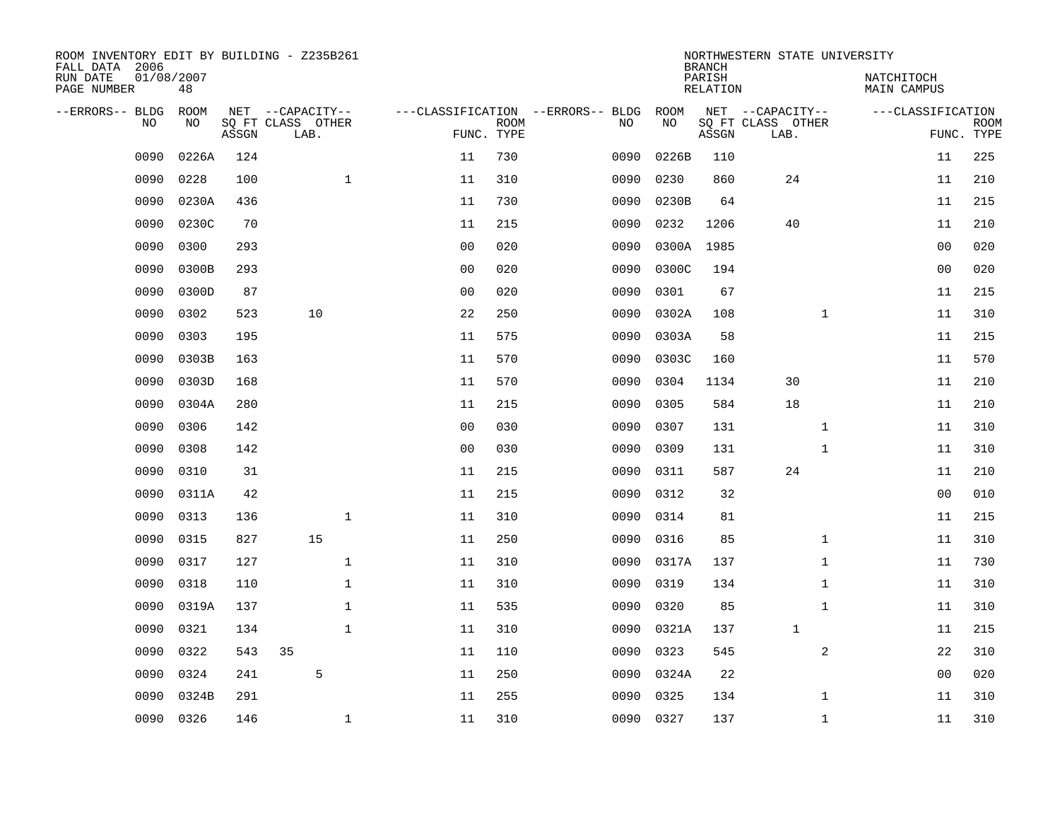ROOM INVENTORY EDIT BY BUILDING - Z235B261
FALL DATA 2006
RUN DATE 01/08/2007
PAGE NUMBER 48

NORTHWESTERN STATE UNIVERSITY
BRANCH
PARISH NATCHITOCH
RELATION MAIN CAMPUS

| --ERRORS-- | BLDG NO | ROOM NO | NET SQ FT ASSGN | --CAPACITY-- CLASS LAB. | OTHER | ---CLASSIFICATION FUNC. | ROOM TYPE | --ERRORS-- | BLDG NO | ROOM NO | NET SQ FT ASSGN | --CAPACITY-- CLASS LAB. | OTHER | ---CLASSIFICATION FUNC. | ROOM TYPE |
|---|---|---|---|---|---|---|---|---|---|---|---|---|---|---|---|
| | 0090 | 0226A | 124 | | | 11 | 730 | | 0090 | 0226B | 110 | | | 11 | 225 |
| | 0090 | 0228 | 100 | | 1 | 11 | 310 | | 0090 | 0230 | 860 | 24 | | 11 | 210 |
| | 0090 | 0230A | 436 | | | 11 | 730 | | 0090 | 0230B | 64 | | | 11 | 215 |
| | 0090 | 0230C | 70 | | | 11 | 215 | | 0090 | 0232 | 1206 | 40 | | 11 | 210 |
| | 0090 | 0300 | 293 | | | 00 | 020 | | 0090 | 0300A | 1985 | | | 00 | 020 |
| | 0090 | 0300B | 293 | | | 00 | 020 | | 0090 | 0300C | 194 | | | 00 | 020 |
| | 0090 | 0300D | 87 | | | 00 | 020 | | 0090 | 0301 | 67 | | | 11 | 215 |
| | 0090 | 0302 | 523 | 10 | | 22 | 250 | | 0090 | 0302A | 108 | | 1 | 11 | 310 |
| | 0090 | 0303 | 195 | | | 11 | 575 | | 0090 | 0303A | 58 | | | 11 | 215 |
| | 0090 | 0303B | 163 | | | 11 | 570 | | 0090 | 0303C | 160 | | | 11 | 570 |
| | 0090 | 0303D | 168 | | | 11 | 570 | | 0090 | 0304 | 1134 | 30 | | 11 | 210 |
| | 0090 | 0304A | 280 | | | 11 | 215 | | 0090 | 0305 | 584 | 18 | | 11 | 210 |
| | 0090 | 0306 | 142 | | | 00 | 030 | | 0090 | 0307 | 131 | | 1 | 11 | 310 |
| | 0090 | 0308 | 142 | | | 00 | 030 | | 0090 | 0309 | 131 | | 1 | 11 | 310 |
| | 0090 | 0310 | 31 | | | 11 | 215 | | 0090 | 0311 | 587 | 24 | | 11 | 210 |
| | 0090 | 0311A | 42 | | | 11 | 215 | | 0090 | 0312 | 32 | | | 00 | 010 |
| | 0090 | 0313 | 136 | | 1 | 11 | 310 | | 0090 | 0314 | 81 | | | 11 | 215 |
| | 0090 | 0315 | 827 | 15 | | 11 | 250 | | 0090 | 0316 | 85 | | 1 | 11 | 310 |
| | 0090 | 0317 | 127 | | 1 | 11 | 310 | | 0090 | 0317A | 137 | | 1 | 11 | 730 |
| | 0090 | 0318 | 110 | | 1 | 11 | 310 | | 0090 | 0319 | 134 | | 1 | 11 | 310 |
| | 0090 | 0319A | 137 | | 1 | 11 | 535 | | 0090 | 0320 | 85 | | 1 | 11 | 310 |
| | 0090 | 0321 | 134 | | 1 | 11 | 310 | | 0090 | 0321A | 137 | 1 | | 11 | 215 |
| | 0090 | 0322 | 543 | 35 | | 11 | 110 | | 0090 | 0323 | 545 | | 2 | 22 | 310 |
| | 0090 | 0324 | 241 | 5 | | 11 | 250 | | 0090 | 0324A | 22 | | | 00 | 020 |
| | 0090 | 0324B | 291 | | | 11 | 255 | | 0090 | 0325 | 134 | | 1 | 11 | 310 |
| | 0090 | 0326 | 146 | | 1 | 11 | 310 | | 0090 | 0327 | 137 | | 1 | 11 | 310 |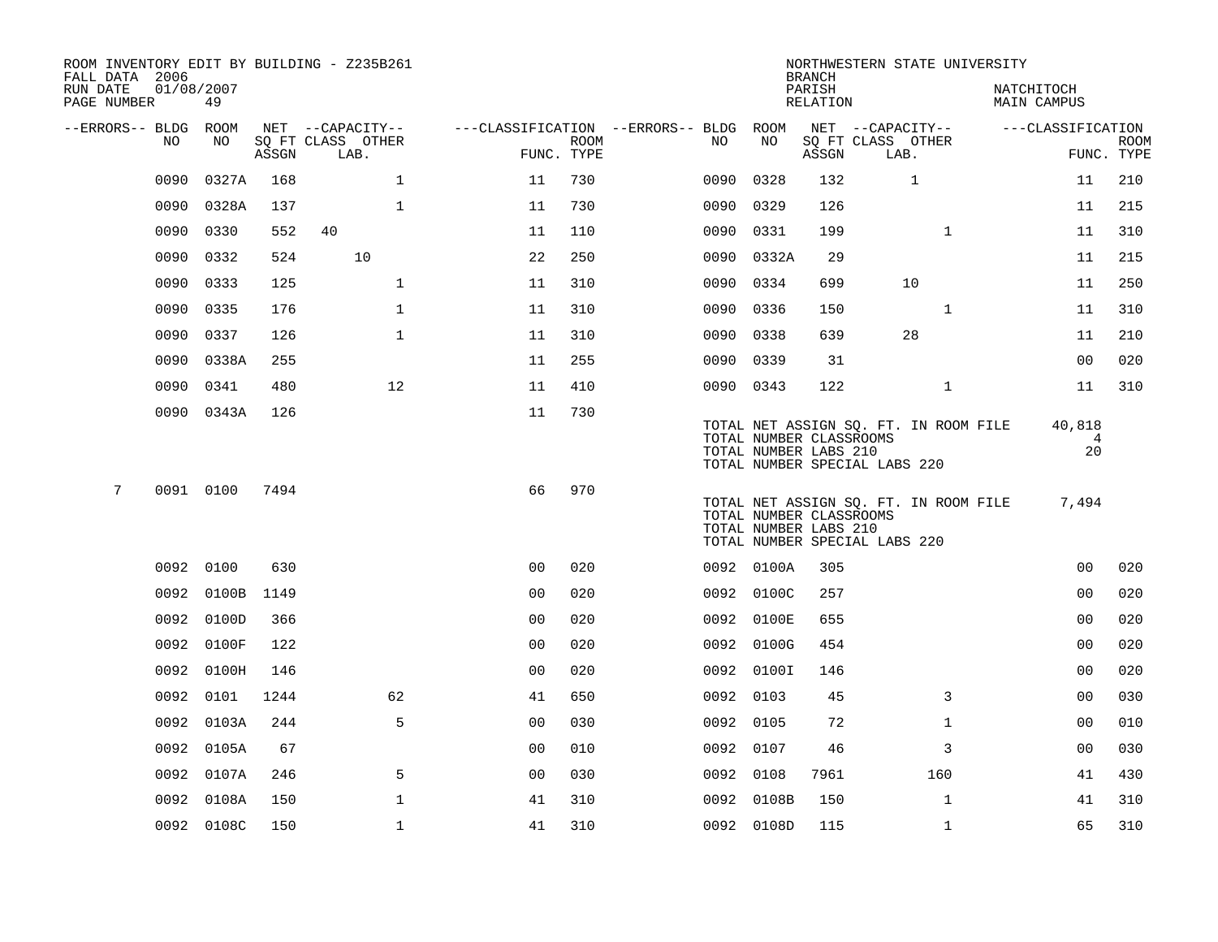ROOM INVENTORY EDIT BY BUILDING - Z235B261
FALL DATA 2006
RUN DATE 01/08/2007
PAGE NUMBER 49

NORTHWESTERN STATE UNIVERSITY
BRANCH
PARISH NATCHITOCH
RELATION MAIN CAMPUS

| --ERRORS-- | BLDG NO | ROOM NO | NET SQ FT ASSGN | CAPACITY CLASS LAB. | CAPACITY OTHER | CLASSIFICATION FUNC. | ROOM TYPE | --ERRORS-- | BLDG NO | ROOM NO | NET SQ FT ASSGN | CAPACITY CLASS LAB. | CAPACITY OTHER | CLASSIFICATION FUNC. | ROOM TYPE |
|---|---|---|---|---|---|---|---|---|---|---|---|---|---|---|---|
| | 0090 | 0327A | 168 | | 1 | 11 | 730 | | 0090 | 0328 | 132 | 1 | | 11 | 210 |
| | 0090 | 0328A | 137 | | 1 | 11 | 730 | | 0090 | 0329 | 126 | | | 11 | 215 |
| | 0090 | 0330 | 552 | 40 | | 11 | 110 | | 0090 | 0331 | 199 | | 1 | 11 | 310 |
| | 0090 | 0332 | 524 | 10 | | 22 | 250 | | 0090 | 0332A | 29 | | | 11 | 215 |
| | 0090 | 0333 | 125 | | 1 | 11 | 310 | | 0090 | 0334 | 699 | 10 | | 11 | 250 |
| | 0090 | 0335 | 176 | | 1 | 11 | 310 | | 0090 | 0336 | 150 | | 1 | 11 | 310 |
| | 0090 | 0337 | 126 | | 1 | 11 | 310 | | 0090 | 0338 | 639 | 28 | | 11 | 210 |
| | 0090 | 0338A | 255 | | | 11 | 255 | | 0090 | 0339 | 31 | | | 00 | 020 |
| | 0090 | 0341 | 480 | | 12 | 11 | 410 | | 0090 | 0343 | 122 | | 1 | 11 | 310 |
| | 0090 | 0343A | 126 | | | 11 | 730 | | | | | | | | |

TOTAL NET ASSIGN SQ. FT. IN ROOM FILE 40,818
TOTAL NUMBER CLASSROOMS 4
TOTAL NUMBER LABS 210 20
TOTAL NUMBER SPECIAL LABS 220

| --ERRORS-- | BLDG NO | ROOM NO | NET SQ FT ASSGN | CAPACITY CLASS LAB. | CAPACITY OTHER | CLASSIFICATION FUNC. | ROOM TYPE |
|---|---|---|---|---|---|---|---|
| 7 | 0091 | 0100 | 7494 | | | 66 | 970 |

TOTAL NET ASSIGN SQ. FT. IN ROOM FILE 7,494
TOTAL NUMBER CLASSROOMS
TOTAL NUMBER LABS 210
TOTAL NUMBER SPECIAL LABS 220

| --ERRORS-- | BLDG NO | ROOM NO | NET SQ FT ASSGN | CAPACITY CLASS LAB. | CAPACITY OTHER | CLASSIFICATION FUNC. | ROOM TYPE | --ERRORS-- | BLDG NO | ROOM NO | NET SQ FT ASSGN | CAPACITY CLASS LAB. | CAPACITY OTHER | CLASSIFICATION FUNC. | ROOM TYPE |
|---|---|---|---|---|---|---|---|---|---|---|---|---|---|---|---|
| | 0092 | 0100 | 630 | | | 00 | 020 | | 0092 | 0100A | 305 | | | 00 | 020 |
| | 0092 | 0100B | 1149 | | | 00 | 020 | | 0092 | 0100C | 257 | | | 00 | 020 |
| | 0092 | 0100D | 366 | | | 00 | 020 | | 0092 | 0100E | 655 | | | 00 | 020 |
| | 0092 | 0100F | 122 | | | 00 | 020 | | 0092 | 0100G | 454 | | | 00 | 020 |
| | 0092 | 0100H | 146 | | | 00 | 020 | | 0092 | 0100I | 146 | | | 00 | 020 |
| | 0092 | 0101 | 1244 | | 62 | 41 | 650 | | 0092 | 0103 | 45 | | 3 | 00 | 030 |
| | 0092 | 0103A | 244 | | 5 | 00 | 030 | | 0092 | 0105 | 72 | | 1 | 00 | 010 |
| | 0092 | 0105A | 67 | | | 00 | 010 | | 0092 | 0107 | 46 | | 3 | 00 | 030 |
| | 0092 | 0107A | 246 | | 5 | 00 | 030 | | 0092 | 0108 | 7961 | | 160 | 41 | 430 |
| | 0092 | 0108A | 150 | | 1 | 41 | 310 | | 0092 | 0108B | 150 | | 1 | 41 | 310 |
| | 0092 | 0108C | 150 | | 1 | 41 | 310 | | 0092 | 0108D | 115 | | 1 | 65 | 310 |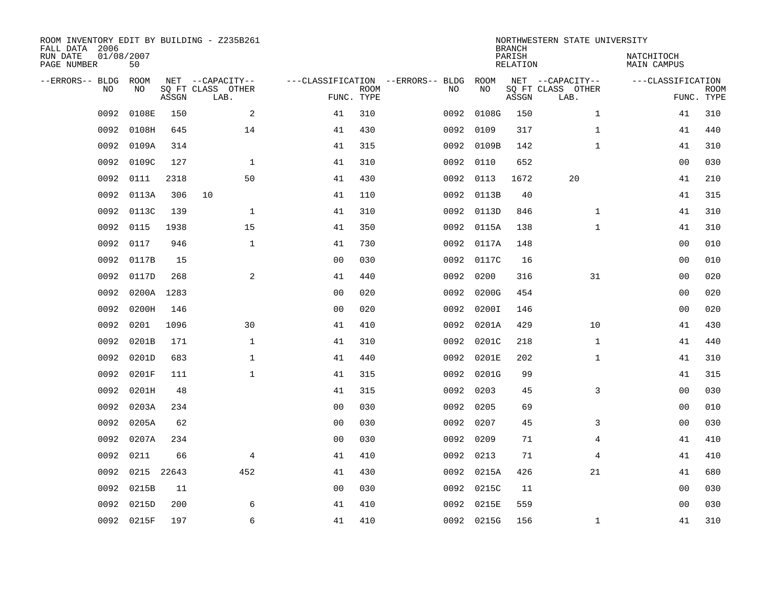ROOM INVENTORY EDIT BY BUILDING - Z235B261
FALL DATA 2006
RUN DATE 01/08/2007
PAGE NUMBER 50

NORTHWESTERN STATE UNIVERSITY
BRANCH
PARISH NATCHITOCH
RELATION MAIN CAMPUS

| --ERRORS-- | BLDG NO | ROOM NO | NET SQ FT ASSGN | --CAPACITY-- CLASS | OTHER LAB. | ---CLASSIFICATION FUNC. | ROOM TYPE | --ERRORS-- | BLDG NO | ROOM NO | NET SQ FT ASSGN | --CAPACITY-- CLASS | OTHER LAB. | ---CLASSIFICATION FUNC. | ROOM TYPE |
|---|---|---|---|---|---|---|---|---|---|---|---|---|---|---|---|
| | 0092 | 0108E | 150 | | 2 | 41 | 310 | | 0092 | 0108G | 150 | | 1 | 41 | 310 |
| | 0092 | 0108H | 645 | | 14 | 41 | 430 | | 0092 | 0109 | 317 | | 1 | 41 | 440 |
| | 0092 | 0109A | 314 | | | 41 | 315 | | 0092 | 0109B | 142 | | 1 | 41 | 310 |
| | 0092 | 0109C | 127 | | 1 | 41 | 310 | | 0092 | 0110 | 652 | | | 00 | 030 |
| | 0092 | 0111 | 2318 | | 50 | 41 | 430 | | 0092 | 0113 | 1672 | 20 | | 41 | 210 |
| | 0092 | 0113A | 306 | 10 | | 41 | 110 | | 0092 | 0113B | 40 | | | 41 | 315 |
| | 0092 | 0113C | 139 | | 1 | 41 | 310 | | 0092 | 0113D | 846 | | 1 | 41 | 310 |
| | 0092 | 0115 | 1938 | | 15 | 41 | 350 | | 0092 | 0115A | 138 | | 1 | 41 | 310 |
| | 0092 | 0117 | 946 | | 1 | 41 | 730 | | 0092 | 0117A | 148 | | | 00 | 010 |
| | 0092 | 0117B | 15 | | | 00 | 030 | | 0092 | 0117C | 16 | | | 00 | 010 |
| | 0092 | 0117D | 268 | | 2 | 41 | 440 | | 0092 | 0200 | 316 | | 31 | 00 | 020 |
| | 0092 | 0200A | 1283 | | | 00 | 020 | | 0092 | 0200G | 454 | | | 00 | 020 |
| | 0092 | 0200H | 146 | | | 00 | 020 | | 0092 | 0200I | 146 | | | 00 | 020 |
| | 0092 | 0201 | 1096 | | 30 | 41 | 410 | | 0092 | 0201A | 429 | | 10 | 41 | 430 |
| | 0092 | 0201B | 171 | | 1 | 41 | 310 | | 0092 | 0201C | 218 | | 1 | 41 | 440 |
| | 0092 | 0201D | 683 | | 1 | 41 | 440 | | 0092 | 0201E | 202 | | 1 | 41 | 310 |
| | 0092 | 0201F | 111 | | 1 | 41 | 315 | | 0092 | 0201G | 99 | | | 41 | 315 |
| | 0092 | 0201H | 48 | | | 41 | 315 | | 0092 | 0203 | 45 | | 3 | 00 | 030 |
| | 0092 | 0203A | 234 | | | 00 | 030 | | 0092 | 0205 | 69 | | | 00 | 010 |
| | 0092 | 0205A | 62 | | | 00 | 030 | | 0092 | 0207 | 45 | | 3 | 00 | 030 |
| | 0092 | 0207A | 234 | | | 00 | 030 | | 0092 | 0209 | 71 | | 4 | 41 | 410 |
| | 0092 | 0211 | 66 | | 4 | 41 | 410 | | 0092 | 0213 | 71 | | 4 | 41 | 410 |
| | 0092 | 0215 | 22643 | | 452 | 41 | 430 | | 0092 | 0215A | 426 | | 21 | 41 | 680 |
| | 0092 | 0215B | 11 | | | 00 | 030 | | 0092 | 0215C | 11 | | | 00 | 030 |
| | 0092 | 0215D | 200 | | 6 | 41 | 410 | | 0092 | 0215E | 559 | | | 00 | 030 |
| | 0092 | 0215F | 197 | | 6 | 41 | 410 | | 0092 | 0215G | 156 | | 1 | 41 | 310 |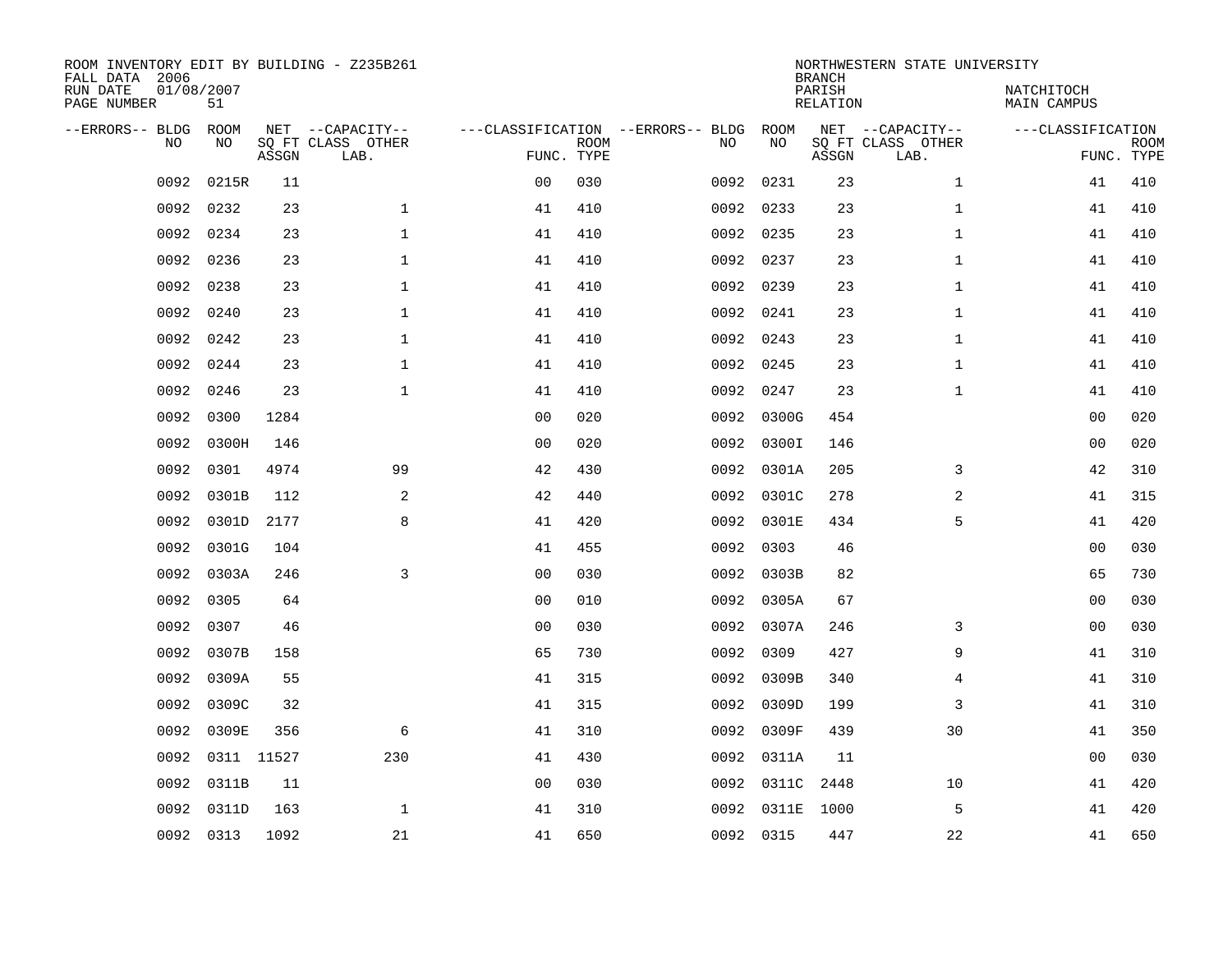ROOM INVENTORY EDIT BY BUILDING - Z235B261
FALL DATA 2006
RUN DATE 01/08/2007
PAGE NUMBER 51

NORTHWESTERN STATE UNIVERSITY
BRANCH
PARISH NATCHITOCH
RELATION MAIN CAMPUS

| --ERRORS-- | BLDG NO | ROOM NO | NET SQ FT ASSGN | --CAPACITY-- CLASS | OTHER LAB. | ---CLASSIFICATION FUNC. | ROOM TYPE | --ERRORS-- | BLDG NO | ROOM NO | NET SQ FT ASSGN | --CAPACITY-- CLASS | OTHER LAB. | ---CLASSIFICATION FUNC. | ROOM TYPE |
|---|---|---|---|---|---|---|---|---|---|---|---|---|---|---|---|
| | 0092 | 0215R | 11 | | | 00 | 030 | | 0092 | 0231 | 23 | 1 | | 41 | 410 |
| | 0092 | 0232 | 23 | 1 | | 41 | 410 | | 0092 | 0233 | 23 | 1 | | 41 | 410 |
| | 0092 | 0234 | 23 | 1 | | 41 | 410 | | 0092 | 0235 | 23 | 1 | | 41 | 410 |
| | 0092 | 0236 | 23 | 1 | | 41 | 410 | | 0092 | 0237 | 23 | 1 | | 41 | 410 |
| | 0092 | 0238 | 23 | 1 | | 41 | 410 | | 0092 | 0239 | 23 | 1 | | 41 | 410 |
| | 0092 | 0240 | 23 | 1 | | 41 | 410 | | 0092 | 0241 | 23 | 1 | | 41 | 410 |
| | 0092 | 0242 | 23 | 1 | | 41 | 410 | | 0092 | 0243 | 23 | 1 | | 41 | 410 |
| | 0092 | 0244 | 23 | 1 | | 41 | 410 | | 0092 | 0245 | 23 | 1 | | 41 | 410 |
| | 0092 | 0246 | 23 | 1 | | 41 | 410 | | 0092 | 0247 | 23 | 1 | | 41 | 410 |
| | 0092 | 0300 | 1284 | | | 00 | 020 | | 0092 | 0300G | 454 | | | 00 | 020 |
| | 0092 | 0300H | 146 | | | 00 | 020 | | 0092 | 0300I | 146 | | | 00 | 020 |
| | 0092 | 0301 | 4974 | 99 | | 42 | 430 | | 0092 | 0301A | 205 | 3 | | 42 | 310 |
| | 0092 | 0301B | 112 | 2 | | 42 | 440 | | 0092 | 0301C | 278 | 2 | | 41 | 315 |
| | 0092 | 0301D | 2177 | 8 | | 41 | 420 | | 0092 | 0301E | 434 | 5 | | 41 | 420 |
| | 0092 | 0301G | 104 | | | 41 | 455 | | 0092 | 0303 | 46 | | | 00 | 030 |
| | 0092 | 0303A | 246 | 3 | | 00 | 030 | | 0092 | 0303B | 82 | | | 65 | 730 |
| | 0092 | 0305 | 64 | | | 00 | 010 | | 0092 | 0305A | 67 | | | 00 | 030 |
| | 0092 | 0307 | 46 | | | 00 | 030 | | 0092 | 0307A | 246 | 3 | | 00 | 030 |
| | 0092 | 0307B | 158 | | | 65 | 730 | | 0092 | 0309 | 427 | 9 | | 41 | 310 |
| | 0092 | 0309A | 55 | | | 41 | 315 | | 0092 | 0309B | 340 | 4 | | 41 | 310 |
| | 0092 | 0309C | 32 | | | 41 | 315 | | 0092 | 0309D | 199 | 3 | | 41 | 310 |
| | 0092 | 0309E | 356 | 6 | | 41 | 310 | | 0092 | 0309F | 439 | 30 | | 41 | 350 |
| | 0092 | 0311 | 11527 | 230 | | 41 | 430 | | 0092 | 0311A | 11 | | | 00 | 030 |
| | 0092 | 0311B | 11 | | | 00 | 030 | | 0092 | 0311C | 2448 | 10 | | 41 | 420 |
| | 0092 | 0311D | 163 | 1 | | 41 | 310 | | 0092 | 0311E | 1000 | 5 | | 41 | 420 |
| | 0092 | 0313 | 1092 | 21 | | 41 | 650 | | 0092 | 0315 | 447 | 22 | | 41 | 650 |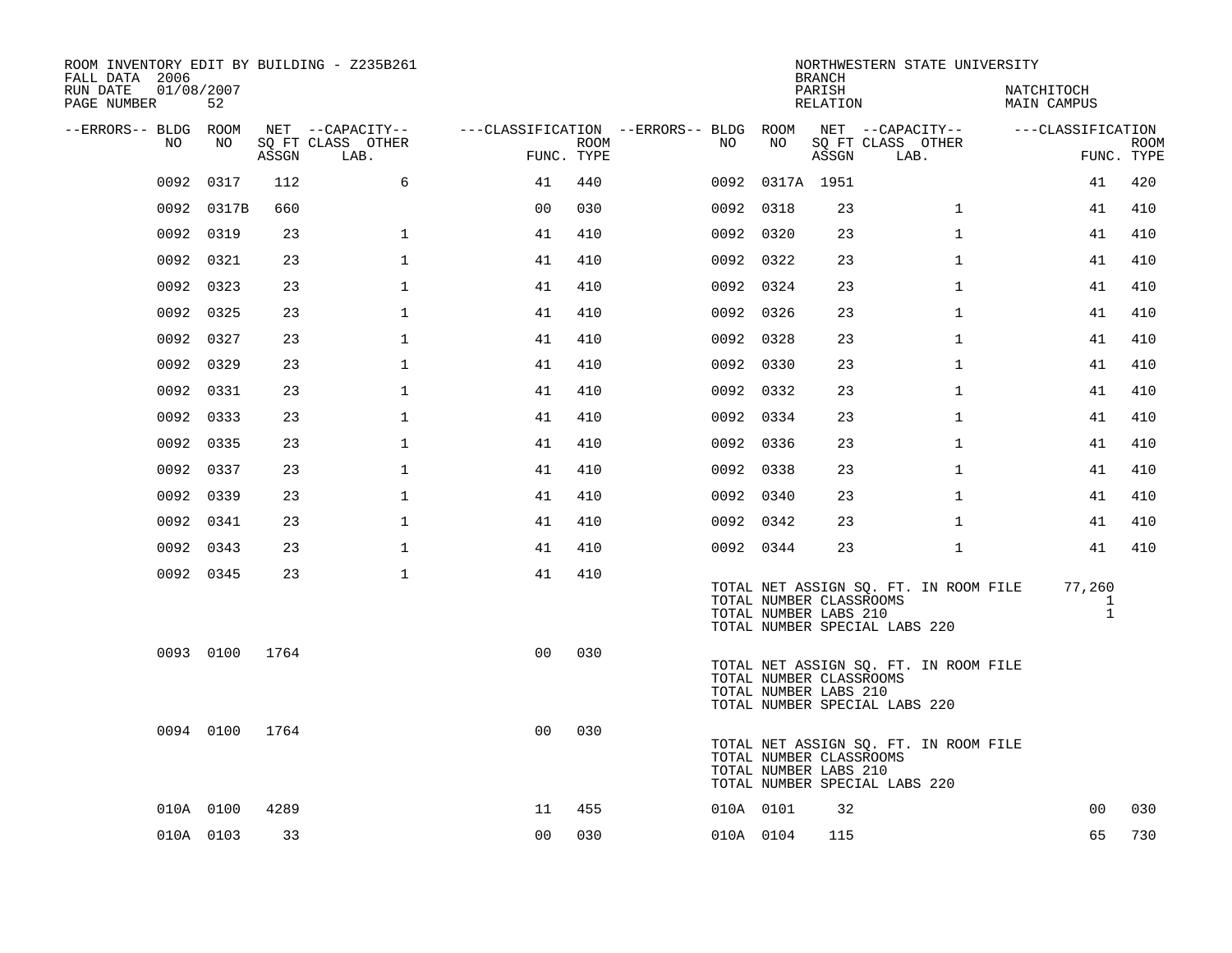ROOM INVENTORY EDIT BY BUILDING - Z235B261
FALL DATA 2006
RUN DATE 01/08/2007
PAGE NUMBER 52

NORTHWESTERN STATE UNIVERSITY
BRANCH
PARISH NATCHITOCH
RELATION MAIN CAMPUS

| --ERRORS-- | BLDG NO | ROOM NO | NET SQ FT ASSGN | --CAPACITY-- CLASS LAB. | OTHER | ---CLASSIFICATION FUNC. | ROOM TYPE | --ERRORS-- | BLDG NO | ROOM NO | NET SQ FT ASSGN | --CAPACITY-- CLASS LAB. | OTHER | ---CLASSIFICATION FUNC. | ROOM TYPE |
|---|---|---|---|---|---|---|---|---|---|---|---|---|---|---|---|
| | 0092 | 0317 | 112 | | 6 | 41 | 440 | | 0092 | 0317A | 1951 | | | 41 | 420 |
| | 0092 | 0317B | 660 | | | 00 | 030 | | 0092 | 0318 | 23 | | 1 | 41 | 410 |
| | 0092 | 0319 | 23 | | 1 | 41 | 410 | | 0092 | 0320 | 23 | | 1 | 41 | 410 |
| | 0092 | 0321 | 23 | | 1 | 41 | 410 | | 0092 | 0322 | 23 | | 1 | 41 | 410 |
| | 0092 | 0323 | 23 | | 1 | 41 | 410 | | 0092 | 0324 | 23 | | 1 | 41 | 410 |
| | 0092 | 0325 | 23 | | 1 | 41 | 410 | | 0092 | 0326 | 23 | | 1 | 41 | 410 |
| | 0092 | 0327 | 23 | | 1 | 41 | 410 | | 0092 | 0328 | 23 | | 1 | 41 | 410 |
| | 0092 | 0329 | 23 | | 1 | 41 | 410 | | 0092 | 0330 | 23 | | 1 | 41 | 410 |
| | 0092 | 0331 | 23 | | 1 | 41 | 410 | | 0092 | 0332 | 23 | | 1 | 41 | 410 |
| | 0092 | 0333 | 23 | | 1 | 41 | 410 | | 0092 | 0334 | 23 | | 1 | 41 | 410 |
| | 0092 | 0335 | 23 | | 1 | 41 | 410 | | 0092 | 0336 | 23 | | 1 | 41 | 410 |
| | 0092 | 0337 | 23 | | 1 | 41 | 410 | | 0092 | 0338 | 23 | | 1 | 41 | 410 |
| | 0092 | 0339 | 23 | | 1 | 41 | 410 | | 0092 | 0340 | 23 | | 1 | 41 | 410 |
| | 0092 | 0341 | 23 | | 1 | 41 | 410 | | 0092 | 0342 | 23 | | 1 | 41 | 410 |
| | 0092 | 0343 | 23 | | 1 | 41 | 410 | | 0092 | 0344 | 23 | | 1 | 41 | 410 |
| | 0092 | 0345 | 23 | | 1 | 41 | 410 | | | | | | | | |

TOTAL NET ASSIGN SQ. FT. IN ROOM FILE 77,260
TOTAL NUMBER CLASSROOMS 1
TOTAL NUMBER LABS 210 1
TOTAL NUMBER SPECIAL LABS 220

| --ERRORS-- | BLDG NO | ROOM NO | NET SQ FT ASSGN | CLASS LAB. | OTHER | FUNC. | ROOM TYPE |
|---|---|---|---|---|---|---|---|
| | 0093 | 0100 | 1764 | | | 00 | 030 |

TOTAL NET ASSIGN SQ. FT. IN ROOM FILE
TOTAL NUMBER CLASSROOMS
TOTAL NUMBER LABS 210
TOTAL NUMBER SPECIAL LABS 220

| --ERRORS-- | BLDG NO | ROOM NO | NET SQ FT ASSGN | CLASS LAB. | OTHER | FUNC. | ROOM TYPE |
|---|---|---|---|---|---|---|---|
| | 0094 | 0100 | 1764 | | | 00 | 030 |

TOTAL NET ASSIGN SQ. FT. IN ROOM FILE
TOTAL NUMBER CLASSROOMS
TOTAL NUMBER LABS 210
TOTAL NUMBER SPECIAL LABS 220

| --ERRORS-- | BLDG NO | ROOM NO | NET SQ FT ASSGN | CLASS LAB. | OTHER | FUNC. | ROOM TYPE | --ERRORS-- | BLDG NO | ROOM NO | NET SQ FT ASSGN | CLASS LAB. | OTHER | FUNC. | ROOM TYPE |
|---|---|---|---|---|---|---|---|---|---|---|---|---|---|---|---|
| | 010A | 0100 | 4289 | | | 11 | 455 | | 010A | 0101 | 32 | | | 00 | 030 |
| | 010A | 0103 | 33 | | | 00 | 030 | | 010A | 0104 | 115 | | | 65 | 730 |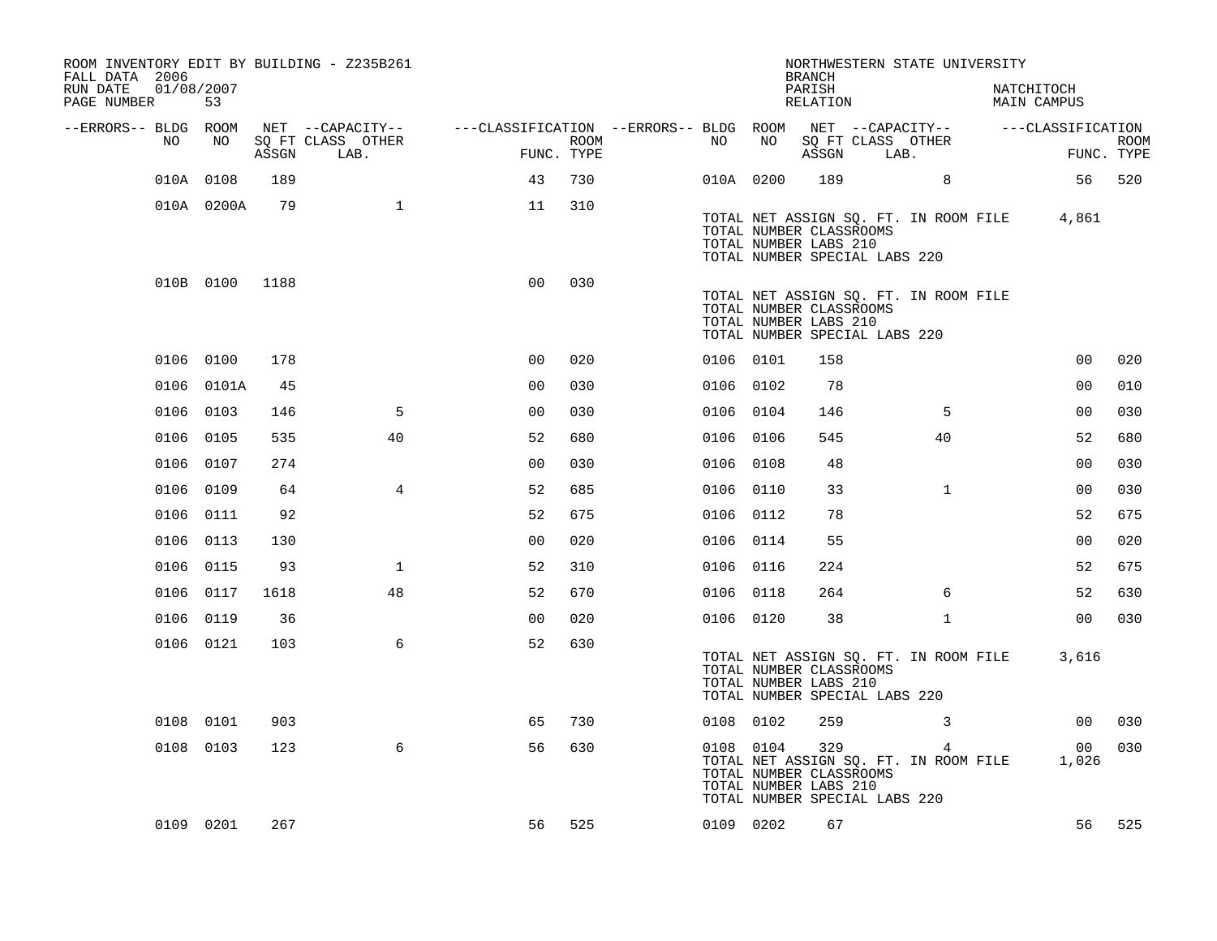ROOM INVENTORY EDIT BY BUILDING - Z235B261
FALL DATA 2006
RUN DATE 01/08/2007
PAGE NUMBER 53

NORTHWESTERN STATE UNIVERSITY
BRANCH
PARISH NATCHITOCH
RELATION MAIN CAMPUS

| --ERRORS-- | BLDG NO | ROOM NO | NET ASSGN SQ FT | CAPACITY CLASS | CAPACITY OTHER LAB. | FUNC. | ROOM TYPE | --ERRORS-- | BLDG NO | ROOM NO | NET ASSGN SQ FT | CAPACITY CLASS | CAPACITY OTHER LAB. | FUNC. | ROOM TYPE |
|---|---|---|---|---|---|---|---|---|---|---|---|---|---|---|---|
| | 010A | 0108 | 189 | | | 43 | 730 | | 010A | 0200 | 189 | | 8 | 56 | 520 |
| | 010A | 0200A | 79 | | 1 | 11 | 310 | | | | | | | | |

TOTAL NET ASSIGN SQ. FT. IN ROOM FILE 4,861
TOTAL NUMBER CLASSROOMS
TOTAL NUMBER LABS 210
TOTAL NUMBER SPECIAL LABS 220

| --ERRORS-- | BLDG NO | ROOM NO | NET ASSGN SQ FT | CAPACITY CLASS | CAPACITY OTHER LAB. | FUNC. | ROOM TYPE |
|---|---|---|---|---|---|---|---|
| | 010B | 0100 | 1188 | | | 00 | 030 |

TOTAL NET ASSIGN SQ. FT. IN ROOM FILE
TOTAL NUMBER CLASSROOMS
TOTAL NUMBER LABS 210
TOTAL NUMBER SPECIAL LABS 220

| --ERRORS-- | BLDG NO | ROOM NO | NET ASSGN SQ FT | CAPACITY CLASS | CAPACITY OTHER LAB. | FUNC. | ROOM TYPE | --ERRORS-- | BLDG NO | ROOM NO | NET ASSGN SQ FT | CAPACITY CLASS | CAPACITY OTHER LAB. | FUNC. | ROOM TYPE |
|---|---|---|---|---|---|---|---|---|---|---|---|---|---|---|---|
| | 0106 | 0100 | 178 | | | 00 | 020 | | 0106 | 0101 | 158 | | | 00 | 020 |
| | 0106 | 0101A | 45 | | | 00 | 030 | | 0106 | 0102 | 78 | | | 00 | 010 |
| | 0106 | 0103 | 146 | | 5 | 00 | 030 | | 0106 | 0104 | 146 | | 5 | 00 | 030 |
| | 0106 | 0105 | 535 | | 40 | 52 | 680 | | 0106 | 0106 | 545 | | 40 | 52 | 680 |
| | 0106 | 0107 | 274 | | | 00 | 030 | | 0106 | 0108 | 48 | | | 00 | 030 |
| | 0106 | 0109 | 64 | | 4 | 52 | 685 | | 0106 | 0110 | 33 | | 1 | 00 | 030 |
| | 0106 | 0111 | 92 | | | 52 | 675 | | 0106 | 0112 | 78 | | | 52 | 675 |
| | 0106 | 0113 | 130 | | | 00 | 020 | | 0106 | 0114 | 55 | | | 00 | 020 |
| | 0106 | 0115 | 93 | | 1 | 52 | 310 | | 0106 | 0116 | 224 | | | 52 | 675 |
| | 0106 | 0117 | 1618 | | 48 | 52 | 670 | | 0106 | 0118 | 264 | | 6 | 52 | 630 |
| | 0106 | 0119 | 36 | | | 00 | 020 | | 0106 | 0120 | 38 | | 1 | 00 | 030 |
| | 0106 | 0121 | 103 | | 6 | 52 | 630 | | | | | | | | |

TOTAL NET ASSIGN SQ. FT. IN ROOM FILE 3,616
TOTAL NUMBER CLASSROOMS
TOTAL NUMBER LABS 210
TOTAL NUMBER SPECIAL LABS 220

| --ERRORS-- | BLDG NO | ROOM NO | NET ASSGN SQ FT | CAPACITY CLASS | CAPACITY OTHER LAB. | FUNC. | ROOM TYPE | --ERRORS-- | BLDG NO | ROOM NO | NET ASSGN SQ FT | CAPACITY CLASS | CAPACITY OTHER LAB. | FUNC. | ROOM TYPE |
|---|---|---|---|---|---|---|---|---|---|---|---|---|---|---|---|
| | 0108 | 0101 | 903 | | | 65 | 730 | | 0108 | 0102 | 259 | | 3 | 00 | 030 |
| | 0108 | 0103 | 123 | | 6 | 56 | 630 | | 0108 | 0104 | 329 | | 4 | 00 | 030 |

TOTAL NET ASSIGN SQ. FT. IN ROOM FILE 1,026
TOTAL NUMBER CLASSROOMS
TOTAL NUMBER LABS 210
TOTAL NUMBER SPECIAL LABS 220

| --ERRORS-- | BLDG NO | ROOM NO | NET ASSGN SQ FT | CAPACITY CLASS | CAPACITY OTHER LAB. | FUNC. | ROOM TYPE | --ERRORS-- | BLDG NO | ROOM NO | NET ASSGN SQ FT | CAPACITY CLASS | CAPACITY OTHER LAB. | FUNC. | ROOM TYPE |
|---|---|---|---|---|---|---|---|---|---|---|---|---|---|---|---|
| | 0109 | 0201 | 267 | | | 56 | 525 | | 0109 | 0202 | 67 | | | 56 | 525 |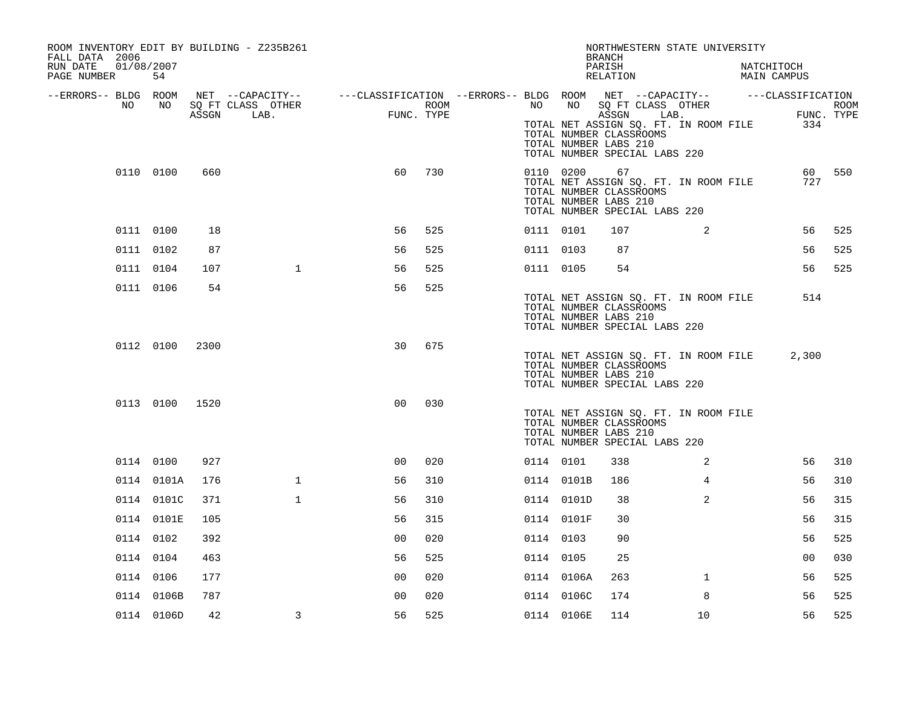ROOM INVENTORY EDIT BY BUILDING - Z235B261
FALL DATA 2006
RUN DATE 01/08/2007
PAGE NUMBER 54

NORTHWESTERN STATE UNIVERSITY
BRANCH
PARISH NATCHITOCH
RELATION MAIN CAMPUS

| --ERRORS-- | BLDG NO | ROOM NO | NET SQ FT ASSGN | CAPACITY CLASS LAB. | CAPACITY OTHER | CLASSIFICATION FUNC. | ROOM TYPE | --ERRORS-- | BLDG NO | ROOM NO | NET SQ FT ASSGN | CAPACITY CLASS LAB. | CAPACITY OTHER | CLASSIFICATION FUNC. | ROOM TYPE |
|---|---|---|---|---|---|---|---|---|---|---|---|---|---|---|---|
| | | | | | | | | | TOTAL NET ASSIGN SQ. FT. IN ROOM FILE | | | | | 334 | |
| | | | | | | | | | TOTAL NUMBER CLASSROOMS | | | | | | |
| | | | | | | | | | TOTAL NUMBER LABS 210 | | | | | | |
| | | | | | | | | | TOTAL NUMBER SPECIAL LABS 220 | | | | | | |
| | 0110 | 0100 | 660 | | | 60 | 730 | | 0110 | 0200 | 67 | | | 60 | 550 |
| | | | | | | | | | TOTAL NET ASSIGN SQ. FT. IN ROOM FILE | | | | | 727 | |
| | | | | | | | | | TOTAL NUMBER CLASSROOMS | | | | | | |
| | | | | | | | | | TOTAL NUMBER LABS 210 | | | | | | |
| | | | | | | | | | TOTAL NUMBER SPECIAL LABS 220 | | | | | | |
| | 0111 | 0100 | 18 | | | 56 | 525 | | 0111 | 0101 | 107 | | 2 | 56 | 525 |
| | 0111 | 0102 | 87 | | | 56 | 525 | | 0111 | 0103 | 87 | | | 56 | 525 |
| | 0111 | 0104 | 107 | | 1 | 56 | 525 | | 0111 | 0105 | 54 | | | 56 | 525 |
| | 0111 | 0106 | 54 | | | 56 | 525 | | | | | | | | |
| | | | | | | | | | TOTAL NET ASSIGN SQ. FT. IN ROOM FILE | | | | | 514 | |
| | | | | | | | | | TOTAL NUMBER CLASSROOMS | | | | | | |
| | | | | | | | | | TOTAL NUMBER LABS 210 | | | | | | |
| | | | | | | | | | TOTAL NUMBER SPECIAL LABS 220 | | | | | | |
| | 0112 | 0100 | 2300 | | | 30 | 675 | | | | | | | | |
| | | | | | | | | | TOTAL NET ASSIGN SQ. FT. IN ROOM FILE | | | | | 2,300 | |
| | | | | | | | | | TOTAL NUMBER CLASSROOMS | | | | | | |
| | | | | | | | | | TOTAL NUMBER LABS 210 | | | | | | |
| | | | | | | | | | TOTAL NUMBER SPECIAL LABS 220 | | | | | | |
| | 0113 | 0100 | 1520 | | | 00 | 030 | | | | | | | | |
| | | | | | | | | | TOTAL NET ASSIGN SQ. FT. IN ROOM FILE | | | | | | |
| | | | | | | | | | TOTAL NUMBER CLASSROOMS | | | | | | |
| | | | | | | | | | TOTAL NUMBER LABS 210 | | | | | | |
| | | | | | | | | | TOTAL NUMBER SPECIAL LABS 220 | | | | | | |
| | 0114 | 0100 | 927 | | | 00 | 020 | | 0114 | 0101 | 338 | | 2 | 56 | 310 |
| | 0114 | 0101A | 176 | | 1 | 56 | 310 | | 0114 | 0101B | 186 | | 4 | 56 | 310 |
| | 0114 | 0101C | 371 | | 1 | 56 | 310 | | 0114 | 0101D | 38 | | 2 | 56 | 315 |
| | 0114 | 0101E | 105 | | | 56 | 315 | | 0114 | 0101F | 30 | | | 56 | 315 |
| | 0114 | 0102 | 392 | | | 00 | 020 | | 0114 | 0103 | 90 | | | 56 | 525 |
| | 0114 | 0104 | 463 | | | 56 | 525 | | 0114 | 0105 | 25 | | | 00 | 030 |
| | 0114 | 0106 | 177 | | | 00 | 020 | | 0114 | 0106A | 263 | | 1 | 56 | 525 |
| | 0114 | 0106B | 787 | | | 00 | 020 | | 0114 | 0106C | 174 | | 8 | 56 | 525 |
| | 0114 | 0106D | 42 | | 3 | 56 | 525 | | 0114 | 0106E | 114 | | 10 | 56 | 525 |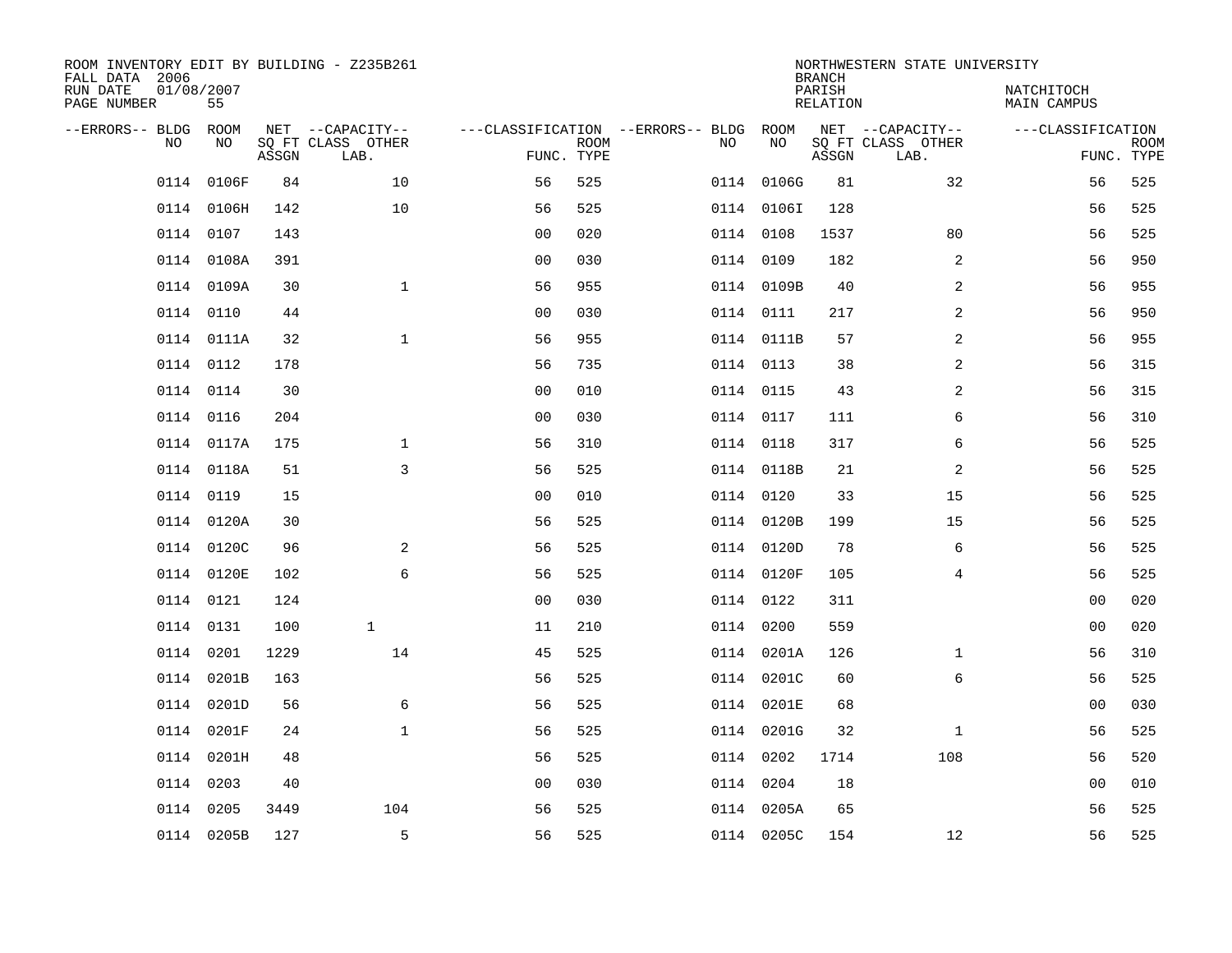ROOM INVENTORY EDIT BY BUILDING - Z235B261
FALL DATA 2006
RUN DATE 01/08/2007
PAGE NUMBER 55

NORTHWESTERN STATE UNIVERSITY
BRANCH
PARISH NATCHITOCH
RELATION MAIN CAMPUS

| --ERRORS-- | BLDG NO | ROOM NO | NET SQ FT ASSGN | CAPACITY CLASS | CAPACITY LAB. | CAPACITY OTHER | CLASSIFICATION FUNC. | ROOM TYPE | --ERRORS-- | BLDG NO | ROOM NO | NET SQ FT ASSGN | CAPACITY CLASS | CAPACITY LAB. | CAPACITY OTHER | CLASSIFICATION FUNC. | ROOM TYPE |
|---|---|---|---|---|---|---|---|---|---|---|---|---|---|---|---|---|---|
| | 0114 | 0106F | 84 | | | 10 | 56 | 525 | | 0114 | 0106G | 81 | | | 32 | 56 | 525 |
| | 0114 | 0106H | 142 | | | 10 | 56 | 525 | | 0114 | 0106I | 128 | | | | 56 | 525 |
| | 0114 | 0107 | 143 | | | | 00 | 020 | | 0114 | 0108 | 1537 | | | 80 | 56 | 525 |
| | 0114 | 0108A | 391 | | | | 00 | 030 | | 0114 | 0109 | 182 | | | 2 | 56 | 950 |
| | 0114 | 0109A | 30 | | | 1 | 56 | 955 | | 0114 | 0109B | 40 | | | 2 | 56 | 955 |
| | 0114 | 0110 | 44 | | | | 00 | 030 | | 0114 | 0111 | 217 | | | 2 | 56 | 950 |
| | 0114 | 0111A | 32 | | | 1 | 56 | 955 | | 0114 | 0111B | 57 | | | 2 | 56 | 955 |
| | 0114 | 0112 | 178 | | | | 56 | 735 | | 0114 | 0113 | 38 | | | 2 | 56 | 315 |
| | 0114 | 0114 | 30 | | | | 00 | 010 | | 0114 | 0115 | 43 | | | 2 | 56 | 315 |
| | 0114 | 0116 | 204 | | | | 00 | 030 | | 0114 | 0117 | 111 | | | 6 | 56 | 310 |
| | 0114 | 0117A | 175 | | | 1 | 56 | 310 | | 0114 | 0118 | 317 | | | 6 | 56 | 525 |
| | 0114 | 0118A | 51 | | | 3 | 56 | 525 | | 0114 | 0118B | 21 | | | 2 | 56 | 525 |
| | 0114 | 0119 | 15 | | | | 00 | 010 | | 0114 | 0120 | 33 | | | 15 | 56 | 525 |
| | 0114 | 0120A | 30 | | | | 56 | 525 | | 0114 | 0120B | 199 | | | 15 | 56 | 525 |
| | 0114 | 0120C | 96 | | | 2 | 56 | 525 | | 0114 | 0120D | 78 | | | 6 | 56 | 525 |
| | 0114 | 0120E | 102 | | | 6 | 56 | 525 | | 0114 | 0120F | 105 | | | 4 | 56 | 525 |
| | 0114 | 0121 | 124 | | | | 00 | 030 | | 0114 | 0122 | 311 | | | | 00 | 020 |
| | 0114 | 0131 | 100 | | 1 | | 11 | 210 | | 0114 | 0200 | 559 | | | | 00 | 020 |
| | 0114 | 0201 | 1229 | | | 14 | 45 | 525 | | 0114 | 0201A | 126 | | | 1 | 56 | 310 |
| | 0114 | 0201B | 163 | | | | 56 | 525 | | 0114 | 0201C | 60 | | | 6 | 56 | 525 |
| | 0114 | 0201D | 56 | | | 6 | 56 | 525 | | 0114 | 0201E | 68 | | | | 00 | 030 |
| | 0114 | 0201F | 24 | | | 1 | 56 | 525 | | 0114 | 0201G | 32 | | | 1 | 56 | 525 |
| | 0114 | 0201H | 48 | | | | 56 | 525 | | 0114 | 0202 | 1714 | | | 108 | 56 | 520 |
| | 0114 | 0203 | 40 | | | | 00 | 030 | | 0114 | 0204 | 18 | | | | 00 | 010 |
| | 0114 | 0205 | 3449 | | | 104 | 56 | 525 | | 0114 | 0205A | 65 | | | | 56 | 525 |
| | 0114 | 0205B | 127 | | | 5 | 56 | 525 | | 0114 | 0205C | 154 | | | 12 | 56 | 525 |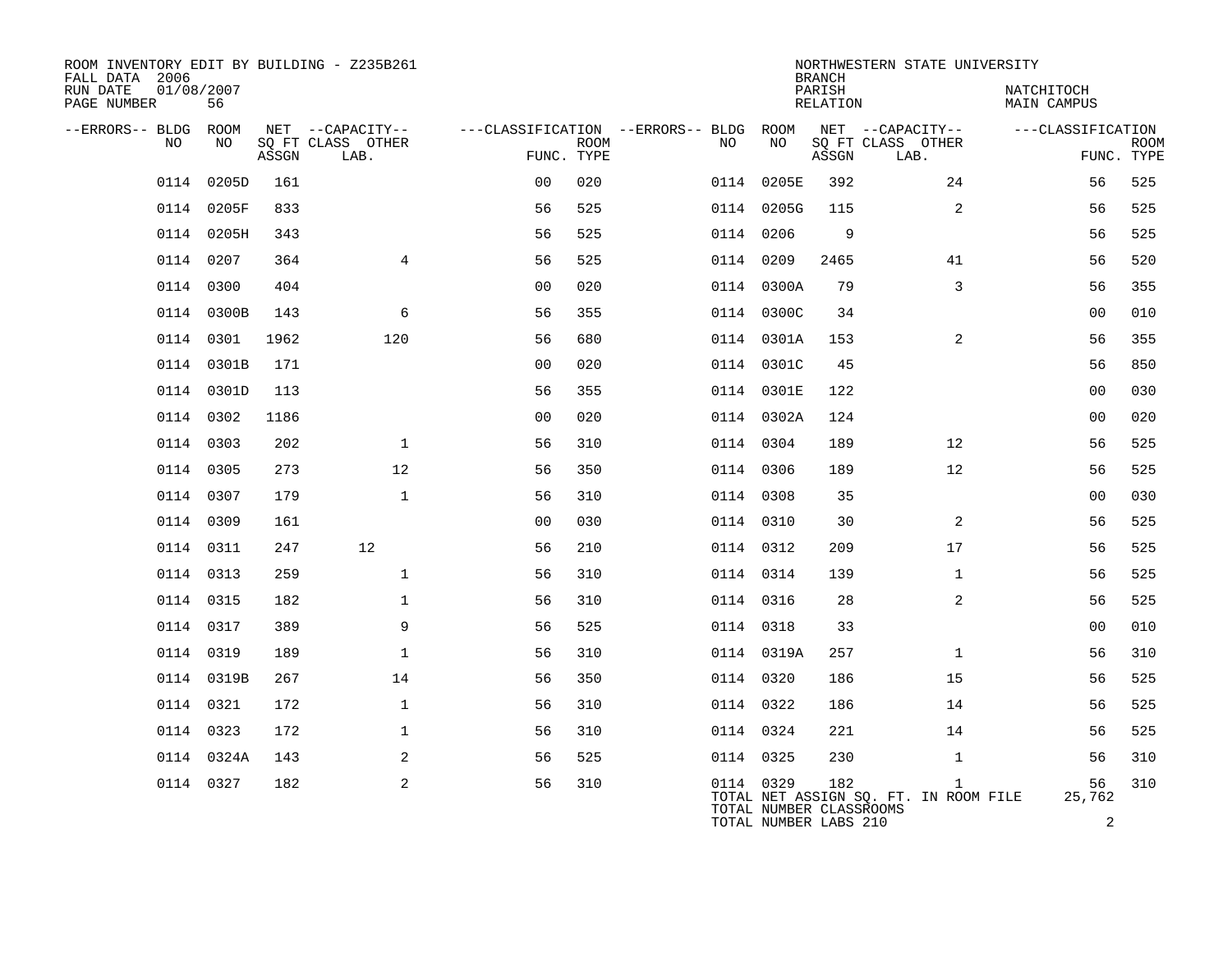ROOM INVENTORY EDIT BY BUILDING - Z235B261
FALL DATA 2006
RUN DATE 01/08/2007

NORTHWESTERN STATE UNIVERSITY
BRANCH
PARISH NATCHITOCH
RELATION MAIN CAMPUS

| --ERRORS-- | BLDG NO | ROOM NO | NET SQ FT ASSGN | CAPACITY CLASS LAB. | CAPACITY OTHER | CLASSIFICATION FUNC. | ROOM TYPE | --ERRORS-- | BLDG NO | ROOM NO | NET SQ FT ASSGN | CAPACITY CLASS LAB. | CAPACITY OTHER | CLASSIFICATION FUNC. | ROOM TYPE |
|---|---|---|---|---|---|---|---|---|---|---|---|---|---|---|---|
| | 0114 | 0205D | 161 | | | 00 | 020 | | 0114 | 0205E | 392 | | 24 | 56 | 525 |
| | 0114 | 0205F | 833 | | | 56 | 525 | | 0114 | 0205G | 115 | | 2 | 56 | 525 |
| | 0114 | 0205H | 343 | | | 56 | 525 | | 0114 | 0206 | 9 | | | 56 | 525 |
| | 0114 | 0207 | 364 | | 4 | 56 | 525 | | 0114 | 0209 | 2465 | | 41 | 56 | 520 |
| | 0114 | 0300 | 404 | | | 00 | 020 | | 0114 | 0300A | 79 | | 3 | 56 | 355 |
| | 0114 | 0300B | 143 | | 6 | 56 | 355 | | 0114 | 0300C | 34 | | | 00 | 010 |
| | 0114 | 0301 | 1962 | | 120 | 56 | 680 | | 0114 | 0301A | 153 | | 2 | 56 | 355 |
| | 0114 | 0301B | 171 | | | 00 | 020 | | 0114 | 0301C | 45 | | | 56 | 850 |
| | 0114 | 0301D | 113 | | | 56 | 355 | | 0114 | 0301E | 122 | | | 00 | 030 |
| | 0114 | 0302 | 1186 | | | 00 | 020 | | 0114 | 0302A | 124 | | | 00 | 020 |
| | 0114 | 0303 | 202 | | 1 | 56 | 310 | | 0114 | 0304 | 189 | | 12 | 56 | 525 |
| | 0114 | 0305 | 273 | | 12 | 56 | 350 | | 0114 | 0306 | 189 | | 12 | 56 | 525 |
| | 0114 | 0307 | 179 | | 1 | 56 | 310 | | 0114 | 0308 | 35 | | | 00 | 030 |
| | 0114 | 0309 | 161 | | | 00 | 030 | | 0114 | 0310 | 30 | | 2 | 56 | 525 |
| | 0114 | 0311 | 247 | 12 | | 56 | 210 | | 0114 | 0312 | 209 | | 17 | 56 | 525 |
| | 0114 | 0313 | 259 | | 1 | 56 | 310 | | 0114 | 0314 | 139 | | 1 | 56 | 525 |
| | 0114 | 0315 | 182 | | 1 | 56 | 310 | | 0114 | 0316 | 28 | | 2 | 56 | 525 |
| | 0114 | 0317 | 389 | | 9 | 56 | 525 | | 0114 | 0318 | 33 | | | 00 | 010 |
| | 0114 | 0319 | 189 | | 1 | 56 | 310 | | 0114 | 0319A | 257 | | 1 | 56 | 310 |
| | 0114 | 0319B | 267 | | 14 | 56 | 350 | | 0114 | 0320 | 186 | | 15 | 56 | 525 |
| | 0114 | 0321 | 172 | | 1 | 56 | 310 | | 0114 | 0322 | 186 | | 14 | 56 | 525 |
| | 0114 | 0323 | 172 | | 1 | 56 | 310 | | 0114 | 0324 | 221 | | 14 | 56 | 525 |
| | 0114 | 0324A | 143 | | 2 | 56 | 525 | | 0114 | 0325 | 230 | | 1 | 56 | 310 |
| | 0114 | 0327 | 182 | | 2 | 56 | 310 | | 0114 | 0329 | 182 | | 1 | 56 | 310 |

TOTAL NET ASSIGN SQ. FT. IN ROOM FILE 25,762
TOTAL NUMBER CLASSROOMS
TOTAL NUMBER LABS 210 2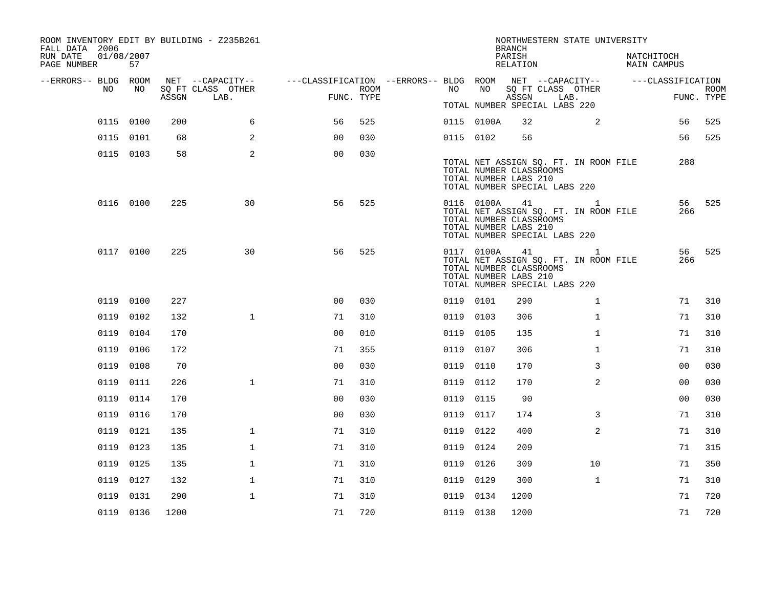ROOM INVENTORY EDIT BY BUILDING - Z235B261
FALL DATA 2006
RUN DATE 01/08/2007

NORTHWESTERN STATE UNIVERSITY
BRANCH
PARISH NATCHITOCH
RELATION MAIN CAMPUS

| --ERRORS-- | BLDG NO | ROOM NO | NET SQ FT ASSGN | CAPACITY CLASS LAB. | CAPACITY OTHER | CLASSIFICATION FUNC. | ROOM TYPE | --ERRORS-- | BLDG NO | ROOM NO | NET SQ FT ASSGN | CAPACITY CLASS LAB. | CAPACITY OTHER | CLASSIFICATION FUNC. | ROOM TYPE |
|---|---|---|---|---|---|---|---|---|---|---|---|---|---|---|---|
| | 0115 | 0100 | 200 | | 6 | 56 | 525 | | 0115 | 0100A | 32 | | 2 | 56 | 525 |
| | 0115 | 0101 | 68 | | 2 | 00 | 030 | | 0115 | 0102 | 56 | | | 56 | 525 |
| | 0115 | 0103 | 58 | | 2 | 00 | 030 | | | | | | | | |
| | | | | | | | | | TOTAL NET ASSIGN SQ. FT. IN ROOM FILE | | | | | 288 | |
| | | | | | | | | | TOTAL NUMBER CLASSROOMS | | | | | | |
| | | | | | | | | | TOTAL NUMBER LABS 210 | | | | | | |
| | | | | | | | | | TOTAL NUMBER SPECIAL LABS 220 | | | | | | |
| | 0116 | 0100 | 225 | | 30 | 56 | 525 | | 0116 | 0100A | 41 | | 1 | 56 | 525 |
| | | | | | | | | | TOTAL NET ASSIGN SQ. FT. IN ROOM FILE | | | | | 266 | |
| | | | | | | | | | TOTAL NUMBER CLASSROOMS | | | | | | |
| | | | | | | | | | TOTAL NUMBER LABS 210 | | | | | | |
| | | | | | | | | | TOTAL NUMBER SPECIAL LABS 220 | | | | | | |
| | 0117 | 0100 | 225 | | 30 | 56 | 525 | | 0117 | 0100A | 41 | | 1 | 56 | 525 |
| | | | | | | | | | TOTAL NET ASSIGN SQ. FT. IN ROOM FILE | | | | | 266 | |
| | | | | | | | | | TOTAL NUMBER CLASSROOMS | | | | | | |
| | | | | | | | | | TOTAL NUMBER LABS 210 | | | | | | |
| | | | | | | | | | TOTAL NUMBER SPECIAL LABS 220 | | | | | | |
| | 0119 | 0100 | 227 | | | 00 | 030 | | 0119 | 0101 | 290 | | 1 | 71 | 310 |
| | 0119 | 0102 | 132 | | 1 | 71 | 310 | | 0119 | 0103 | 306 | | 1 | 71 | 310 |
| | 0119 | 0104 | 170 | | | 00 | 010 | | 0119 | 0105 | 135 | | 1 | 71 | 310 |
| | 0119 | 0106 | 172 | | | 71 | 355 | | 0119 | 0107 | 306 | | 1 | 71 | 310 |
| | 0119 | 0108 | 70 | | | 00 | 030 | | 0119 | 0110 | 170 | | 3 | 00 | 030 |
| | 0119 | 0111 | 226 | | 1 | 71 | 310 | | 0119 | 0112 | 170 | | 2 | 00 | 030 |
| | 0119 | 0114 | 170 | | | 00 | 030 | | 0119 | 0115 | 90 | | | 00 | 030 |
| | 0119 | 0116 | 170 | | | 00 | 030 | | 0119 | 0117 | 174 | | 3 | 71 | 310 |
| | 0119 | 0121 | 135 | | 1 | 71 | 310 | | 0119 | 0122 | 400 | | 2 | 71 | 310 |
| | 0119 | 0123 | 135 | | 1 | 71 | 310 | | 0119 | 0124 | 209 | | | 71 | 315 |
| | 0119 | 0125 | 135 | | 1 | 71 | 310 | | 0119 | 0126 | 309 | | 10 | 71 | 350 |
| | 0119 | 0127 | 132 | | 1 | 71 | 310 | | 0119 | 0129 | 300 | | 1 | 71 | 310 |
| | 0119 | 0131 | 290 | | 1 | 71 | 310 | | 0119 | 0134 | 1200 | | | 71 | 720 |
| | 0119 | 0136 | 1200 | | | 71 | 720 | | 0119 | 0138 | 1200 | | | 71 | 720 |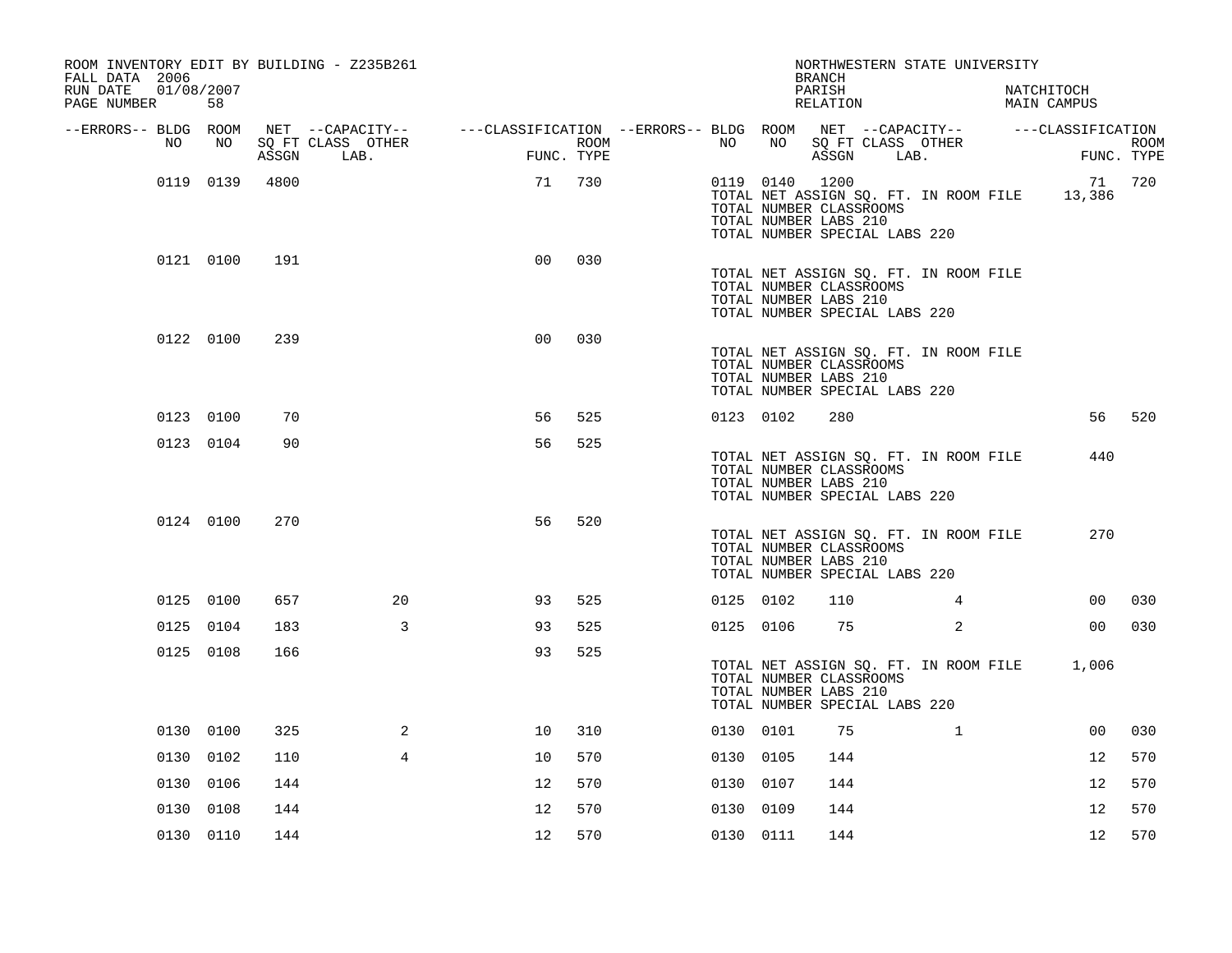ROOM INVENTORY EDIT BY BUILDING - Z235B261
FALL DATA 2006
RUN DATE 01/08/2007
PAGE NUMBER 58

NORTHWESTERN STATE UNIVERSITY
BRANCH
PARISH NATCHITOCH
RELATION MAIN CAMPUS

| --ERRORS-- | BLDG NO | ROOM NO | NET SQ FT ASSGN | --CAPACITY-- CLASS LAB. | OTHER | ---CLASSIFICATION FUNC. | ROOM TYPE | --ERRORS-- | BLDG NO | ROOM NO | NET SQ FT ASSGN | --CAPACITY-- CLASS LAB. | OTHER | ---CLASSIFICATION FUNC. | ROOM TYPE |
|---|---|---|---|---|---|---|---|---|---|---|---|---|---|---|---|
| | 0119 | 0139 | 4800 | | | 71 | 730 | | 0119 | 0140 | 1200 | | | 71 | 720 |
| | | | | | | | | | TOTAL NET ASSIGN SQ. FT. IN ROOM FILE | | | | | 13,386 | |
| | | | | | | | | | TOTAL NUMBER CLASSROOMS | | | | | | |
| | | | | | | | | | TOTAL NUMBER LABS 210 | | | | | | |
| | | | | | | | | | TOTAL NUMBER SPECIAL LABS 220 | | | | | | |
| | 0121 | 0100 | 191 | | | 00 | 030 | | | | | | | | |
| | | | | | | | | | TOTAL NET ASSIGN SQ. FT. IN ROOM FILE | | | | | | |
| | | | | | | | | | TOTAL NUMBER CLASSROOMS | | | | | | |
| | | | | | | | | | TOTAL NUMBER LABS 210 | | | | | | |
| | | | | | | | | | TOTAL NUMBER SPECIAL LABS 220 | | | | | | |
| | 0122 | 0100 | 239 | | | 00 | 030 | | | | | | | | |
| | | | | | | | | | TOTAL NET ASSIGN SQ. FT. IN ROOM FILE | | | | | | |
| | | | | | | | | | TOTAL NUMBER CLASSROOMS | | | | | | |
| | | | | | | | | | TOTAL NUMBER LABS 210 | | | | | | |
| | | | | | | | | | TOTAL NUMBER SPECIAL LABS 220 | | | | | | |
| | 0123 | 0100 | 70 | | | 56 | 525 | | 0123 | 0102 | 280 | | | 56 | 520 |
| | 0123 | 0104 | 90 | | | 56 | 525 | | | | | | | | |
| | | | | | | | | | TOTAL NET ASSIGN SQ. FT. IN ROOM FILE | | | | | 440 | |
| | | | | | | | | | TOTAL NUMBER CLASSROOMS | | | | | | |
| | | | | | | | | | TOTAL NUMBER LABS 210 | | | | | | |
| | | | | | | | | | TOTAL NUMBER SPECIAL LABS 220 | | | | | | |
| | 0124 | 0100 | 270 | | | 56 | 520 | | | | | | | | |
| | | | | | | | | | TOTAL NET ASSIGN SQ. FT. IN ROOM FILE | | | | | 270 | |
| | | | | | | | | | TOTAL NUMBER CLASSROOMS | | | | | | |
| | | | | | | | | | TOTAL NUMBER LABS 210 | | | | | | |
| | | | | | | | | | TOTAL NUMBER SPECIAL LABS 220 | | | | | | |
| | 0125 | 0100 | 657 | | 20 | 93 | 525 | | 0125 | 0102 | 110 | | 4 | 00 | 030 |
| | 0125 | 0104 | 183 | | 3 | 93 | 525 | | 0125 | 0106 | 75 | | 2 | 00 | 030 |
| | 0125 | 0108 | 166 | | | 93 | 525 | | | | | | | | |
| | | | | | | | | | TOTAL NET ASSIGN SQ. FT. IN ROOM FILE | | | | | 1,006 | |
| | | | | | | | | | TOTAL NUMBER CLASSROOMS | | | | | | |
| | | | | | | | | | TOTAL NUMBER LABS 210 | | | | | | |
| | | | | | | | | | TOTAL NUMBER SPECIAL LABS 220 | | | | | | |
| | 0130 | 0100 | 325 | | 2 | 10 | 310 | | 0130 | 0101 | 75 | | 1 | 00 | 030 |
| | 0130 | 0102 | 110 | | 4 | 10 | 570 | | 0130 | 0105 | 144 | | | 12 | 570 |
| | 0130 | 0106 | 144 | | | 12 | 570 | | 0130 | 0107 | 144 | | | 12 | 570 |
| | 0130 | 0108 | 144 | | | 12 | 570 | | 0130 | 0109 | 144 | | | 12 | 570 |
| | 0130 | 0110 | 144 | | | 12 | 570 | | 0130 | 0111 | 144 | | | 12 | 570 |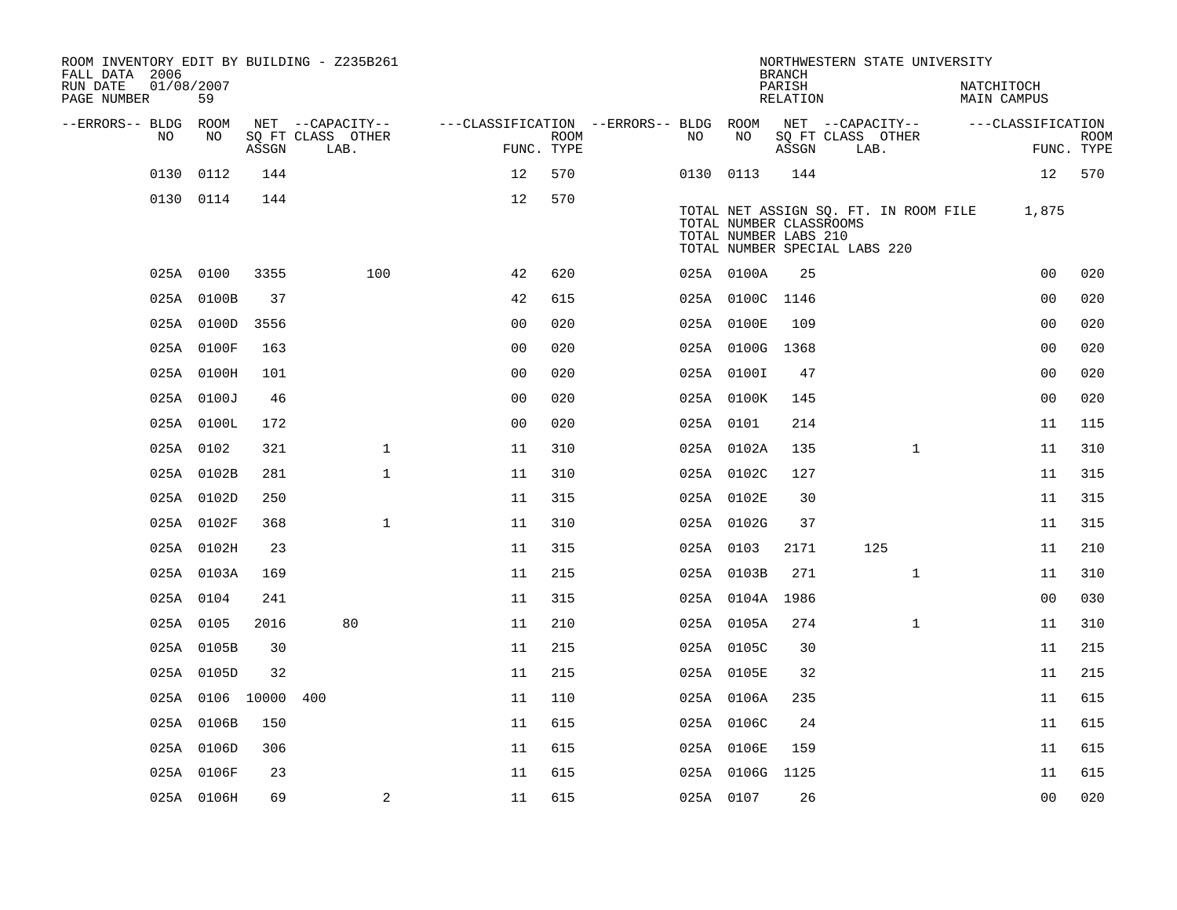ROOM INVENTORY EDIT BY BUILDING - Z235B261
FALL DATA 2006
RUN DATE 01/08/2007
PAGE NUMBER 59

NORTHWESTERN STATE UNIVERSITY
BRANCH
PARISH NATCHITOCH
RELATION MAIN CAMPUS

| --ERRORS-- | BLDG NO | ROOM NO | NET SQ FT ASSGN | --CAPACITY-- CLASS | LAB. | OTHER | ---CLASSIFICATION FUNC. | ROOM TYPE | --ERRORS-- | BLDG NO | ROOM NO | NET SQ FT ASSGN | --CAPACITY-- CLASS | LAB. | OTHER | ---CLASSIFICATION FUNC. | ROOM TYPE |
|---|---|---|---|---|---|---|---|---|---|---|---|---|---|---|---|---|---|
| | 0130 | 0112 | 144 | | | | 12 | 570 | | 0130 | 0113 | 144 | | | | 12 | 570 |
| | 0130 | 0114 | 144 | | | | 12 | 570 | | | | | | | | | |

TOTAL NET ASSIGN SQ. FT. IN ROOM FILE 1,875
TOTAL NUMBER CLASSROOMS
TOTAL NUMBER LABS 210
TOTAL NUMBER SPECIAL LABS 220

| --ERRORS-- | BLDG NO | ROOM NO | NET SQ FT ASSGN | --CAPACITY-- CLASS | LAB. | OTHER | ---CLASSIFICATION FUNC. | ROOM TYPE | --ERRORS-- | BLDG NO | ROOM NO | NET SQ FT ASSGN | --CAPACITY-- CLASS | LAB. | OTHER | ---CLASSIFICATION FUNC. | ROOM TYPE |
|---|---|---|---|---|---|---|---|---|---|---|---|---|---|---|---|---|---|
| | 025A | 0100 | 3355 | | | 100 | 42 | 620 | | 025A | 0100A | 25 | | | | 00 | 020 |
| | 025A | 0100B | 37 | | | | 42 | 615 | | 025A | 0100C | 1146 | | | | 00 | 020 |
| | 025A | 0100D | 3556 | | | | 00 | 020 | | 025A | 0100E | 109 | | | | 00 | 020 |
| | 025A | 0100F | 163 | | | | 00 | 020 | | 025A | 0100G | 1368 | | | | 00 | 020 |
| | 025A | 0100H | 101 | | | | 00 | 020 | | 025A | 0100I | 47 | | | | 00 | 020 |
| | 025A | 0100J | 46 | | | | 00 | 020 | | 025A | 0100K | 145 | | | | 00 | 020 |
| | 025A | 0100L | 172 | | | | 00 | 020 | | 025A | 0101 | 214 | | | | 11 | 115 |
| | 025A | 0102 | 321 | | | 1 | 11 | 310 | | 025A | 0102A | 135 | | | 1 | 11 | 310 |
| | 025A | 0102B | 281 | | | 1 | 11 | 310 | | 025A | 0102C | 127 | | | | 11 | 315 |
| | 025A | 0102D | 250 | | | | 11 | 315 | | 025A | 0102E | 30 | | | | 11 | 315 |
| | 025A | 0102F | 368 | | | 1 | 11 | 310 | | 025A | 0102G | 37 | | | | 11 | 315 |
| | 025A | 0102H | 23 | | | | 11 | 315 | | 025A | 0103 | 2171 | | 125 | | 11 | 210 |
| | 025A | 0103A | 169 | | | | 11 | 215 | | 025A | 0103B | 271 | | | 1 | 11 | 310 |
| | 025A | 0104 | 241 | | | | 11 | 315 | | 025A | 0104A | 1986 | | | | 00 | 030 |
| | 025A | 0105 | 2016 | | 80 | | 11 | 210 | | 025A | 0105A | 274 | | | 1 | 11 | 310 |
| | 025A | 0105B | 30 | | | | 11 | 215 | | 025A | 0105C | 30 | | | | 11 | 215 |
| | 025A | 0105D | 32 | | | | 11 | 215 | | 025A | 0105E | 32 | | | | 11 | 215 |
| | 025A | 0106 | 10000 | 400 | | | 11 | 110 | | 025A | 0106A | 235 | | | | 11 | 615 |
| | 025A | 0106B | 150 | | | | 11 | 615 | | 025A | 0106C | 24 | | | | 11 | 615 |
| | 025A | 0106D | 306 | | | | 11 | 615 | | 025A | 0106E | 159 | | | | 11 | 615 |
| | 025A | 0106F | 23 | | | | 11 | 615 | | 025A | 0106G | 1125 | | | | 11 | 615 |
| | 025A | 0106H | 69 | | | 2 | 11 | 615 | | 025A | 0107 | 26 | | | | 00 | 020 |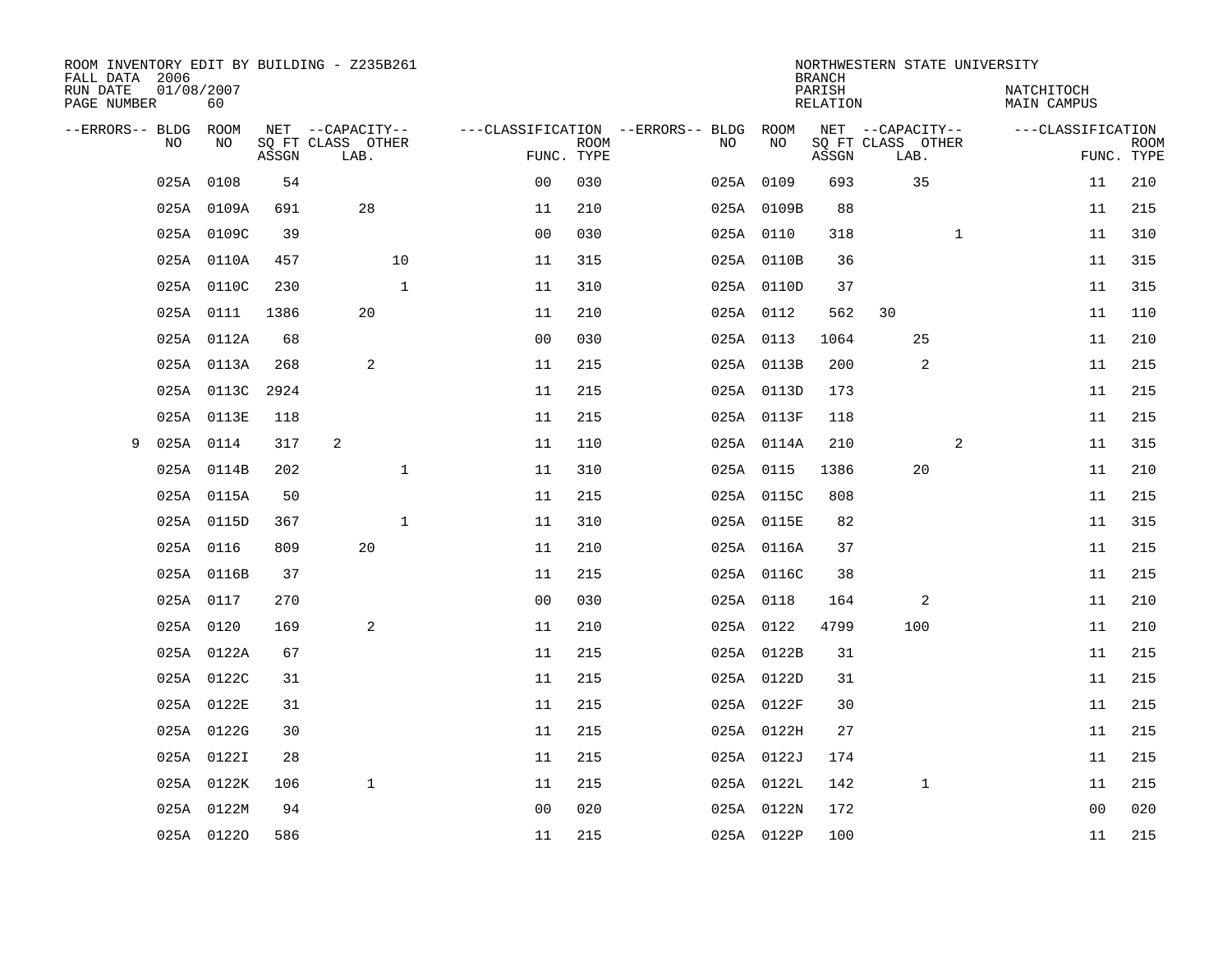ROOM INVENTORY EDIT BY BUILDING - Z235B261
FALL DATA 2006
RUN DATE 01/08/2007
PAGE NUMBER 60

NORTHWESTERN STATE UNIVERSITY
BRANCH
PARISH NATCHITOCH
RELATION MAIN CAMPUS

| --ERRORS-- | BLDG NO | ROOM NO | NET SQ FT ASSGN | --CAPACITY-- CLASS LAB. | OTHER | ---CLASSIFICATION FUNC. | ROOM TYPE | --ERRORS-- | BLDG NO | ROOM NO | NET SQ FT ASSGN | --CAPACITY-- CLASS LAB. | OTHER | ---CLASSIFICATION FUNC. | ROOM TYPE |
|---|---|---|---|---|---|---|---|---|---|---|---|---|---|---|---|
| | 025A | 0108 | 54 | | | 00 | 030 | | 025A | 0109 | 693 | 35 | | 11 | 210 |
| | 025A | 0109A | 691 | 28 | | 11 | 210 | | 025A | 0109B | 88 | | | 11 | 215 |
| | 025A | 0109C | 39 | | | 00 | 030 | | 025A | 0110 | 318 | | 1 | 11 | 310 |
| | 025A | 0110A | 457 | | 10 | 11 | 315 | | 025A | 0110B | 36 | | | 11 | 315 |
| | 025A | 0110C | 230 | | 1 | 11 | 310 | | 025A | 0110D | 37 | | | 11 | 315 |
| | 025A | 0111 | 1386 | 20 | | 11 | 210 | | 025A | 0112 | 562 | 30 | | 11 | 110 |
| | 025A | 0112A | 68 | | | 00 | 030 | | 025A | 0113 | 1064 | 25 | | 11 | 210 |
| | 025A | 0113A | 268 | 2 | | 11 | 215 | | 025A | 0113B | 200 | 2 | | 11 | 215 |
| | 025A | 0113C | 2924 | | | 11 | 215 | | 025A | 0113D | 173 | | | 11 | 215 |
| | 025A | 0113E | 118 | | | 11 | 215 | | 025A | 0113F | 118 | | | 11 | 215 |
| 9 | 025A | 0114 | 317 | 2 | | 11 | 110 | | 025A | 0114A | 210 | | 2 | 11 | 315 |
| | 025A | 0114B | 202 | | 1 | 11 | 310 | | 025A | 0115 | 1386 | 20 | | 11 | 210 |
| | 025A | 0115A | 50 | | | 11 | 215 | | 025A | 0115C | 808 | | | 11 | 215 |
| | 025A | 0115D | 367 | | 1 | 11 | 310 | | 025A | 0115E | 82 | | | 11 | 315 |
| | 025A | 0116 | 809 | 20 | | 11 | 210 | | 025A | 0116A | 37 | | | 11 | 215 |
| | 025A | 0116B | 37 | | | 11 | 215 | | 025A | 0116C | 38 | | | 11 | 215 |
| | 025A | 0117 | 270 | | | 00 | 030 | | 025A | 0118 | 164 | 2 | | 11 | 210 |
| | 025A | 0120 | 169 | 2 | | 11 | 210 | | 025A | 0122 | 4799 | 100 | | 11 | 210 |
| | 025A | 0122A | 67 | | | 11 | 215 | | 025A | 0122B | 31 | | | 11 | 215 |
| | 025A | 0122C | 31 | | | 11 | 215 | | 025A | 0122D | 31 | | | 11 | 215 |
| | 025A | 0122E | 31 | | | 11 | 215 | | 025A | 0122F | 30 | | | 11 | 215 |
| | 025A | 0122G | 30 | | | 11 | 215 | | 025A | 0122H | 27 | | | 11 | 215 |
| | 025A | 0122I | 28 | | | 11 | 215 | | 025A | 0122J | 174 | | | 11 | 215 |
| | 025A | 0122K | 106 | 1 | | 11 | 215 | | 025A | 0122L | 142 | 1 | | 11 | 215 |
| | 025A | 0122M | 94 | | | 00 | 020 | | 025A | 0122N | 172 | | | 00 | 020 |
| | 025A | 0122O | 586 | | | 11 | 215 | | 025A | 0122P | 100 | | | 11 | 215 |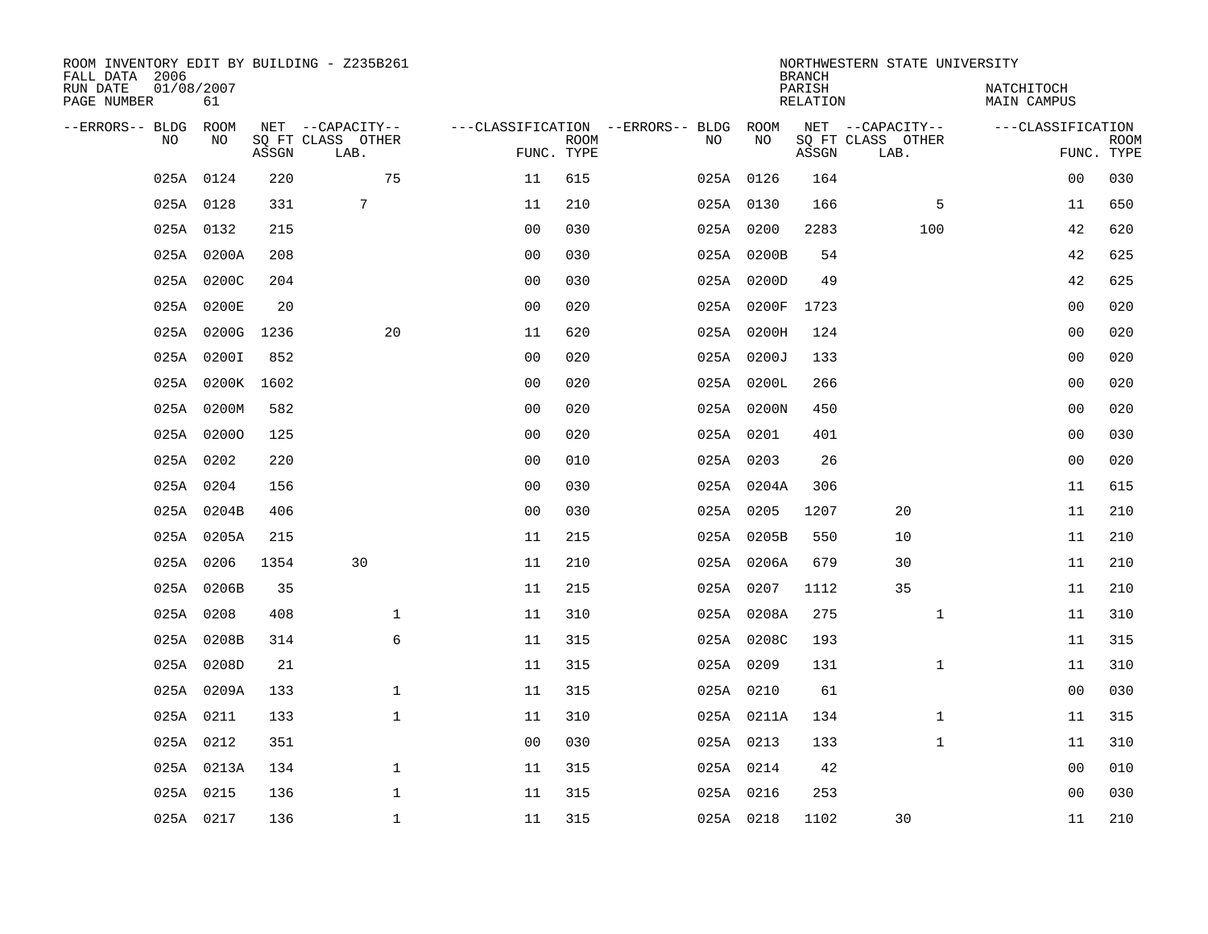ROOM INVENTORY EDIT BY BUILDING - Z235B261
FALL DATA 2006
RUN DATE 01/08/2007
PAGE NUMBER 61

NORTHWESTERN STATE UNIVERSITY
BRANCH
PARISH NATCHITOCH
RELATION MAIN CAMPUS

| --ERRORS-- | BLDG NO | ROOM NO | NET SQ FT ASSGN | --CAPACITY-- CLASS LAB. | OTHER | ---CLASSIFICATION FUNC. | ROOM TYPE | --ERRORS-- | BLDG NO | ROOM NO | NET SQ FT ASSGN | --CAPACITY-- CLASS LAB. | OTHER | ---CLASSIFICATION FUNC. | ROOM TYPE |
|---|---|---|---|---|---|---|---|---|---|---|---|---|---|---|---|
| | 025A | 0124 | 220 | | 75 | 11 | 615 | | 025A | 0126 | 164 | | | 00 | 030 |
| | 025A | 0128 | 331 | 7 | | 11 | 210 | | 025A | 0130 | 166 | | 5 | 11 | 650 |
| | 025A | 0132 | 215 | | | 00 | 030 | | 025A | 0200 | 2283 | | 100 | 42 | 620 |
| | 025A | 0200A | 208 | | | 00 | 030 | | 025A | 0200B | 54 | | | 42 | 625 |
| | 025A | 0200C | 204 | | | 00 | 030 | | 025A | 0200D | 49 | | | 42 | 625 |
| | 025A | 0200E | 20 | | | 00 | 020 | | 025A | 0200F | 1723 | | | 00 | 020 |
| | 025A | 0200G | 1236 | | 20 | 11 | 620 | | 025A | 0200H | 124 | | | 00 | 020 |
| | 025A | 0200I | 852 | | | 00 | 020 | | 025A | 0200J | 133 | | | 00 | 020 |
| | 025A | 0200K | 1602 | | | 00 | 020 | | 025A | 0200L | 266 | | | 00 | 020 |
| | 025A | 0200M | 582 | | | 00 | 020 | | 025A | 0200N | 450 | | | 00 | 020 |
| | 025A | 0200O | 125 | | | 00 | 020 | | 025A | 0201 | 401 | | | 00 | 030 |
| | 025A | 0202 | 220 | | | 00 | 010 | | 025A | 0203 | 26 | | | 00 | 020 |
| | 025A | 0204 | 156 | | | 00 | 030 | | 025A | 0204A | 306 | | | 11 | 615 |
| | 025A | 0204B | 406 | | | 00 | 030 | | 025A | 0205 | 1207 | 20 | | 11 | 210 |
| | 025A | 0205A | 215 | | | 11 | 215 | | 025A | 0205B | 550 | 10 | | 11 | 210 |
| | 025A | 0206 | 1354 | 30 | | 11 | 210 | | 025A | 0206A | 679 | 30 | | 11 | 210 |
| | 025A | 0206B | 35 | | | 11 | 215 | | 025A | 0207 | 1112 | 35 | | 11 | 210 |
| | 025A | 0208 | 408 | | 1 | 11 | 310 | | 025A | 0208A | 275 | | 1 | 11 | 310 |
| | 025A | 0208B | 314 | | 6 | 11 | 315 | | 025A | 0208C | 193 | | | 11 | 315 |
| | 025A | 0208D | 21 | | | 11 | 315 | | 025A | 0209 | 131 | | 1 | 11 | 310 |
| | 025A | 0209A | 133 | | 1 | 11 | 315 | | 025A | 0210 | 61 | | | 00 | 030 |
| | 025A | 0211 | 133 | | 1 | 11 | 310 | | 025A | 0211A | 134 | | 1 | 11 | 315 |
| | 025A | 0212 | 351 | | | 00 | 030 | | 025A | 0213 | 133 | | 1 | 11 | 310 |
| | 025A | 0213A | 134 | | 1 | 11 | 315 | | 025A | 0214 | 42 | | | 00 | 010 |
| | 025A | 0215 | 136 | | 1 | 11 | 315 | | 025A | 0216 | 253 | | | 00 | 030 |
| | 025A | 0217 | 136 | | 1 | 11 | 315 | | 025A | 0218 | 1102 | 30 | | 11 | 210 |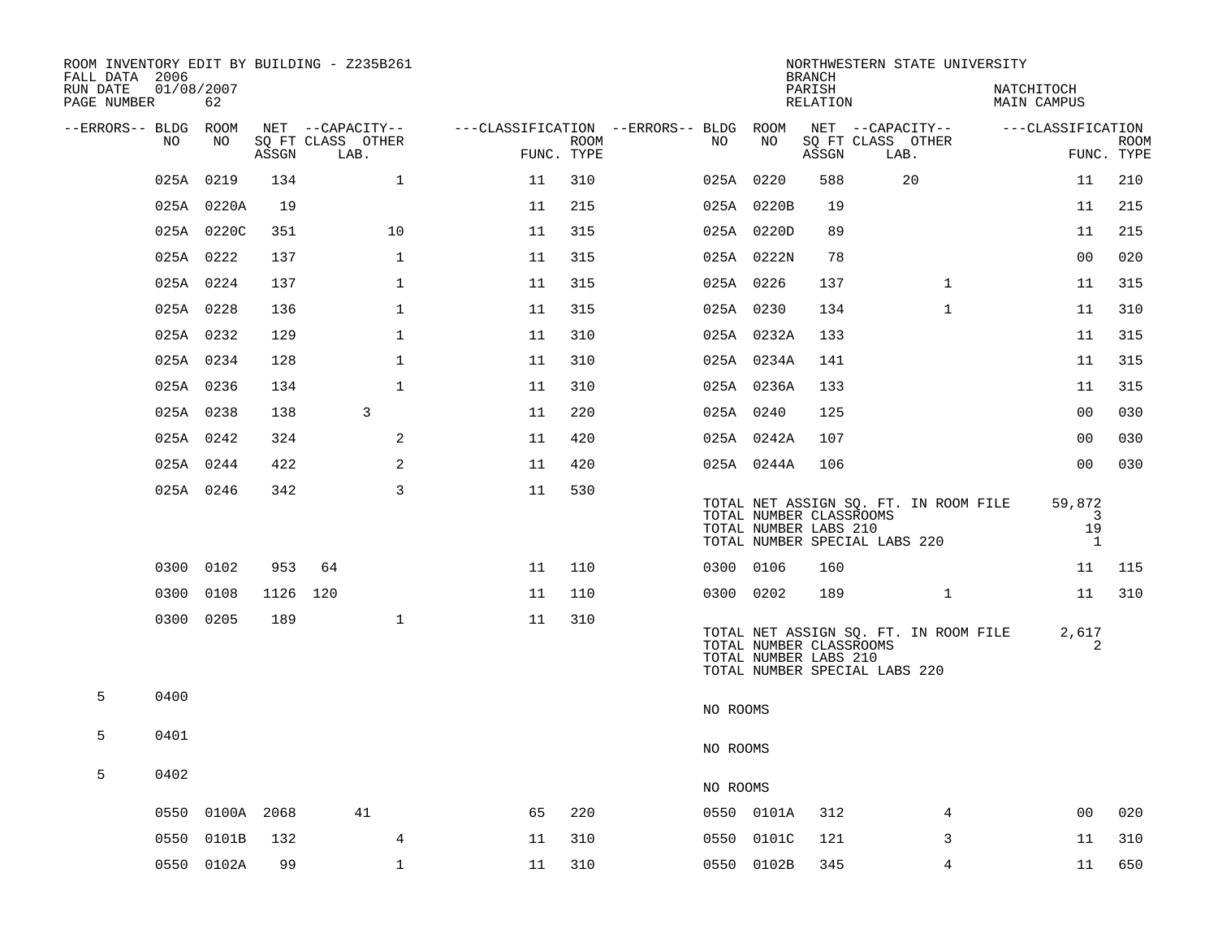ROOM INVENTORY EDIT BY BUILDING - Z235B261
FALL DATA 2006
RUN DATE 01/08/2007

NORTHWESTERN STATE UNIVERSITY
BRANCH
PARISH NATCHITOCH
RELATION MAIN CAMPUS

| --ERRORS-- | BLDG NO | ROOM NO | NET SQ FT ASSGN | CAPACITY CLASS | CAPACITY LAB. | CAPACITY OTHER | FUNC. | ROOM TYPE | --ERRORS-- | BLDG NO | ROOM NO | NET SQ FT ASSGN | CAPACITY CLASS | CAPACITY LAB. | CAPACITY OTHER | FUNC. | ROOM TYPE |
|---|---|---|---|---|---|---|---|---|---|---|---|---|---|---|---|---|---|
| | 025A | 0219 | 134 | | | 1 | 11 | 310 | | 025A | 0220 | 588 | | 20 | | 11 | 210 |
| | 025A | 0220A | 19 | | | | 11 | 215 | | 025A | 0220B | 19 | | | | 11 | 215 |
| | 025A | 0220C | 351 | | | 10 | 11 | 315 | | 025A | 0220D | 89 | | | | 11 | 215 |
| | 025A | 0222 | 137 | | | 1 | 11 | 315 | | 025A | 0222N | 78 | | | | 00 | 020 |
| | 025A | 0224 | 137 | | | 1 | 11 | 315 | | 025A | 0226 | 137 | | | 1 | 11 | 315 |
| | 025A | 0228 | 136 | | | 1 | 11 | 315 | | 025A | 0230 | 134 | | | 1 | 11 | 310 |
| | 025A | 0232 | 129 | | | 1 | 11 | 310 | | 025A | 0232A | 133 | | | | 11 | 315 |
| | 025A | 0234 | 128 | | | 1 | 11 | 310 | | 025A | 0234A | 141 | | | | 11 | 315 |
| | 025A | 0236 | 134 | | | 1 | 11 | 310 | | 025A | 0236A | 133 | | | | 11 | 315 |
| | 025A | 0238 | 138 | | 3 | | 11 | 220 | | 025A | 0240 | 125 | | | | 00 | 030 |
| | 025A | 0242 | 324 | | | 2 | 11 | 420 | | 025A | 0242A | 107 | | | | 00 | 030 |
| | 025A | 0244 | 422 | | | 2 | 11 | 420 | | 025A | 0244A | 106 | | | | 00 | 030 |
| | 025A | 0246 | 342 | | | 3 | 11 | 530 | | | | | | | | | |

TOTAL NET ASSIGN SQ. FT. IN ROOM FILE 59,872
TOTAL NUMBER CLASSROOMS 3
TOTAL NUMBER LABS 210 19
TOTAL NUMBER SPECIAL LABS 220 1

| --ERRORS-- | BLDG NO | ROOM NO | NET SQ FT ASSGN | CAPACITY CLASS | CAPACITY LAB. | CAPACITY OTHER | FUNC. | ROOM TYPE | --ERRORS-- | BLDG NO | ROOM NO | NET SQ FT ASSGN | CAPACITY CLASS | CAPACITY LAB. | CAPACITY OTHER | FUNC. | ROOM TYPE |
|---|---|---|---|---|---|---|---|---|---|---|---|---|---|---|---|---|---|
| | 0300 | 0102 | 953 | 64 | | | 11 | 110 | | 0300 | 0106 | 160 | | | | 11 | 115 |
| | 0300 | 0108 | 1126 | 120 | | | 11 | 110 | | 0300 | 0202 | 189 | | | 1 | 11 | 310 |
| | 0300 | 0205 | 189 | | | 1 | 11 | 310 | | | | | | | | | |

TOTAL NET ASSIGN SQ. FT. IN ROOM FILE 2,617
TOTAL NUMBER CLASSROOMS 2
TOTAL NUMBER LABS 210
TOTAL NUMBER SPECIAL LABS 220

| --ERRORS-- | BLDG NO | |
|---|---|---|
| 5 | 0400 | NO ROOMS |
| 5 | 0401 | NO ROOMS |
| 5 | 0402 | NO ROOMS |

| --ERRORS-- | BLDG NO | ROOM NO | NET SQ FT ASSGN | CAPACITY CLASS | CAPACITY LAB. | CAPACITY OTHER | FUNC. | ROOM TYPE | --ERRORS-- | BLDG NO | ROOM NO | NET SQ FT ASSGN | CAPACITY CLASS | CAPACITY LAB. | CAPACITY OTHER | FUNC. | ROOM TYPE |
|---|---|---|---|---|---|---|---|---|---|---|---|---|---|---|---|---|---|
| | 0550 | 0100A | 2068 | | 41 | | 65 | 220 | | 0550 | 0101A | 312 | | | 4 | 00 | 020 |
| | 0550 | 0101B | 132 | | | 4 | 11 | 310 | | 0550 | 0101C | 121 | | | 3 | 11 | 310 |
| | 0550 | 0102A | 99 | | | 1 | 11 | 310 | | 0550 | 0102B | 345 | | | 4 | 11 | 650 |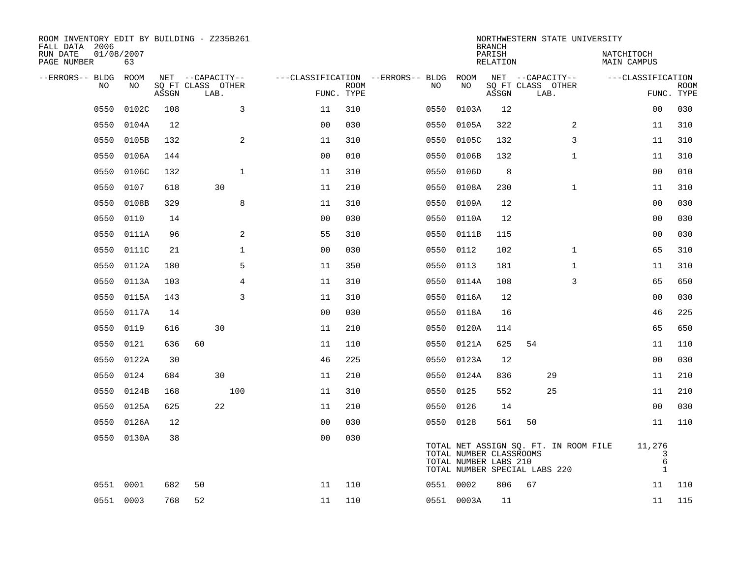ROOM INVENTORY EDIT BY BUILDING - Z235B261
FALL DATA 2006
RUN DATE 01/08/2007
PAGE NUMBER 63

NORTHWESTERN STATE UNIVERSITY
BRANCH
PARISH NATCHITOCH
RELATION MAIN CAMPUS

| --ERRORS-- | BLDG NO | ROOM NO | NET ASSGN SQ FT | CAPACITY CLASS | CAPACITY LAB. | CAPACITY OTHER | CLASSIFICATION FUNC. | ROOM TYPE | --ERRORS-- | BLDG NO | ROOM NO | NET ASSGN SQ FT | CAPACITY CLASS | CAPACITY LAB. | CAPACITY OTHER | CLASSIFICATION FUNC. | ROOM TYPE |
|---|---|---|---|---|---|---|---|---|---|---|---|---|---|---|---|---|---|
| | 0550 | 0102C | 108 | | | 3 | 11 | 310 | | 0550 | 0103A | 12 | | | | 00 | 030 |
| | 0550 | 0104A | 12 | | | | 00 | 030 | | 0550 | 0105A | 322 | | | 2 | 11 | 310 |
| | 0550 | 0105B | 132 | | | 2 | 11 | 310 | | 0550 | 0105C | 132 | | | 3 | 11 | 310 |
| | 0550 | 0106A | 144 | | | | 00 | 010 | | 0550 | 0106B | 132 | | | 1 | 11 | 310 |
| | 0550 | 0106C | 132 | | | 1 | 11 | 310 | | 0550 | 0106D | 8 | | | | 00 | 010 |
| | 0550 | 0107 | 618 | | 30 | | 11 | 210 | | 0550 | 0108A | 230 | | | 1 | 11 | 310 |
| | 0550 | 0108B | 329 | | | 8 | 11 | 310 | | 0550 | 0109A | 12 | | | | 00 | 030 |
| | 0550 | 0110 | 14 | | | | 00 | 030 | | 0550 | 0110A | 12 | | | | 00 | 030 |
| | 0550 | 0111A | 96 | | | 2 | 55 | 310 | | 0550 | 0111B | 115 | | | | 00 | 030 |
| | 0550 | 0111C | 21 | | | 1 | 00 | 030 | | 0550 | 0112 | 102 | | | 1 | 65 | 310 |
| | 0550 | 0112A | 180 | | | 5 | 11 | 350 | | 0550 | 0113 | 181 | | | 1 | 11 | 310 |
| | 0550 | 0113A | 103 | | | 4 | 11 | 310 | | 0550 | 0114A | 108 | | | 3 | 65 | 650 |
| | 0550 | 0115A | 143 | | | 3 | 11 | 310 | | 0550 | 0116A | 12 | | | | 00 | 030 |
| | 0550 | 0117A | 14 | | | | 00 | 030 | | 0550 | 0118A | 16 | | | | 46 | 225 |
| | 0550 | 0119 | 616 | | 30 | | 11 | 210 | | 0550 | 0120A | 114 | | | | 65 | 650 |
| | 0550 | 0121 | 636 | 60 | | | 11 | 110 | | 0550 | 0121A | 625 | 54 | | | 11 | 110 |
| | 0550 | 0122A | 30 | | | | 46 | 225 | | 0550 | 0123A | 12 | | | | 00 | 030 |
| | 0550 | 0124 | 684 | | 30 | | 11 | 210 | | 0550 | 0124A | 836 | | 29 | | 11 | 210 |
| | 0550 | 0124B | 168 | | | 100 | 11 | 310 | | 0550 | 0125 | 552 | | 25 | | 11 | 210 |
| | 0550 | 0125A | 625 | | 22 | | 11 | 210 | | 0550 | 0126 | 14 | | | | 00 | 030 |
| | 0550 | 0126A | 12 | | | | 00 | 030 | | 0550 | 0128 | 561 | 50 | | | 11 | 110 |
| | 0550 | 0130A | 38 | | | | 00 | 030 | | | | | | | | | |

TOTAL NET ASSIGN SQ. FT. IN ROOM FILE 11,276
TOTAL NUMBER CLASSROOMS 3
TOTAL NUMBER LABS 210 6
TOTAL NUMBER SPECIAL LABS 220 1

| --ERRORS-- | BLDG NO | ROOM NO | NET ASSGN SQ FT | CAPACITY CLASS | CAPACITY LAB. | CAPACITY OTHER | CLASSIFICATION FUNC. | ROOM TYPE | --ERRORS-- | BLDG NO | ROOM NO | NET ASSGN SQ FT | CAPACITY CLASS | CAPACITY LAB. | CAPACITY OTHER | CLASSIFICATION FUNC. | ROOM TYPE |
|---|---|---|---|---|---|---|---|---|---|---|---|---|---|---|---|---|---|
| | 0551 | 0001 | 682 | 50 | | | 11 | 110 | | 0551 | 0002 | 806 | 67 | | | 11 | 110 |
| | 0551 | 0003 | 768 | 52 | | | 11 | 110 | | 0551 | 0003A | 11 | | | | 11 | 115 |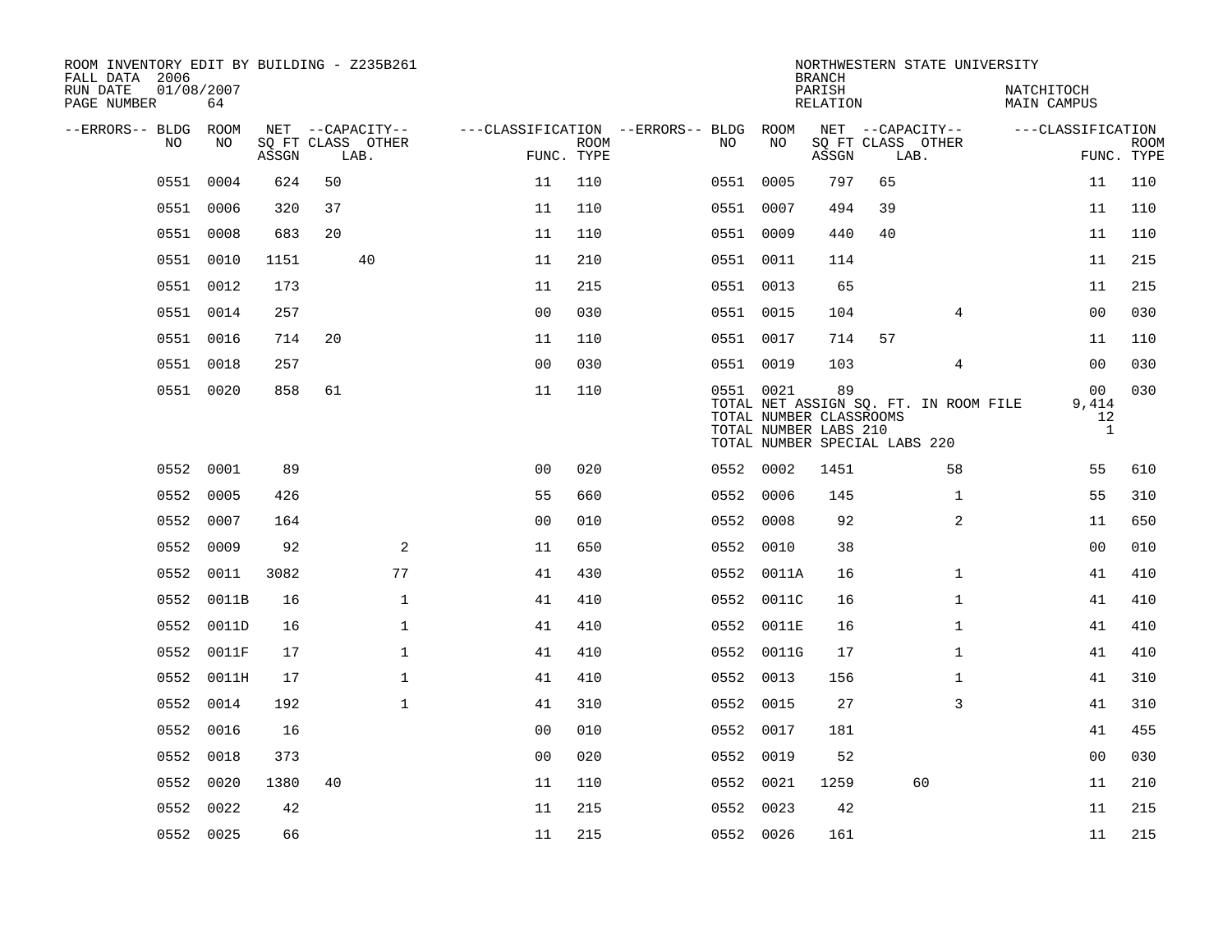ROOM INVENTORY EDIT BY BUILDING - Z235B261
FALL DATA 2006
RUN DATE 01/08/2007

NORTHWESTERN STATE UNIVERSITY
BRANCH
PARISH NATCHITOCH
RELATION MAIN CAMPUS

| --ERRORS-- | BLDG NO | ROOM NO | NET SQ FT ASSGN | CAPACITY CLASS LAB. | CAPACITY OTHER | CLASSIFICATION FUNC. | ROOM TYPE | --ERRORS-- | BLDG NO | ROOM NO | NET SQ FT ASSGN | CAPACITY CLASS LAB. | CAPACITY OTHER | CLASSIFICATION FUNC. | ROOM TYPE |
|---|---|---|---|---|---|---|---|---|---|---|---|---|---|---|---|
| | 0551 | 0004 | 624 | 50 | | 11 | 110 | | 0551 | 0005 | 797 | 65 | | 11 | 110 |
| | 0551 | 0006 | 320 | 37 | | 11 | 110 | | 0551 | 0007 | 494 | 39 | | 11 | 110 |
| | 0551 | 0008 | 683 | 20 | | 11 | 110 | | 0551 | 0009 | 440 | 40 | | 11 | 110 |
| | 0551 | 0010 | 1151 | 40 | | 11 | 210 | | 0551 | 0011 | 114 | | | 11 | 215 |
| | 0551 | 0012 | 173 | | | 11 | 215 | | 0551 | 0013 | 65 | | | 11 | 215 |
| | 0551 | 0014 | 257 | | | 00 | 030 | | 0551 | 0015 | 104 | | 4 | 00 | 030 |
| | 0551 | 0016 | 714 | 20 | | 11 | 110 | | 0551 | 0017 | 714 | 57 | | 11 | 110 |
| | 0551 | 0018 | 257 | | | 00 | 030 | | 0551 | 0019 | 103 | | 4 | 00 | 030 |
| | 0551 | 0020 | 858 | 61 | | 11 | 110 | | 0551 | 0021 | 89 | | | 00 | 030 |
| | | | | | | | | | TOTAL NET ASSIGN SQ. FT. IN ROOM FILE | | | | | 9,414 | |
| | | | | | | | | | TOTAL NUMBER CLASSROOMS | | | | | 12 | |
| | | | | | | | | | TOTAL NUMBER LABS 210 | | | | | 1 | |
| | | | | | | | | | TOTAL NUMBER SPECIAL LABS 220 | | | | | | |
| | 0552 | 0001 | 89 | | | 00 | 020 | | 0552 | 0002 | 1451 | | 58 | 55 | 610 |
| | 0552 | 0005 | 426 | | | 55 | 660 | | 0552 | 0006 | 145 | | 1 | 55 | 310 |
| | 0552 | 0007 | 164 | | | 00 | 010 | | 0552 | 0008 | 92 | | 2 | 11 | 650 |
| | 0552 | 0009 | 92 | | 2 | 11 | 650 | | 0552 | 0010 | 38 | | | 00 | 010 |
| | 0552 | 0011 | 3082 | | 77 | 41 | 430 | | 0552 | 0011A | 16 | | 1 | 41 | 410 |
| | 0552 | 0011B | 16 | | 1 | 41 | 410 | | 0552 | 0011C | 16 | | 1 | 41 | 410 |
| | 0552 | 0011D | 16 | | 1 | 41 | 410 | | 0552 | 0011E | 16 | | 1 | 41 | 410 |
| | 0552 | 0011F | 17 | | 1 | 41 | 410 | | 0552 | 0011G | 17 | | 1 | 41 | 410 |
| | 0552 | 0011H | 17 | | 1 | 41 | 410 | | 0552 | 0013 | 156 | | 1 | 41 | 310 |
| | 0552 | 0014 | 192 | | 1 | 41 | 310 | | 0552 | 0015 | 27 | | 3 | 41 | 310 |
| | 0552 | 0016 | 16 | | | 00 | 010 | | 0552 | 0017 | 181 | | | 41 | 455 |
| | 0552 | 0018 | 373 | | | 00 | 020 | | 0552 | 0019 | 52 | | | 00 | 030 |
| | 0552 | 0020 | 1380 | 40 | | 11 | 110 | | 0552 | 0021 | 1259 | 60 | | 11 | 210 |
| | 0552 | 0022 | 42 | | | 11 | 215 | | 0552 | 0023 | 42 | | | 11 | 215 |
| | 0552 | 0025 | 66 | | | 11 | 215 | | 0552 | 0026 | 161 | | | 11 | 215 |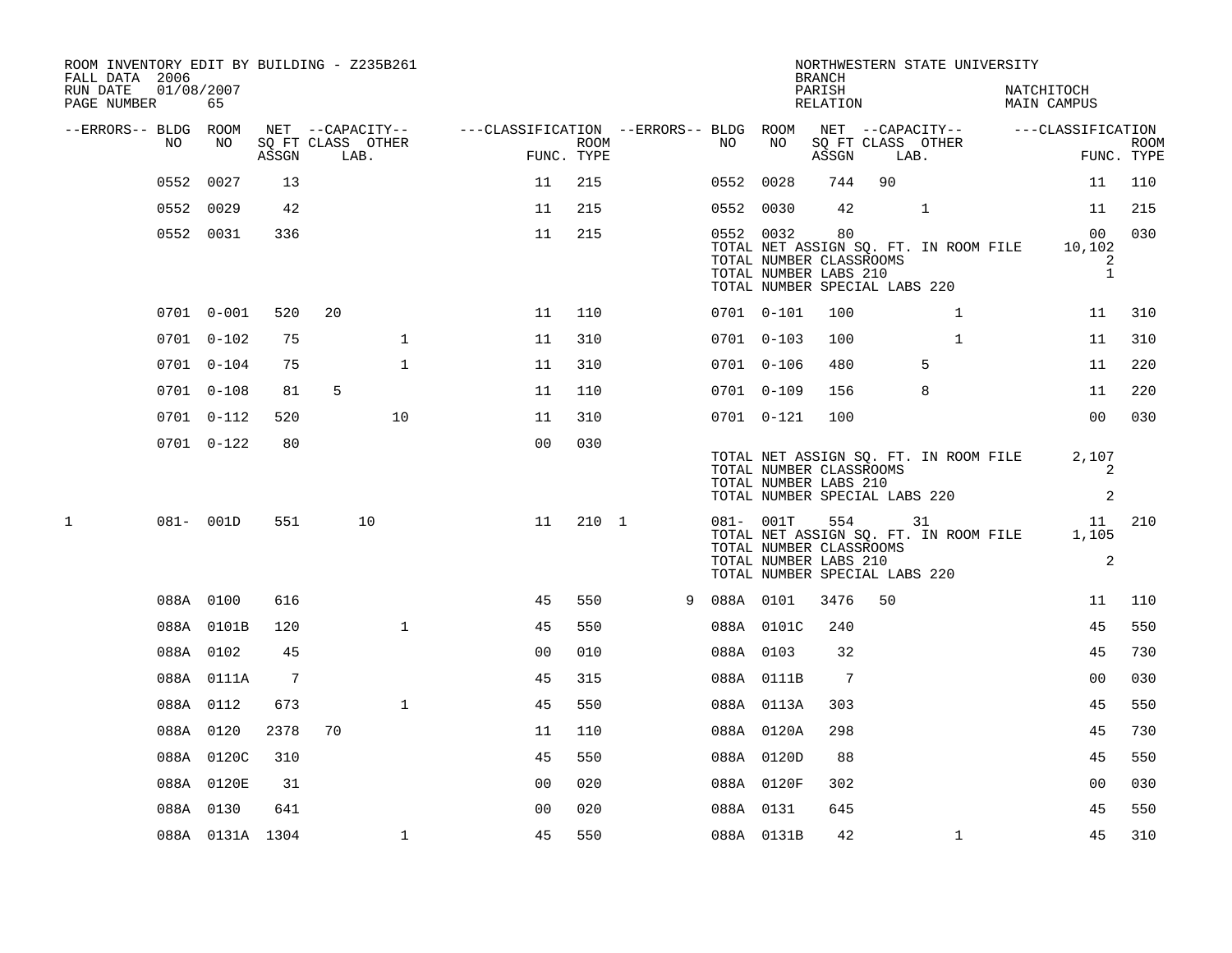ROOM INVENTORY EDIT BY BUILDING - Z235B261
FALL DATA 2006
RUN DATE 01/08/2007
PAGE NUMBER 65

NORTHWESTERN STATE UNIVERSITY
BRANCH
PARISH NATCHITOCH
RELATION MAIN CAMPUS

| --ERRORS-- | BLDG NO | ROOM NO | NET SQ FT ASSGN | CAPACITY CLASS LAB. | CAPACITY OTHER | CLASSIFICATION FUNC. | ROOM TYPE | --ERRORS-- | BLDG NO | ROOM NO | NET SQ FT ASSGN | CAPACITY CLASS LAB. | CAPACITY OTHER | CLASSIFICATION FUNC. | ROOM TYPE |
|---|---|---|---|---|---|---|---|---|---|---|---|---|---|---|---|
| | 0552 | 0027 | 13 | | | 11 | 215 | | 0552 | 0028 | 744 | 90 | | 11 | 110 |
| | 0552 | 0029 | 42 | | | 11 | 215 | | 0552 | 0030 | 42 | | 1 | 11 | 215 |
| | 0552 | 0031 | 336 | | | 11 | 215 | | 0552 | 0032 | 80 | | | 00 | 030 |
| | | | | | | | | | TOTAL NET ASSIGN SQ. FT. IN ROOM FILE | | | | | 10,102 | |
| | | | | | | | | | TOTAL NUMBER CLASSROOMS | | | | | 2 | |
| | | | | | | | | | TOTAL NUMBER LABS 210 | | | | | 1 | |
| | | | | | | | | | TOTAL NUMBER SPECIAL LABS 220 | | | | | | |
| | 0701 | 0-001 | 520 | 20 | | 11 | 110 | | 0701 | 0-101 | 100 | | 1 | 11 | 310 |
| | 0701 | 0-102 | 75 | | 1 | 11 | 310 | | 0701 | 0-103 | 100 | | 1 | 11 | 310 |
| | 0701 | 0-104 | 75 | | 1 | 11 | 310 | | 0701 | 0-106 | 480 | 5 | | 11 | 220 |
| | 0701 | 0-108 | 81 | 5 | | 11 | 110 | | 0701 | 0-109 | 156 | 8 | | 11 | 220 |
| | 0701 | 0-112 | 520 | | 10 | 11 | 310 | | 0701 | 0-121 | 100 | | | 00 | 030 |
| | 0701 | 0-122 | 80 | | | 00 | 030 | | | | | | | | |
| | | | | | | | | | TOTAL NET ASSIGN SQ. FT. IN ROOM FILE | | | | | 2,107 | |
| | | | | | | | | | TOTAL NUMBER CLASSROOMS | | | | | 2 | |
| | | | | | | | | | TOTAL NUMBER LABS 210 | | | | | | |
| | | | | | | | | | TOTAL NUMBER SPECIAL LABS 220 | | | | | 2 | |
| 1 | 081- | 001D | 551 | 10 | | 11 | 210 | 1 | 081- | 001T | 554 | 31 | | 11 | 210 |
| | | | | | | | | | TOTAL NET ASSIGN SQ. FT. IN ROOM FILE | | | | | 1,105 | |
| | | | | | | | | | TOTAL NUMBER CLASSROOMS | | | | | | |
| | | | | | | | | | TOTAL NUMBER LABS 210 | | | | | 2 | |
| | | | | | | | | | TOTAL NUMBER SPECIAL LABS 220 | | | | | | |
| | 088A | 0100 | 616 | | | 45 | 550 | 9 | 088A | 0101 | 3476 | 50 | | 11 | 110 |
| | 088A | 0101B | 120 | | 1 | 45 | 550 | | 088A | 0101C | 240 | | | 45 | 550 |
| | 088A | 0102 | 45 | | | 00 | 010 | | 088A | 0103 | 32 | | | 45 | 730 |
| | 088A | 0111A | 7 | | | 45 | 315 | | 088A | 0111B | 7 | | | 00 | 030 |
| | 088A | 0112 | 673 | | 1 | 45 | 550 | | 088A | 0113A | 303 | | | 45 | 550 |
| | 088A | 0120 | 2378 | 70 | | 11 | 110 | | 088A | 0120A | 298 | | | 45 | 730 |
| | 088A | 0120C | 310 | | | 45 | 550 | | 088A | 0120D | 88 | | | 45 | 550 |
| | 088A | 0120E | 31 | | | 00 | 020 | | 088A | 0120F | 302 | | | 00 | 030 |
| | 088A | 0130 | 641 | | | 00 | 020 | | 088A | 0131 | 645 | | | 45 | 550 |
| | 088A | 0131A | 1304 | | 1 | 45 | 550 | | 088A | 0131B | 42 | | 1 | 45 | 310 |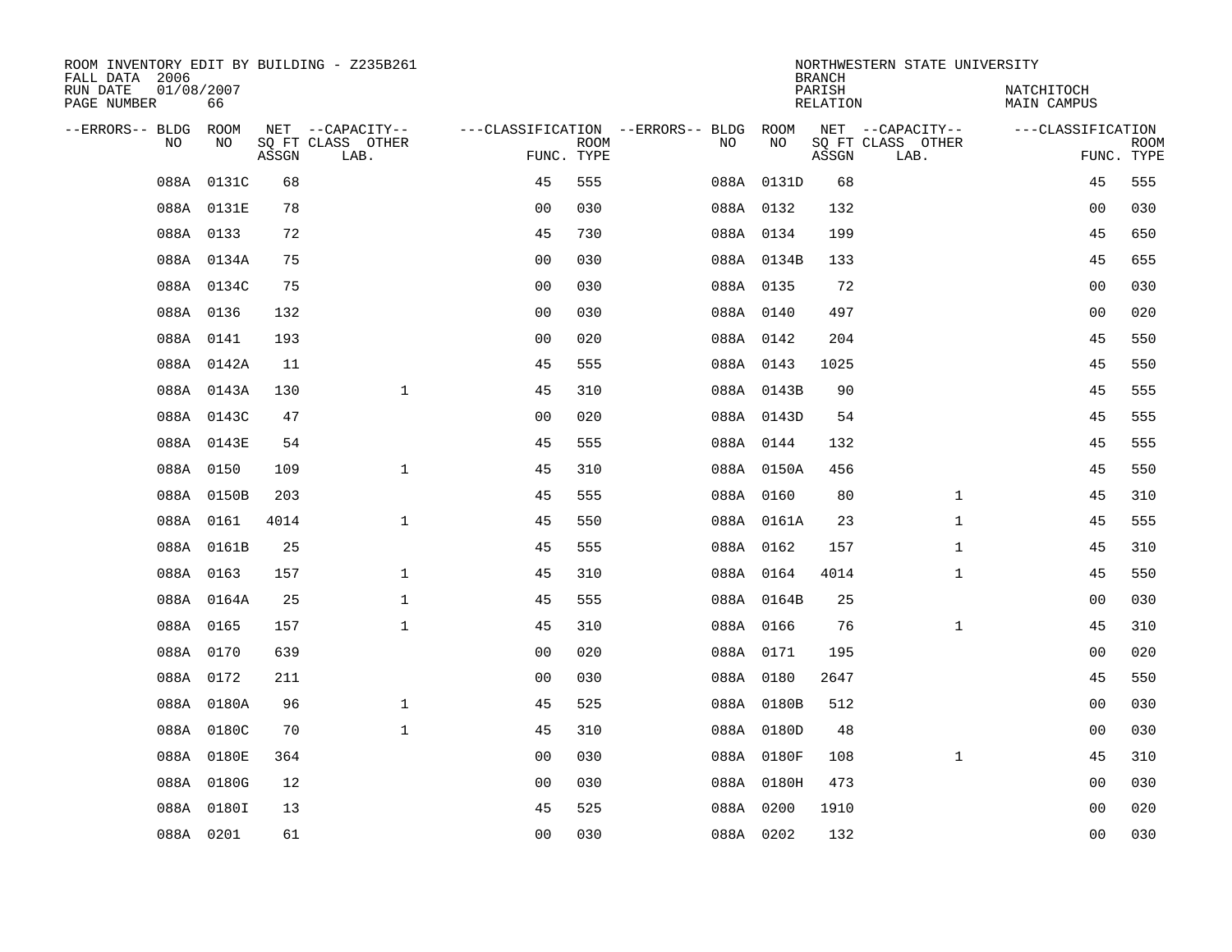ROOM INVENTORY EDIT BY BUILDING - Z235B261
FALL DATA 2006
RUN DATE 01/08/2007
PAGE NUMBER 66

NORTHWESTERN STATE UNIVERSITY
BRANCH
PARISH NATCHITOCH
RELATION MAIN CAMPUS

| --ERRORS-- | BLDG NO | ROOM NO | NET SQ FT ASSGN | --CAPACITY-- CLASS LAB. | OTHER | ---CLASSIFICATION FUNC. | ROOM TYPE | --ERRORS-- | BLDG NO | ROOM NO | NET SQ FT ASSGN | --CAPACITY-- CLASS LAB. | OTHER | ---CLASSIFICATION FUNC. | ROOM TYPE |
|---|---|---|---|---|---|---|---|---|---|---|---|---|---|---|---|
| | 088A | 0131C | 68 | | | 45 | 555 | | 088A | 0131D | 68 | | | 45 | 555 |
| | 088A | 0131E | 78 | | | 00 | 030 | | 088A | 0132 | 132 | | | 00 | 030 |
| | 088A | 0133 | 72 | | | 45 | 730 | | 088A | 0134 | 199 | | | 45 | 650 |
| | 088A | 0134A | 75 | | | 00 | 030 | | 088A | 0134B | 133 | | | 45 | 655 |
| | 088A | 0134C | 75 | | | 00 | 030 | | 088A | 0135 | 72 | | | 00 | 030 |
| | 088A | 0136 | 132 | | | 00 | 030 | | 088A | 0140 | 497 | | | 00 | 020 |
| | 088A | 0141 | 193 | | | 00 | 020 | | 088A | 0142 | 204 | | | 45 | 550 |
| | 088A | 0142A | 11 | | | 45 | 555 | | 088A | 0143 | 1025 | | | 45 | 550 |
| | 088A | 0143A | 130 | | 1 | 45 | 310 | | 088A | 0143B | 90 | | | 45 | 555 |
| | 088A | 0143C | 47 | | | 00 | 020 | | 088A | 0143D | 54 | | | 45 | 555 |
| | 088A | 0143E | 54 | | | 45 | 555 | | 088A | 0144 | 132 | | | 45 | 555 |
| | 088A | 0150 | 109 | | 1 | 45 | 310 | | 088A | 0150A | 456 | | | 45 | 550 |
| | 088A | 0150B | 203 | | | 45 | 555 | | 088A | 0160 | 80 | | 1 | 45 | 310 |
| | 088A | 0161 | 4014 | | 1 | 45 | 550 | | 088A | 0161A | 23 | | 1 | 45 | 555 |
| | 088A | 0161B | 25 | | | 45 | 555 | | 088A | 0162 | 157 | | 1 | 45 | 310 |
| | 088A | 0163 | 157 | | 1 | 45 | 310 | | 088A | 0164 | 4014 | | 1 | 45 | 550 |
| | 088A | 0164A | 25 | | 1 | 45 | 555 | | 088A | 0164B | 25 | | | 00 | 030 |
| | 088A | 0165 | 157 | | 1 | 45 | 310 | | 088A | 0166 | 76 | | 1 | 45 | 310 |
| | 088A | 0170 | 639 | | | 00 | 020 | | 088A | 0171 | 195 | | | 00 | 020 |
| | 088A | 0172 | 211 | | | 00 | 030 | | 088A | 0180 | 2647 | | | 45 | 550 |
| | 088A | 0180A | 96 | | 1 | 45 | 525 | | 088A | 0180B | 512 | | | 00 | 030 |
| | 088A | 0180C | 70 | | 1 | 45 | 310 | | 088A | 0180D | 48 | | | 00 | 030 |
| | 088A | 0180E | 364 | | | 00 | 030 | | 088A | 0180F | 108 | | 1 | 45 | 310 |
| | 088A | 0180G | 12 | | | 00 | 030 | | 088A | 0180H | 473 | | | 00 | 030 |
| | 088A | 0180I | 13 | | | 45 | 525 | | 088A | 0200 | 1910 | | | 00 | 020 |
| | 088A | 0201 | 61 | | | 00 | 030 | | 088A | 0202 | 132 | | | 00 | 030 |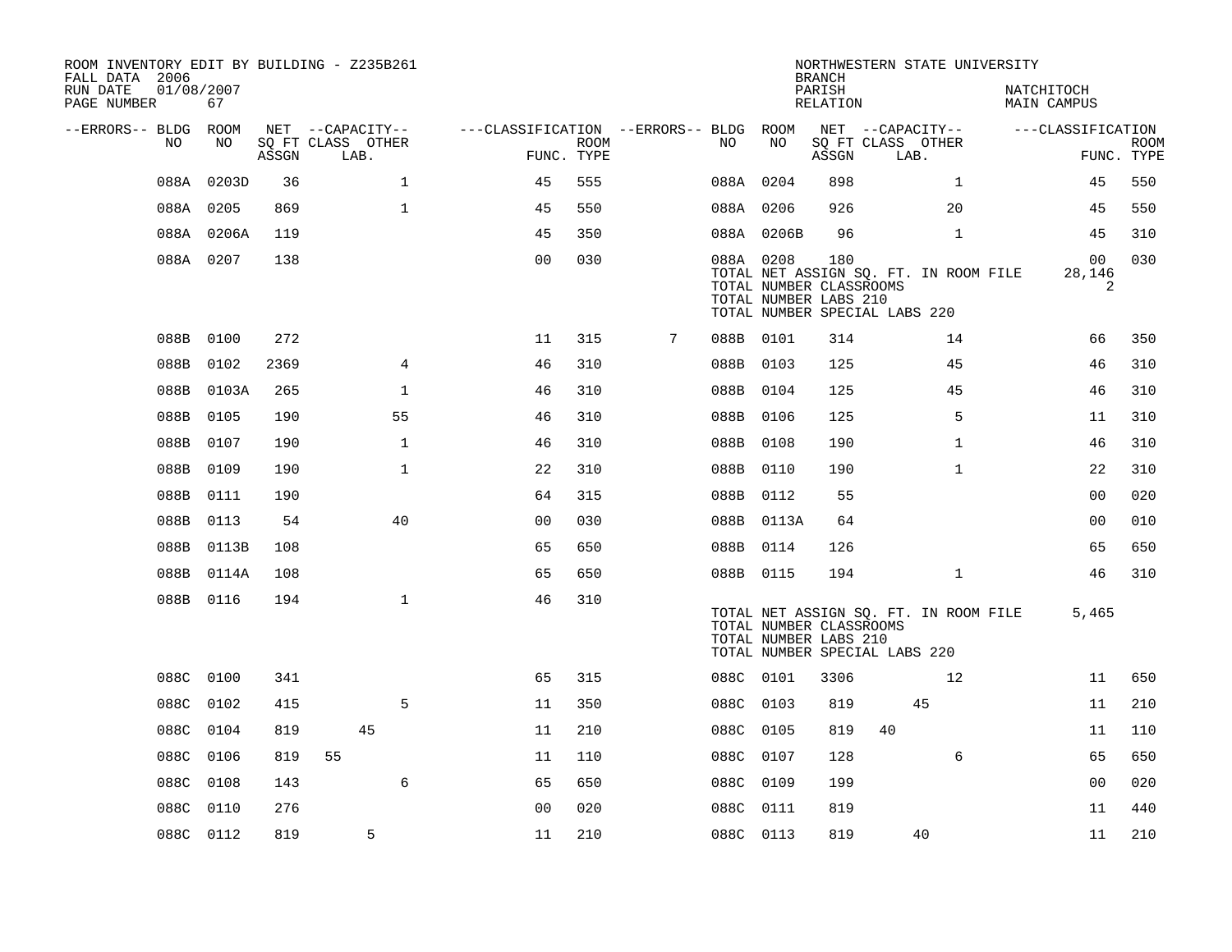ROOM INVENTORY EDIT BY BUILDING - Z235B261
FALL DATA 2006
RUN DATE 01/08/2007
PAGE NUMBER 67

NORTHWESTERN STATE UNIVERSITY
BRANCH
PARISH NATCHITOCH
RELATION MAIN CAMPUS

| --ERRORS-- | BLDG NO | ROOM NO | NET SQ FT ASSGN | CAPACITY CLASS | CAPACITY LAB. | CAPACITY OTHER | CLASSIFICATION FUNC. | ROOM TYPE | --ERRORS-- | BLDG NO | ROOM NO | NET SQ FT ASSGN | CAPACITY CLASS | CAPACITY LAB. | CAPACITY OTHER | CLASSIFICATION FUNC. | ROOM TYPE |
|---|---|---|---|---|---|---|---|---|---|---|---|---|---|---|---|---|---|
| | 088A | 0203D | 36 | | | 1 | 45 | 555 | | 088A | 0204 | 898 | | | 1 | 45 | 550 |
| | 088A | 0205 | 869 | | | 1 | 45 | 550 | | 088A | 0206 | 926 | | | 20 | 45 | 550 |
| | 088A | 0206A | 119 | | | | 45 | 350 | | 088A | 0206B | 96 | | | 1 | 45 | 310 |
| | 088A | 0207 | 138 | | | | 00 | 030 | | 088A | 0208 | 180 | | | | 00 | 030 |
| | | | | | | | | | | TOTAL NET ASSIGN SQ. FT. IN ROOM FILE | | | | | | 28,146 | |
| | | | | | | | | | | TOTAL NUMBER CLASSROOMS | | | | | | 2 | |
| | | | | | | | | | | TOTAL NUMBER LABS 210 | | | | | | | |
| | | | | | | | | | | TOTAL NUMBER SPECIAL LABS 220 | | | | | | | |
| | 088B | 0100 | 272 | | | | 11 | 315 | 7 | 088B | 0101 | 314 | | | 14 | 66 | 350 |
| | 088B | 0102 | 2369 | | | 4 | 46 | 310 | | 088B | 0103 | 125 | | | 45 | 46 | 310 |
| | 088B | 0103A | 265 | | | 1 | 46 | 310 | | 088B | 0104 | 125 | | | 45 | 46 | 310 |
| | 088B | 0105 | 190 | | | 55 | 46 | 310 | | 088B | 0106 | 125 | | | 5 | 11 | 310 |
| | 088B | 0107 | 190 | | | 1 | 46 | 310 | | 088B | 0108 | 190 | | | 1 | 46 | 310 |
| | 088B | 0109 | 190 | | | 1 | 22 | 310 | | 088B | 0110 | 190 | | | 1 | 22 | 310 |
| | 088B | 0111 | 190 | | | | 64 | 315 | | 088B | 0112 | 55 | | | | 00 | 020 |
| | 088B | 0113 | 54 | | | 40 | 00 | 030 | | 088B | 0113A | 64 | | | | 00 | 010 |
| | 088B | 0113B | 108 | | | | 65 | 650 | | 088B | 0114 | 126 | | | | 65 | 650 |
| | 088B | 0114A | 108 | | | | 65 | 650 | | 088B | 0115 | 194 | | | 1 | 46 | 310 |
| | 088B | 0116 | 194 | | | 1 | 46 | 310 | | | | | | | | | |
| | | | | | | | | | | TOTAL NET ASSIGN SQ. FT. IN ROOM FILE | | | | | | 5,465 | |
| | | | | | | | | | | TOTAL NUMBER CLASSROOMS | | | | | | | |
| | | | | | | | | | | TOTAL NUMBER LABS 210 | | | | | | | |
| | | | | | | | | | | TOTAL NUMBER SPECIAL LABS 220 | | | | | | | |
| | 088C | 0100 | 341 | | | | 65 | 315 | | 088C | 0101 | 3306 | | | 12 | 11 | 650 |
| | 088C | 0102 | 415 | | | 5 | 11 | 350 | | 088C | 0103 | 819 | | 45 | | 11 | 210 |
| | 088C | 0104 | 819 | | 45 | | 11 | 210 | | 088C | 0105 | 819 | 40 | | | 11 | 110 |
| | 088C | 0106 | 819 | 55 | | | 11 | 110 | | 088C | 0107 | 128 | | | 6 | 65 | 650 |
| | 088C | 0108 | 143 | | | 6 | 65 | 650 | | 088C | 0109 | 199 | | | | 00 | 020 |
| | 088C | 0110 | 276 | | | | 00 | 020 | | 088C | 0111 | 819 | | | | 11 | 440 |
| | 088C | 0112 | 819 | | 5 | | 11 | 210 | | 088C | 0113 | 819 | | 40 | | 11 | 210 |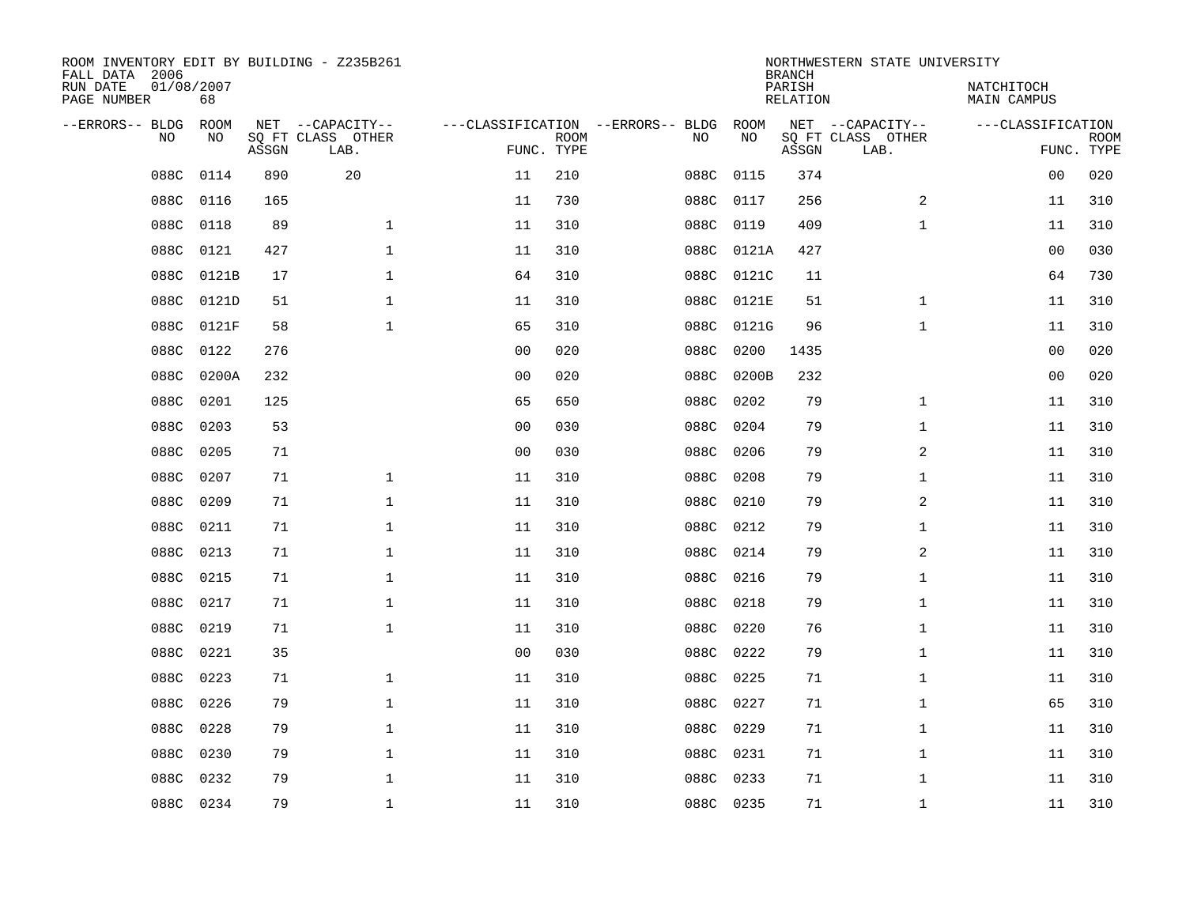ROOM INVENTORY EDIT BY BUILDING - Z235B261
FALL DATA 2006
RUN DATE 01/08/2007
PAGE NUMBER 68

NORTHWESTERN STATE UNIVERSITY
BRANCH
PARISH NATCHITOCH
RELATION MAIN CAMPUS

| --ERRORS-- | BLDG NO | ROOM NO | NET SQ FT ASSGN | --CAPACITY-- CLASS LAB. | OTHER | ---CLASSIFICATION FUNC. | ROOM TYPE | --ERRORS-- | BLDG NO | ROOM NO | NET SQ FT ASSGN | --CAPACITY-- CLASS LAB. | OTHER | ---CLASSIFICATION FUNC. | ROOM TYPE |
|---|---|---|---|---|---|---|---|---|---|---|---|---|---|---|---|
| | 088C | 0114 | 890 | 20 | | 11 | 210 | | 088C | 0115 | 374 | | | 00 | 020 |
| | 088C | 0116 | 165 | | | 11 | 730 | | 088C | 0117 | 256 | | 2 | 11 | 310 |
| | 088C | 0118 | 89 | | 1 | 11 | 310 | | 088C | 0119 | 409 | | 1 | 11 | 310 |
| | 088C | 0121 | 427 | | 1 | 11 | 310 | | 088C | 0121A | 427 | | | 00 | 030 |
| | 088C | 0121B | 17 | | 1 | 64 | 310 | | 088C | 0121C | 11 | | | 64 | 730 |
| | 088C | 0121D | 51 | | 1 | 11 | 310 | | 088C | 0121E | 51 | | 1 | 11 | 310 |
| | 088C | 0121F | 58 | | 1 | 65 | 310 | | 088C | 0121G | 96 | | 1 | 11 | 310 |
| | 088C | 0122 | 276 | | | 00 | 020 | | 088C | 0200 | 1435 | | | 00 | 020 |
| | 088C | 0200A | 232 | | | 00 | 020 | | 088C | 0200B | 232 | | | 00 | 020 |
| | 088C | 0201 | 125 | | | 65 | 650 | | 088C | 0202 | 79 | | 1 | 11 | 310 |
| | 088C | 0203 | 53 | | | 00 | 030 | | 088C | 0204 | 79 | | 1 | 11 | 310 |
| | 088C | 0205 | 71 | | | 00 | 030 | | 088C | 0206 | 79 | | 2 | 11 | 310 |
| | 088C | 0207 | 71 | | 1 | 11 | 310 | | 088C | 0208 | 79 | | 1 | 11 | 310 |
| | 088C | 0209 | 71 | | 1 | 11 | 310 | | 088C | 0210 | 79 | | 2 | 11 | 310 |
| | 088C | 0211 | 71 | | 1 | 11 | 310 | | 088C | 0212 | 79 | | 1 | 11 | 310 |
| | 088C | 0213 | 71 | | 1 | 11 | 310 | | 088C | 0214 | 79 | | 2 | 11 | 310 |
| | 088C | 0215 | 71 | | 1 | 11 | 310 | | 088C | 0216 | 79 | | 1 | 11 | 310 |
| | 088C | 0217 | 71 | | 1 | 11 | 310 | | 088C | 0218 | 79 | | 1 | 11 | 310 |
| | 088C | 0219 | 71 | | 1 | 11 | 310 | | 088C | 0220 | 76 | | 1 | 11 | 310 |
| | 088C | 0221 | 35 | | | 00 | 030 | | 088C | 0222 | 79 | | 1 | 11 | 310 |
| | 088C | 0223 | 71 | | 1 | 11 | 310 | | 088C | 0225 | 71 | | 1 | 11 | 310 |
| | 088C | 0226 | 79 | | 1 | 11 | 310 | | 088C | 0227 | 71 | | 1 | 65 | 310 |
| | 088C | 0228 | 79 | | 1 | 11 | 310 | | 088C | 0229 | 71 | | 1 | 11 | 310 |
| | 088C | 0230 | 79 | | 1 | 11 | 310 | | 088C | 0231 | 71 | | 1 | 11 | 310 |
| | 088C | 0232 | 79 | | 1 | 11 | 310 | | 088C | 0233 | 71 | | 1 | 11 | 310 |
| | 088C | 0234 | 79 | | 1 | 11 | 310 | | 088C | 0235 | 71 | | 1 | 11 | 310 |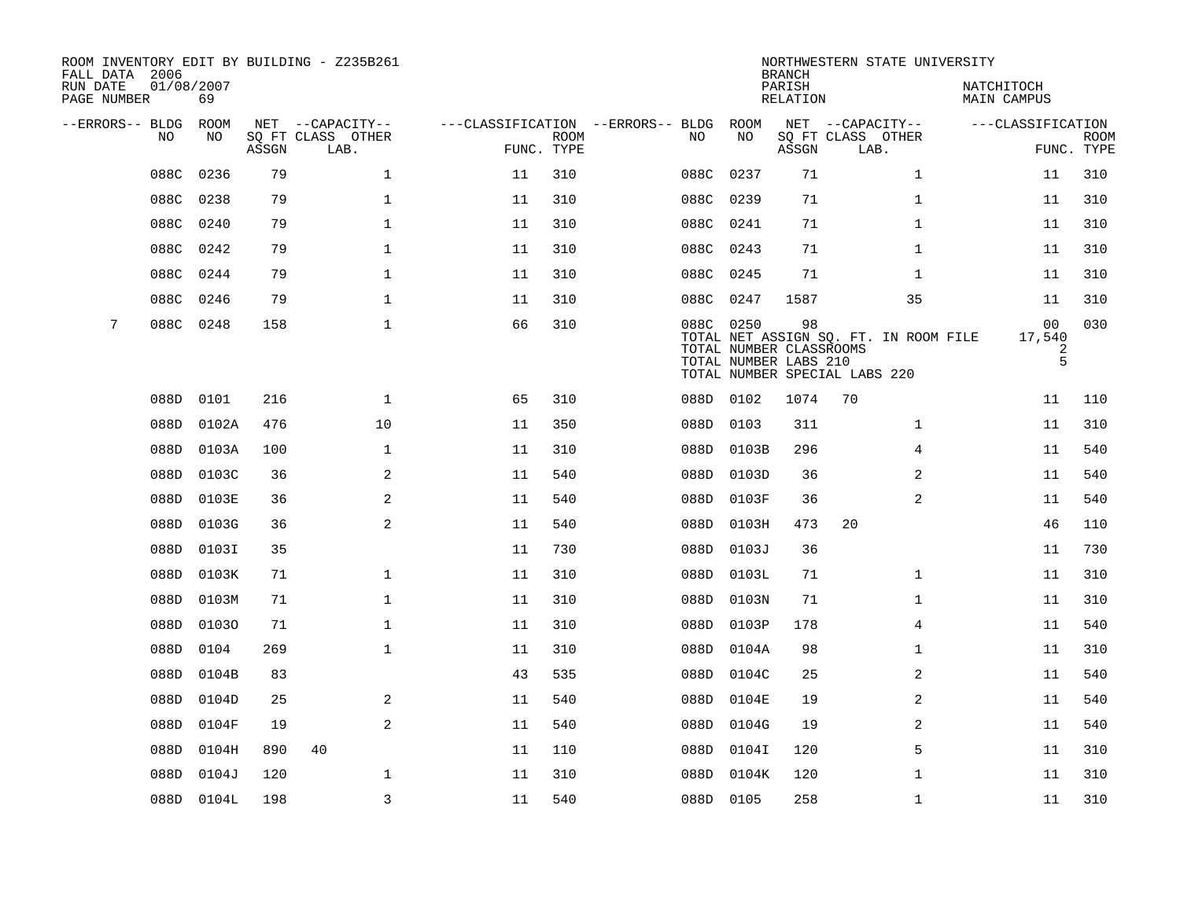ROOM INVENTORY EDIT BY BUILDING - Z235B261
FALL DATA 2006
RUN DATE 01/08/2007
PAGE NUMBER 69

NORTHWESTERN STATE UNIVERSITY
BRANCH
PARISH NATCHITOCH
RELATION MAIN CAMPUS

| --ERRORS-- | BLDG NO | ROOM NO | NET SQ FT ASSGN | CAPACITY CLASS | CAPACITY OTHER LAB. | FUNC. | ROOM TYPE | --ERRORS-- | BLDG NO | ROOM NO | NET SQ FT ASSGN | CAPACITY CLASS | CAPACITY OTHER LAB. | FUNC. | ROOM TYPE |
|---|---|---|---|---|---|---|---|---|---|---|---|---|---|---|---|
| | 088C | 0236 | 79 | | 1 | 11 | 310 | | 088C | 0237 | 71 | | 1 | 11 | 310 |
| | 088C | 0238 | 79 | | 1 | 11 | 310 | | 088C | 0239 | 71 | | 1 | 11 | 310 |
| | 088C | 0240 | 79 | | 1 | 11 | 310 | | 088C | 0241 | 71 | | 1 | 11 | 310 |
| | 088C | 0242 | 79 | | 1 | 11 | 310 | | 088C | 0243 | 71 | | 1 | 11 | 310 |
| | 088C | 0244 | 79 | | 1 | 11 | 310 | | 088C | 0245 | 71 | | 1 | 11 | 310 |
| | 088C | 0246 | 79 | | 1 | 11 | 310 | | 088C | 0247 | 1587 | | 35 | 11 | 310 |
| 7 | 088C | 0248 | 158 | | 1 | 66 | 310 | | 088C | 0250 | 98 | | | 00 | 030 |
| | | | | | | | | | TOTAL NET ASSIGN SQ. FT. IN ROOM FILE | | | | | 17,540 | |
| | | | | | | | | | TOTAL NUMBER CLASSROOMS | | | | | 2 | |
| | | | | | | | | | TOTAL NUMBER LABS 210 | | | | | 5 | |
| | | | | | | | | | TOTAL NUMBER SPECIAL LABS 220 | | | | | | |
| | 088D | 0101 | 216 | | 1 | 65 | 310 | | 088D | 0102 | 1074 | 70 | | 11 | 110 |
| | 088D | 0102A | 476 | | 10 | 11 | 350 | | 088D | 0103 | 311 | | 1 | 11 | 310 |
| | 088D | 0103A | 100 | | 1 | 11 | 310 | | 088D | 0103B | 296 | | 4 | 11 | 540 |
| | 088D | 0103C | 36 | | 2 | 11 | 540 | | 088D | 0103D | 36 | | 2 | 11 | 540 |
| | 088D | 0103E | 36 | | 2 | 11 | 540 | | 088D | 0103F | 36 | | 2 | 11 | 540 |
| | 088D | 0103G | 36 | | 2 | 11 | 540 | | 088D | 0103H | 473 | 20 | | 46 | 110 |
| | 088D | 0103I | 35 | | | 11 | 730 | | 088D | 0103J | 36 | | | 11 | 730 |
| | 088D | 0103K | 71 | | 1 | 11 | 310 | | 088D | 0103L | 71 | | 1 | 11 | 310 |
| | 088D | 0103M | 71 | | 1 | 11 | 310 | | 088D | 0103N | 71 | | 1 | 11 | 310 |
| | 088D | 0103O | 71 | | 1 | 11 | 310 | | 088D | 0103P | 178 | | 4 | 11 | 540 |
| | 088D | 0104 | 269 | | 1 | 11 | 310 | | 088D | 0104A | 98 | | 1 | 11 | 310 |
| | 088D | 0104B | 83 | | | 43 | 535 | | 088D | 0104C | 25 | | 2 | 11 | 540 |
| | 088D | 0104D | 25 | | 2 | 11 | 540 | | 088D | 0104E | 19 | | 2 | 11 | 540 |
| | 088D | 0104F | 19 | | 2 | 11 | 540 | | 088D | 0104G | 19 | | 2 | 11 | 540 |
| | 088D | 0104H | 890 | 40 | | 11 | 110 | | 088D | 0104I | 120 | | 5 | 11 | 310 |
| | 088D | 0104J | 120 | | 1 | 11 | 310 | | 088D | 0104K | 120 | | 1 | 11 | 310 |
| | 088D | 0104L | 198 | | 3 | 11 | 540 | | 088D | 0105 | 258 | | 1 | 11 | 310 |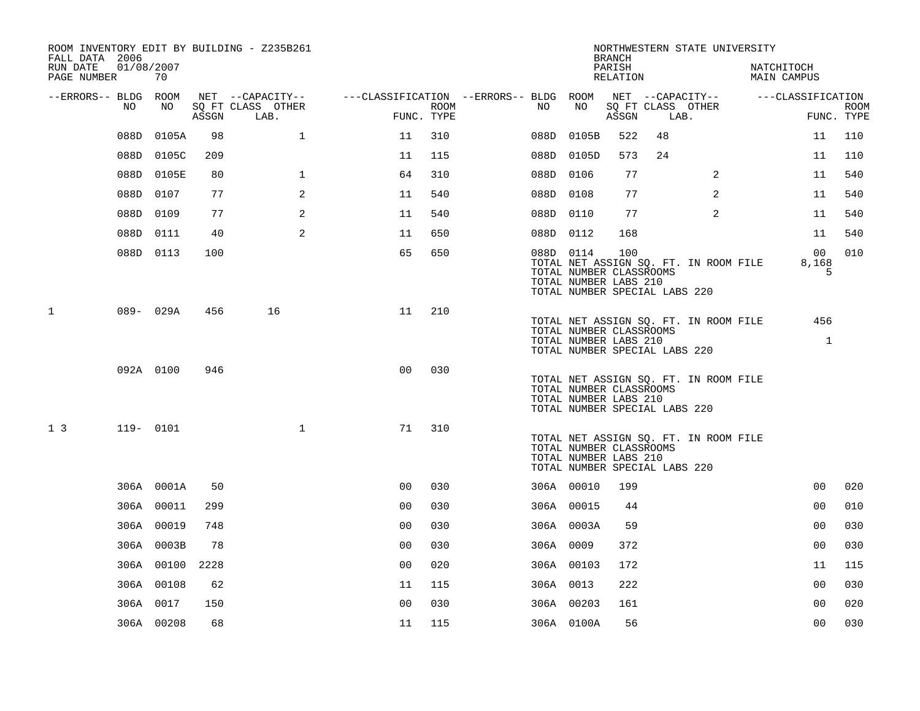ROOM INVENTORY EDIT BY BUILDING - Z235B261
FALL DATA 2006
RUN DATE 01/08/2007
PAGE NUMBER 70

NORTHWESTERN STATE UNIVERSITY
BRANCH
PARISH NATCHITOCH
RELATION MAIN CAMPUS

| --ERRORS-- | BLDG NO | ROOM NO | NET SQ FT ASSGN | --CAPACITY-- CLASS | LAB. | OTHER | ---CLASSIFICATION FUNC. | ROOM TYPE | --ERRORS-- | BLDG NO | ROOM NO | NET SQ FT ASSGN | --CAPACITY-- CLASS | LAB. | OTHER | ---CLASSIFICATION FUNC. | ROOM TYPE |
|---|---|---|---|---|---|---|---|---|---|---|---|---|---|---|---|---|---|
| | 088D | 0105A | 98 | | | 1 | 11 | 310 | | 088D | 0105B | 522 | 48 | | | 11 | 110 |
| | 088D | 0105C | 209 | | | | 11 | 115 | | 088D | 0105D | 573 | 24 | | | 11 | 110 |
| | 088D | 0105E | 80 | | | 1 | 64 | 310 | | 088D | 0106 | 77 | | | 2 | 11 | 540 |
| | 088D | 0107 | 77 | | | 2 | 11 | 540 | | 088D | 0108 | 77 | | | 2 | 11 | 540 |
| | 088D | 0109 | 77 | | | 2 | 11 | 540 | | 088D | 0110 | 77 | | | 2 | 11 | 540 |
| | 088D | 0111 | 40 | | | 2 | 11 | 650 | | 088D | 0112 | 168 | | | | 11 | 540 |
| | 088D | 0113 | 100 | | | | 65 | 650 | | 088D | 0114 | 100 | | | | 00 | 010 |
| | | | | | | | | | | TOTAL NET ASSIGN SQ. FT. IN ROOM FILE | | | | | | 8,168 | |
| | | | | | | | | | | TOTAL NUMBER CLASSROOMS | | | | | | 5 | |
| | | | | | | | | | | TOTAL NUMBER LABS 210 | | | | | | | |
| | | | | | | | | | | TOTAL NUMBER SPECIAL LABS 220 | | | | | | | |
| 1 | 089- | 029A | 456 | 16 | | | 11 | 210 | | | | | | | | | |
| | | | | | | | | | | TOTAL NET ASSIGN SQ. FT. IN ROOM FILE | | | | | | 456 | |
| | | | | | | | | | | TOTAL NUMBER CLASSROOMS | | | | | | | |
| | | | | | | | | | | TOTAL NUMBER LABS 210 | | | | | | 1 | |
| | | | | | | | | | | TOTAL NUMBER SPECIAL LABS 220 | | | | | | | |
| | 092A | 0100 | 946 | | | | 00 | 030 | | | | | | | | | |
| | | | | | | | | | | TOTAL NET ASSIGN SQ. FT. IN ROOM FILE | | | | | | | |
| | | | | | | | | | | TOTAL NUMBER CLASSROOMS | | | | | | | |
| | | | | | | | | | | TOTAL NUMBER LABS 210 | | | | | | | |
| | | | | | | | | | | TOTAL NUMBER SPECIAL LABS 220 | | | | | | | |
| 1 3 | 119- | 0101 | | | | 1 | 71 | 310 | | | | | | | | | |
| | | | | | | | | | | TOTAL NET ASSIGN SQ. FT. IN ROOM FILE | | | | | | | |
| | | | | | | | | | | TOTAL NUMBER CLASSROOMS | | | | | | | |
| | | | | | | | | | | TOTAL NUMBER LABS 210 | | | | | | | |
| | | | | | | | | | | TOTAL NUMBER SPECIAL LABS 220 | | | | | | | |
| | 306A | 0001A | 50 | | | | 00 | 030 | | 306A | 00010 | 199 | | | | 00 | 020 |
| | 306A | 00011 | 299 | | | | 00 | 030 | | 306A | 00015 | 44 | | | | 00 | 010 |
| | 306A | 00019 | 748 | | | | 00 | 030 | | 306A | 0003A | 59 | | | | 00 | 030 |
| | 306A | 0003B | 78 | | | | 00 | 030 | | 306A | 0009 | 372 | | | | 00 | 030 |
| | 306A | 00100 | 2228 | | | | 00 | 020 | | 306A | 00103 | 172 | | | | 11 | 115 |
| | 306A | 00108 | 62 | | | | 11 | 115 | | 306A | 0013 | 222 | | | | 00 | 030 |
| | 306A | 0017 | 150 | | | | 00 | 030 | | 306A | 00203 | 161 | | | | 00 | 020 |
| | 306A | 00208 | 68 | | | | 11 | 115 | | 306A | 0100A | 56 | | | | 00 | 030 |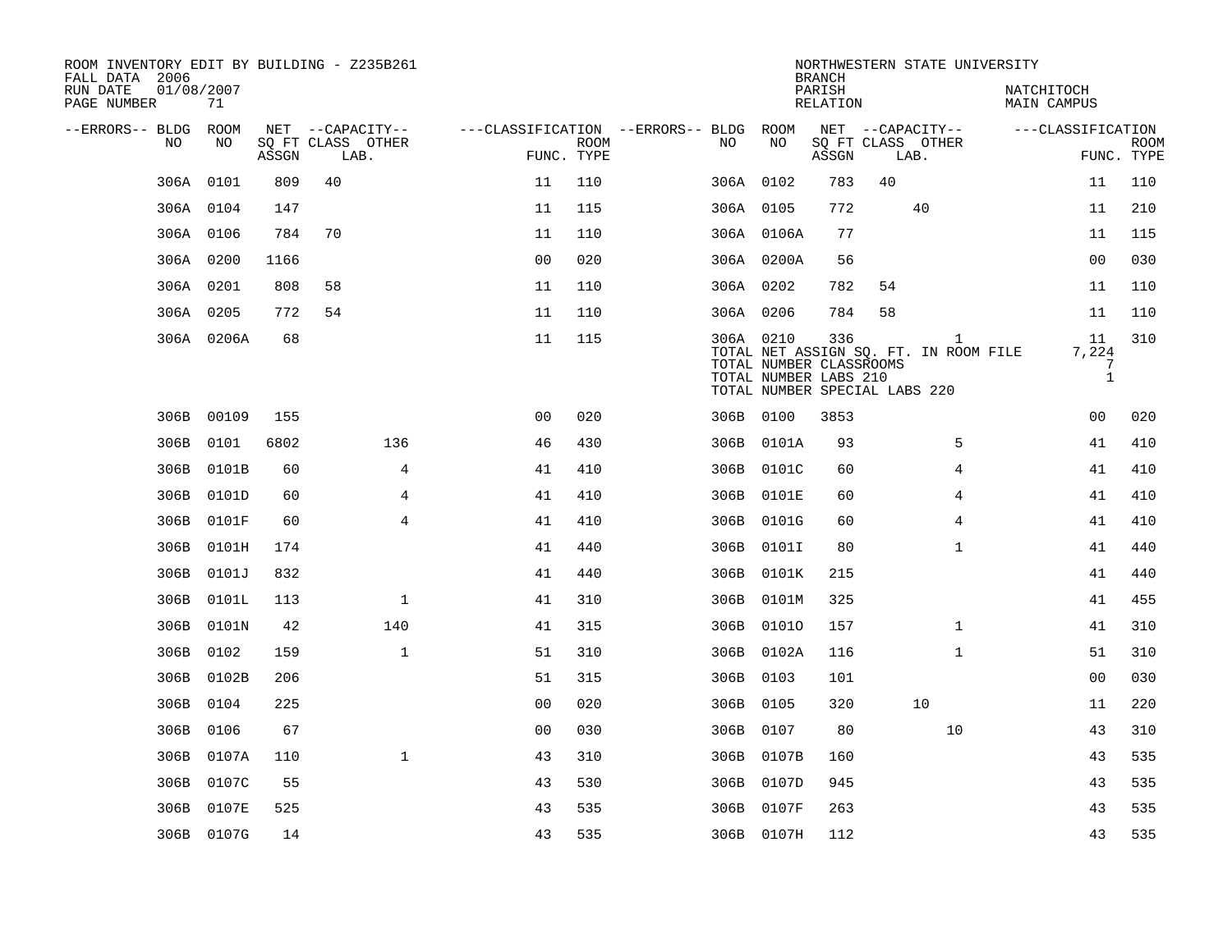ROOM INVENTORY EDIT BY BUILDING - Z235B261
FALL DATA 2006
RUN DATE 01/08/2007
PAGE NUMBER 71

NORTHWESTERN STATE UNIVERSITY
BRANCH
PARISH NATCHITOCH
RELATION MAIN CAMPUS

| --ERRORS-- | BLDG NO | ROOM NO | NET SQ FT ASSGN | CAPACITY CLASS | CAPACITY OTHER LAB. | FUNC. | ROOM TYPE | --ERRORS-- | BLDG NO | ROOM NO | NET SQ FT ASSGN | CAPACITY CLASS | CAPACITY OTHER LAB. | FUNC. | ROOM TYPE |
|---|---|---|---|---|---|---|---|---|---|---|---|---|---|---|---|
| | 306A | 0101 | 809 | 40 | | 11 | 110 | | 306A | 0102 | 783 | 40 | | 11 | 110 |
| | 306A | 0104 | 147 | | | 11 | 115 | | 306A | 0105 | 772 | | 40 | 11 | 210 |
| | 306A | 0106 | 784 | 70 | | 11 | 110 | | 306A | 0106A | 77 | | | 11 | 115 |
| | 306A | 0200 | 1166 | | | 00 | 020 | | 306A | 0200A | 56 | | | 00 | 030 |
| | 306A | 0201 | 808 | 58 | | 11 | 110 | | 306A | 0202 | 782 | 54 | | 11 | 110 |
| | 306A | 0205 | 772 | 54 | | 11 | 110 | | 306A | 0206 | 784 | 58 | | 11 | 110 |
| | 306A | 0206A | 68 | | | 11 | 115 | | 306A | 0210 | 336 | | 1 | 11 | 310 |
| | | | | | | | | | TOTAL NET ASSIGN SQ. FT. IN ROOM FILE | | | | | 7,224 | |
| | | | | | | | | | TOTAL NUMBER CLASSROOMS | | | | | 7 | |
| | | | | | | | | | TOTAL NUMBER LABS 210 | | | | | 1 | |
| | | | | | | | | | TOTAL NUMBER SPECIAL LABS 220 | | | | | | |
| | 306B | 00109 | 155 | | | 00 | 020 | | 306B | 0100 | 3853 | | | 00 | 020 |
| | 306B | 0101 | 6802 | | 136 | 46 | 430 | | 306B | 0101A | 93 | | 5 | 41 | 410 |
| | 306B | 0101B | 60 | | 4 | 41 | 410 | | 306B | 0101C | 60 | | 4 | 41 | 410 |
| | 306B | 0101D | 60 | | 4 | 41 | 410 | | 306B | 0101E | 60 | | 4 | 41 | 410 |
| | 306B | 0101F | 60 | | 4 | 41 | 410 | | 306B | 0101G | 60 | | 4 | 41 | 410 |
| | 306B | 0101H | 174 | | | 41 | 440 | | 306B | 0101I | 80 | | 1 | 41 | 440 |
| | 306B | 0101J | 832 | | | 41 | 440 | | 306B | 0101K | 215 | | | 41 | 440 |
| | 306B | 0101L | 113 | | 1 | 41 | 310 | | 306B | 0101M | 325 | | | 41 | 455 |
| | 306B | 0101N | 42 | | 140 | 41 | 315 | | 306B | 0101O | 157 | | 1 | 41 | 310 |
| | 306B | 0102 | 159 | | 1 | 51 | 310 | | 306B | 0102A | 116 | | 1 | 51 | 310 |
| | 306B | 0102B | 206 | | | 51 | 315 | | 306B | 0103 | 101 | | | 00 | 030 |
| | 306B | 0104 | 225 | | | 00 | 020 | | 306B | 0105 | 320 | 10 | | 11 | 220 |
| | 306B | 0106 | 67 | | | 00 | 030 | | 306B | 0107 | 80 | | 10 | 43 | 310 |
| | 306B | 0107A | 110 | | 1 | 43 | 310 | | 306B | 0107B | 160 | | | 43 | 535 |
| | 306B | 0107C | 55 | | | 43 | 530 | | 306B | 0107D | 945 | | | 43 | 535 |
| | 306B | 0107E | 525 | | | 43 | 535 | | 306B | 0107F | 263 | | | 43 | 535 |
| | 306B | 0107G | 14 | | | 43 | 535 | | 306B | 0107H | 112 | | | 43 | 535 |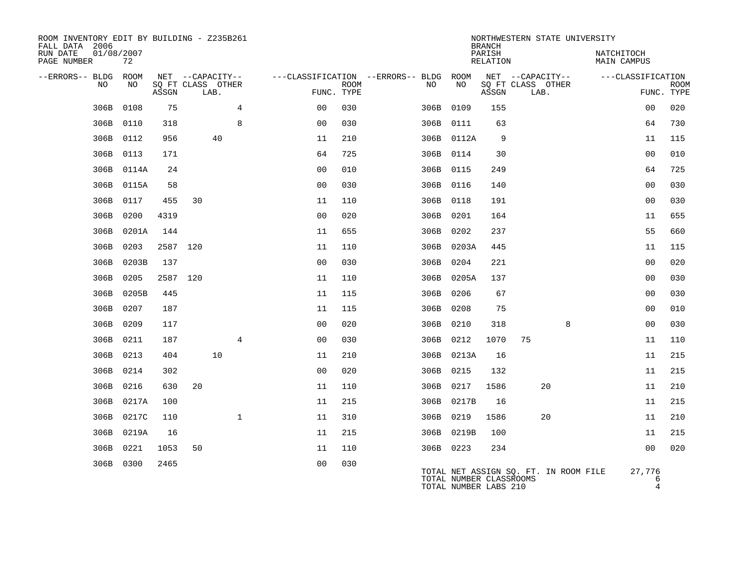ROOM INVENTORY EDIT BY BUILDING - Z235B261
FALL DATA 2006
RUN DATE 01/08/2007
PAGE NUMBER 72

NORTHWESTERN STATE UNIVERSITY
BRANCH
PARISH NATCHITOCH
RELATION MAIN CAMPUS

| --ERRORS-- | BLDG NO | ROOM NO | NET SQ FT ASSGN | CLASS | LAB. | OTHER | FUNC. | ROOM TYPE | --ERRORS-- | BLDG NO | ROOM NO | NET SQ FT ASSGN | CLASS | LAB. | OTHER | FUNC. | ROOM TYPE |
|---|---|---|---|---|---|---|---|---|---|---|---|---|---|---|---|---|---|
| | 306B | 0108 | 75 | | | 4 | 00 | 030 | | 306B | 0109 | 155 | | | | 00 | 020 |
| | 306B | 0110 | 318 | | | 8 | 00 | 030 | | 306B | 0111 | 63 | | | | 64 | 730 |
| | 306B | 0112 | 956 | | 40 | | 11 | 210 | | 306B | 0112A | 9 | | | | 11 | 115 |
| | 306B | 0113 | 171 | | | | 64 | 725 | | 306B | 0114 | 30 | | | | 00 | 010 |
| | 306B | 0114A | 24 | | | | 00 | 010 | | 306B | 0115 | 249 | | | | 64 | 725 |
| | 306B | 0115A | 58 | | | | 00 | 030 | | 306B | 0116 | 140 | | | | 00 | 030 |
| | 306B | 0117 | 455 | 30 | | | 11 | 110 | | 306B | 0118 | 191 | | | | 00 | 030 |
| | 306B | 0200 | 4319 | | | | 00 | 020 | | 306B | 0201 | 164 | | | | 11 | 655 |
| | 306B | 0201A | 144 | | | | 11 | 655 | | 306B | 0202 | 237 | | | | 55 | 660 |
| | 306B | 0203 | 2587 | 120 | | | 11 | 110 | | 306B | 0203A | 445 | | | | 11 | 115 |
| | 306B | 0203B | 137 | | | | 00 | 030 | | 306B | 0204 | 221 | | | | 00 | 020 |
| | 306B | 0205 | 2587 | 120 | | | 11 | 110 | | 306B | 0205A | 137 | | | | 00 | 030 |
| | 306B | 0205B | 445 | | | | 11 | 115 | | 306B | 0206 | 67 | | | | 00 | 030 |
| | 306B | 0207 | 187 | | | | 11 | 115 | | 306B | 0208 | 75 | | | | 00 | 010 |
| | 306B | 0209 | 117 | | | | 00 | 020 | | 306B | 0210 | 318 | | | 8 | 00 | 030 |
| | 306B | 0211 | 187 | | | 4 | 00 | 030 | | 306B | 0212 | 1070 | 75 | | | 11 | 110 |
| | 306B | 0213 | 404 | | 10 | | 11 | 210 | | 306B | 0213A | 16 | | | | 11 | 215 |
| | 306B | 0214 | 302 | | | | 00 | 020 | | 306B | 0215 | 132 | | | | 11 | 215 |
| | 306B | 0216 | 630 | 20 | | | 11 | 110 | | 306B | 0217 | 1586 | | 20 | | 11 | 210 |
| | 306B | 0217A | 100 | | | | 11 | 215 | | 306B | 0217B | 16 | | | | 11 | 215 |
| | 306B | 0217C | 110 | | | 1 | 11 | 310 | | 306B | 0219 | 1586 | | 20 | | 11 | 210 |
| | 306B | 0219A | 16 | | | | 11 | 215 | | 306B | 0219B | 100 | | | | 11 | 215 |
| | 306B | 0221 | 1053 | 50 | | | 11 | 110 | | 306B | 0223 | 234 | | | | 00 | 020 |
| | 306B | 0300 | 2465 | | | | 00 | 030 | | | | | | | | | |

TOTAL NET ASSIGN SQ. FT. IN ROOM FILE 27,776
TOTAL NUMBER CLASSROOMS 6
TOTAL NUMBER LABS 210 4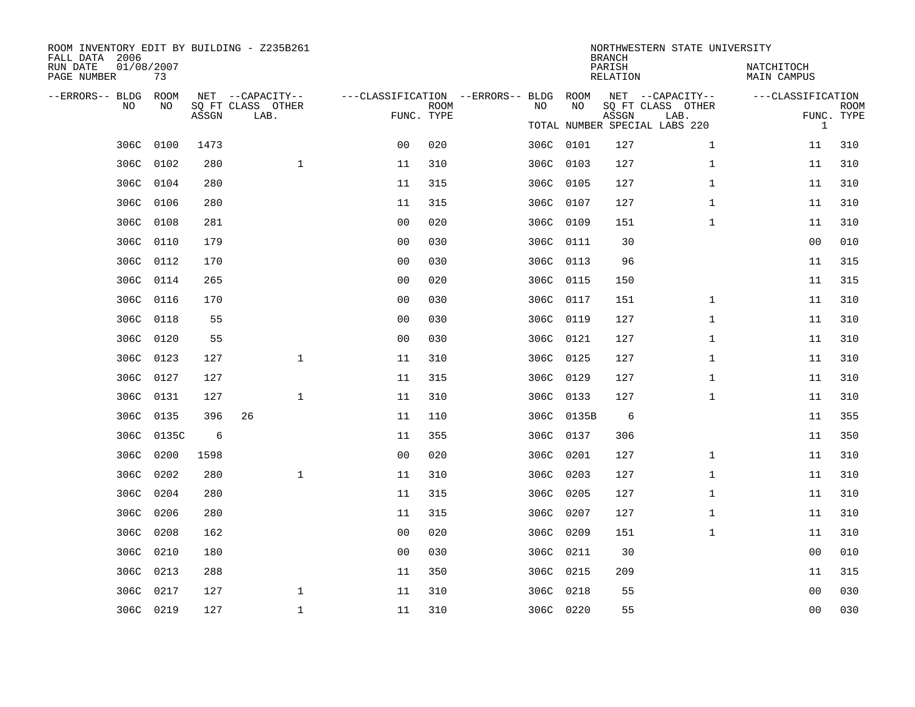ROOM INVENTORY EDIT BY BUILDING - Z235B261
FALL DATA 2006
RUN DATE 01/08/2007
PAGE NUMBER 73

NORTHWESTERN STATE UNIVERSITY
BRANCH
PARISH NATCHITOCH
RELATION MAIN CAMPUS

TOTAL NUMBER SPECIAL LABS 220

| --ERRORS-- | BLDG NO | ROOM NO | NET SQ FT ASSGN | CAPACITY CLASS LAB. | CAPACITY OTHER | CLASSIFICATION FUNC. | ROOM TYPE | --ERRORS-- | BLDG NO | ROOM NO | NET SQ FT ASSGN | CAPACITY CLASS LAB. | CAPACITY OTHER | CLASSIFICATION FUNC. | ROOM TYPE |
|---|---|---|---|---|---|---|---|---|---|---|---|---|---|---|---|
| | 306C | 0100 | 1473 | | | 00 | 020 | | 306C | 0101 | 127 | | 1 | 11 | 310 |
| | 306C | 0102 | 280 | | 1 | 11 | 310 | | 306C | 0103 | 127 | | 1 | 11 | 310 |
| | 306C | 0104 | 280 | | | 11 | 315 | | 306C | 0105 | 127 | | 1 | 11 | 310 |
| | 306C | 0106 | 280 | | | 11 | 315 | | 306C | 0107 | 127 | | 1 | 11 | 310 |
| | 306C | 0108 | 281 | | | 00 | 020 | | 306C | 0109 | 151 | | 1 | 11 | 310 |
| | 306C | 0110 | 179 | | | 00 | 030 | | 306C | 0111 | 30 | | | 00 | 010 |
| | 306C | 0112 | 170 | | | 00 | 030 | | 306C | 0113 | 96 | | | 11 | 315 |
| | 306C | 0114 | 265 | | | 00 | 020 | | 306C | 0115 | 150 | | | 11 | 315 |
| | 306C | 0116 | 170 | | | 00 | 030 | | 306C | 0117 | 151 | | 1 | 11 | 310 |
| | 306C | 0118 | 55 | | | 00 | 030 | | 306C | 0119 | 127 | | 1 | 11 | 310 |
| | 306C | 0120 | 55 | | | 00 | 030 | | 306C | 0121 | 127 | | 1 | 11 | 310 |
| | 306C | 0123 | 127 | | 1 | 11 | 310 | | 306C | 0125 | 127 | | 1 | 11 | 310 |
| | 306C | 0127 | 127 | | | 11 | 315 | | 306C | 0129 | 127 | | 1 | 11 | 310 |
| | 306C | 0131 | 127 | | 1 | 11 | 310 | | 306C | 0133 | 127 | | 1 | 11 | 310 |
| | 306C | 0135 | 396 | 26 | | 11 | 110 | | 306C | 0135B | 6 | | | 11 | 355 |
| | 306C | 0135C | 6 | | | 11 | 355 | | 306C | 0137 | 306 | | | 11 | 350 |
| | 306C | 0200 | 1598 | | | 00 | 020 | | 306C | 0201 | 127 | | 1 | 11 | 310 |
| | 306C | 0202 | 280 | | 1 | 11 | 310 | | 306C | 0203 | 127 | | 1 | 11 | 310 |
| | 306C | 0204 | 280 | | | 11 | 315 | | 306C | 0205 | 127 | | 1 | 11 | 310 |
| | 306C | 0206 | 280 | | | 11 | 315 | | 306C | 0207 | 127 | | 1 | 11 | 310 |
| | 306C | 0208 | 162 | | | 00 | 020 | | 306C | 0209 | 151 | | 1 | 11 | 310 |
| | 306C | 0210 | 180 | | | 00 | 030 | | 306C | 0211 | 30 | | | 00 | 010 |
| | 306C | 0213 | 288 | | | 11 | 350 | | 306C | 0215 | 209 | | | 11 | 315 |
| | 306C | 0217 | 127 | | 1 | 11 | 310 | | 306C | 0218 | 55 | | | 00 | 030 |
| | 306C | 0219 | 127 | | 1 | 11 | 310 | | 306C | 0220 | 55 | | | 00 | 030 |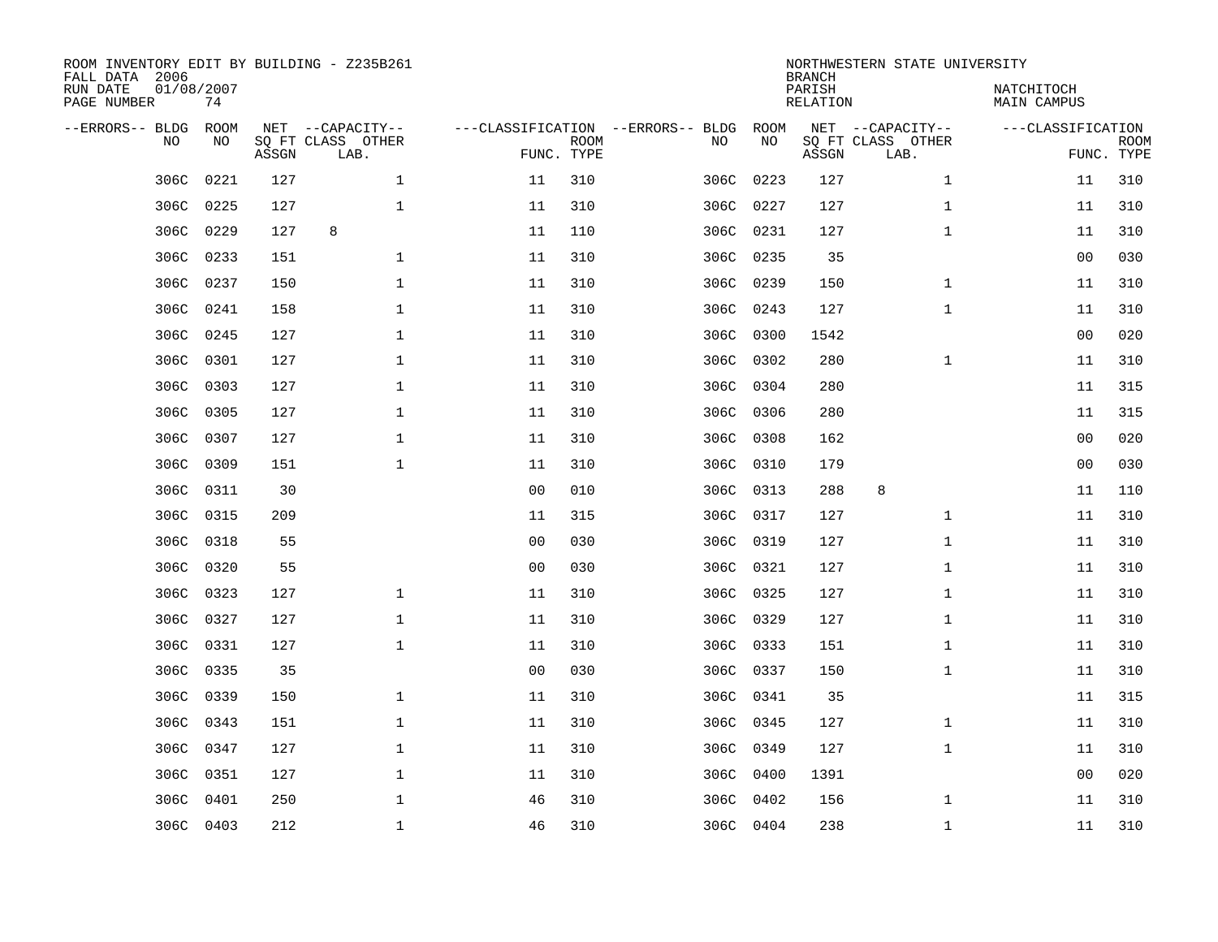ROOM INVENTORY EDIT BY BUILDING - Z235B261
FALL DATA 2006
RUN DATE 01/08/2007
PAGE NUMBER 74

NORTHWESTERN STATE UNIVERSITY
BRANCH
PARISH NATCHITOCH
RELATION MAIN CAMPUS

| --ERRORS-- | BLDG NO | ROOM NO | NET SQ FT ASSGN | --CAPACITY-- CLASS LAB. | OTHER | ---CLASSIFICATION FUNC. | ROOM TYPE | --ERRORS-- | BLDG NO | ROOM NO | NET SQ FT ASSGN | --CAPACITY-- CLASS LAB. | OTHER | ---CLASSIFICATION FUNC. | ROOM TYPE |
|---|---|---|---|---|---|---|---|---|---|---|---|---|---|---|---|
| | 306C | 0221 | 127 | | 1 | 11 | 310 | | 306C | 0223 | 127 | | 1 | 11 | 310 |
| | 306C | 0225 | 127 | | 1 | 11 | 310 | | 306C | 0227 | 127 | | 1 | 11 | 310 |
| | 306C | 0229 | 127 | 8 | | 11 | 110 | | 306C | 0231 | 127 | | 1 | 11 | 310 |
| | 306C | 0233 | 151 | | 1 | 11 | 310 | | 306C | 0235 | 35 | | | 00 | 030 |
| | 306C | 0237 | 150 | | 1 | 11 | 310 | | 306C | 0239 | 150 | | 1 | 11 | 310 |
| | 306C | 0241 | 158 | | 1 | 11 | 310 | | 306C | 0243 | 127 | | 1 | 11 | 310 |
| | 306C | 0245 | 127 | | 1 | 11 | 310 | | 306C | 0300 | 1542 | | | 00 | 020 |
| | 306C | 0301 | 127 | | 1 | 11 | 310 | | 306C | 0302 | 280 | | 1 | 11 | 310 |
| | 306C | 0303 | 127 | | 1 | 11 | 310 | | 306C | 0304 | 280 | | | 11 | 315 |
| | 306C | 0305 | 127 | | 1 | 11 | 310 | | 306C | 0306 | 280 | | | 11 | 315 |
| | 306C | 0307 | 127 | | 1 | 11 | 310 | | 306C | 0308 | 162 | | | 00 | 020 |
| | 306C | 0309 | 151 | | 1 | 11 | 310 | | 306C | 0310 | 179 | | | 00 | 030 |
| | 306C | 0311 | 30 | | | 00 | 010 | | 306C | 0313 | 288 | 8 | | 11 | 110 |
| | 306C | 0315 | 209 | | | 11 | 315 | | 306C | 0317 | 127 | | 1 | 11 | 310 |
| | 306C | 0318 | 55 | | | 00 | 030 | | 306C | 0319 | 127 | | 1 | 11 | 310 |
| | 306C | 0320 | 55 | | | 00 | 030 | | 306C | 0321 | 127 | | 1 | 11 | 310 |
| | 306C | 0323 | 127 | | 1 | 11 | 310 | | 306C | 0325 | 127 | | 1 | 11 | 310 |
| | 306C | 0327 | 127 | | 1 | 11 | 310 | | 306C | 0329 | 127 | | 1 | 11 | 310 |
| | 306C | 0331 | 127 | | 1 | 11 | 310 | | 306C | 0333 | 151 | | 1 | 11 | 310 |
| | 306C | 0335 | 35 | | | 00 | 030 | | 306C | 0337 | 150 | | 1 | 11 | 310 |
| | 306C | 0339 | 150 | | 1 | 11 | 310 | | 306C | 0341 | 35 | | | 11 | 315 |
| | 306C | 0343 | 151 | | 1 | 11 | 310 | | 306C | 0345 | 127 | | 1 | 11 | 310 |
| | 306C | 0347 | 127 | | 1 | 11 | 310 | | 306C | 0349 | 127 | | 1 | 11 | 310 |
| | 306C | 0351 | 127 | | 1 | 11 | 310 | | 306C | 0400 | 1391 | | | 00 | 020 |
| | 306C | 0401 | 250 | | 1 | 46 | 310 | | 306C | 0402 | 156 | | 1 | 11 | 310 |
| | 306C | 0403 | 212 | | 1 | 46 | 310 | | 306C | 0404 | 238 | | 1 | 11 | 310 |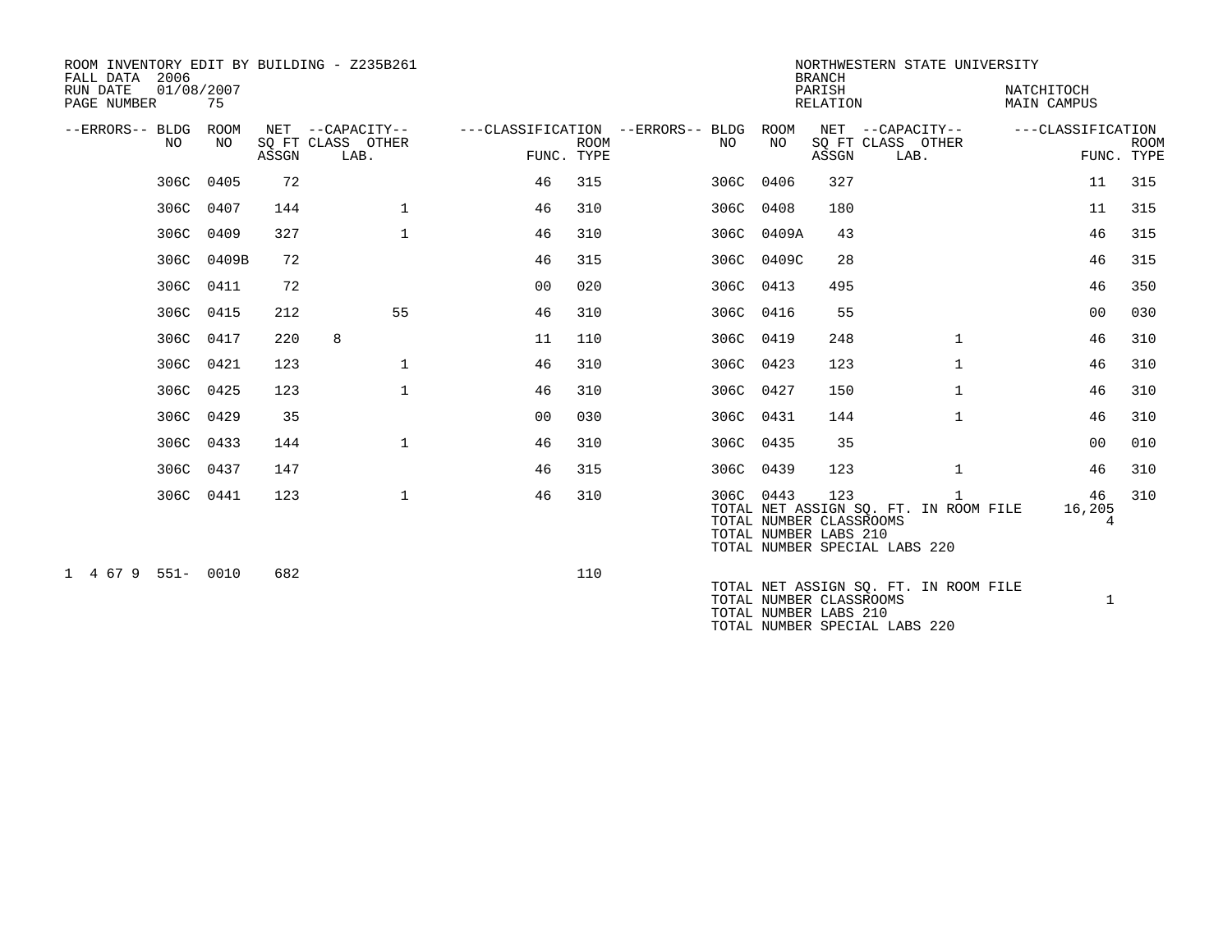ROOM INVENTORY EDIT BY BUILDING - Z235B261
FALL DATA 2006
RUN DATE 01/08/2007
PAGE NUMBER 75

NORTHWESTERN STATE UNIVERSITY
BRANCH
PARISH NATCHITOCH
RELATION MAIN CAMPUS

| --ERRORS-- | BLDG NO | ROOM NO | NET SQ FT ASSGN | CAPACITY CLASS LAB. | CAPACITY OTHER | CLASSIFICATION FUNC. | ROOM TYPE | --ERRORS-- | BLDG NO | ROOM NO | NET SQ FT ASSGN | CAPACITY CLASS LAB. | CAPACITY OTHER | CLASSIFICATION FUNC. | ROOM TYPE |
|---|---|---|---|---|---|---|---|---|---|---|---|---|---|---|---|
| | 306C | 0405 | 72 | | | 46 | 315 | | 306C | 0406 | 327 | | | 11 | 315 |
| | 306C | 0407 | 144 | | 1 | 46 | 310 | | 306C | 0408 | 180 | | | 11 | 315 |
| | 306C | 0409 | 327 | | 1 | 46 | 310 | | 306C | 0409A | 43 | | | 46 | 315 |
| | 306C | 0409B | 72 | | | 46 | 315 | | 306C | 0409C | 28 | | | 46 | 315 |
| | 306C | 0411 | 72 | | | 00 | 020 | | 306C | 0413 | 495 | | | 46 | 350 |
| | 306C | 0415 | 212 | | 55 | 46 | 310 | | 306C | 0416 | 55 | | | 00 | 030 |
| | 306C | 0417 | 220 | 8 | | 11 | 110 | | 306C | 0419 | 248 | | 1 | 46 | 310 |
| | 306C | 0421 | 123 | | 1 | 46 | 310 | | 306C | 0423 | 123 | | 1 | 46 | 310 |
| | 306C | 0425 | 123 | | 1 | 46 | 310 | | 306C | 0427 | 150 | | 1 | 46 | 310 |
| | 306C | 0429 | 35 | | | 00 | 030 | | 306C | 0431 | 144 | | 1 | 46 | 310 |
| | 306C | 0433 | 144 | | 1 | 46 | 310 | | 306C | 0435 | 35 | | | 00 | 010 |
| | 306C | 0437 | 147 | | | 46 | 315 | | 306C | 0439 | 123 | | 1 | 46 | 310 |
| | 306C | 0441 | 123 | | 1 | 46 | 310 | | 306C | 0443 | 123 | | 1 | 46 | 310 |

TOTAL NET ASSIGN SQ. FT. IN ROOM FILE 16,205
TOTAL NUMBER CLASSROOMS 4
TOTAL NUMBER LABS 210
TOTAL NUMBER SPECIAL LABS 220

| --ERRORS-- | BLDG NO | ROOM NO | NET SQ FT ASSGN | CAPACITY CLASS LAB. | CAPACITY OTHER | CLASSIFICATION FUNC. | ROOM TYPE |
|---|---|---|---|---|---|---|---|
| 1 4 67 9 | 551- | 0010 | 682 | | | | 110 |

TOTAL NET ASSIGN SQ. FT. IN ROOM FILE
TOTAL NUMBER CLASSROOMS 1
TOTAL NUMBER LABS 210
TOTAL NUMBER SPECIAL LABS 220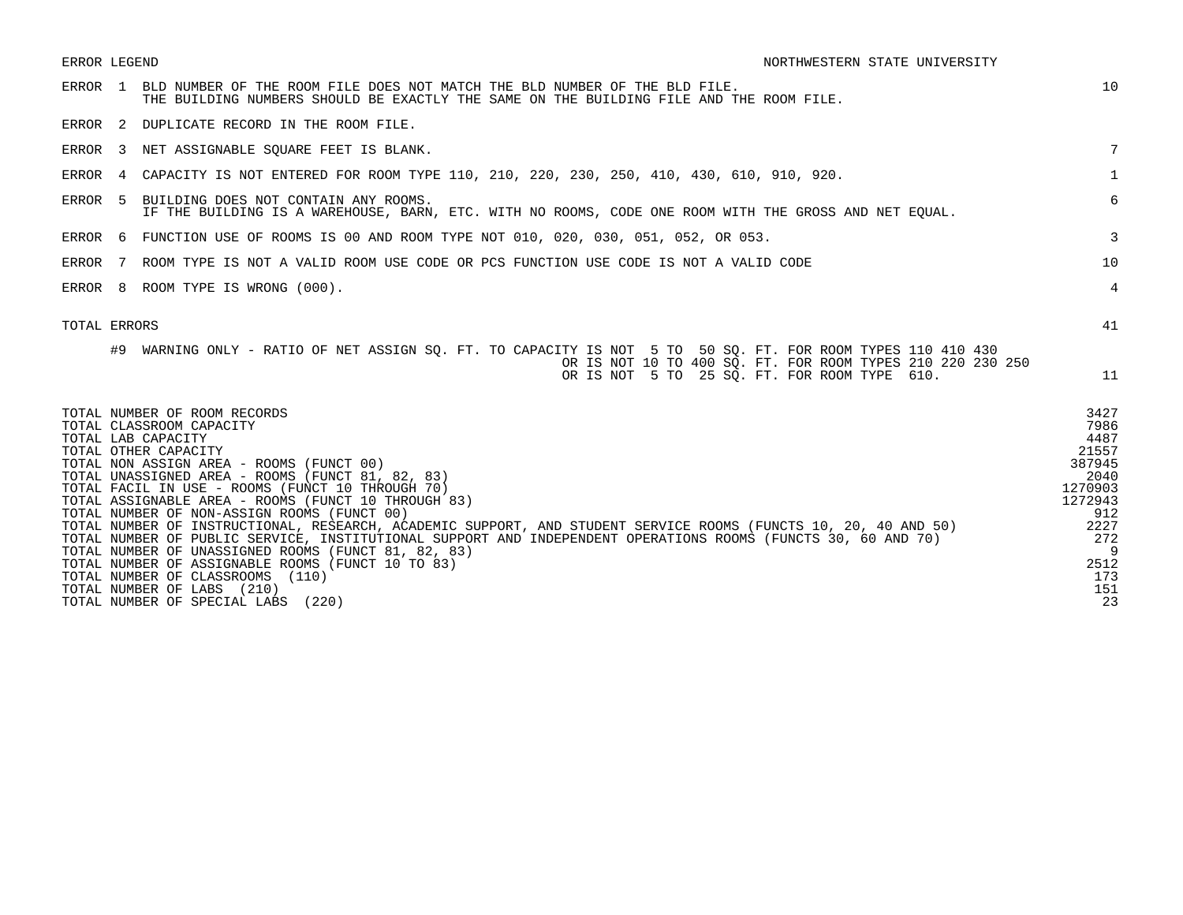ERROR LEGEND

NORTHWESTERN STATE UNIVERSITY

| | | |
|---|---|---|
| ERROR 1 | BLD NUMBER OF THE ROOM FILE DOES NOT MATCH THE BLD NUMBER OF THE BLD FILE. THE BUILDING NUMBERS SHOULD BE EXACTLY THE SAME ON THE BUILDING FILE AND THE ROOM FILE. | 10 |
| ERROR 2 | DUPLICATE RECORD IN THE ROOM FILE. | |
| ERROR 3 | NET ASSIGNABLE SQUARE FEET IS BLANK. | 7 |
| ERROR 4 | CAPACITY IS NOT ENTERED FOR ROOM TYPE 110, 210, 220, 230, 250, 410, 430, 610, 910, 920. | 1 |
| ERROR 5 | BUILDING DOES NOT CONTAIN ANY ROOMS. IF THE BUILDING IS A WAREHOUSE, BARN, ETC. WITH NO ROOMS, CODE ONE ROOM WITH THE GROSS AND NET EQUAL. | 6 |
| ERROR 6 | FUNCTION USE OF ROOMS IS 00 AND ROOM TYPE NOT 010, 020, 030, 051, 052, OR 053. | 3 |
| ERROR 7 | ROOM TYPE IS NOT A VALID ROOM USE CODE OR PCS FUNCTION USE CODE IS NOT A VALID CODE | 10 |
| ERROR 8 | ROOM TYPE IS WRONG (000). | 4 |
| TOTAL ERRORS | | 41 |
| #9 | WARNING ONLY - RATIO OF NET ASSIGN SQ. FT. TO CAPACITY IS NOT 5 TO 50 SQ. FT. FOR ROOM TYPES 110 410 430 OR IS NOT 10 TO 400 SQ. FT. FOR ROOM TYPES 210 220 230 250 OR IS NOT 5 TO 25 SQ. FT. FOR ROOM TYPE 610. | 11 |

| | |
|---|---|
| TOTAL NUMBER OF ROOM RECORDS | 3427 |
| TOTAL CLASSROOM CAPACITY | 7986 |
| TOTAL LAB CAPACITY | 4487 |
| TOTAL OTHER CAPACITY | 21557 |
| TOTAL NON ASSIGN AREA - ROOMS (FUNCT 00) | 387945 |
| TOTAL UNASSIGNED AREA - ROOMS (FUNCT 81, 82, 83) | 2040 |
| TOTAL FACIL IN USE - ROOMS (FUNCT 10 THROUGH 70) | 1270903 |
| TOTAL ASSIGNABLE AREA - ROOMS (FUNCT 10 THROUGH 83) | 1272943 |
| TOTAL NUMBER OF NON-ASSIGN ROOMS (FUNCT 00) | 912 |
| TOTAL NUMBER OF INSTRUCTIONAL, RESEARCH, ACADEMIC SUPPORT, AND STUDENT SERVICE ROOMS (FUNCTS 10, 20, 40 AND 50) | 2227 |
| TOTAL NUMBER OF PUBLIC SERVICE, INSTITUTIONAL SUPPORT AND INDEPENDENT OPERATIONS ROOMS (FUNCTS 30, 60 AND 70) | 272 |
| TOTAL NUMBER OF UNASSIGNED ROOMS (FUNCT 81, 82, 83) | 9 |
| TOTAL NUMBER OF ASSIGNABLE ROOMS (FUNCT 10 TO 83) | 2512 |
| TOTAL NUMBER OF CLASSROOMS (110) | 173 |
| TOTAL NUMBER OF LABS (210) | 151 |
| TOTAL NUMBER OF SPECIAL LABS (220) | 23 |